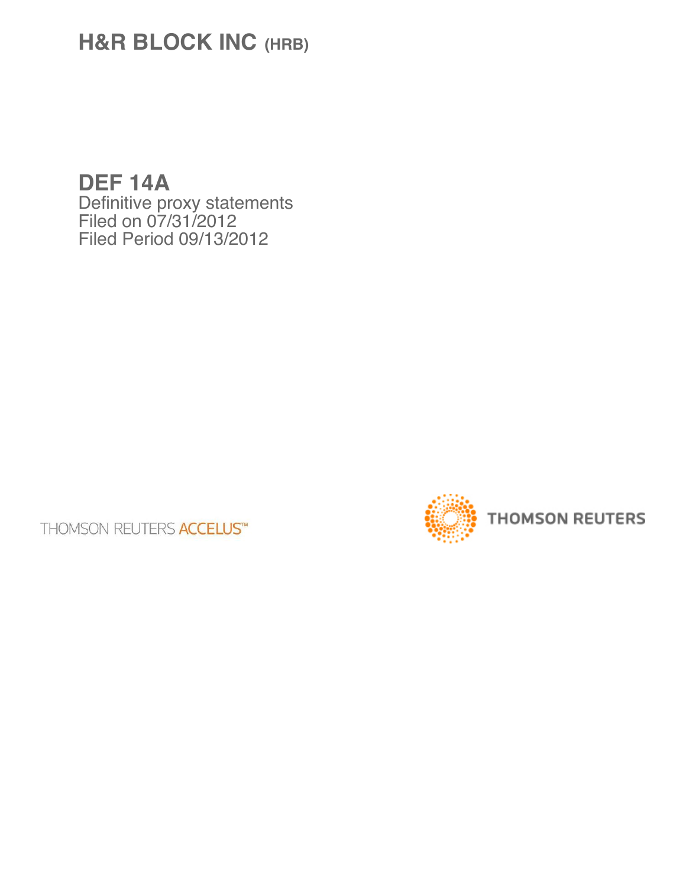# H&R BLOCK INC (HRB)

## DEF 14A

Definitive proxy statements
Filed on 07/31/2012
Filed Period 09/13/2012

THOMSON REUTERS ACCELUS™

THOMSON REUTERS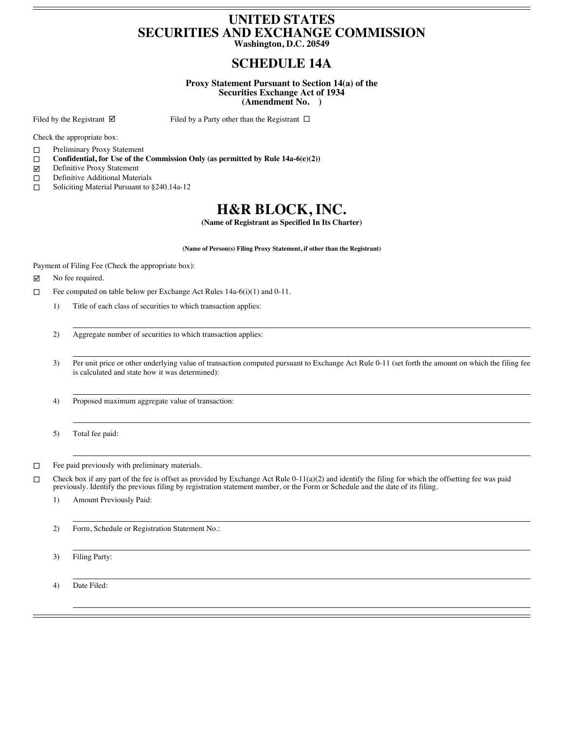# UNITED STATES
# SECURITIES AND EXCHANGE COMMISSION
**Washington, D.C. 20549**

## SCHEDULE 14A

**Proxy Statement Pursuant to Section 14(a) of the Securities Exchange Act of 1934 (Amendment No. )**

Filed by the Registrant ☑ Filed by a Party other than the Registrant ☐

Check the appropriate box:

☐ Preliminary Proxy Statement
☐ **Confidential, for Use of the Commission Only (as permitted by Rule 14a-6(e)(2))**
☑ Definitive Proxy Statement
☐ Definitive Additional Materials
☐ Soliciting Material Pursuant to §240.14a-12

# H&R BLOCK, INC.

**(Name of Registrant as Specified In Its Charter)**

**(Name of Person(s) Filing Proxy Statement, if other than the Registrant)**

Payment of Filing Fee (Check the appropriate box):

☑ No fee required.

☐ Fee computed on table below per Exchange Act Rules 14a-6(i)(1) and 0-11.

1) Title of each class of securities to which transaction applies:

2) Aggregate number of securities to which transaction applies:

3) Per unit price or other underlying value of transaction computed pursuant to Exchange Act Rule 0-11 (set forth the amount on which the filing fee is calculated and state how it was determined):

4) Proposed maximum aggregate value of transaction:

5) Total fee paid:

☐ Fee paid previously with preliminary materials.

☐ Check box if any part of the fee is offset as provided by Exchange Act Rule 0-11(a)(2) and identify the filing for which the offsetting fee was paid previously. Identify the previous filing by registration statement number, or the Form or Schedule and the date of its filing.

1) Amount Previously Paid:

2) Form, Schedule or Registration Statement No.:

3) Filing Party:

4) Date Filed: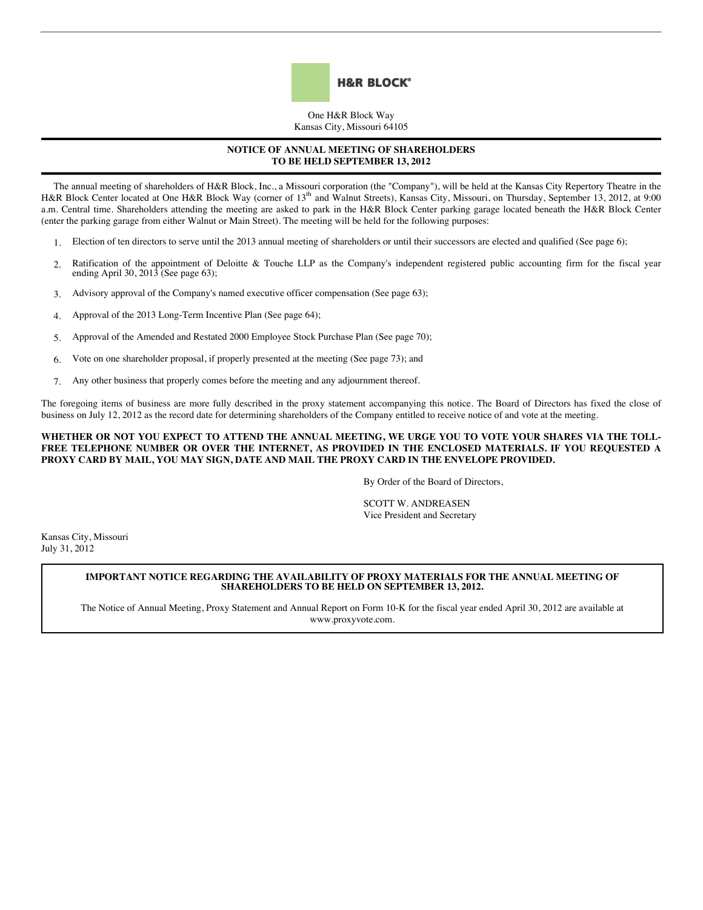**H&R BLOCK®**

One H&R Block Way
Kansas City, Missouri 64105

## NOTICE OF ANNUAL MEETING OF SHAREHOLDERS TO BE HELD SEPTEMBER 13, 2012

The annual meeting of shareholders of H&R Block, Inc., a Missouri corporation (the "Company"), will be held at the Kansas City Repertory Theatre in the H&R Block Center located at One H&R Block Way (corner of 13th and Walnut Streets), Kansas City, Missouri, on Thursday, September 13, 2012, at 9:00 a.m. Central time. Shareholders attending the meeting are asked to park in the H&R Block Center parking garage located beneath the H&R Block Center (enter the parking garage from either Walnut or Main Street). The meeting will be held for the following purposes:

1. Election of ten directors to serve until the 2013 annual meeting of shareholders or until their successors are elected and qualified (See page 6);
2. Ratification of the appointment of Deloitte & Touche LLP as the Company's independent registered public accounting firm for the fiscal year ending April 30, 2013 (See page 63);
3. Advisory approval of the Company's named executive officer compensation (See page 63);
4. Approval of the 2013 Long-Term Incentive Plan (See page 64);
5. Approval of the Amended and Restated 2000 Employee Stock Purchase Plan (See page 70);
6. Vote on one shareholder proposal, if properly presented at the meeting (See page 73); and
7. Any other business that properly comes before the meeting and any adjournment thereof.

The foregoing items of business are more fully described in the proxy statement accompanying this notice. The Board of Directors has fixed the close of business on July 12, 2012 as the record date for determining shareholders of the Company entitled to receive notice of and vote at the meeting.

**WHETHER OR NOT YOU EXPECT TO ATTEND THE ANNUAL MEETING, WE URGE YOU TO VOTE YOUR SHARES VIA THE TOLL-FREE TELEPHONE NUMBER OR OVER THE INTERNET, AS PROVIDED IN THE ENCLOSED MATERIALS. IF YOU REQUESTED A PROXY CARD BY MAIL, YOU MAY SIGN, DATE AND MAIL THE PROXY CARD IN THE ENVELOPE PROVIDED.**

By Order of the Board of Directors,

SCOTT W. ANDREASEN
Vice President and Secretary

Kansas City, Missouri
July 31, 2012

**IMPORTANT NOTICE REGARDING THE AVAILABILITY OF PROXY MATERIALS FOR THE ANNUAL MEETING OF SHAREHOLDERS TO BE HELD ON SEPTEMBER 13, 2012.**

The Notice of Annual Meeting, Proxy Statement and Annual Report on Form 10-K for the fiscal year ended April 30, 2012 are available at www.proxyvote.com.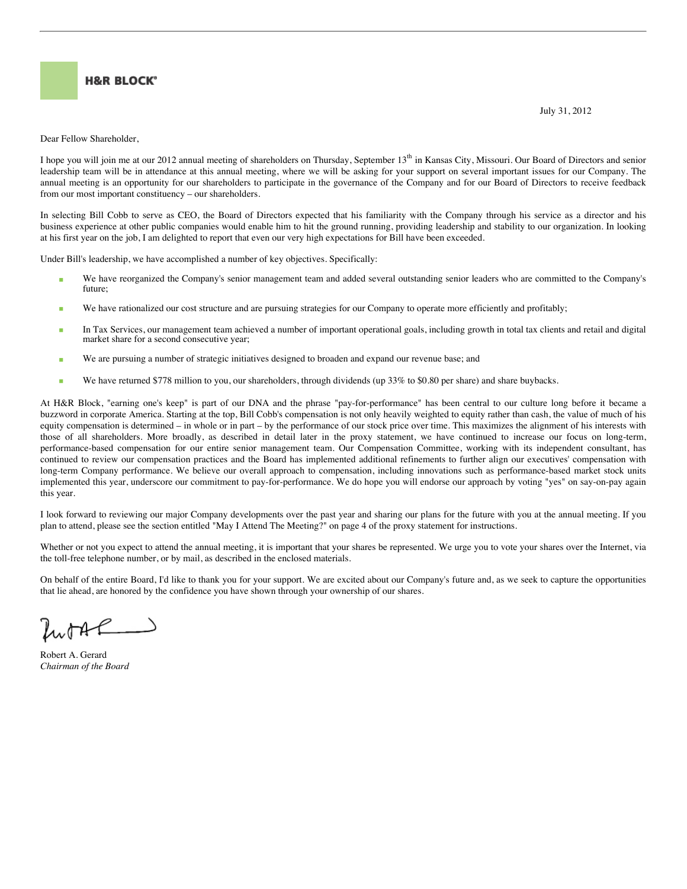**H&R BLOCK®**

July 31, 2012

Dear Fellow Shareholder,

I hope you will join me at our 2012 annual meeting of shareholders on Thursday, September 13th in Kansas City, Missouri. Our Board of Directors and senior leadership team will be in attendance at this annual meeting, where we will be asking for your support on several important issues for our Company. The annual meeting is an opportunity for our shareholders to participate in the governance of the Company and for our Board of Directors to receive feedback from our most important constituency – our shareholders.

In selecting Bill Cobb to serve as CEO, the Board of Directors expected that his familiarity with the Company through his service as a director and his business experience at other public companies would enable him to hit the ground running, providing leadership and stability to our organization. In looking at his first year on the job, I am delighted to report that even our very high expectations for Bill have been exceeded.

Under Bill's leadership, we have accomplished a number of key objectives. Specifically:

- We have reorganized the Company's senior management team and added several outstanding senior leaders who are committed to the Company's future;
- We have rationalized our cost structure and are pursuing strategies for our Company to operate more efficiently and profitably;
- In Tax Services, our management team achieved a number of important operational goals, including growth in total tax clients and retail and digital market share for a second consecutive year;
- We are pursuing a number of strategic initiatives designed to broaden and expand our revenue base; and
- We have returned $778 million to you, our shareholders, through dividends (up 33% to $0.80 per share) and share buybacks.

At H&R Block, "earning one's keep" is part of our DNA and the phrase "pay-for-performance" has been central to our culture long before it became a buzzword in corporate America. Starting at the top, Bill Cobb's compensation is not only heavily weighted to equity rather than cash, the value of much of his equity compensation is determined – in whole or in part – by the performance of our stock price over time. This maximizes the alignment of his interests with those of all shareholders. More broadly, as described in detail later in the proxy statement, we have continued to increase our focus on long-term, performance-based compensation for our entire senior management team. Our Compensation Committee, working with its independent consultant, has continued to review our compensation practices and the Board has implemented additional refinements to further align our executives' compensation with long-term Company performance. We believe our overall approach to compensation, including innovations such as performance-based market stock units implemented this year, underscore our commitment to pay-for-performance. We do hope you will endorse our approach by voting "yes" on say-on-pay again this year.

I look forward to reviewing our major Company developments over the past year and sharing our plans for the future with you at the annual meeting. If you plan to attend, please see the section entitled "May I Attend The Meeting?" on page 4 of the proxy statement for instructions.

Whether or not you expect to attend the annual meeting, it is important that your shares be represented. We urge you to vote your shares over the Internet, via the toll-free telephone number, or by mail, as described in the enclosed materials.

On behalf of the entire Board, I'd like to thank you for your support. We are excited about our Company's future and, as we seek to capture the opportunities that lie ahead, are honored by the confidence you have shown through your ownership of our shares.

Robert A. Gerard
*Chairman of the Board*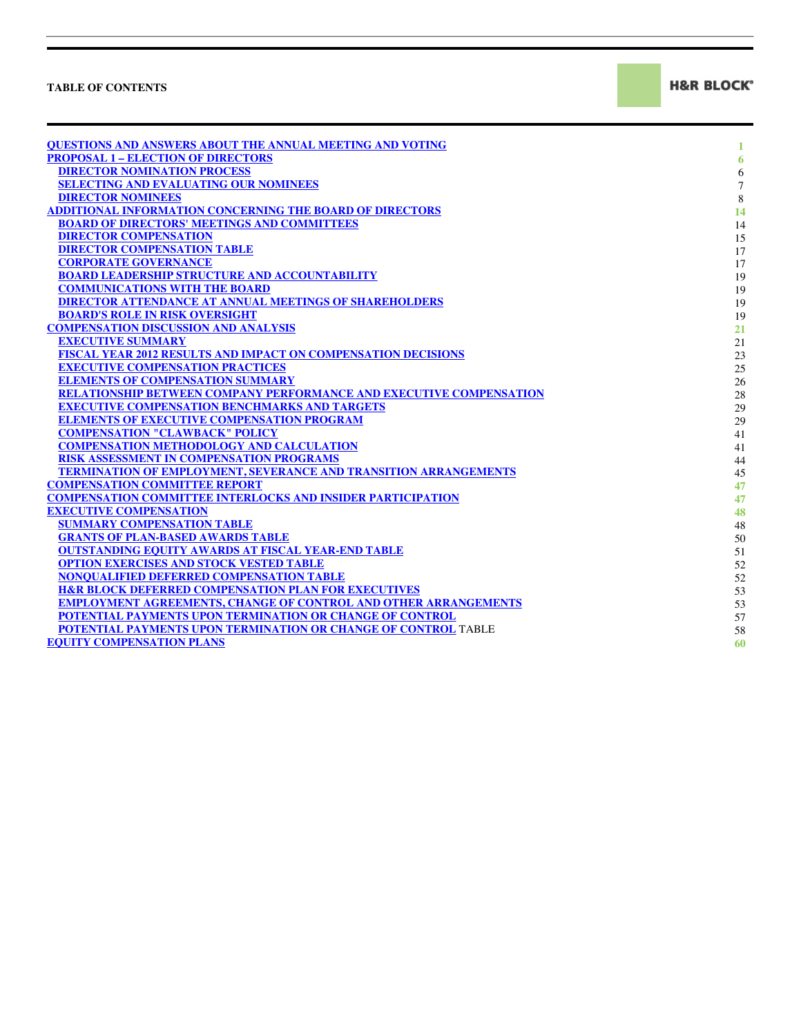**TABLE OF CONTENTS**

H&R BLOCK®

| | |
|---|---|
| QUESTIONS AND ANSWERS ABOUT THE ANNUAL MEETING AND VOTING | 1 |
| PROPOSAL 1 – ELECTION OF DIRECTORS | 6 |
| DIRECTOR NOMINATION PROCESS | 6 |
| SELECTING AND EVALUATING OUR NOMINEES | 7 |
| DIRECTOR NOMINEES | 8 |
| ADDITIONAL INFORMATION CONCERNING THE BOARD OF DIRECTORS | 14 |
| BOARD OF DIRECTORS' MEETINGS AND COMMITTEES | 14 |
| DIRECTOR COMPENSATION | 15 |
| DIRECTOR COMPENSATION TABLE | 17 |
| CORPORATE GOVERNANCE | 17 |
| BOARD LEADERSHIP STRUCTURE AND ACCOUNTABILITY | 19 |
| COMMUNICATIONS WITH THE BOARD | 19 |
| DIRECTOR ATTENDANCE AT ANNUAL MEETINGS OF SHAREHOLDERS | 19 |
| BOARD'S ROLE IN RISK OVERSIGHT | 19 |
| COMPENSATION DISCUSSION AND ANALYSIS | 21 |
| EXECUTIVE SUMMARY | 21 |
| FISCAL YEAR 2012 RESULTS AND IMPACT ON COMPENSATION DECISIONS | 23 |
| EXECUTIVE COMPENSATION PRACTICES | 25 |
| ELEMENTS OF COMPENSATION SUMMARY | 26 |
| RELATIONSHIP BETWEEN COMPANY PERFORMANCE AND EXECUTIVE COMPENSATION | 28 |
| EXECUTIVE COMPENSATION BENCHMARKS AND TARGETS | 29 |
| ELEMENTS OF EXECUTIVE COMPENSATION PROGRAM | 29 |
| COMPENSATION "CLAWBACK" POLICY | 41 |
| COMPENSATION METHODOLOGY AND CALCULATION | 41 |
| RISK ASSESSMENT IN COMPENSATION PROGRAMS | 44 |
| TERMINATION OF EMPLOYMENT, SEVERANCE AND TRANSITION ARRANGEMENTS | 45 |
| COMPENSATION COMMITTEE REPORT | 47 |
| COMPENSATION COMMITTEE INTERLOCKS AND INSIDER PARTICIPATION | 47 |
| EXECUTIVE COMPENSATION | 48 |
| SUMMARY COMPENSATION TABLE | 48 |
| GRANTS OF PLAN-BASED AWARDS TABLE | 50 |
| OUTSTANDING EQUITY AWARDS AT FISCAL YEAR-END TABLE | 51 |
| OPTION EXERCISES AND STOCK VESTED TABLE | 52 |
| NONQUALIFIED DEFERRED COMPENSATION TABLE | 52 |
| H&R BLOCK DEFERRED COMPENSATION PLAN FOR EXECUTIVES | 53 |
| EMPLOYMENT AGREEMENTS, CHANGE OF CONTROL AND OTHER ARRANGEMENTS | 53 |
| POTENTIAL PAYMENTS UPON TERMINATION OR CHANGE OF CONTROL | 57 |
| POTENTIAL PAYMENTS UPON TERMINATION OR CHANGE OF CONTROL TABLE | 58 |
| EQUITY COMPENSATION PLANS | 60 |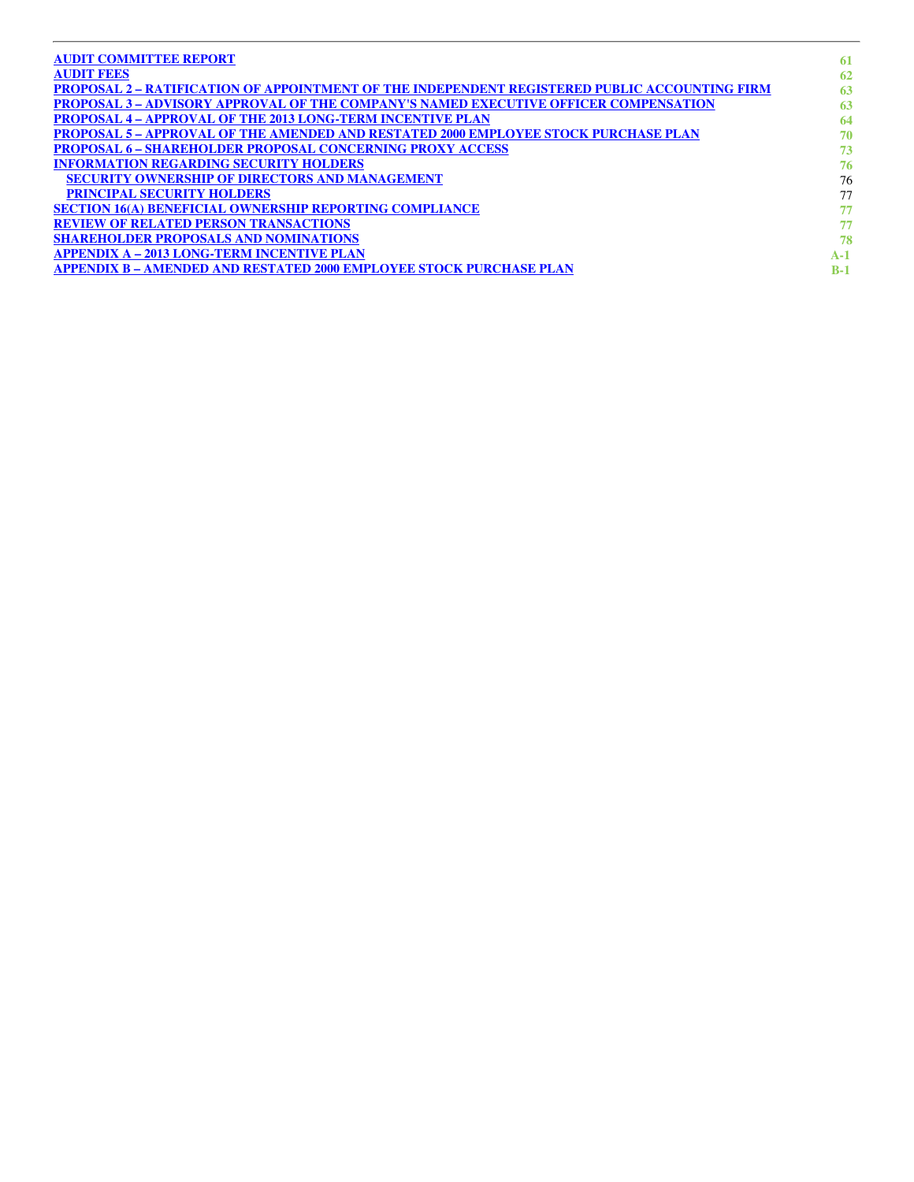| | |
|---|---|
| AUDIT COMMITTEE REPORT | 61 |
| AUDIT FEES | 62 |
| PROPOSAL 2 – RATIFICATION OF APPOINTMENT OF THE INDEPENDENT REGISTERED PUBLIC ACCOUNTING FIRM | 63 |
| PROPOSAL 3 – ADVISORY APPROVAL OF THE COMPANY'S NAMED EXECUTIVE OFFICER COMPENSATION | 63 |
| PROPOSAL 4 – APPROVAL OF THE 2013 LONG-TERM INCENTIVE PLAN | 64 |
| PROPOSAL 5 – APPROVAL OF THE AMENDED AND RESTATED 2000 EMPLOYEE STOCK PURCHASE PLAN | 70 |
| PROPOSAL 6 – SHAREHOLDER PROPOSAL CONCERNING PROXY ACCESS | 73 |
| INFORMATION REGARDING SECURITY HOLDERS | 76 |
| SECURITY OWNERSHIP OF DIRECTORS AND MANAGEMENT | 76 |
| PRINCIPAL SECURITY HOLDERS | 77 |
| SECTION 16(A) BENEFICIAL OWNERSHIP REPORTING COMPLIANCE | 77 |
| REVIEW OF RELATED PERSON TRANSACTIONS | 77 |
| SHAREHOLDER PROPOSALS AND NOMINATIONS | 78 |
| APPENDIX A – 2013 LONG-TERM INCENTIVE PLAN | A-1 |
| APPENDIX B – AMENDED AND RESTATED 2000 EMPLOYEE STOCK PURCHASE PLAN | B-1 |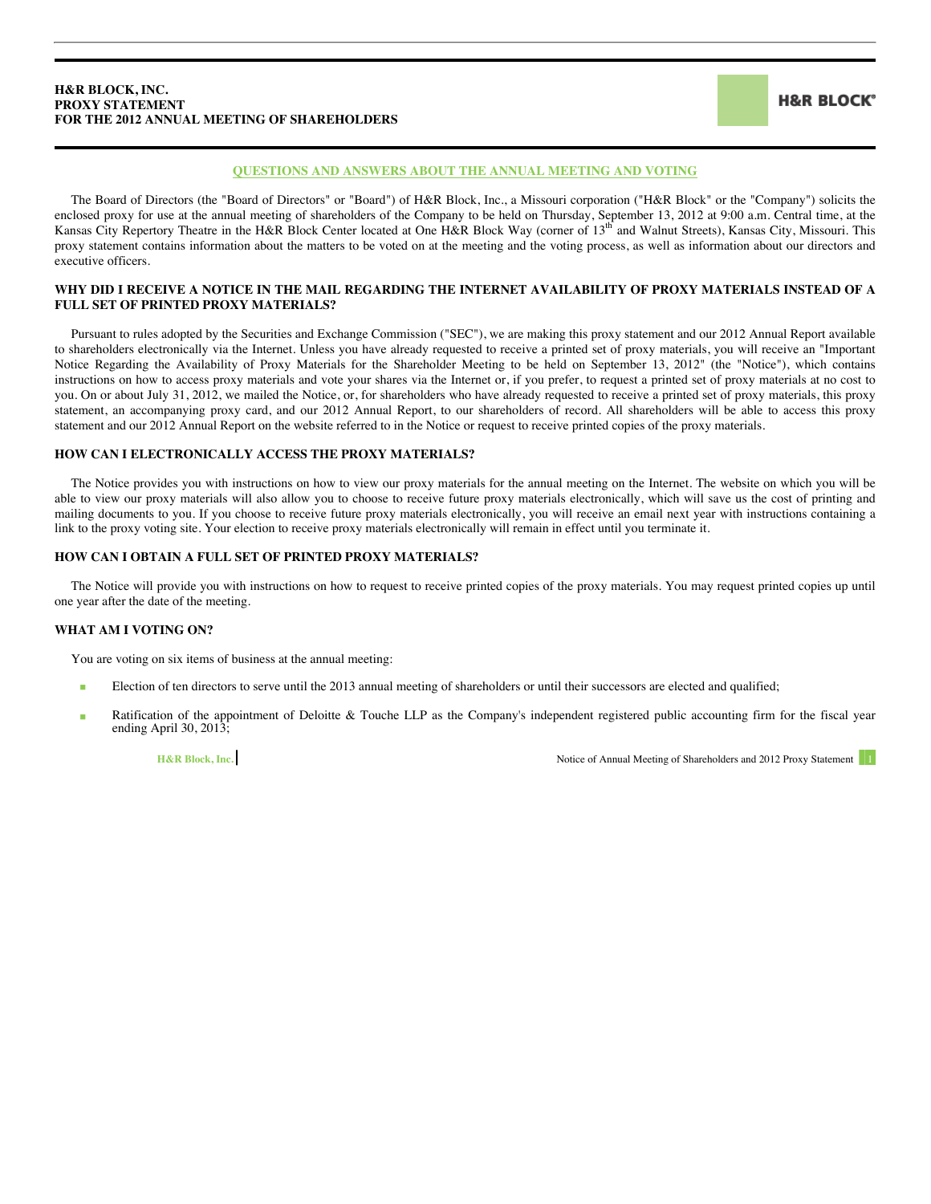**H&R BLOCK, INC.**
**PROXY STATEMENT**
**FOR THE 2012 ANNUAL MEETING OF SHAREHOLDERS**

## QUESTIONS AND ANSWERS ABOUT THE ANNUAL MEETING AND VOTING

The Board of Directors (the "Board of Directors" or "Board") of H&R Block, Inc., a Missouri corporation ("H&R Block" or the "Company") solicits the enclosed proxy for use at the annual meeting of shareholders of the Company to be held on Thursday, September 13, 2012 at 9:00 a.m. Central time, at the Kansas City Repertory Theatre in the H&R Block Center located at One H&R Block Way (corner of 13th and Walnut Streets), Kansas City, Missouri. This proxy statement contains information about the matters to be voted on at the meeting and the voting process, as well as information about our directors and executive officers.

### WHY DID I RECEIVE A NOTICE IN THE MAIL REGARDING THE INTERNET AVAILABILITY OF PROXY MATERIALS INSTEAD OF A FULL SET OF PRINTED PROXY MATERIALS?

Pursuant to rules adopted by the Securities and Exchange Commission ("SEC"), we are making this proxy statement and our 2012 Annual Report available to shareholders electronically via the Internet. Unless you have already requested to receive a printed set of proxy materials, you will receive an "Important Notice Regarding the Availability of Proxy Materials for the Shareholder Meeting to be held on September 13, 2012" (the "Notice"), which contains instructions on how to access proxy materials and vote your shares via the Internet or, if you prefer, to request a printed set of proxy materials at no cost to you. On or about July 31, 2012, we mailed the Notice, or, for shareholders who have already requested to receive a printed set of proxy materials, this proxy statement, an accompanying proxy card, and our 2012 Annual Report, to our shareholders of record. All shareholders will be able to access this proxy statement and our 2012 Annual Report on the website referred to in the Notice or request to receive printed copies of the proxy materials.

### HOW CAN I ELECTRONICALLY ACCESS THE PROXY MATERIALS?

The Notice provides you with instructions on how to view our proxy materials for the annual meeting on the Internet. The website on which you will be able to view our proxy materials will also allow you to choose to receive future proxy materials electronically, which will save us the cost of printing and mailing documents to you. If you choose to receive future proxy materials electronically, you will receive an email next year with instructions containing a link to the proxy voting site. Your election to receive proxy materials electronically will remain in effect until you terminate it.

### HOW CAN I OBTAIN A FULL SET OF PRINTED PROXY MATERIALS?

The Notice will provide you with instructions on how to request to receive printed copies of the proxy materials. You may request printed copies up until one year after the date of the meeting.

### WHAT AM I VOTING ON?

You are voting on six items of business at the annual meeting:

- Election of ten directors to serve until the 2013 annual meeting of shareholders or until their successors are elected and qualified;
- Ratification of the appointment of Deloitte & Touche LLP as the Company's independent registered public accounting firm for the fiscal year ending April 30, 2013;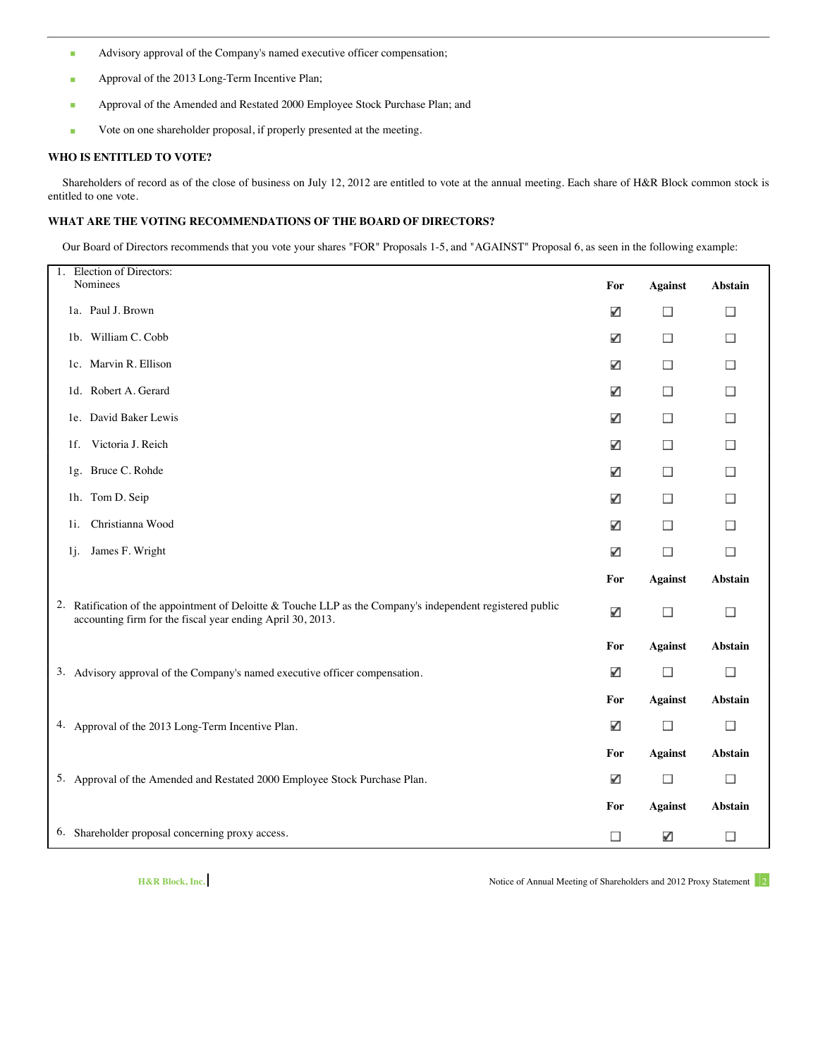- Advisory approval of the Company's named executive officer compensation;
- Approval of the 2013 Long-Term Incentive Plan;
- Approval of the Amended and Restated 2000 Employee Stock Purchase Plan; and
- Vote on one shareholder proposal, if properly presented at the meeting.

**WHO IS ENTITLED TO VOTE?**

Shareholders of record as of the close of business on July 12, 2012 are entitled to vote at the annual meeting. Each share of H&R Block common stock is entitled to one vote.

**WHAT ARE THE VOTING RECOMMENDATIONS OF THE BOARD OF DIRECTORS?**

Our Board of Directors recommends that you vote your shares "FOR" Proposals 1-5, and "AGAINST" Proposal 6, as seen in the following example:

| 1. Election of Directors: Nominees | For | Against | Abstain |
|---|---|---|---|
| 1a. Paul J. Brown | ☑ | ☐ | ☐ |
| 1b. William C. Cobb | ☑ | ☐ | ☐ |
| 1c. Marvin R. Ellison | ☑ | ☐ | ☐ |
| 1d. Robert A. Gerard | ☑ | ☐ | ☐ |
| 1e. David Baker Lewis | ☑ | ☐ | ☐ |
| 1f. Victoria J. Reich | ☑ | ☐ | ☐ |
| 1g. Bruce C. Rohde | ☑ | ☐ | ☐ |
| 1h. Tom D. Seip | ☑ | ☐ | ☐ |
| 1i. Christianna Wood | ☑ | ☐ | ☐ |
| 1j. James F. Wright | ☑ | ☐ | ☐ |
| | **For** | **Against** | **Abstain** |
| 2. Ratification of the appointment of Deloitte & Touche LLP as the Company's independent registered public accounting firm for the fiscal year ending April 30, 2013. | ☑ | ☐ | ☐ |
| | **For** | **Against** | **Abstain** |
| 3. Advisory approval of the Company's named executive officer compensation. | ☑ | ☐ | ☐ |
| | **For** | **Against** | **Abstain** |
| 4. Approval of the 2013 Long-Term Incentive Plan. | ☑ | ☐ | ☐ |
| | **For** | **Against** | **Abstain** |
| 5. Approval of the Amended and Restated 2000 Employee Stock Purchase Plan. | ☑ | ☐ | ☐ |
| | **For** | **Against** | **Abstain** |
| 6. Shareholder proposal concerning proxy access. | ☐ | ☑ | ☐ |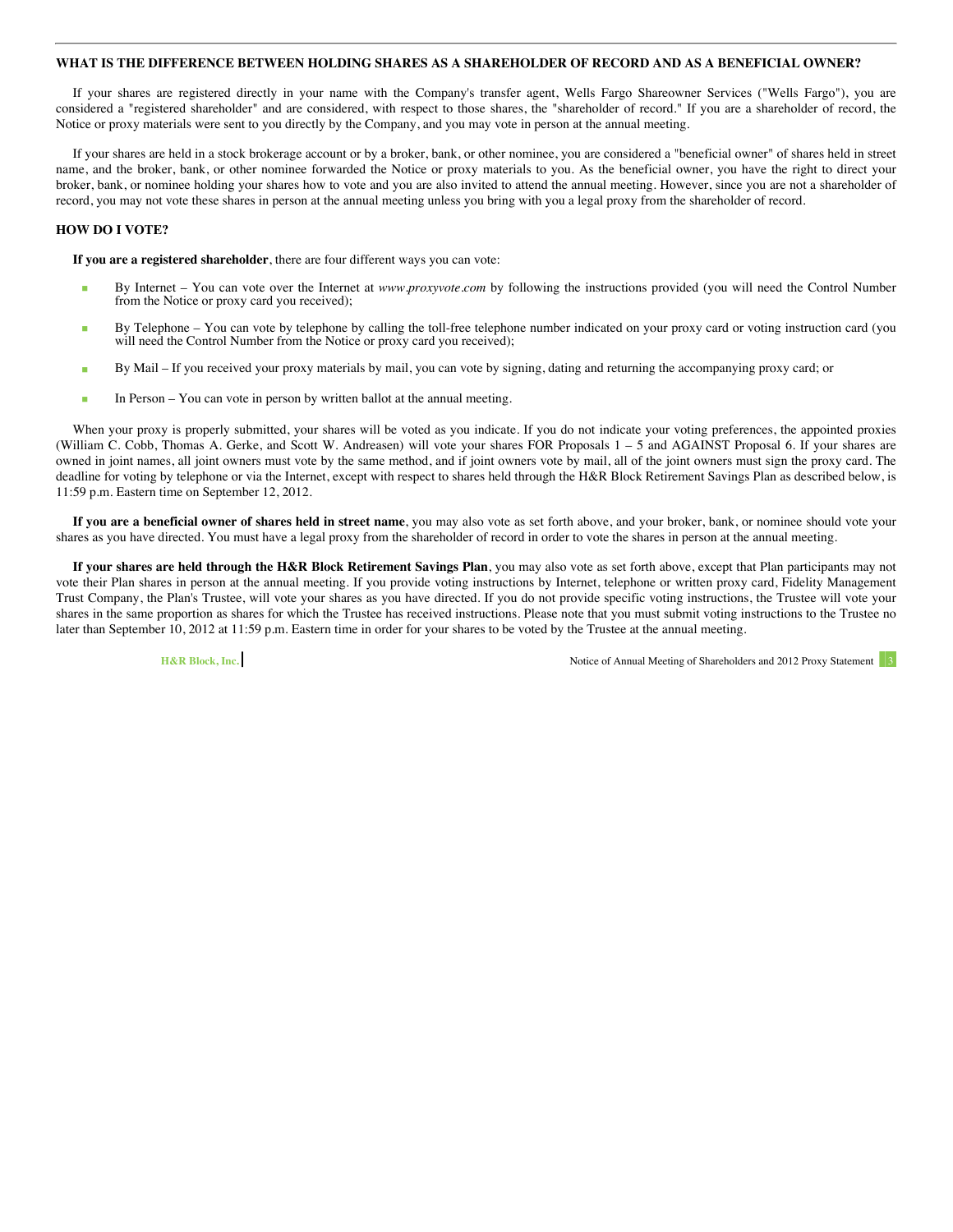### WHAT IS THE DIFFERENCE BETWEEN HOLDING SHARES AS A SHAREHOLDER OF RECORD AND AS A BENEFICIAL OWNER?

If your shares are registered directly in your name with the Company's transfer agent, Wells Fargo Shareowner Services ("Wells Fargo"), you are considered a "registered shareholder" and are considered, with respect to those shares, the "shareholder of record." If you are a shareholder of record, the Notice or proxy materials were sent to you directly by the Company, and you may vote in person at the annual meeting.

If your shares are held in a stock brokerage account or by a broker, bank, or other nominee, you are considered a "beneficial owner" of shares held in street name, and the broker, bank, or other nominee forwarded the Notice or proxy materials to you. As the beneficial owner, you have the right to direct your broker, bank, or nominee holding your shares how to vote and you are also invited to attend the annual meeting. However, since you are not a shareholder of record, you may not vote these shares in person at the annual meeting unless you bring with you a legal proxy from the shareholder of record.

### HOW DO I VOTE?

**If you are a registered shareholder**, there are four different ways you can vote:

- By Internet – You can vote over the Internet at *www.proxyvote.com* by following the instructions provided (you will need the Control Number from the Notice or proxy card you received);
- By Telephone – You can vote by telephone by calling the toll-free telephone number indicated on your proxy card or voting instruction card (you will need the Control Number from the Notice or proxy card you received);
- By Mail – If you received your proxy materials by mail, you can vote by signing, dating and returning the accompanying proxy card; or
- In Person – You can vote in person by written ballot at the annual meeting.

When your proxy is properly submitted, your shares will be voted as you indicate. If you do not indicate your voting preferences, the appointed proxies (William C. Cobb, Thomas A. Gerke, and Scott W. Andreasen) will vote your shares FOR Proposals 1 – 5 and AGAINST Proposal 6. If your shares are owned in joint names, all joint owners must vote by the same method, and if joint owners vote by mail, all of the joint owners must sign the proxy card. The deadline for voting by telephone or via the Internet, except with respect to shares held through the H&R Block Retirement Savings Plan as described below, is 11:59 p.m. Eastern time on September 12, 2012.

**If you are a beneficial owner of shares held in street name**, you may also vote as set forth above, and your broker, bank, or nominee should vote your shares as you have directed. You must have a legal proxy from the shareholder of record in order to vote the shares in person at the annual meeting.

**If your shares are held through the H&R Block Retirement Savings Plan**, you may also vote as set forth above, except that Plan participants may not vote their Plan shares in person at the annual meeting. If you provide voting instructions by Internet, telephone or written proxy card, Fidelity Management Trust Company, the Plan's Trustee, will vote your shares as you have directed. If you do not provide specific voting instructions, the Trustee will vote your shares in the same proportion as shares for which the Trustee has received instructions. Please note that you must submit voting instructions to the Trustee no later than September 10, 2012 at 11:59 p.m. Eastern time in order for your shares to be voted by the Trustee at the annual meeting.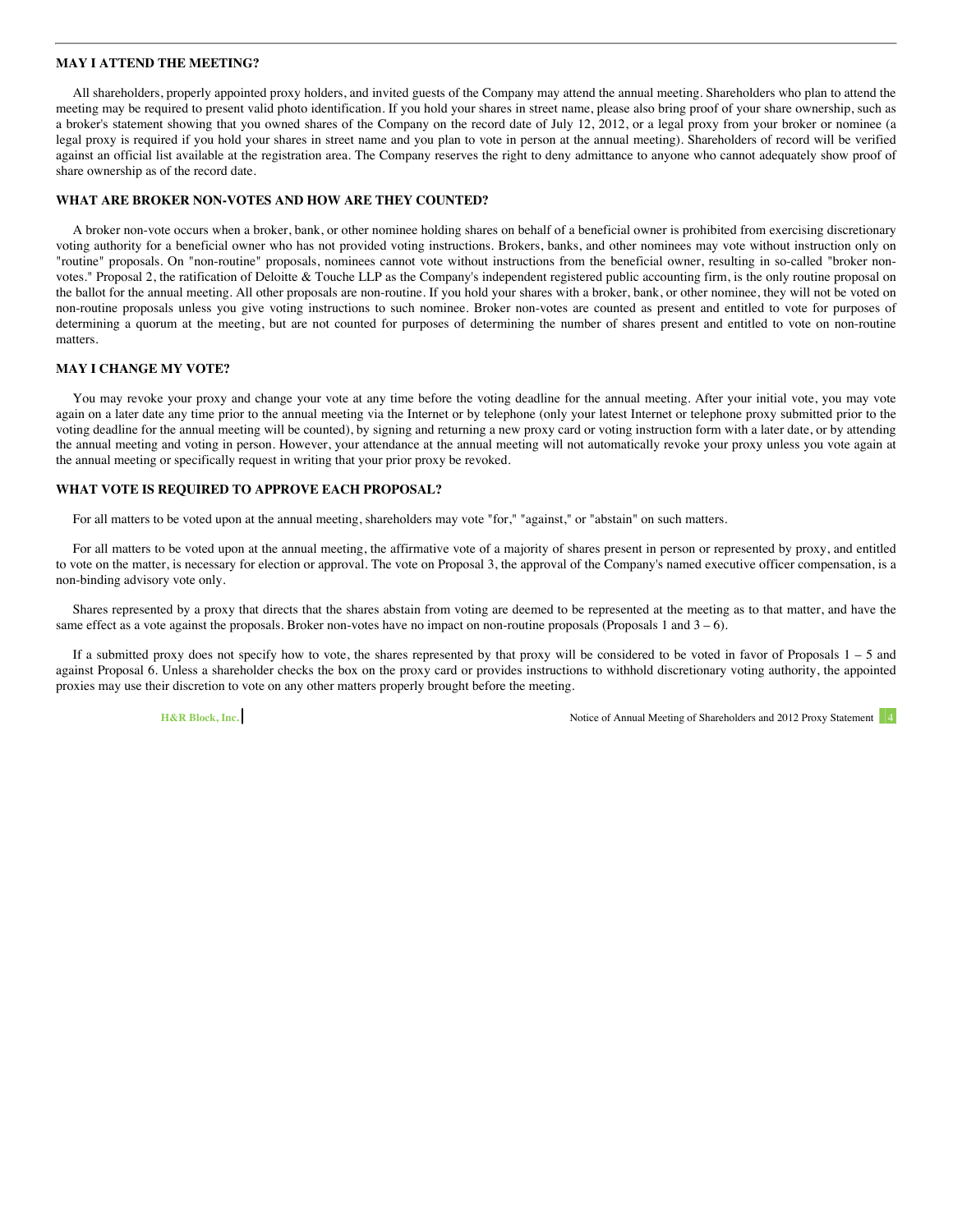### MAY I ATTEND THE MEETING?

All shareholders, properly appointed proxy holders, and invited guests of the Company may attend the annual meeting. Shareholders who plan to attend the meeting may be required to present valid photo identification. If you hold your shares in street name, please also bring proof of your share ownership, such as a broker's statement showing that you owned shares of the Company on the record date of July 12, 2012, or a legal proxy from your broker or nominee (a legal proxy is required if you hold your shares in street name and you plan to vote in person at the annual meeting). Shareholders of record will be verified against an official list available at the registration area. The Company reserves the right to deny admittance to anyone who cannot adequately show proof of share ownership as of the record date.

### WHAT ARE BROKER NON-VOTES AND HOW ARE THEY COUNTED?

A broker non-vote occurs when a broker, bank, or other nominee holding shares on behalf of a beneficial owner is prohibited from exercising discretionary voting authority for a beneficial owner who has not provided voting instructions. Brokers, banks, and other nominees may vote without instruction only on "routine" proposals. On "non-routine" proposals, nominees cannot vote without instructions from the beneficial owner, resulting in so-called "broker non-votes." Proposal 2, the ratification of Deloitte & Touche LLP as the Company's independent registered public accounting firm, is the only routine proposal on the ballot for the annual meeting. All other proposals are non-routine. If you hold your shares with a broker, bank, or other nominee, they will not be voted on non-routine proposals unless you give voting instructions to such nominee. Broker non-votes are counted as present and entitled to vote for purposes of determining a quorum at the meeting, but are not counted for purposes of determining the number of shares present and entitled to vote on non-routine matters.

### MAY I CHANGE MY VOTE?

You may revoke your proxy and change your vote at any time before the voting deadline for the annual meeting. After your initial vote, you may vote again on a later date any time prior to the annual meeting via the Internet or by telephone (only your latest Internet or telephone proxy submitted prior to the voting deadline for the annual meeting will be counted), by signing and returning a new proxy card or voting instruction form with a later date, or by attending the annual meeting and voting in person. However, your attendance at the annual meeting will not automatically revoke your proxy unless you vote again at the annual meeting or specifically request in writing that your prior proxy be revoked.

### WHAT VOTE IS REQUIRED TO APPROVE EACH PROPOSAL?

For all matters to be voted upon at the annual meeting, shareholders may vote "for," "against," or "abstain" on such matters.

For all matters to be voted upon at the annual meeting, the affirmative vote of a majority of shares present in person or represented by proxy, and entitled to vote on the matter, is necessary for election or approval. The vote on Proposal 3, the approval of the Company's named executive officer compensation, is a non-binding advisory vote only.

Shares represented by a proxy that directs that the shares abstain from voting are deemed to be represented at the meeting as to that matter, and have the same effect as a vote against the proposals. Broker non-votes have no impact on non-routine proposals (Proposals 1 and 3 – 6).

If a submitted proxy does not specify how to vote, the shares represented by that proxy will be considered to be voted in favor of Proposals 1 – 5 and against Proposal 6. Unless a shareholder checks the box on the proxy card or provides instructions to withhold discretionary voting authority, the appointed proxies may use their discretion to vote on any other matters properly brought before the meeting.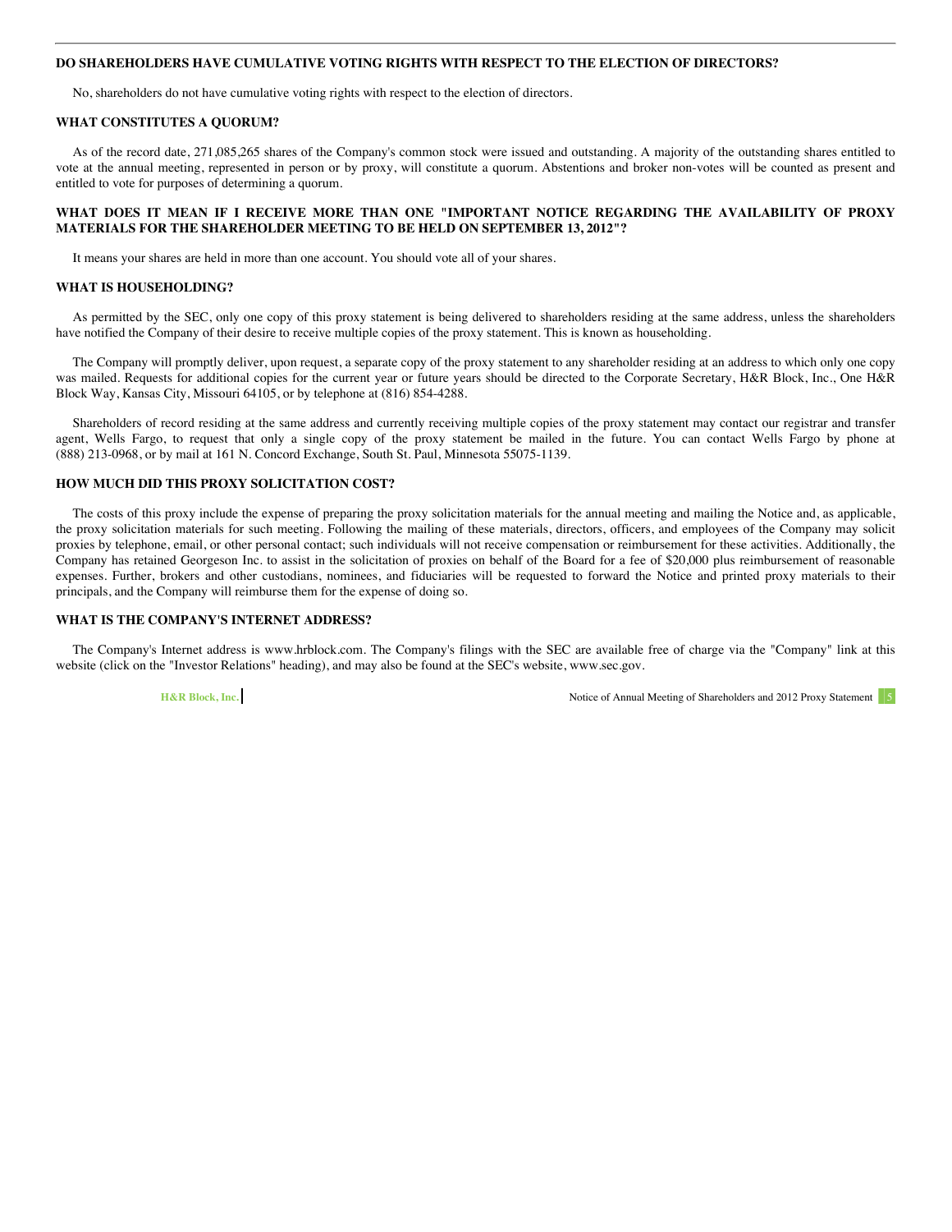### DO SHAREHOLDERS HAVE CUMULATIVE VOTING RIGHTS WITH RESPECT TO THE ELECTION OF DIRECTORS?

No, shareholders do not have cumulative voting rights with respect to the election of directors.

### WHAT CONSTITUTES A QUORUM?

As of the record date, 271,085,265 shares of the Company's common stock were issued and outstanding. A majority of the outstanding shares entitled to vote at the annual meeting, represented in person or by proxy, will constitute a quorum. Abstentions and broker non-votes will be counted as present and entitled to vote for purposes of determining a quorum.

### WHAT DOES IT MEAN IF I RECEIVE MORE THAN ONE "IMPORTANT NOTICE REGARDING THE AVAILABILITY OF PROXY MATERIALS FOR THE SHAREHOLDER MEETING TO BE HELD ON SEPTEMBER 13, 2012"?

It means your shares are held in more than one account. You should vote all of your shares.

### WHAT IS HOUSEHOLDING?

As permitted by the SEC, only one copy of this proxy statement is being delivered to shareholders residing at the same address, unless the shareholders have notified the Company of their desire to receive multiple copies of the proxy statement. This is known as householding.

The Company will promptly deliver, upon request, a separate copy of the proxy statement to any shareholder residing at an address to which only one copy was mailed. Requests for additional copies for the current year or future years should be directed to the Corporate Secretary, H&R Block, Inc., One H&R Block Way, Kansas City, Missouri 64105, or by telephone at (816) 854-4288.

Shareholders of record residing at the same address and currently receiving multiple copies of the proxy statement may contact our registrar and transfer agent, Wells Fargo, to request that only a single copy of the proxy statement be mailed in the future. You can contact Wells Fargo by phone at (888) 213-0968, or by mail at 161 N. Concord Exchange, South St. Paul, Minnesota 55075-1139.

### HOW MUCH DID THIS PROXY SOLICITATION COST?

The costs of this proxy include the expense of preparing the proxy solicitation materials for the annual meeting and mailing the Notice and, as applicable, the proxy solicitation materials for such meeting. Following the mailing of these materials, directors, officers, and employees of the Company may solicit proxies by telephone, email, or other personal contact; such individuals will not receive compensation or reimbursement for these activities. Additionally, the Company has retained Georgeson Inc. to assist in the solicitation of proxies on behalf of the Board for a fee of $20,000 plus reimbursement of reasonable expenses. Further, brokers and other custodians, nominees, and fiduciaries will be requested to forward the Notice and printed proxy materials to their principals, and the Company will reimburse them for the expense of doing so.

### WHAT IS THE COMPANY'S INTERNET ADDRESS?

The Company's Internet address is www.hrblock.com. The Company's filings with the SEC are available free of charge via the "Company" link at this website (click on the "Investor Relations" heading), and may also be found at the SEC's website, www.sec.gov.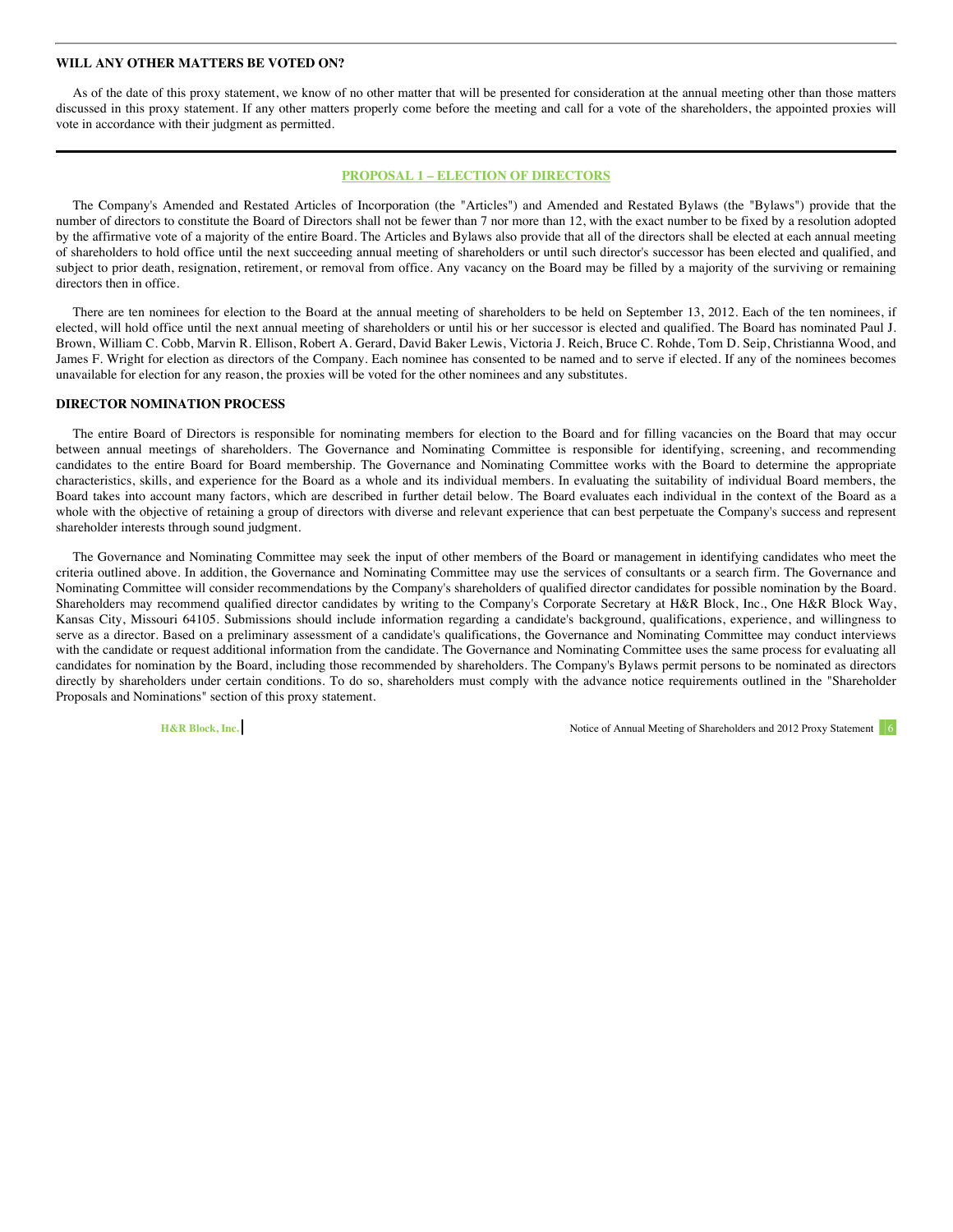### WILL ANY OTHER MATTERS BE VOTED ON?

As of the date of this proxy statement, we know of no other matter that will be presented for consideration at the annual meeting other than those matters discussed in this proxy statement. If any other matters properly come before the meeting and call for a vote of the shareholders, the appointed proxies will vote in accordance with their judgment as permitted.

## PROPOSAL 1 – ELECTION OF DIRECTORS

The Company's Amended and Restated Articles of Incorporation (the "Articles") and Amended and Restated Bylaws (the "Bylaws") provide that the number of directors to constitute the Board of Directors shall not be fewer than 7 nor more than 12, with the exact number to be fixed by a resolution adopted by the affirmative vote of a majority of the entire Board. The Articles and Bylaws also provide that all of the directors shall be elected at each annual meeting of shareholders to hold office until the next succeeding annual meeting of shareholders or until such director's successor has been elected and qualified, and subject to prior death, resignation, retirement, or removal from office. Any vacancy on the Board may be filled by a majority of the surviving or remaining directors then in office.

There are ten nominees for election to the Board at the annual meeting of shareholders to be held on September 13, 2012. Each of the ten nominees, if elected, will hold office until the next annual meeting of shareholders or until his or her successor is elected and qualified. The Board has nominated Paul J. Brown, William C. Cobb, Marvin R. Ellison, Robert A. Gerard, David Baker Lewis, Victoria J. Reich, Bruce C. Rohde, Tom D. Seip, Christianna Wood, and James F. Wright for election as directors of the Company. Each nominee has consented to be named and to serve if elected. If any of the nominees becomes unavailable for election for any reason, the proxies will be voted for the other nominees and any substitutes.

### DIRECTOR NOMINATION PROCESS

The entire Board of Directors is responsible for nominating members for election to the Board and for filling vacancies on the Board that may occur between annual meetings of shareholders. The Governance and Nominating Committee is responsible for identifying, screening, and recommending candidates to the entire Board for Board membership. The Governance and Nominating Committee works with the Board to determine the appropriate characteristics, skills, and experience for the Board as a whole and its individual members. In evaluating the suitability of individual Board members, the Board takes into account many factors, which are described in further detail below. The Board evaluates each individual in the context of the Board as a whole with the objective of retaining a group of directors with diverse and relevant experience that can best perpetuate the Company's success and represent shareholder interests through sound judgment.

The Governance and Nominating Committee may seek the input of other members of the Board or management in identifying candidates who meet the criteria outlined above. In addition, the Governance and Nominating Committee may use the services of consultants or a search firm. The Governance and Nominating Committee will consider recommendations by the Company's shareholders of qualified director candidates for possible nomination by the Board. Shareholders may recommend qualified director candidates by writing to the Company's Corporate Secretary at H&R Block, Inc., One H&R Block Way, Kansas City, Missouri 64105. Submissions should include information regarding a candidate's background, qualifications, experience, and willingness to serve as a director. Based on a preliminary assessment of a candidate's qualifications, the Governance and Nominating Committee may conduct interviews with the candidate or request additional information from the candidate. The Governance and Nominating Committee uses the same process for evaluating all candidates for nomination by the Board, including those recommended by shareholders. The Company's Bylaws permit persons to be nominated as directors directly by shareholders under certain conditions. To do so, shareholders must comply with the advance notice requirements outlined in the "Shareholder Proposals and Nominations" section of this proxy statement.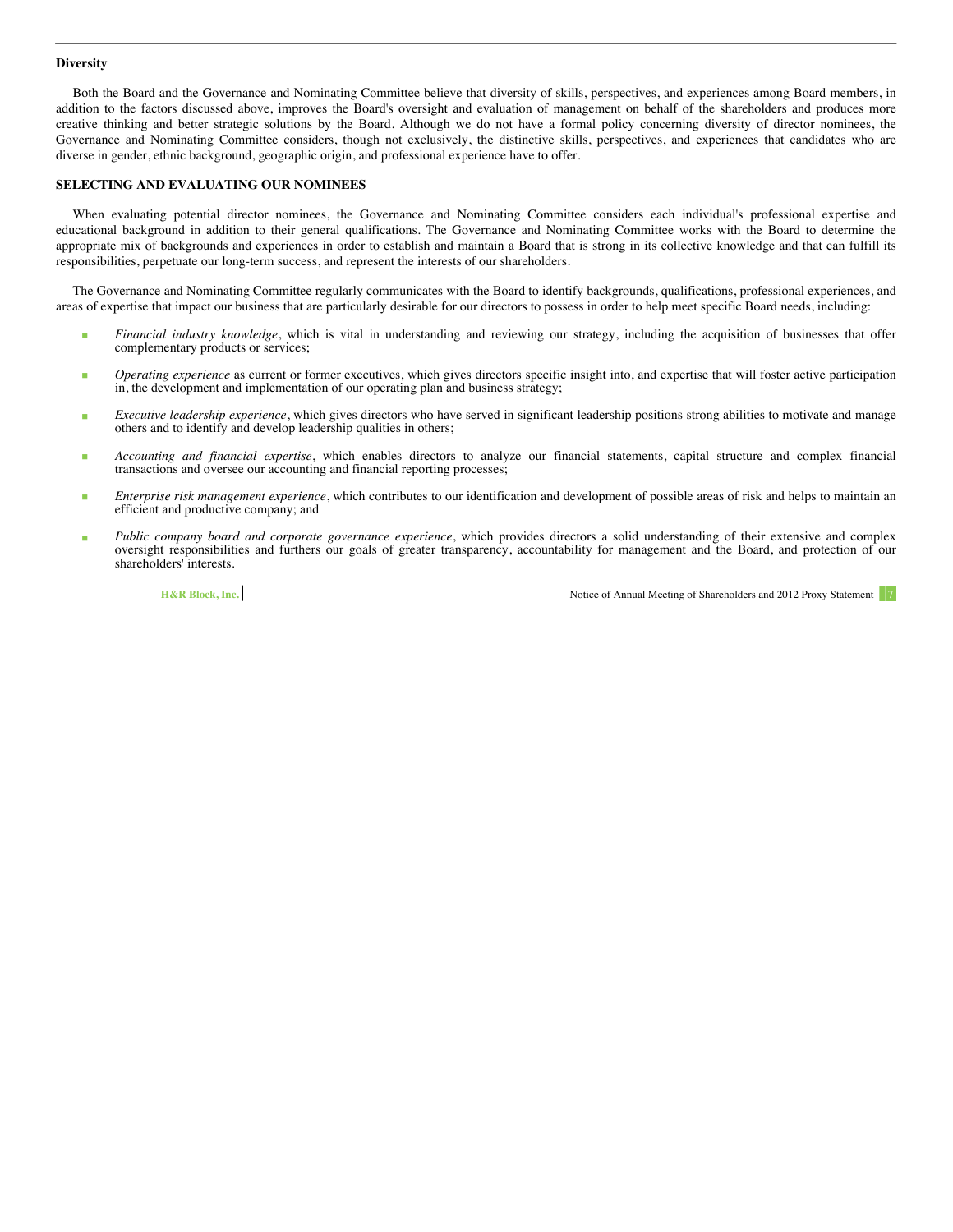### Diversity

Both the Board and the Governance and Nominating Committee believe that diversity of skills, perspectives, and experiences among Board members, in addition to the factors discussed above, improves the Board's oversight and evaluation of management on behalf of the shareholders and produces more creative thinking and better strategic solutions by the Board. Although we do not have a formal policy concerning diversity of director nominees, the Governance and Nominating Committee considers, though not exclusively, the distinctive skills, perspectives, and experiences that candidates who are diverse in gender, ethnic background, geographic origin, and professional experience have to offer.

## SELECTING AND EVALUATING OUR NOMINEES

When evaluating potential director nominees, the Governance and Nominating Committee considers each individual's professional expertise and educational background in addition to their general qualifications. The Governance and Nominating Committee works with the Board to determine the appropriate mix of backgrounds and experiences in order to establish and maintain a Board that is strong in its collective knowledge and that can fulfill its responsibilities, perpetuate our long-term success, and represent the interests of our shareholders.

The Governance and Nominating Committee regularly communicates with the Board to identify backgrounds, qualifications, professional experiences, and areas of expertise that impact our business that are particularly desirable for our directors to possess in order to help meet specific Board needs, including:

- *Financial industry knowledge*, which is vital in understanding and reviewing our strategy, including the acquisition of businesses that offer complementary products or services;
- *Operating experience* as current or former executives, which gives directors specific insight into, and expertise that will foster active participation in, the development and implementation of our operating plan and business strategy;
- *Executive leadership experience*, which gives directors who have served in significant leadership positions strong abilities to motivate and manage others and to identify and develop leadership qualities in others;
- *Accounting and financial expertise*, which enables directors to analyze our financial statements, capital structure and complex financial transactions and oversee our accounting and financial reporting processes;
- *Enterprise risk management experience*, which contributes to our identification and development of possible areas of risk and helps to maintain an efficient and productive company; and
- *Public company board and corporate governance experience*, which provides directors a solid understanding of their extensive and complex oversight responsibilities and furthers our goals of greater transparency, accountability for management and the Board, and protection of our shareholders' interests.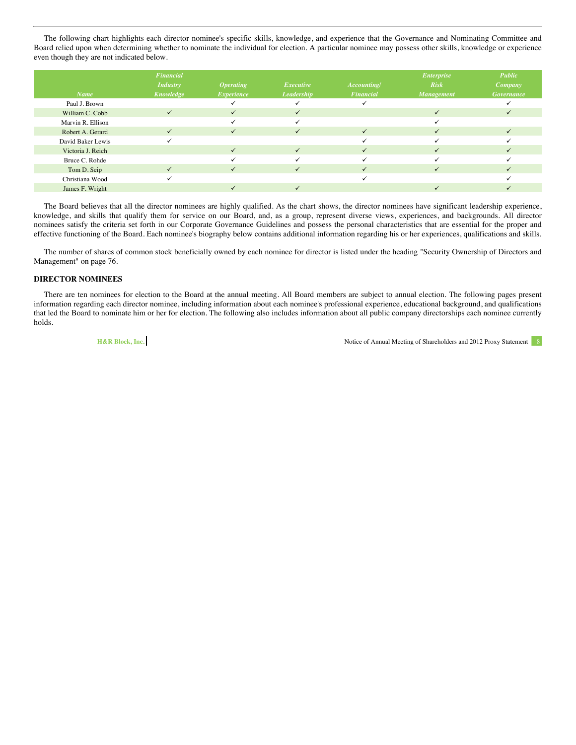The following chart highlights each director nominee's specific skills, knowledge, and experience that the Governance and Nominating Committee and Board relied upon when determining whether to nominate the individual for election. A particular nominee may possess other skills, knowledge or experience even though they are not indicated below.

| *Name* | *Financial Industry Knowledge* | *Operating Experience* | *Executive Leadership* | *Accounting/ Financial* | *Enterprise Risk Management* | *Public Company Governance* |
|---|---|---|---|---|---|---|
| Paul J. Brown | | ✓ | ✓ | ✓ | | ✓ |
| William C. Cobb | ✓ | ✓ | ✓ | | ✓ | ✓ |
| Marvin R. Ellison | | ✓ | ✓ | | ✓ | |
| Robert A. Gerard | ✓ | ✓ | ✓ | ✓ | ✓ | ✓ |
| David Baker Lewis | ✓ | | | ✓ | ✓ | ✓ |
| Victoria J. Reich | | ✓ | ✓ | ✓ | ✓ | ✓ |
| Bruce C. Rohde | | ✓ | ✓ | ✓ | ✓ | ✓ |
| Tom D. Seip | ✓ | ✓ | ✓ | ✓ | ✓ | ✓ |
| Christiana Wood | ✓ | | | ✓ | | ✓ |
| James F. Wright | | ✓ | ✓ | | ✓ | ✓ |

The Board believes that all the director nominees are highly qualified. As the chart shows, the director nominees have significant leadership experience, knowledge, and skills that qualify them for service on our Board, and, as a group, represent diverse views, experiences, and backgrounds. All director nominees satisfy the criteria set forth in our Corporate Governance Guidelines and possess the personal characteristics that are essential for the proper and effective functioning of the Board. Each nominee's biography below contains additional information regarding his or her experiences, qualifications and skills.

The number of shares of common stock beneficially owned by each nominee for director is listed under the heading "Security Ownership of Directors and Management" on page 76.

## DIRECTOR NOMINEES

There are ten nominees for election to the Board at the annual meeting. All Board members are subject to annual election. The following pages present information regarding each director nominee, including information about each nominee's professional experience, educational background, and qualifications that led the Board to nominate him or her for election. The following also includes information about all public company directorships each nominee currently holds.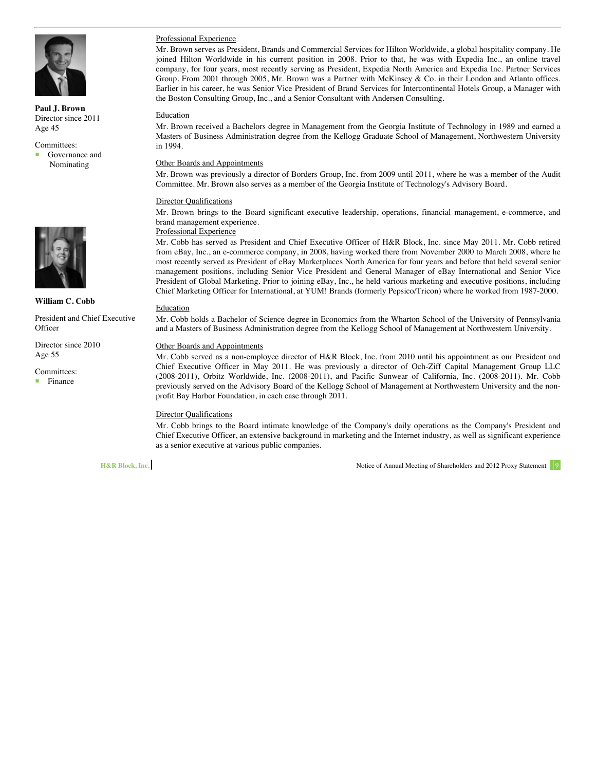**Paul J. Brown**
Director since 2011
Age 45

Committees:
- Governance and Nominating

Professional Experience

Mr. Brown serves as President, Brands and Commercial Services for Hilton Worldwide, a global hospitality company. He joined Hilton Worldwide in his current position in 2008. Prior to that, he was with Expedia Inc., an online travel company, for four years, most recently serving as President, Expedia North America and Expedia Inc. Partner Services Group. From 2001 through 2005, Mr. Brown was a Partner with McKinsey & Co. in their London and Atlanta offices. Earlier in his career, he was Senior Vice President of Brand Services for Intercontinental Hotels Group, a Manager with the Boston Consulting Group, Inc., and a Senior Consultant with Andersen Consulting.

Education

Mr. Brown received a Bachelors degree in Management from the Georgia Institute of Technology in 1989 and earned a Masters of Business Administration degree from the Kellogg Graduate School of Management, Northwestern University in 1994.

Other Boards and Appointments

Mr. Brown was previously a director of Borders Group, Inc. from 2009 until 2011, where he was a member of the Audit Committee. Mr. Brown also serves as a member of the Georgia Institute of Technology's Advisory Board.

Director Qualifications

Mr. Brown brings to the Board significant executive leadership, operations, financial management, e-commerce, and brand management experience.

**William C. Cobb**

President and Chief Executive Officer

Director since 2010
Age 55

Committees:
- Finance

Professional Experience

Mr. Cobb has served as President and Chief Executive Officer of H&R Block, Inc. since May 2011. Mr. Cobb retired from eBay, Inc., an e-commerce company, in 2008, having worked there from November 2000 to March 2008, where he most recently served as President of eBay Marketplaces North America for four years and before that held several senior management positions, including Senior Vice President and General Manager of eBay International and Senior Vice President of Global Marketing. Prior to joining eBay, Inc., he held various marketing and executive positions, including Chief Marketing Officer for International, at YUM! Brands (formerly Pepsico/Tricon) where he worked from 1987-2000.

Education

Mr. Cobb holds a Bachelor of Science degree in Economics from the Wharton School of the University of Pennsylvania and a Masters of Business Administration degree from the Kellogg School of Management at Northwestern University.

Other Boards and Appointments

Mr. Cobb served as a non-employee director of H&R Block, Inc. from 2010 until his appointment as our President and Chief Executive Officer in May 2011. He was previously a director of Och-Ziff Capital Management Group LLC (2008-2011), Orbitz Worldwide, Inc. (2008-2011), and Pacific Sunwear of California, Inc. (2008-2011). Mr. Cobb previously served on the Advisory Board of the Kellogg School of Management at Northwestern University and the non-profit Bay Harbor Foundation, in each case through 2011.

Director Qualifications

Mr. Cobb brings to the Board intimate knowledge of the Company's daily operations as the Company's President and Chief Executive Officer, an extensive background in marketing and the Internet industry, as well as significant experience as a senior executive at various public companies.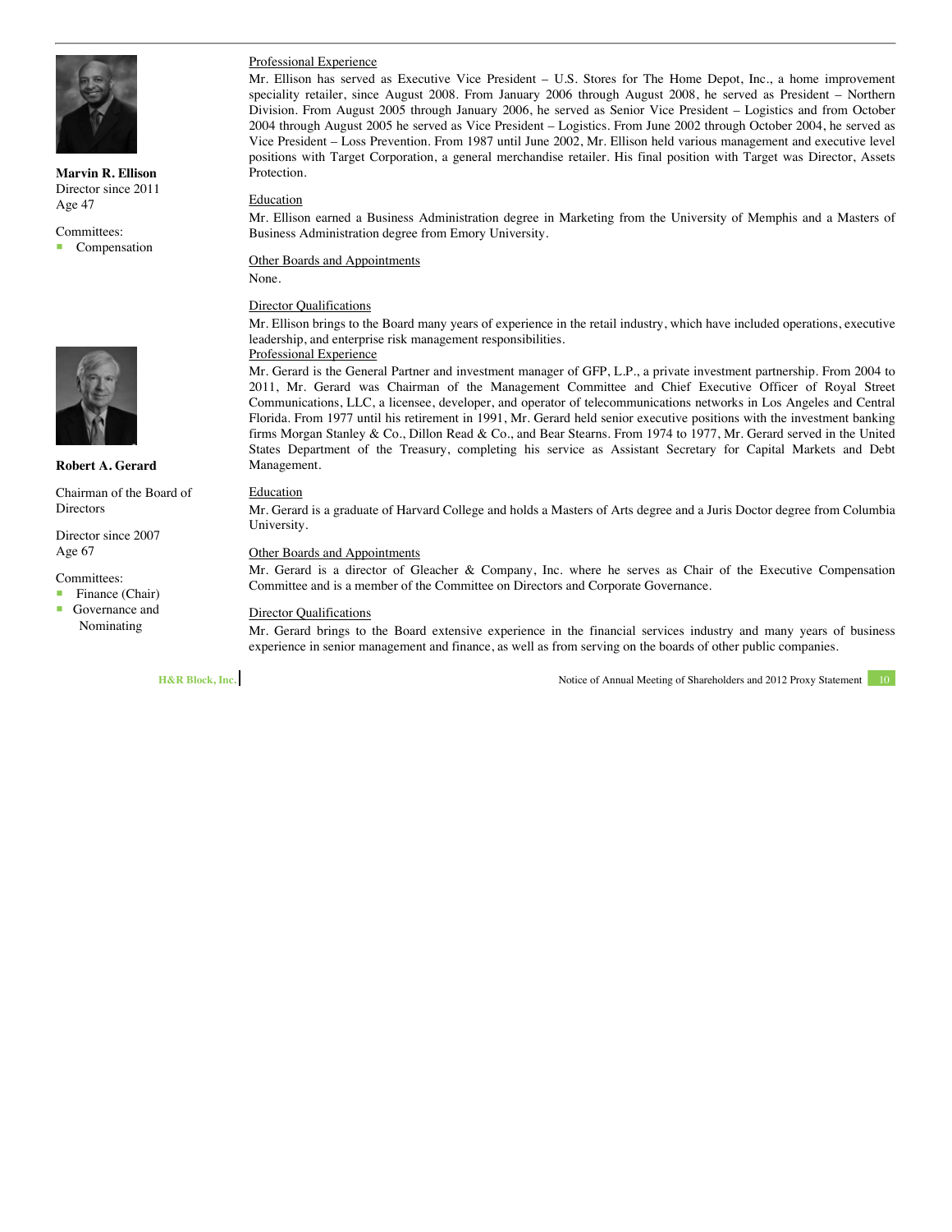**Marvin R. Ellison**
Director since 2011
Age 47

Committees:
- Compensation

Professional Experience

Mr. Ellison has served as Executive Vice President – U.S. Stores for The Home Depot, Inc., a home improvement speciality retailer, since August 2008. From January 2006 through August 2008, he served as President – Northern Division. From August 2005 through January 2006, he served as Senior Vice President – Logistics and from October 2004 through August 2005 he served as Vice President – Logistics. From June 2002 through October 2004, he served as Vice President – Loss Prevention. From 1987 until June 2002, Mr. Ellison held various management and executive level positions with Target Corporation, a general merchandise retailer. His final position with Target was Director, Assets Protection.

Education

Mr. Ellison earned a Business Administration degree in Marketing from the University of Memphis and a Masters of Business Administration degree from Emory University.

Other Boards and Appointments

None.

Director Qualifications

Mr. Ellison brings to the Board many years of experience in the retail industry, which have included operations, executive leadership, and enterprise risk management responsibilities.

**Robert A. Gerard**

Chairman of the Board of Directors

Director since 2007
Age 67

Committees:
- Finance (Chair)
- Governance and Nominating

Professional Experience

Mr. Gerard is the General Partner and investment manager of GFP, L.P., a private investment partnership. From 2004 to 2011, Mr. Gerard was Chairman of the Management Committee and Chief Executive Officer of Royal Street Communications, LLC, a licensee, developer, and operator of telecommunications networks in Los Angeles and Central Florida. From 1977 until his retirement in 1991, Mr. Gerard held senior executive positions with the investment banking firms Morgan Stanley & Co., Dillon Read & Co., and Bear Stearns. From 1974 to 1977, Mr. Gerard served in the United States Department of the Treasury, completing his service as Assistant Secretary for Capital Markets and Debt Management.

Education

Mr. Gerard is a graduate of Harvard College and holds a Masters of Arts degree and a Juris Doctor degree from Columbia University.

Other Boards and Appointments

Mr. Gerard is a director of Gleacher & Company, Inc. where he serves as Chair of the Executive Compensation Committee and is a member of the Committee on Directors and Corporate Governance.

Director Qualifications

Mr. Gerard brings to the Board extensive experience in the financial services industry and many years of business experience in senior management and finance, as well as from serving on the boards of other public companies.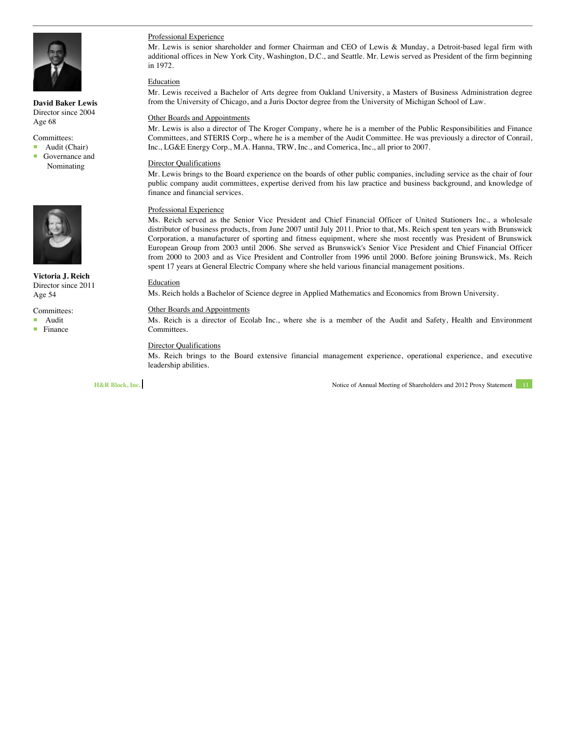**David Baker Lewis**
Director since 2004
Age 68

Committees:
- Audit (Chair)
- Governance and Nominating

Professional Experience

Mr. Lewis is senior shareholder and former Chairman and CEO of Lewis & Munday, a Detroit-based legal firm with additional offices in New York City, Washington, D.C., and Seattle. Mr. Lewis served as President of the firm beginning in 1972.

Education

Mr. Lewis received a Bachelor of Arts degree from Oakland University, a Masters of Business Administration degree from the University of Chicago, and a Juris Doctor degree from the University of Michigan School of Law.

Other Boards and Appointments

Mr. Lewis is also a director of The Kroger Company, where he is a member of the Public Responsibilities and Finance Committees, and STERIS Corp., where he is a member of the Audit Committee. He was previously a director of Conrail, Inc., LG&E Energy Corp., M.A. Hanna, TRW, Inc., and Comerica, Inc., all prior to 2007.

Director Qualifications

Mr. Lewis brings to the Board experience on the boards of other public companies, including service as the chair of four public company audit committees, expertise derived from his law practice and business background, and knowledge of finance and financial services.

**Victoria J. Reich**
Director since 2011
Age 54

Committees:
- Audit
- Finance

Professional Experience

Ms. Reich served as the Senior Vice President and Chief Financial Officer of United Stationers Inc., a wholesale distributor of business products, from June 2007 until July 2011. Prior to that, Ms. Reich spent ten years with Brunswick Corporation, a manufacturer of sporting and fitness equipment, where she most recently was President of Brunswick European Group from 2003 until 2006. She served as Brunswick's Senior Vice President and Chief Financial Officer from 2000 to 2003 and as Vice President and Controller from 1996 until 2000. Before joining Brunswick, Ms. Reich spent 17 years at General Electric Company where she held various financial management positions.

Education

Ms. Reich holds a Bachelor of Science degree in Applied Mathematics and Economics from Brown University.

Other Boards and Appointments

Ms. Reich is a director of Ecolab Inc., where she is a member of the Audit and Safety, Health and Environment Committees.

Director Qualifications

Ms. Reich brings to the Board extensive financial management experience, operational experience, and executive leadership abilities.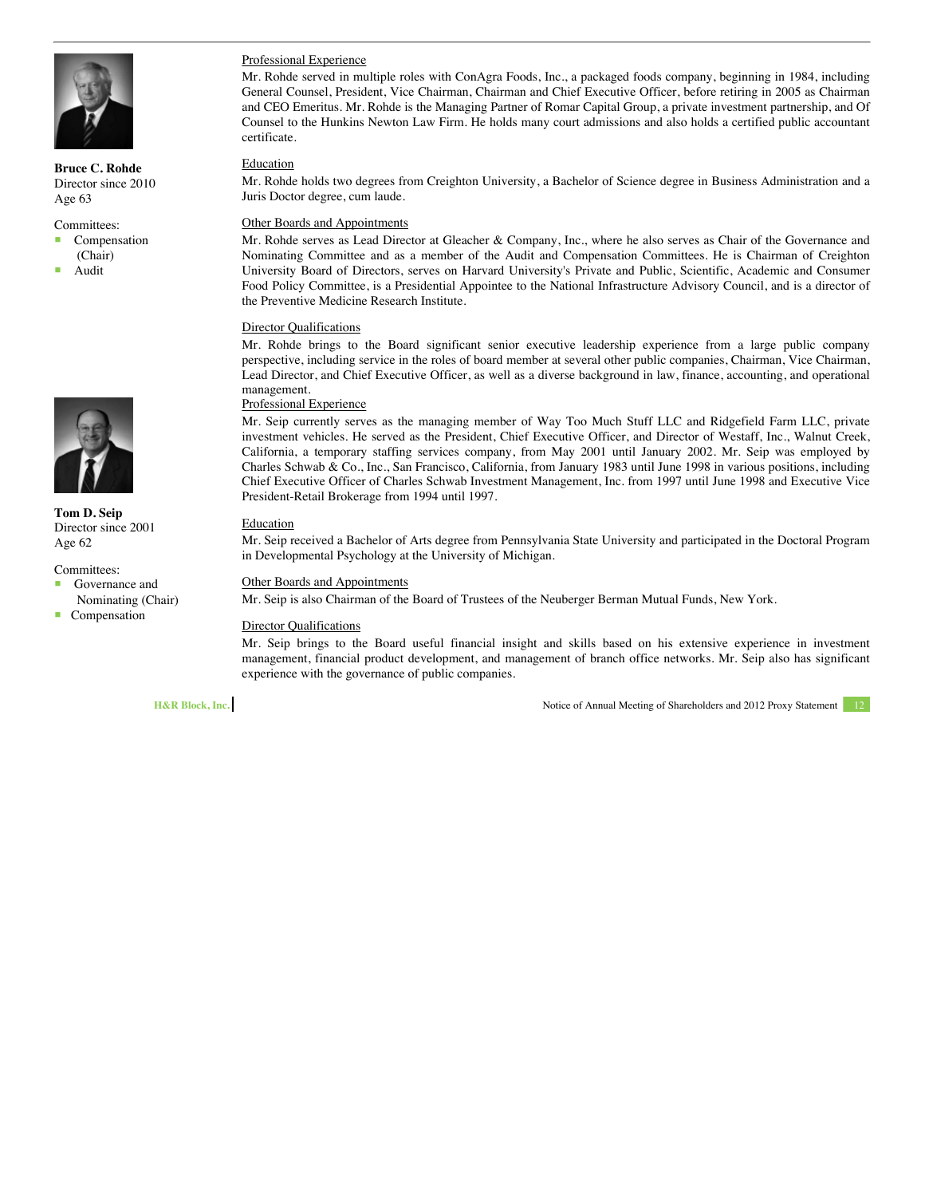**Bruce C. Rohde**
Director since 2010
Age 63

Committees:
- Compensation (Chair)
- Audit

Professional Experience

Mr. Rohde served in multiple roles with ConAgra Foods, Inc., a packaged foods company, beginning in 1984, including General Counsel, President, Vice Chairman, Chairman and Chief Executive Officer, before retiring in 2005 as Chairman and CEO Emeritus. Mr. Rohde is the Managing Partner of Romar Capital Group, a private investment partnership, and Of Counsel to the Hunkins Newton Law Firm. He holds many court admissions and also holds a certified public accountant certificate.

Education

Mr. Rohde holds two degrees from Creighton University, a Bachelor of Science degree in Business Administration and a Juris Doctor degree, cum laude.

Other Boards and Appointments

Mr. Rohde serves as Lead Director at Gleacher & Company, Inc., where he also serves as Chair of the Governance and Nominating Committee and as a member of the Audit and Compensation Committees. He is Chairman of Creighton University Board of Directors, serves on Harvard University's Private and Public, Scientific, Academic and Consumer Food Policy Committee, is a Presidential Appointee to the National Infrastructure Advisory Council, and is a director of the Preventive Medicine Research Institute.

Director Qualifications

Mr. Rohde brings to the Board significant senior executive leadership experience from a large public company perspective, including service in the roles of board member at several other public companies, Chairman, Vice Chairman, Lead Director, and Chief Executive Officer, as well as a diverse background in law, finance, accounting, and operational management.

**Tom D. Seip**
Director since 2001
Age 62

Committees:
- Governance and Nominating (Chair)
- Compensation

Professional Experience

Mr. Seip currently serves as the managing member of Way Too Much Stuff LLC and Ridgefield Farm LLC, private investment vehicles. He served as the President, Chief Executive Officer, and Director of Westaff, Inc., Walnut Creek, California, a temporary staffing services company, from May 2001 until January 2002. Mr. Seip was employed by Charles Schwab & Co., Inc., San Francisco, California, from January 1983 until June 1998 in various positions, including Chief Executive Officer of Charles Schwab Investment Management, Inc. from 1997 until June 1998 and Executive Vice President-Retail Brokerage from 1994 until 1997.

Education

Mr. Seip received a Bachelor of Arts degree from Pennsylvania State University and participated in the Doctoral Program in Developmental Psychology at the University of Michigan.

Other Boards and Appointments

Mr. Seip is also Chairman of the Board of Trustees of the Neuberger Berman Mutual Funds, New York.

Director Qualifications

Mr. Seip brings to the Board useful financial insight and skills based on his extensive experience in investment management, financial product development, and management of branch office networks. Mr. Seip also has significant experience with the governance of public companies.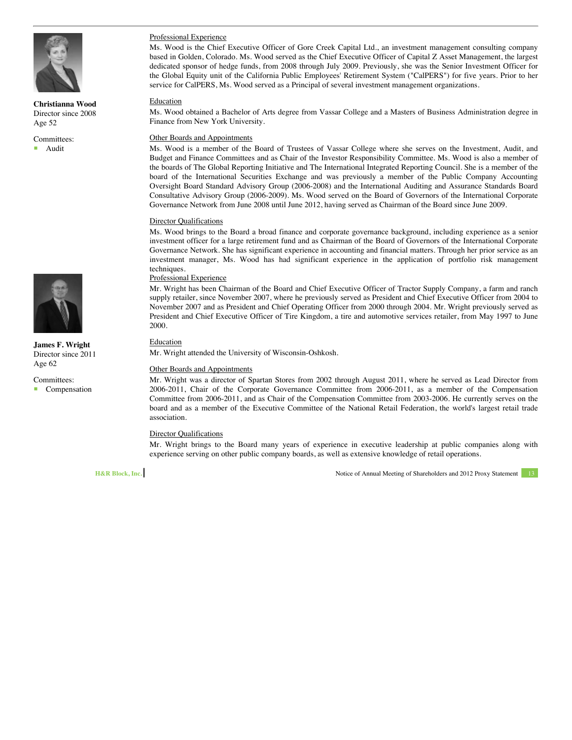**Christianna Wood**
Director since 2008
Age 52

Committees:
- Audit

Professional Experience

Ms. Wood is the Chief Executive Officer of Gore Creek Capital Ltd., an investment management consulting company based in Golden, Colorado. Ms. Wood served as the Chief Executive Officer of Capital Z Asset Management, the largest dedicated sponsor of hedge funds, from 2008 through July 2009. Previously, she was the Senior Investment Officer for the Global Equity unit of the California Public Employees' Retirement System ("CalPERS") for five years. Prior to her service for CalPERS, Ms. Wood served as a Principal of several investment management organizations.

Education

Ms. Wood obtained a Bachelor of Arts degree from Vassar College and a Masters of Business Administration degree in Finance from New York University.

Other Boards and Appointments

Ms. Wood is a member of the Board of Trustees of Vassar College where she serves on the Investment, Audit, and Budget and Finance Committees and as Chair of the Investor Responsibility Committee. Ms. Wood is also a member of the boards of The Global Reporting Initiative and The International Integrated Reporting Council. She is a member of the board of the International Securities Exchange and was previously a member of the Public Company Accounting Oversight Board Standard Advisory Group (2006-2008) and the International Auditing and Assurance Standards Board Consultative Advisory Group (2006-2009). Ms. Wood served on the Board of Governors of the International Corporate Governance Network from June 2008 until June 2012, having served as Chairman of the Board since June 2009.

Director Qualifications

Ms. Wood brings to the Board a broad finance and corporate governance background, including experience as a senior investment officer for a large retirement fund and as Chairman of the Board of Governors of the International Corporate Governance Network. She has significant experience in accounting and financial matters. Through her prior service as an investment manager, Ms. Wood has had significant experience in the application of portfolio risk management techniques.

**James F. Wright**
Director since 2011
Age 62

Committees:
- Compensation

Professional Experience

Mr. Wright has been Chairman of the Board and Chief Executive Officer of Tractor Supply Company, a farm and ranch supply retailer, since November 2007, where he previously served as President and Chief Executive Officer from 2004 to November 2007 and as President and Chief Operating Officer from 2000 through 2004. Mr. Wright previously served as President and Chief Executive Officer of Tire Kingdom, a tire and automotive services retailer, from May 1997 to June 2000.

Education

Mr. Wright attended the University of Wisconsin-Oshkosh.

Other Boards and Appointments

Mr. Wright was a director of Spartan Stores from 2002 through August 2011, where he served as Lead Director from 2006-2011, Chair of the Corporate Governance Committee from 2006-2011, as a member of the Compensation Committee from 2006-2011, and as Chair of the Compensation Committee from 2003-2006. He currently serves on the board and as a member of the Executive Committee of the National Retail Federation, the world's largest retail trade association.

Director Qualifications

Mr. Wright brings to the Board many years of experience in executive leadership at public companies along with experience serving on other public company boards, as well as extensive knowledge of retail operations.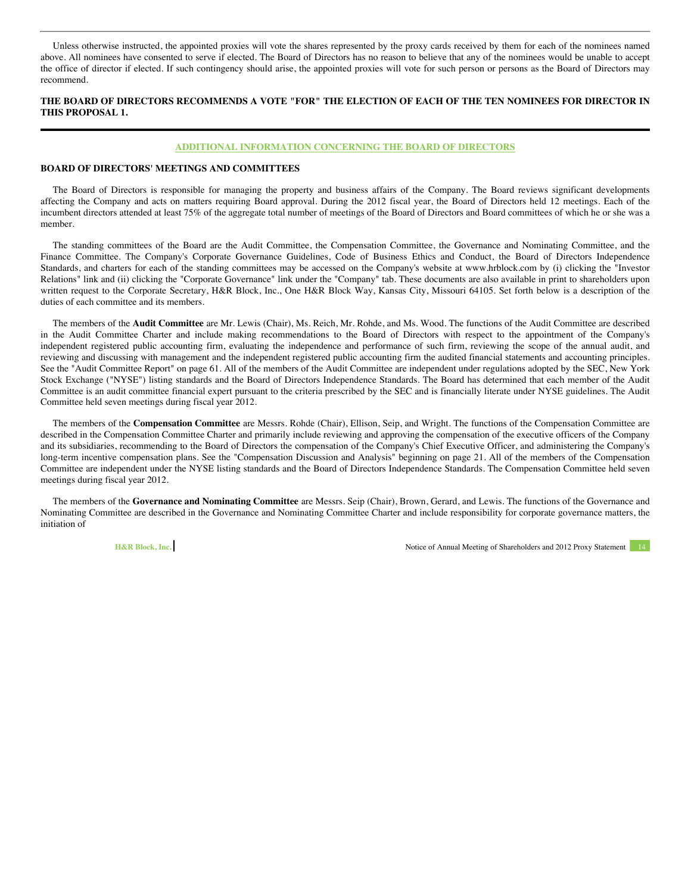Unless otherwise instructed, the appointed proxies will vote the shares represented by the proxy cards received by them for each of the nominees named above. All nominees have consented to serve if elected. The Board of Directors has no reason to believe that any of the nominees would be unable to accept the office of director if elected. If such contingency should arise, the appointed proxies will vote for such person or persons as the Board of Directors may recommend.

**THE BOARD OF DIRECTORS RECOMMENDS A VOTE "FOR" THE ELECTION OF EACH OF THE TEN NOMINEES FOR DIRECTOR IN THIS PROPOSAL 1.**

## ADDITIONAL INFORMATION CONCERNING THE BOARD OF DIRECTORS

### BOARD OF DIRECTORS' MEETINGS AND COMMITTEES

The Board of Directors is responsible for managing the property and business affairs of the Company. The Board reviews significant developments affecting the Company and acts on matters requiring Board approval. During the 2012 fiscal year, the Board of Directors held 12 meetings. Each of the incumbent directors attended at least 75% of the aggregate total number of meetings of the Board of Directors and Board committees of which he or she was a member.

The standing committees of the Board are the Audit Committee, the Compensation Committee, the Governance and Nominating Committee, and the Finance Committee. The Company's Corporate Governance Guidelines, Code of Business Ethics and Conduct, the Board of Directors Independence Standards, and charters for each of the standing committees may be accessed on the Company's website at www.hrblock.com by (i) clicking the "Investor Relations" link and (ii) clicking the "Corporate Governance" link under the "Company" tab. These documents are also available in print to shareholders upon written request to the Corporate Secretary, H&R Block, Inc., One H&R Block Way, Kansas City, Missouri 64105. Set forth below is a description of the duties of each committee and its members.

The members of the **Audit Committee** are Mr. Lewis (Chair), Ms. Reich, Mr. Rohde, and Ms. Wood. The functions of the Audit Committee are described in the Audit Committee Charter and include making recommendations to the Board of Directors with respect to the appointment of the Company's independent registered public accounting firm, evaluating the independence and performance of such firm, reviewing the scope of the annual audit, and reviewing and discussing with management and the independent registered public accounting firm the audited financial statements and accounting principles. See the "Audit Committee Report" on page 61. All of the members of the Audit Committee are independent under regulations adopted by the SEC, New York Stock Exchange ("NYSE") listing standards and the Board of Directors Independence Standards. The Board has determined that each member of the Audit Committee is an audit committee financial expert pursuant to the criteria prescribed by the SEC and is financially literate under NYSE guidelines. The Audit Committee held seven meetings during fiscal year 2012.

The members of the **Compensation Committee** are Messrs. Rohde (Chair), Ellison, Seip, and Wright. The functions of the Compensation Committee are described in the Compensation Committee Charter and primarily include reviewing and approving the compensation of the executive officers of the Company and its subsidiaries, recommending to the Board of Directors the compensation of the Company's Chief Executive Officer, and administering the Company's long-term incentive compensation plans. See the "Compensation Discussion and Analysis" beginning on page 21. All of the members of the Compensation Committee are independent under the NYSE listing standards and the Board of Directors Independence Standards. The Compensation Committee held seven meetings during fiscal year 2012.

The members of the **Governance and Nominating Committee** are Messrs. Seip (Chair), Brown, Gerard, and Lewis. The functions of the Governance and Nominating Committee are described in the Governance and Nominating Committee Charter and include responsibility for corporate governance matters, the initiation of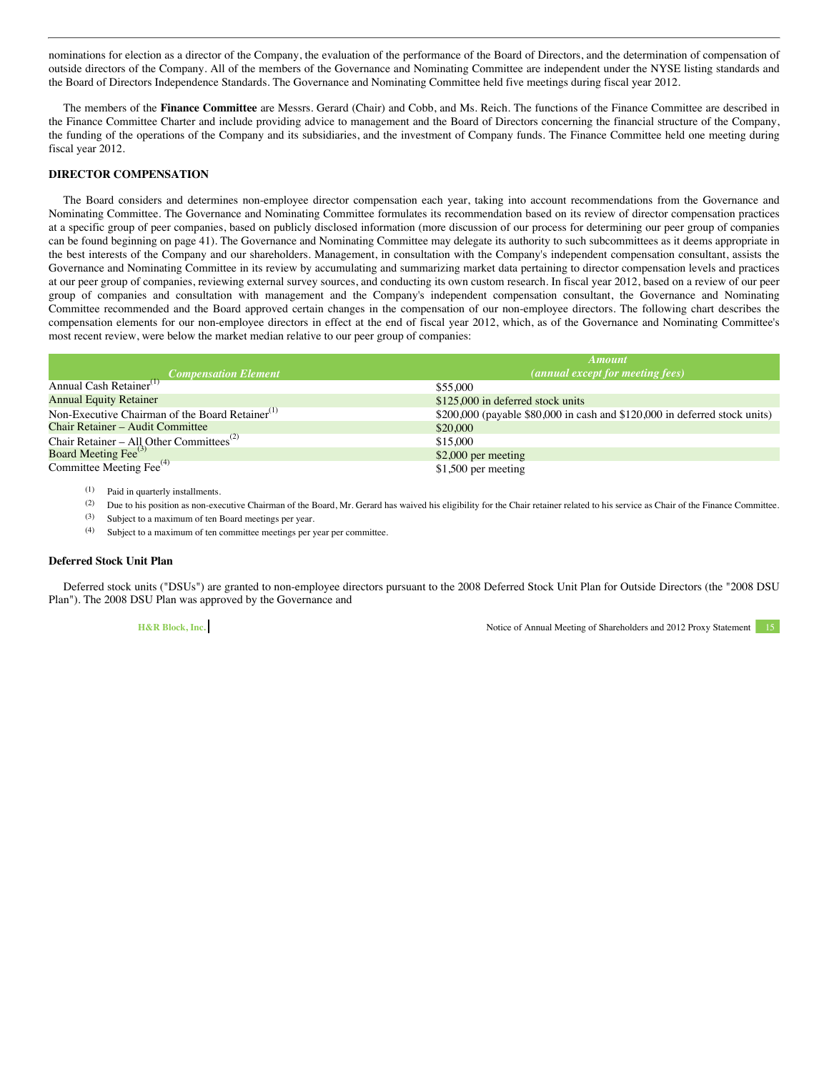nominations for election as a director of the Company, the evaluation of the performance of the Board of Directors, and the determination of compensation of outside directors of the Company. All of the members of the Governance and Nominating Committee are independent under the NYSE listing standards and the Board of Directors Independence Standards. The Governance and Nominating Committee held five meetings during fiscal year 2012.

The members of the **Finance Committee** are Messrs. Gerard (Chair) and Cobb, and Ms. Reich. The functions of the Finance Committee are described in the Finance Committee Charter and include providing advice to management and the Board of Directors concerning the financial structure of the Company, the funding of the operations of the Company and its subsidiaries, and the investment of Company funds. The Finance Committee held one meeting during fiscal year 2012.

## DIRECTOR COMPENSATION

The Board considers and determines non-employee director compensation each year, taking into account recommendations from the Governance and Nominating Committee. The Governance and Nominating Committee formulates its recommendation based on its review of director compensation practices at a specific group of peer companies, based on publicly disclosed information (more discussion of our process for determining our peer group of companies can be found beginning on page 41). The Governance and Nominating Committee may delegate its authority to such subcommittees as it deems appropriate in the best interests of the Company and our shareholders. Management, in consultation with the Company's independent compensation consultant, assists the Governance and Nominating Committee in its review by accumulating and summarizing market data pertaining to director compensation levels and practices at our peer group of companies, reviewing external survey sources, and conducting its own custom research. In fiscal year 2012, based on a review of our peer group of companies and consultation with management and the Company's independent compensation consultant, the Governance and Nominating Committee recommended and the Board approved certain changes in the compensation of our non-employee directors. The following chart describes the compensation elements for our non-employee directors in effect at the end of fiscal year 2012, which, as of the Governance and Nominating Committee's most recent review, were below the market median relative to our peer group of companies:

| *Compensation Element* | *Amount (annual except for meeting fees)* |
|---|---|
| Annual Cash Retainer[(1)] | $55,000 |
| Annual Equity Retainer | $125,000 in deferred stock units |
| Non-Executive Chairman of the Board Retainer[(1)] | $200,000 (payable $80,000 in cash and $120,000 in deferred stock units) |
| Chair Retainer – Audit Committee | $20,000 |
| Chair Retainer – All Other Committees[(2)] | $15,000 |
| Board Meeting Fee[(3)] | $2,000 per meeting |
| Committee Meeting Fee[(4)] | $1,500 per meeting |

(1) Paid in quarterly installments.

(2) Due to his position as non-executive Chairman of the Board, Mr. Gerard has waived his eligibility for the Chair retainer related to his service as Chair of the Finance Committee.

(3) Subject to a maximum of ten Board meetings per year.

(4) Subject to a maximum of ten committee meetings per year per committee.

### Deferred Stock Unit Plan

Deferred stock units ("DSUs") are granted to non-employee directors pursuant to the 2008 Deferred Stock Unit Plan for Outside Directors (the "2008 DSU Plan"). The 2008 DSU Plan was approved by the Governance and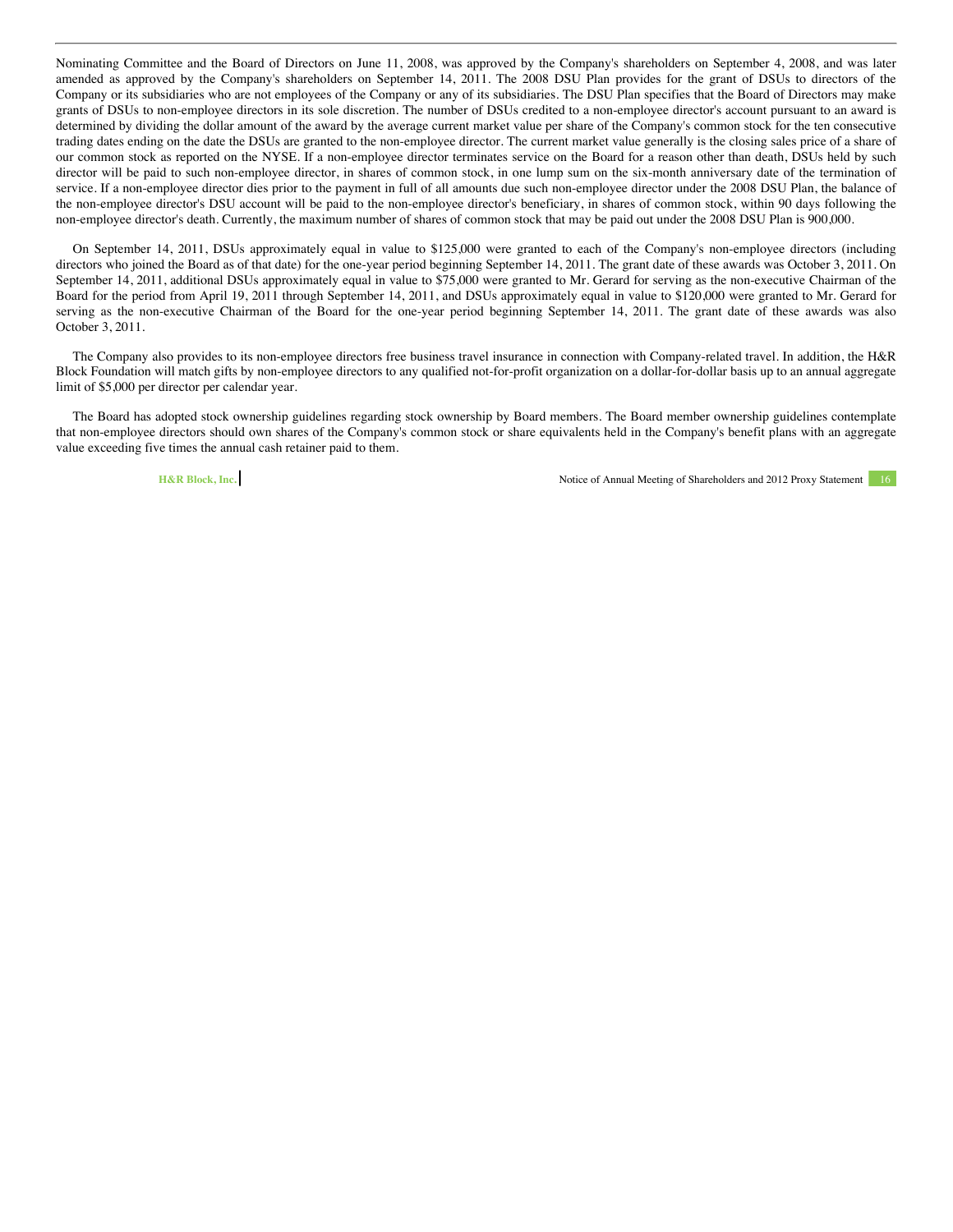Nominating Committee and the Board of Directors on June 11, 2008, was approved by the Company's shareholders on September 4, 2008, and was later amended as approved by the Company's shareholders on September 14, 2011. The 2008 DSU Plan provides for the grant of DSUs to directors of the Company or its subsidiaries who are not employees of the Company or any of its subsidiaries. The DSU Plan specifies that the Board of Directors may make grants of DSUs to non-employee directors in its sole discretion. The number of DSUs credited to a non-employee director's account pursuant to an award is determined by dividing the dollar amount of the award by the average current market value per share of the Company's common stock for the ten consecutive trading dates ending on the date the DSUs are granted to the non-employee director. The current market value generally is the closing sales price of a share of our common stock as reported on the NYSE. If a non-employee director terminates service on the Board for a reason other than death, DSUs held by such director will be paid to such non-employee director, in shares of common stock, in one lump sum on the six-month anniversary date of the termination of service. If a non-employee director dies prior to the payment in full of all amounts due such non-employee director under the 2008 DSU Plan, the balance of the non-employee director's DSU account will be paid to the non-employee director's beneficiary, in shares of common stock, within 90 days following the non-employee director's death. Currently, the maximum number of shares of common stock that may be paid out under the 2008 DSU Plan is 900,000.

On September 14, 2011, DSUs approximately equal in value to $125,000 were granted to each of the Company's non-employee directors (including directors who joined the Board as of that date) for the one-year period beginning September 14, 2011. The grant date of these awards was October 3, 2011. On September 14, 2011, additional DSUs approximately equal in value to $75,000 were granted to Mr. Gerard for serving as the non-executive Chairman of the Board for the period from April 19, 2011 through September 14, 2011, and DSUs approximately equal in value to $120,000 were granted to Mr. Gerard for serving as the non-executive Chairman of the Board for the one-year period beginning September 14, 2011. The grant date of these awards was also October 3, 2011.

The Company also provides to its non-employee directors free business travel insurance in connection with Company-related travel. In addition, the H&R Block Foundation will match gifts by non-employee directors to any qualified not-for-profit organization on a dollar-for-dollar basis up to an annual aggregate limit of $5,000 per director per calendar year.

The Board has adopted stock ownership guidelines regarding stock ownership by Board members. The Board member ownership guidelines contemplate that non-employee directors should own shares of the Company's common stock or share equivalents held in the Company's benefit plans with an aggregate value exceeding five times the annual cash retainer paid to them.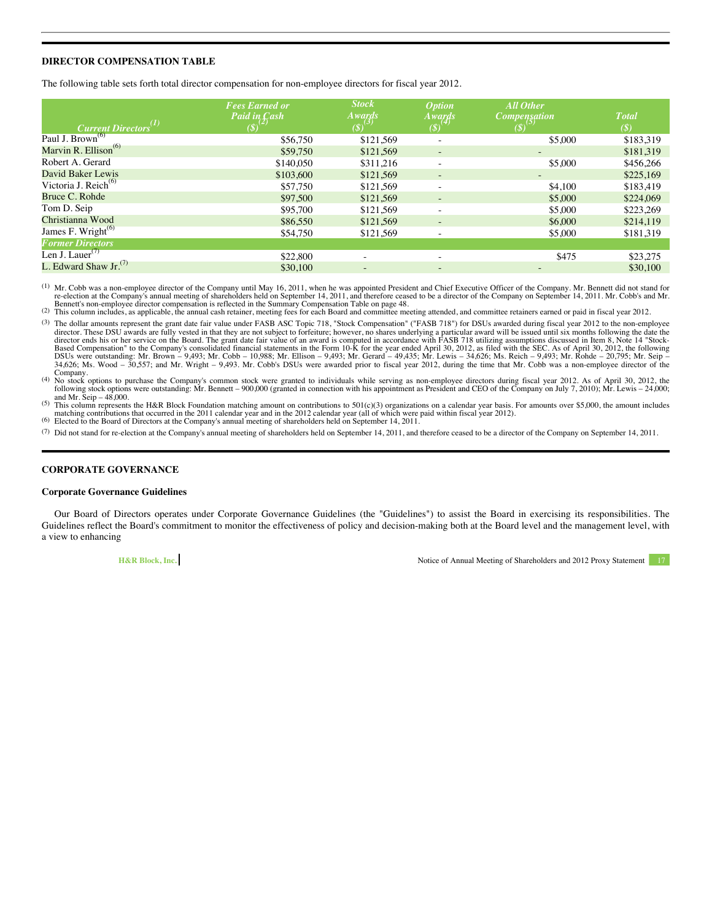## DIRECTOR COMPENSATION TABLE

The following table sets forth total director compensation for non-employee directors for fiscal year 2012.

| *Current Directors*[1] | *Fees Earned or Paid in Cash ($)*[2] | *Stock Awards ($)*[3] | *Option Awards ($)*[4] | *All Other Compensation ($)*[5] | *Total ($)* |
|---|---|---|---|---|---|
| Paul J. Brown[6] | $56,750 | $121,569 | - | $5,000 | $183,319 |
| Marvin R. Ellison[6] | $59,750 | $121,569 | - | - | $181,319 |
| Robert A. Gerard | $140,050 | $311,216 | - | $5,000 | $456,266 |
| David Baker Lewis | $103,600 | $121,569 | - | - | $225,169 |
| Victoria J. Reich[6] | $57,750 | $121,569 | - | $4,100 | $183,419 |
| Bruce C. Rohde | $97,500 | $121,569 | - | $5,000 | $224,069 |
| Tom D. Seip | $95,700 | $121,569 | - | $5,000 | $223,269 |
| Christianna Wood | $86,550 | $121,569 | - | $6,000 | $214,119 |
| James F. Wright[6] | $54,750 | $121,569 | - | $5,000 | $181,319 |
| *Former Directors* | | | | | |
| Len J. Lauer[7] | $22,800 | - | - | $475 | $23,275 |
| L. Edward Shaw Jr.[7] | $30,100 | - | - | - | $30,100 |

[1] Mr. Cobb was a non-employee director of the Company until May 16, 2011, when he was appointed President and Chief Executive Officer of the Company. Mr. Bennett did not stand for re-election at the Company's annual meeting of shareholders held on September 14, 2011, and therefore ceased to be a director of the Company on September 14, 2011. Mr. Cobb's and Mr. Bennett's non-employee director compensation is reflected in the Summary Compensation Table on page 48.

[2] This column includes, as applicable, the annual cash retainer, meeting fees for each Board and committee meeting attended, and committee retainers earned or paid in fiscal year 2012.

[3] The dollar amounts represent the grant date fair value under FASB ASC Topic 718, "Stock Compensation" ("FASB 718") for DSUs awarded during fiscal year 2012 to the non-employee director. These DSU awards are fully vested in that they are not subject to forfeiture; however, no shares underlying a particular award will be issued until six months following the date the director ends his or her service on the Board. The grant date fair value of an award is computed in accordance with FASB 718 utilizing assumptions discussed in Item 8, Note 14 "Stock-Based Compensation" to the Company's consolidated financial statements in the Form 10-K for the year ended April 30, 2012, as filed with the SEC. As of April 30, 2012, the following DSUs were outstanding: Mr. Brown – 9,493; Mr. Cobb – 10,988; Mr. Ellison – 9,493; Mr. Gerard – 49,435; Mr. Lewis – 34,626; Ms. Reich – 9,493; Mr. Rohde – 20,795; Mr. Seip – 34,626; Ms. Wood – 30,557; and Mr. Wright – 9,493. Mr. Cobb's DSUs were awarded prior to fiscal year 2012, during the time that Mr. Cobb was a non-employee director of the Company.

[4] No stock options to purchase the Company's common stock were granted to individuals while serving as non-employee directors during fiscal year 2012. As of April 30, 2012, the following stock options were outstanding: Mr. Bennett – 900,000 (granted in connection with his appointment as President and CEO of the Company on July 7, 2010); Mr. Lewis – 24,000; and Mr. Seip – 48,000.

[5] This column represents the H&R Block Foundation matching amount on contributions to 501(c)(3) organizations on a calendar year basis. For amounts over $5,000, the amount includes matching contributions that occurred in the 2011 calendar year and in the 2012 calendar year (all of which were paid within fiscal year 2012).

[6] Elected to the Board of Directors at the Company's annual meeting of shareholders held on September 14, 2011.

[7] Did not stand for re-election at the Company's annual meeting of shareholders held on September 14, 2011, and therefore ceased to be a director of the Company on September 14, 2011.

## CORPORATE GOVERNANCE

### Corporate Governance Guidelines

Our Board of Directors operates under Corporate Governance Guidelines (the "Guidelines") to assist the Board in exercising its responsibilities. The Guidelines reflect the Board's commitment to monitor the effectiveness of policy and decision-making both at the Board level and the management level, with a view to enhancing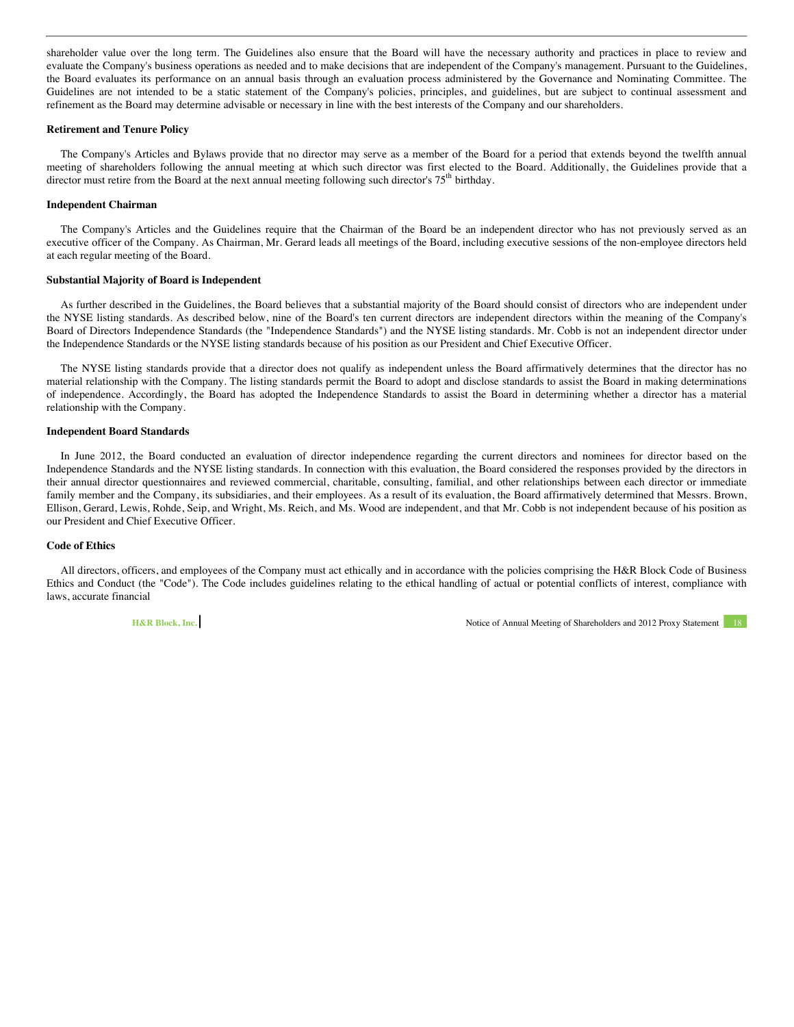shareholder value over the long term. The Guidelines also ensure that the Board will have the necessary authority and practices in place to review and evaluate the Company's business operations as needed and to make decisions that are independent of the Company's management. Pursuant to the Guidelines, the Board evaluates its performance on an annual basis through an evaluation process administered by the Governance and Nominating Committee. The Guidelines are not intended to be a static statement of the Company's policies, principles, and guidelines, but are subject to continual assessment and refinement as the Board may determine advisable or necessary in line with the best interests of the Company and our shareholders.

**Retirement and Tenure Policy**

The Company's Articles and Bylaws provide that no director may serve as a member of the Board for a period that extends beyond the twelfth annual meeting of shareholders following the annual meeting at which such director was first elected to the Board. Additionally, the Guidelines provide that a director must retire from the Board at the next annual meeting following such director's 75th birthday.

**Independent Chairman**

The Company's Articles and the Guidelines require that the Chairman of the Board be an independent director who has not previously served as an executive officer of the Company. As Chairman, Mr. Gerard leads all meetings of the Board, including executive sessions of the non-employee directors held at each regular meeting of the Board.

**Substantial Majority of Board is Independent**

As further described in the Guidelines, the Board believes that a substantial majority of the Board should consist of directors who are independent under the NYSE listing standards. As described below, nine of the Board's ten current directors are independent directors within the meaning of the Company's Board of Directors Independence Standards (the "Independence Standards") and the NYSE listing standards. Mr. Cobb is not an independent director under the Independence Standards or the NYSE listing standards because of his position as our President and Chief Executive Officer.

The NYSE listing standards provide that a director does not qualify as independent unless the Board affirmatively determines that the director has no material relationship with the Company. The listing standards permit the Board to adopt and disclose standards to assist the Board in making determinations of independence. Accordingly, the Board has adopted the Independence Standards to assist the Board in determining whether a director has a material relationship with the Company.

**Independent Board Standards**

In June 2012, the Board conducted an evaluation of director independence regarding the current directors and nominees for director based on the Independence Standards and the NYSE listing standards. In connection with this evaluation, the Board considered the responses provided by the directors in their annual director questionnaires and reviewed commercial, charitable, consulting, familial, and other relationships between each director or immediate family member and the Company, its subsidiaries, and their employees. As a result of its evaluation, the Board affirmatively determined that Messrs. Brown, Ellison, Gerard, Lewis, Rohde, Seip, and Wright, Ms. Reich, and Ms. Wood are independent, and that Mr. Cobb is not independent because of his position as our President and Chief Executive Officer.

**Code of Ethics**

All directors, officers, and employees of the Company must act ethically and in accordance with the policies comprising the H&R Block Code of Business Ethics and Conduct (the "Code"). The Code includes guidelines relating to the ethical handling of actual or potential conflicts of interest, compliance with laws, accurate financial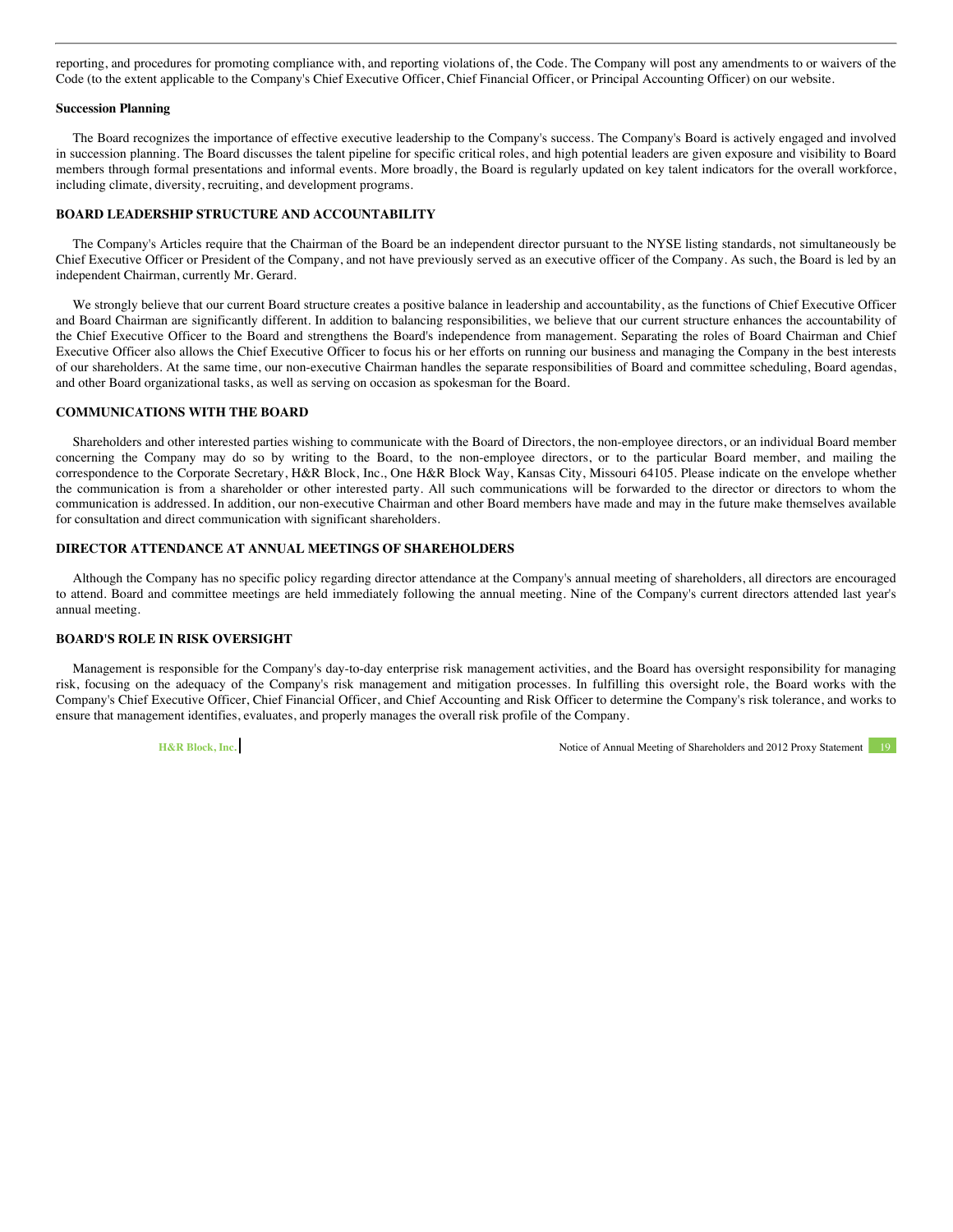reporting, and procedures for promoting compliance with, and reporting violations of, the Code. The Company will post any amendments to or waivers of the Code (to the extent applicable to the Company's Chief Executive Officer, Chief Financial Officer, or Principal Accounting Officer) on our website.

**Succession Planning**

The Board recognizes the importance of effective executive leadership to the Company's success. The Company's Board is actively engaged and involved in succession planning. The Board discusses the talent pipeline for specific critical roles, and high potential leaders are given exposure and visibility to Board members through formal presentations and informal events. More broadly, the Board is regularly updated on key talent indicators for the overall workforce, including climate, diversity, recruiting, and development programs.

## BOARD LEADERSHIP STRUCTURE AND ACCOUNTABILITY

The Company's Articles require that the Chairman of the Board be an independent director pursuant to the NYSE listing standards, not simultaneously be Chief Executive Officer or President of the Company, and not have previously served as an executive officer of the Company. As such, the Board is led by an independent Chairman, currently Mr. Gerard.

We strongly believe that our current Board structure creates a positive balance in leadership and accountability, as the functions of Chief Executive Officer and Board Chairman are significantly different. In addition to balancing responsibilities, we believe that our current structure enhances the accountability of the Chief Executive Officer to the Board and strengthens the Board's independence from management. Separating the roles of Board Chairman and Chief Executive Officer also allows the Chief Executive Officer to focus his or her efforts on running our business and managing the Company in the best interests of our shareholders. At the same time, our non-executive Chairman handles the separate responsibilities of Board and committee scheduling, Board agendas, and other Board organizational tasks, as well as serving on occasion as spokesman for the Board.

## COMMUNICATIONS WITH THE BOARD

Shareholders and other interested parties wishing to communicate with the Board of Directors, the non-employee directors, or an individual Board member concerning the Company may do so by writing to the Board, to the non-employee directors, or to the particular Board member, and mailing the correspondence to the Corporate Secretary, H&R Block, Inc., One H&R Block Way, Kansas City, Missouri 64105. Please indicate on the envelope whether the communication is from a shareholder or other interested party. All such communications will be forwarded to the director or directors to whom the communication is addressed. In addition, our non-executive Chairman and other Board members have made and may in the future make themselves available for consultation and direct communication with significant shareholders.

## DIRECTOR ATTENDANCE AT ANNUAL MEETINGS OF SHAREHOLDERS

Although the Company has no specific policy regarding director attendance at the Company's annual meeting of shareholders, all directors are encouraged to attend. Board and committee meetings are held immediately following the annual meeting. Nine of the Company's current directors attended last year's annual meeting.

## BOARD'S ROLE IN RISK OVERSIGHT

Management is responsible for the Company's day-to-day enterprise risk management activities, and the Board has oversight responsibility for managing risk, focusing on the adequacy of the Company's risk management and mitigation processes. In fulfilling this oversight role, the Board works with the Company's Chief Executive Officer, Chief Financial Officer, and Chief Accounting and Risk Officer to determine the Company's risk tolerance, and works to ensure that management identifies, evaluates, and properly manages the overall risk profile of the Company.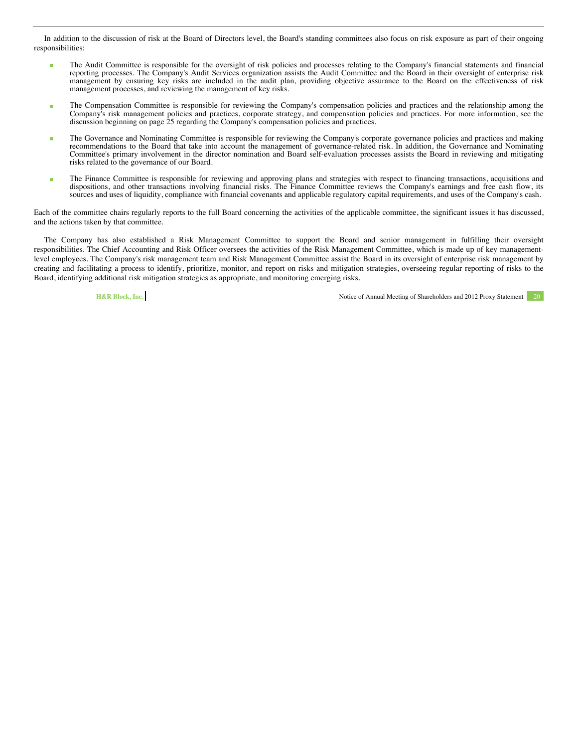In addition to the discussion of risk at the Board of Directors level, the Board's standing committees also focus on risk exposure as part of their ongoing responsibilities:

- The Audit Committee is responsible for the oversight of risk policies and processes relating to the Company's financial statements and financial reporting processes. The Company's Audit Services organization assists the Audit Committee and the Board in their oversight of enterprise risk management by ensuring key risks are included in the audit plan, providing objective assurance to the Board on the effectiveness of risk management processes, and reviewing the management of key risks.

- The Compensation Committee is responsible for reviewing the Company's compensation policies and practices and the relationship among the Company's risk management policies and practices, corporate strategy, and compensation policies and practices. For more information, see the discussion beginning on page 25 regarding the Company's compensation policies and practices.

- The Governance and Nominating Committee is responsible for reviewing the Company's corporate governance policies and practices and making recommendations to the Board that take into account the management of governance-related risk. In addition, the Governance and Nominating Committee's primary involvement in the director nomination and Board self-evaluation processes assists the Board in reviewing and mitigating risks related to the governance of our Board.

- The Finance Committee is responsible for reviewing and approving plans and strategies with respect to financing transactions, acquisitions and dispositions, and other transactions involving financial risks. The Finance Committee reviews the Company's earnings and free cash flow, its sources and uses of liquidity, compliance with financial covenants and applicable regulatory capital requirements, and uses of the Company's cash.

Each of the committee chairs regularly reports to the full Board concerning the activities of the applicable committee, the significant issues it has discussed, and the actions taken by that committee.

The Company has also established a Risk Management Committee to support the Board and senior management in fulfilling their oversight responsibilities. The Chief Accounting and Risk Officer oversees the activities of the Risk Management Committee, which is made up of key management-level employees. The Company's risk management team and Risk Management Committee assist the Board in its oversight of enterprise risk management by creating and facilitating a process to identify, prioritize, monitor, and report on risks and mitigation strategies, overseeing regular reporting of risks to the Board, identifying additional risk mitigation strategies as appropriate, and monitoring emerging risks.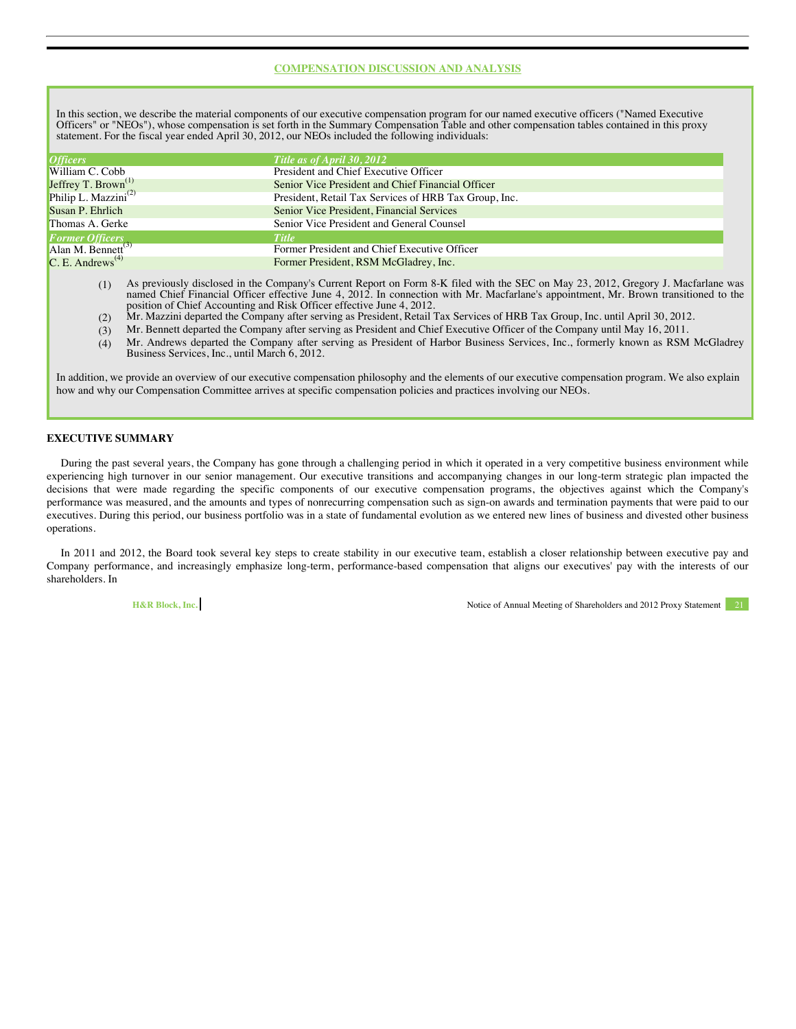## COMPENSATION DISCUSSION AND ANALYSIS

In this section, we describe the material components of our executive compensation program for our named executive officers ("Named Executive Officers" or "NEOs"), whose compensation is set forth in the Summary Compensation Table and other compensation tables contained in this proxy statement. For the fiscal year ended April 30, 2012, our NEOs included the following individuals:

| *Officers* | *Title as of April 30, 2012* |
|---|---|
| William C. Cobb | President and Chief Executive Officer |
| Jeffrey T. Brown[1] | Senior Vice President and Chief Financial Officer |
| Philip L. Mazzini[2] | President, Retail Tax Services of HRB Tax Group, Inc. |
| Susan P. Ehrlich | Senior Vice President, Financial Services |
| Thomas A. Gerke | Senior Vice President and General Counsel |
| *Former Officers* | *Title* |
| Alan M. Bennett[3] | Former President and Chief Executive Officer |
| C. E. Andrews[4] | Former President, RSM McGladrey, Inc. |

(1) As previously disclosed in the Company's Current Report on Form 8-K filed with the SEC on May 23, 2012, Gregory J. Macfarlane was named Chief Financial Officer effective June 4, 2012. In connection with Mr. Macfarlane's appointment, Mr. Brown transitioned to the position of Chief Accounting and Risk Officer effective June 4, 2012.

(2) Mr. Mazzini departed the Company after serving as President, Retail Tax Services of HRB Tax Group, Inc. until April 30, 2012.

(3) Mr. Bennett departed the Company after serving as President and Chief Executive Officer of the Company until May 16, 2011.

(4) Mr. Andrews departed the Company after serving as President of Harbor Business Services, Inc., formerly known as RSM McGladrey Business Services, Inc., until March 6, 2012.

In addition, we provide an overview of our executive compensation philosophy and the elements of our executive compensation program. We also explain how and why our Compensation Committee arrives at specific compensation policies and practices involving our NEOs.

### EXECUTIVE SUMMARY

During the past several years, the Company has gone through a challenging period in which it operated in a very competitive business environment while experiencing high turnover in our senior management. Our executive transitions and accompanying changes in our long-term strategic plan impacted the decisions that were made regarding the specific components of our executive compensation programs, the objectives against which the Company's performance was measured, and the amounts and types of nonrecurring compensation such as sign-on awards and termination payments that were paid to our executives. During this period, our business portfolio was in a state of fundamental evolution as we entered new lines of business and divested other business operations.

In 2011 and 2012, the Board took several key steps to create stability in our executive team, establish a closer relationship between executive pay and Company performance, and increasingly emphasize long-term, performance-based compensation that aligns our executives' pay with the interests of our shareholders. In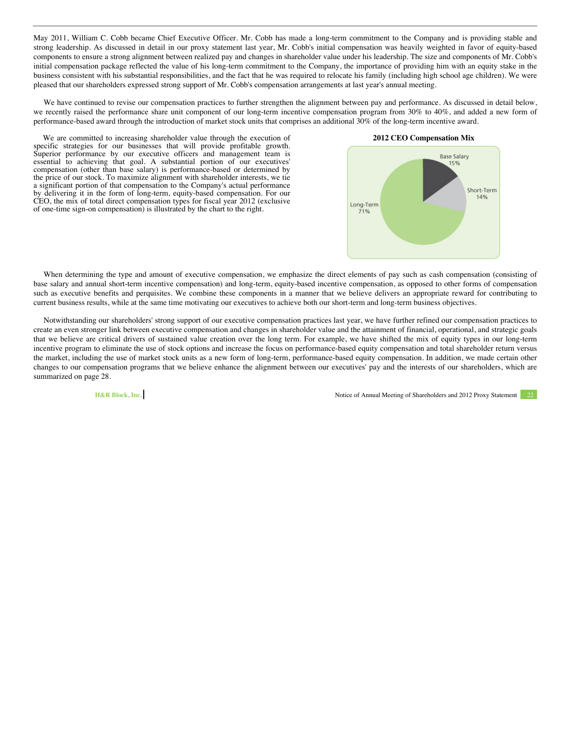May 2011, William C. Cobb became Chief Executive Officer. Mr. Cobb has made a long-term commitment to the Company and is providing stable and strong leadership. As discussed in detail in our proxy statement last year, Mr. Cobb's initial compensation was heavily weighted in favor of equity-based components to ensure a strong alignment between realized pay and changes in shareholder value under his leadership. The size and components of Mr. Cobb's initial compensation package reflected the value of his long-term commitment to the Company, the importance of providing him with an equity stake in the business consistent with his substantial responsibilities, and the fact that he was required to relocate his family (including high school age children). We were pleased that our shareholders expressed strong support of Mr. Cobb's compensation arrangements at last year's annual meeting.

We have continued to revise our compensation practices to further strengthen the alignment between pay and performance. As discussed in detail below, we recently raised the performance share unit component of our long-term incentive compensation program from 30% to 40%, and added a new form of performance-based award through the introduction of market stock units that comprises an additional 30% of the long-term incentive award.

We are committed to increasing shareholder value through the execution of specific strategies for our businesses that will provide profitable growth. Superior performance by our executive officers and management team is essential to achieving that goal. A substantial portion of our executives' compensation (other than base salary) is performance-based or determined by the price of our stock. To maximize alignment with shareholder interests, we tie a significant portion of that compensation to the Company's actual performance by delivering it in the form of long-term, equity-based compensation. For our CEO, the mix of total direct compensation types for fiscal year 2012 (exclusive of one-time sign-on compensation) is illustrated by the chart to the right.

**2012 CEO Compensation Mix**

| Component | Percentage |
|---|---|
| Base Salary | 15% |
| Short-Term | 14% |
| Long-Term | 71% |

When determining the type and amount of executive compensation, we emphasize the direct elements of pay such as cash compensation (consisting of base salary and annual short-term incentive compensation) and long-term, equity-based incentive compensation, as opposed to other forms of compensation such as executive benefits and perquisites. We combine these components in a manner that we believe delivers an appropriate reward for contributing to current business results, while at the same time motivating our executives to achieve both our short-term and long-term business objectives.

Notwithstanding our shareholders' strong support of our executive compensation practices last year, we have further refined our compensation practices to create an even stronger link between executive compensation and changes in shareholder value and the attainment of financial, operational, and strategic goals that we believe are critical drivers of sustained value creation over the long term. For example, we have shifted the mix of equity types in our long-term incentive program to eliminate the use of stock options and increase the focus on performance-based equity compensation and total shareholder return versus the market, including the use of market stock units as a new form of long-term, performance-based equity compensation. In addition, we made certain other changes to our compensation programs that we believe enhance the alignment between our executives' pay and the interests of our shareholders, which are summarized on page 28.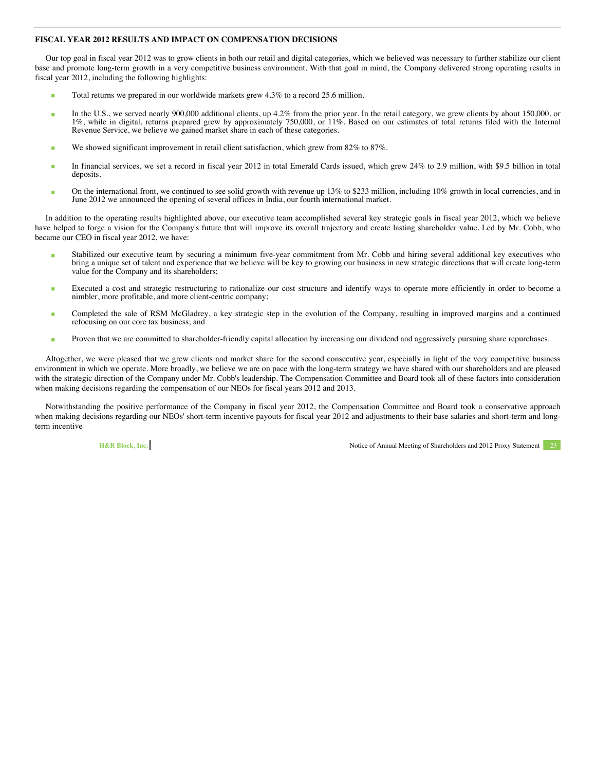## FISCAL YEAR 2012 RESULTS AND IMPACT ON COMPENSATION DECISIONS

Our top goal in fiscal year 2012 was to grow clients in both our retail and digital categories, which we believed was necessary to further stabilize our client base and promote long-term growth in a very competitive business environment. With that goal in mind, the Company delivered strong operating results in fiscal year 2012, including the following highlights:

- Total returns we prepared in our worldwide markets grew 4.3% to a record 25.6 million.
- In the U.S., we served nearly 900,000 additional clients, up 4.2% from the prior year. In the retail category, we grew clients by about 150,000, or 1%, while in digital, returns prepared grew by approximately 750,000, or 11%. Based on our estimates of total returns filed with the Internal Revenue Service, we believe we gained market share in each of these categories.
- We showed significant improvement in retail client satisfaction, which grew from 82% to 87%.
- In financial services, we set a record in fiscal year 2012 in total Emerald Cards issued, which grew 24% to 2.9 million, with $9.5 billion in total deposits.
- On the international front, we continued to see solid growth with revenue up 13% to $233 million, including 10% growth in local currencies, and in June 2012 we announced the opening of several offices in India, our fourth international market.

In addition to the operating results highlighted above, our executive team accomplished several key strategic goals in fiscal year 2012, which we believe have helped to forge a vision for the Company's future that will improve its overall trajectory and create lasting shareholder value. Led by Mr. Cobb, who became our CEO in fiscal year 2012, we have:

- Stabilized our executive team by securing a minimum five-year commitment from Mr. Cobb and hiring several additional key executives who bring a unique set of talent and experience that we believe will be key to growing our business in new strategic directions that will create long-term value for the Company and its shareholders;
- Executed a cost and strategic restructuring to rationalize our cost structure and identify ways to operate more efficiently in order to become a nimbler, more profitable, and more client-centric company;
- Completed the sale of RSM McGladrey, a key strategic step in the evolution of the Company, resulting in improved margins and a continued refocusing on our core tax business; and
- Proven that we are committed to shareholder-friendly capital allocation by increasing our dividend and aggressively pursuing share repurchases.

Altogether, we were pleased that we grew clients and market share for the second consecutive year, especially in light of the very competitive business environment in which we operate. More broadly, we believe we are on pace with the long-term strategy we have shared with our shareholders and are pleased with the strategic direction of the Company under Mr. Cobb's leadership. The Compensation Committee and Board took all of these factors into consideration when making decisions regarding the compensation of our NEOs for fiscal years 2012 and 2013.

Notwithstanding the positive performance of the Company in fiscal year 2012, the Compensation Committee and Board took a conservative approach when making decisions regarding our NEOs' short-term incentive payouts for fiscal year 2012 and adjustments to their base salaries and short-term and long-term incentive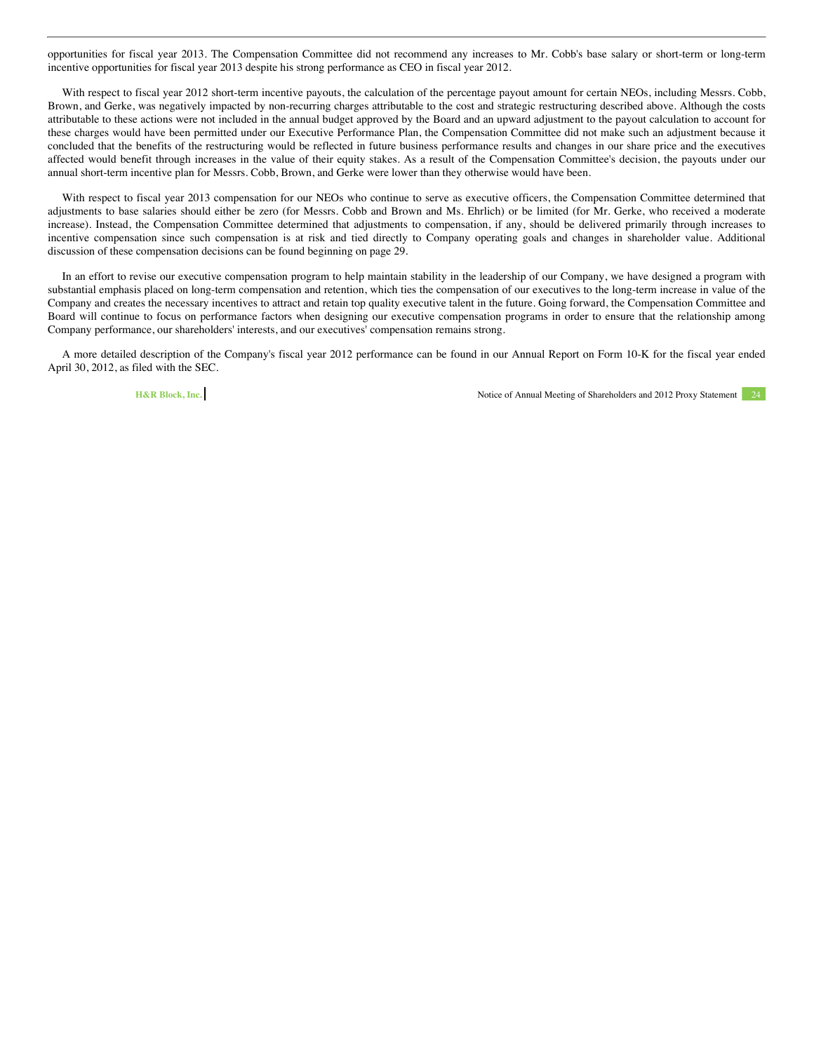opportunities for fiscal year 2013. The Compensation Committee did not recommend any increases to Mr. Cobb's base salary or short-term or long-term incentive opportunities for fiscal year 2013 despite his strong performance as CEO in fiscal year 2012.

With respect to fiscal year 2012 short-term incentive payouts, the calculation of the percentage payout amount for certain NEOs, including Messrs. Cobb, Brown, and Gerke, was negatively impacted by non-recurring charges attributable to the cost and strategic restructuring described above. Although the costs attributable to these actions were not included in the annual budget approved by the Board and an upward adjustment to the payout calculation to account for these charges would have been permitted under our Executive Performance Plan, the Compensation Committee did not make such an adjustment because it concluded that the benefits of the restructuring would be reflected in future business performance results and changes in our share price and the executives affected would benefit through increases in the value of their equity stakes. As a result of the Compensation Committee's decision, the payouts under our annual short-term incentive plan for Messrs. Cobb, Brown, and Gerke were lower than they otherwise would have been.

With respect to fiscal year 2013 compensation for our NEOs who continue to serve as executive officers, the Compensation Committee determined that adjustments to base salaries should either be zero (for Messrs. Cobb and Brown and Ms. Ehrlich) or be limited (for Mr. Gerke, who received a moderate increase). Instead, the Compensation Committee determined that adjustments to compensation, if any, should be delivered primarily through increases to incentive compensation since such compensation is at risk and tied directly to Company operating goals and changes in shareholder value. Additional discussion of these compensation decisions can be found beginning on page 29.

In an effort to revise our executive compensation program to help maintain stability in the leadership of our Company, we have designed a program with substantial emphasis placed on long-term compensation and retention, which ties the compensation of our executives to the long-term increase in value of the Company and creates the necessary incentives to attract and retain top quality executive talent in the future. Going forward, the Compensation Committee and Board will continue to focus on performance factors when designing our executive compensation programs in order to ensure that the relationship among Company performance, our shareholders' interests, and our executives' compensation remains strong.

A more detailed description of the Company's fiscal year 2012 performance can be found in our Annual Report on Form 10-K for the fiscal year ended April 30, 2012, as filed with the SEC.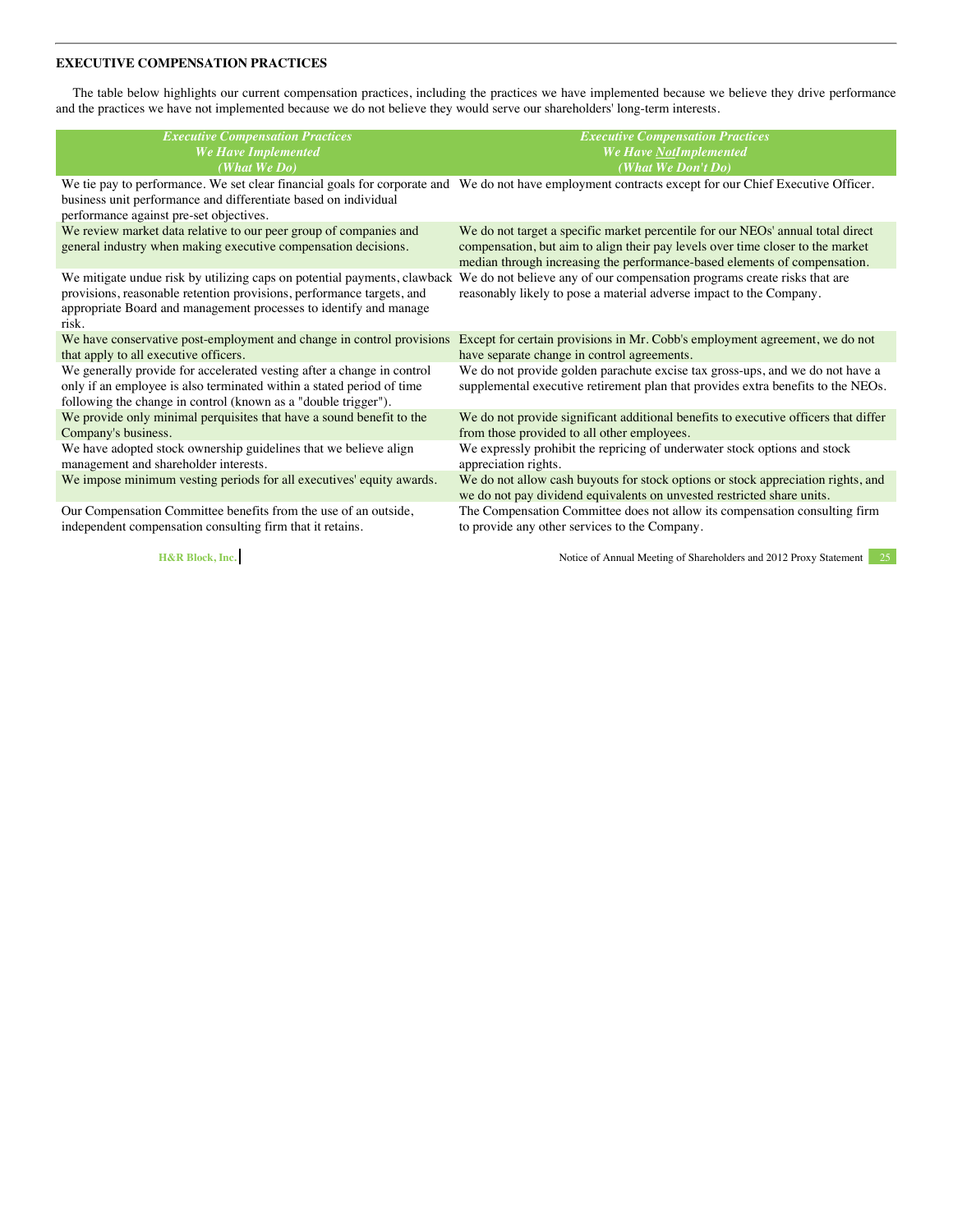## EXECUTIVE COMPENSATION PRACTICES

The table below highlights our current compensation practices, including the practices we have implemented because we believe they drive performance and the practices we have not implemented because we do not believe they would serve our shareholders' long-term interests.

| *Executive Compensation Practices We Have Implemented (What We Do)* | *Executive Compensation Practices We Have Not Implemented (What We Don't Do)* |
|---|---|
| We tie pay to performance. We set clear financial goals for corporate and business unit performance and differentiate based on individual performance against pre-set objectives. | We do not have employment contracts except for our Chief Executive Officer. |
| We review market data relative to our peer group of companies and general industry when making executive compensation decisions. | We do not target a specific market percentile for our NEOs' annual total direct compensation, but aim to align their pay levels over time closer to the market median through increasing the performance-based elements of compensation. |
| We mitigate undue risk by utilizing caps on potential payments, clawback provisions, reasonable retention provisions, performance targets, and appropriate Board and management processes to identify and manage risk. | We do not believe any of our compensation programs create risks that are reasonably likely to pose a material adverse impact to the Company. |
| We have conservative post-employment and change in control provisions that apply to all executive officers. | Except for certain provisions in Mr. Cobb's employment agreement, we do not have separate change in control agreements. |
| We generally provide for accelerated vesting after a change in control only if an employee is also terminated within a stated period of time following the change in control (known as a "double trigger"). | We do not provide golden parachute excise tax gross-ups, and we do not have a supplemental executive retirement plan that provides extra benefits to the NEOs. |
| We provide only minimal perquisites that have a sound benefit to the Company's business. | We do not provide significant additional benefits to executive officers that differ from those provided to all other employees. |
| We have adopted stock ownership guidelines that we believe align management and shareholder interests. | We expressly prohibit the repricing of underwater stock options and stock appreciation rights. |
| We impose minimum vesting periods for all executives' equity awards. | We do not allow cash buyouts for stock options or stock appreciation rights, and we do not pay dividend equivalents on unvested restricted share units. |
| Our Compensation Committee benefits from the use of an outside, independent compensation consulting firm that it retains. | The Compensation Committee does not allow its compensation consulting firm to provide any other services to the Company. |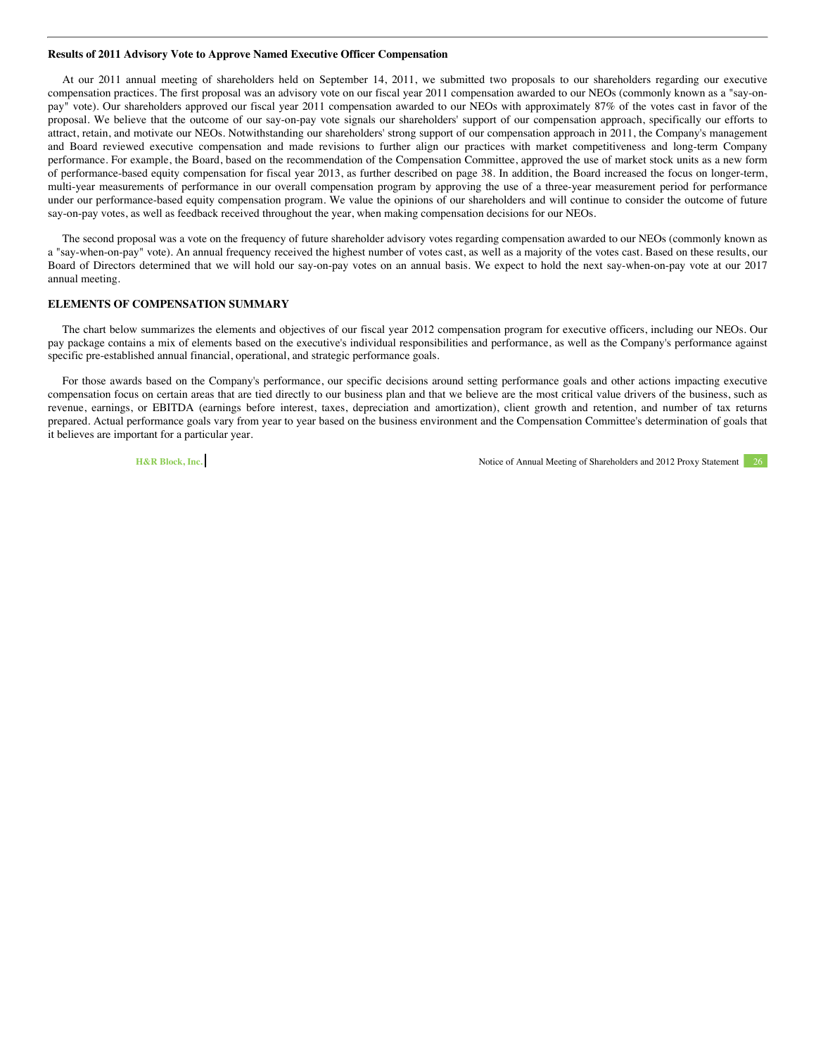**Results of 2011 Advisory Vote to Approve Named Executive Officer Compensation**

At our 2011 annual meeting of shareholders held on September 14, 2011, we submitted two proposals to our shareholders regarding our executive compensation practices. The first proposal was an advisory vote on our fiscal year 2011 compensation awarded to our NEOs (commonly known as a "say-on-pay" vote). Our shareholders approved our fiscal year 2011 compensation awarded to our NEOs with approximately 87% of the votes cast in favor of the proposal. We believe that the outcome of our say-on-pay vote signals our shareholders' support of our compensation approach, specifically our efforts to attract, retain, and motivate our NEOs. Notwithstanding our shareholders' strong support of our compensation approach in 2011, the Company's management and Board reviewed executive compensation and made revisions to further align our practices with market competitiveness and long-term Company performance. For example, the Board, based on the recommendation of the Compensation Committee, approved the use of market stock units as a new form of performance-based equity compensation for fiscal year 2013, as further described on page 38. In addition, the Board increased the focus on longer-term, multi-year measurements of performance in our overall compensation program by approving the use of a three-year measurement period for performance under our performance-based equity compensation program. We value the opinions of our shareholders and will continue to consider the outcome of future say-on-pay votes, as well as feedback received throughout the year, when making compensation decisions for our NEOs.

The second proposal was a vote on the frequency of future shareholder advisory votes regarding compensation awarded to our NEOs (commonly known as a "say-when-on-pay" vote). An annual frequency received the highest number of votes cast, as well as a majority of the votes cast. Based on these results, our Board of Directors determined that we will hold our say-on-pay votes on an annual basis. We expect to hold the next say-when-on-pay vote at our 2017 annual meeting.

**ELEMENTS OF COMPENSATION SUMMARY**

The chart below summarizes the elements and objectives of our fiscal year 2012 compensation program for executive officers, including our NEOs. Our pay package contains a mix of elements based on the executive's individual responsibilities and performance, as well as the Company's performance against specific pre-established annual financial, operational, and strategic performance goals.

For those awards based on the Company's performance, our specific decisions around setting performance goals and other actions impacting executive compensation focus on certain areas that are tied directly to our business plan and that we believe are the most critical value drivers of the business, such as revenue, earnings, or EBITDA (earnings before interest, taxes, depreciation and amortization), client growth and retention, and number of tax returns prepared. Actual performance goals vary from year to year based on the business environment and the Compensation Committee's determination of goals that it believes are important for a particular year.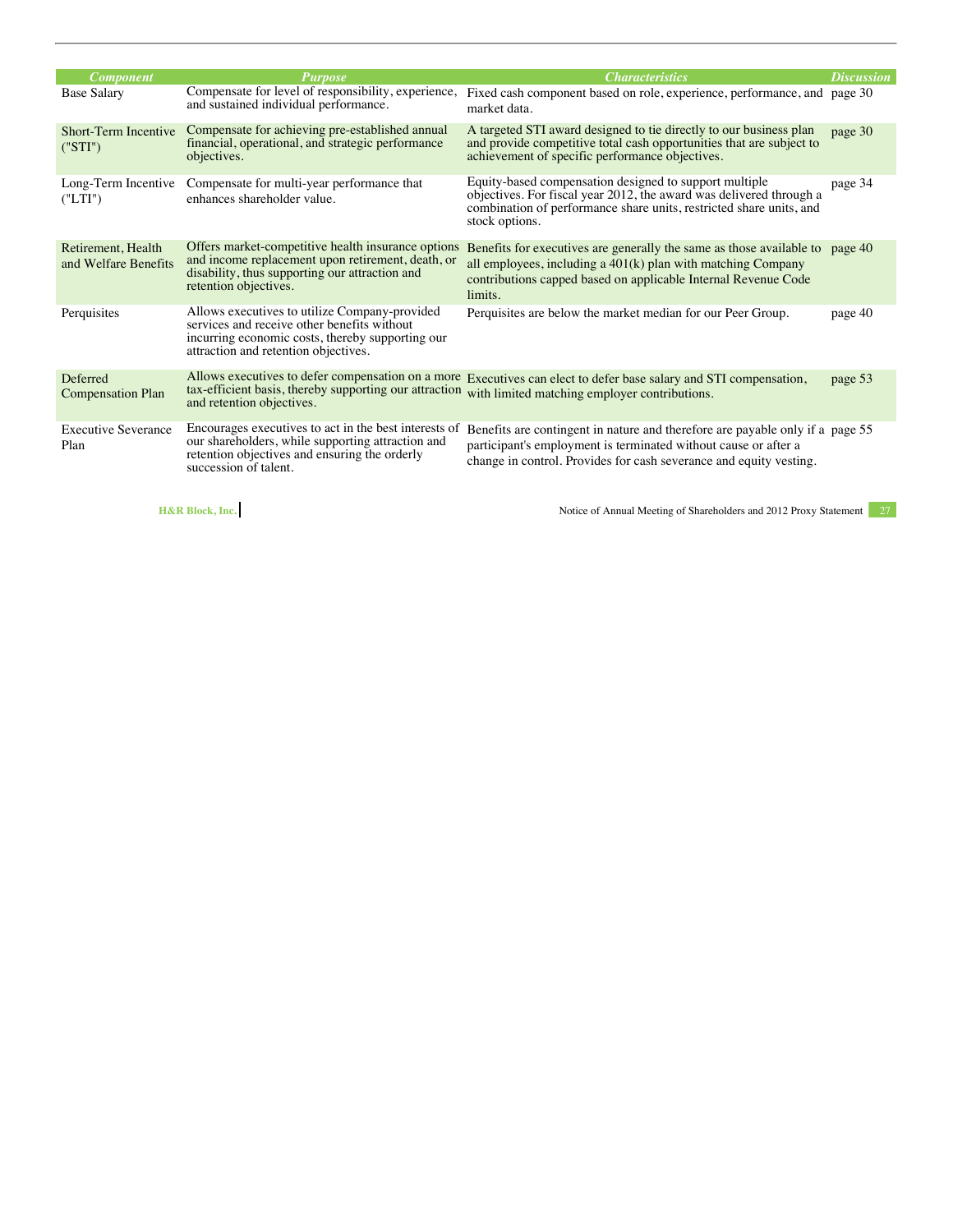| Component | Purpose | Characteristics | Discussion |
| --- | --- | --- | --- |
| Base Salary | Compensate for level of responsibility, experience, and sustained individual performance. | Fixed cash component based on role, experience, performance, and market data. | page 30 |
| Short-Term Incentive ("STI") | Compensate for achieving pre-established annual financial, operational, and strategic performance objectives. | A targeted STI award designed to tie directly to our business plan and provide competitive total cash opportunities that are subject to achievement of specific performance objectives. | page 30 |
| Long-Term Incentive ("LTI") | Compensate for multi-year performance that enhances shareholder value. | Equity-based compensation designed to support multiple objectives. For fiscal year 2012, the award was delivered through a combination of performance share units, restricted share units, and stock options. | page 34 |
| Retirement, Health and Welfare Benefits | Offers market-competitive health insurance options and income replacement upon retirement, death, or disability, thus supporting our attraction and retention objectives. | Benefits for executives are generally the same as those available to all employees, including a 401(k) plan with matching Company contributions capped based on applicable Internal Revenue Code limits. | page 40 |
| Perquisites | Allows executives to utilize Company-provided services and receive other benefits without incurring economic costs, thereby supporting our attraction and retention objectives. | Perquisites are below the market median for our Peer Group. | page 40 |
| Deferred Compensation Plan | Allows executives to defer compensation on a more tax-efficient basis, thereby supporting our attraction and retention objectives. | Executives can elect to defer base salary and STI compensation, with limited matching employer contributions. | page 53 |
| Executive Severance Plan | Encourages executives to act in the best interests of our shareholders, while supporting attraction and retention objectives and ensuring the orderly succession of talent. | Benefits are contingent in nature and therefore are payable only if a participant's employment is terminated without cause or after a change in control. Provides for cash severance and equity vesting. | page 55 |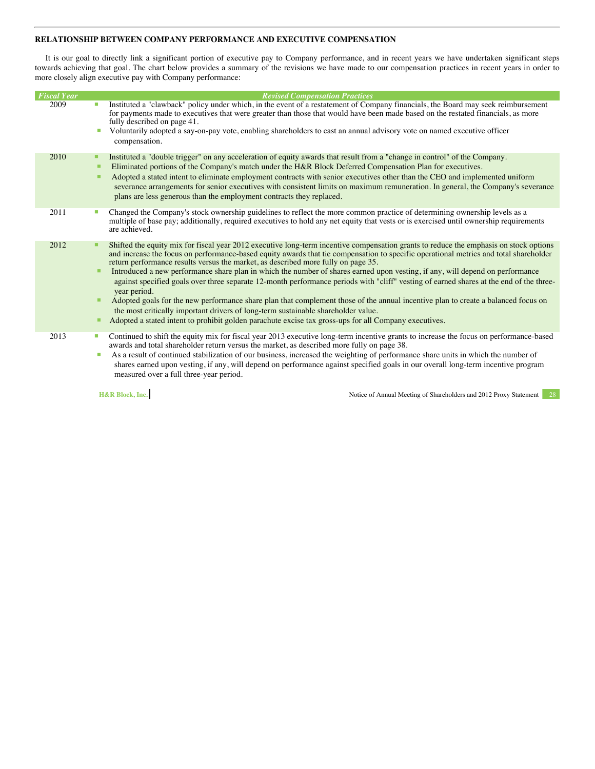## RELATIONSHIP BETWEEN COMPANY PERFORMANCE AND EXECUTIVE COMPENSATION

It is our goal to directly link a significant portion of executive pay to Company performance, and in recent years we have undertaken significant steps towards achieving that goal. The chart below provides a summary of the revisions we have made to our compensation practices in recent years in order to more closely align executive pay with Company performance:

| *Fiscal Year* | *Revised Compensation Practices* |
|---|---|
| 2009 | ▪ Instituted a "clawback" policy under which, in the event of a restatement of Company financials, the Board may seek reimbursement for payments made to executives that were greater than those that would have been made based on the restated financials, as more fully described on page 41.<br>▪ Voluntarily adopted a say-on-pay vote, enabling shareholders to cast an annual advisory vote on named executive officer compensation. |
| 2010 | ▪ Instituted a "double trigger" on any acceleration of equity awards that result from a "change in control" of the Company.<br>▪ Eliminated portions of the Company's match under the H&R Block Deferred Compensation Plan for executives.<br>▪ Adopted a stated intent to eliminate employment contracts with senior executives other than the CEO and implemented uniform severance arrangements for senior executives with consistent limits on maximum remuneration. In general, the Company's severance plans are less generous than the employment contracts they replaced. |
| 2011 | ▪ Changed the Company's stock ownership guidelines to reflect the more common practice of determining ownership levels as a multiple of base pay; additionally, required executives to hold any net equity that vests or is exercised until ownership requirements are achieved. |
| 2012 | ▪ Shifted the equity mix for fiscal year 2012 executive long-term incentive compensation grants to reduce the emphasis on stock options and increase the focus on performance-based equity awards that tie compensation to specific operational metrics and total shareholder return performance results versus the market, as described more fully on page 35.<br>▪ Introduced a new performance share plan in which the number of shares earned upon vesting, if any, will depend on performance against specified goals over three separate 12-month performance periods with "cliff" vesting of earned shares at the end of the three-year period.<br>▪ Adopted goals for the new performance share plan that complement those of the annual incentive plan to create a balanced focus on the most critically important drivers of long-term sustainable shareholder value.<br>▪ Adopted a stated intent to prohibit golden parachute excise tax gross-ups for all Company executives. |
| 2013 | ▪ Continued to shift the equity mix for fiscal year 2013 executive long-term incentive grants to increase the focus on performance-based awards and total shareholder return versus the market, as described more fully on page 38.<br>▪ As a result of continued stabilization of our business, increased the weighting of performance share units in which the number of shares earned upon vesting, if any, will depend on performance against specified goals in our overall long-term incentive program measured over a full three-year period. |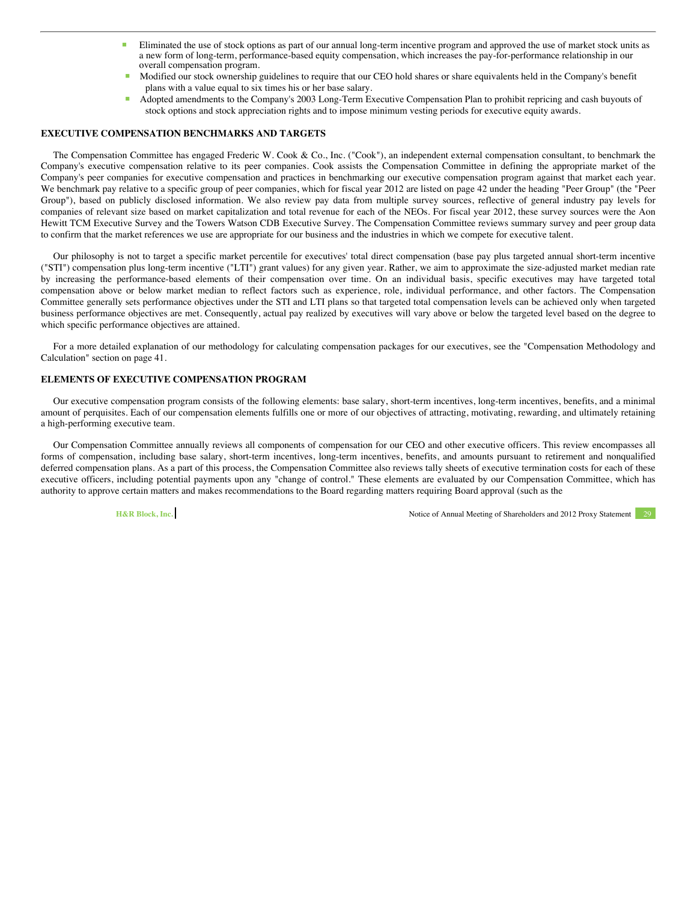- Eliminated the use of stock options as part of our annual long-term incentive program and approved the use of market stock units as a new form of long-term, performance-based equity compensation, which increases the pay-for-performance relationship in our overall compensation program.
- Modified our stock ownership guidelines to require that our CEO hold shares or share equivalents held in the Company's benefit plans with a value equal to six times his or her base salary.
- Adopted amendments to the Company's 2003 Long-Term Executive Compensation Plan to prohibit repricing and cash buyouts of stock options and stock appreciation rights and to impose minimum vesting periods for executive equity awards.

## EXECUTIVE COMPENSATION BENCHMARKS AND TARGETS

The Compensation Committee has engaged Frederic W. Cook & Co., Inc. ("Cook"), an independent external compensation consultant, to benchmark the Company's executive compensation relative to its peer companies. Cook assists the Compensation Committee in defining the appropriate market of the Company's peer companies for executive compensation and practices in benchmarking our executive compensation program against that market each year. We benchmark pay relative to a specific group of peer companies, which for fiscal year 2012 are listed on page 42 under the heading "Peer Group" (the "Peer Group"), based on publicly disclosed information. We also review pay data from multiple survey sources, reflective of general industry pay levels for companies of relevant size based on market capitalization and total revenue for each of the NEOs. For fiscal year 2012, these survey sources were the Aon Hewitt TCM Executive Survey and the Towers Watson CDB Executive Survey. The Compensation Committee reviews summary survey and peer group data to confirm that the market references we use are appropriate for our business and the industries in which we compete for executive talent.

Our philosophy is not to target a specific market percentile for executives' total direct compensation (base pay plus targeted annual short-term incentive ("STI") compensation plus long-term incentive ("LTI") grant values) for any given year. Rather, we aim to approximate the size-adjusted market median rate by increasing the performance-based elements of their compensation over time. On an individual basis, specific executives may have targeted total compensation above or below market median to reflect factors such as experience, role, individual performance, and other factors. The Compensation Committee generally sets performance objectives under the STI and LTI plans so that targeted total compensation levels can be achieved only when targeted business performance objectives are met. Consequently, actual pay realized by executives will vary above or below the targeted level based on the degree to which specific performance objectives are attained.

For a more detailed explanation of our methodology for calculating compensation packages for our executives, see the "Compensation Methodology and Calculation" section on page 41.

## ELEMENTS OF EXECUTIVE COMPENSATION PROGRAM

Our executive compensation program consists of the following elements: base salary, short-term incentives, long-term incentives, benefits, and a minimal amount of perquisites. Each of our compensation elements fulfills one or more of our objectives of attracting, motivating, rewarding, and ultimately retaining a high-performing executive team.

Our Compensation Committee annually reviews all components of compensation for our CEO and other executive officers. This review encompasses all forms of compensation, including base salary, short-term incentives, long-term incentives, benefits, and amounts pursuant to retirement and nonqualified deferred compensation plans. As a part of this process, the Compensation Committee also reviews tally sheets of executive termination costs for each of these executive officers, including potential payments upon any "change of control." These elements are evaluated by our Compensation Committee, which has authority to approve certain matters and makes recommendations to the Board regarding matters requiring Board approval (such as the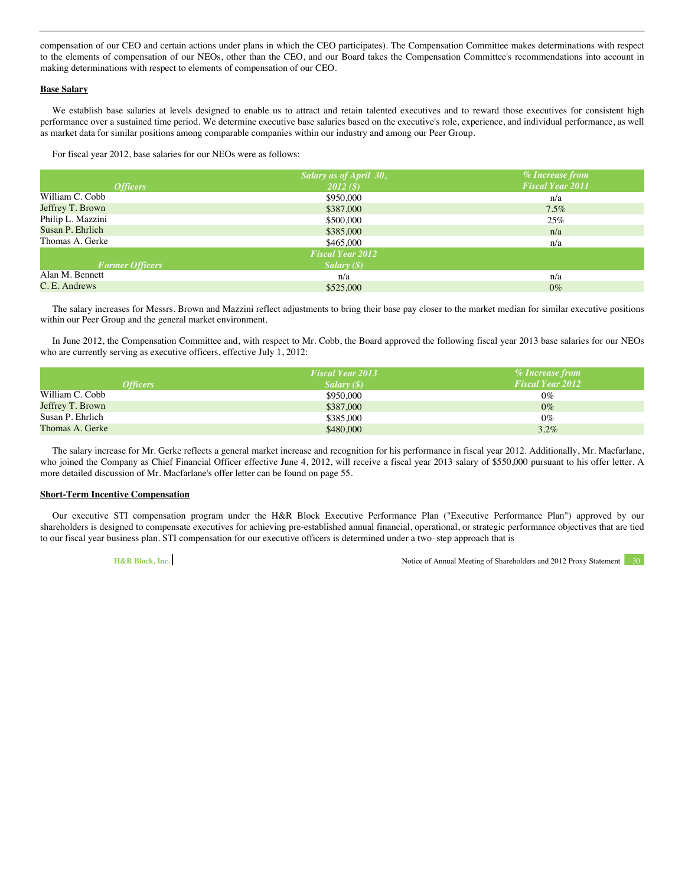compensation of our CEO and certain actions under plans in which the CEO participates). The Compensation Committee makes determinations with respect to the elements of compensation of our NEOs, other than the CEO, and our Board takes the Compensation Committee's recommendations into account in making determinations with respect to elements of compensation of our CEO.

**Base Salary**

We establish base salaries at levels designed to enable us to attract and retain talented executives and to reward those executives for consistent high performance over a sustained time period. We determine executive base salaries based on the executive's role, experience, and individual performance, as well as market data for similar positions among comparable companies within our industry and among our Peer Group.

For fiscal year 2012, base salaries for our NEOs were as follows:

| *Officers* | *Salary as of April 30, 2012 ($)* | *% Increase from Fiscal Year 2011* |
|---|---|---|
| William C. Cobb | $950,000 | n/a |
| Jeffrey T. Brown | $387,000 | 7.5% |
| Philip L. Mazzini | $500,000 | 25% |
| Susan P. Ehrlich | $385,000 | n/a |
| Thomas A. Gerke | $465,000 | n/a |
| *Former Officers* | *Fiscal Year 2012 Salary ($)* | |
| Alan M. Bennett | n/a | n/a |
| C. E. Andrews | $525,000 | 0% |

The salary increases for Messrs. Brown and Mazzini reflect adjustments to bring their base pay closer to the market median for similar executive positions within our Peer Group and the general market environment.

In June 2012, the Compensation Committee and, with respect to Mr. Cobb, the Board approved the following fiscal year 2013 base salaries for our NEOs who are currently serving as executive officers, effective July 1, 2012:

| *Officers* | *Fiscal Year 2013 Salary ($)* | *% Increase from Fiscal Year 2012* |
|---|---|---|
| William C. Cobb | $950,000 | 0% |
| Jeffrey T. Brown | $387,000 | 0% |
| Susan P. Ehrlich | $385,000 | 0% |
| Thomas A. Gerke | $480,000 | 3.2% |

The salary increase for Mr. Gerke reflects a general market increase and recognition for his performance in fiscal year 2012. Additionally, Mr. Macfarlane, who joined the Company as Chief Financial Officer effective June 4, 2012, will receive a fiscal year 2013 salary of $550,000 pursuant to his offer letter. A more detailed discussion of Mr. Macfarlane's offer letter can be found on page 55.

**Short-Term Incentive Compensation**

Our executive STI compensation program under the H&R Block Executive Performance Plan ("Executive Performance Plan") approved by our shareholders is designed to compensate executives for achieving pre-established annual financial, operational, or strategic performance objectives that are tied to our fiscal year business plan. STI compensation for our executive officers is determined under a two–step approach that is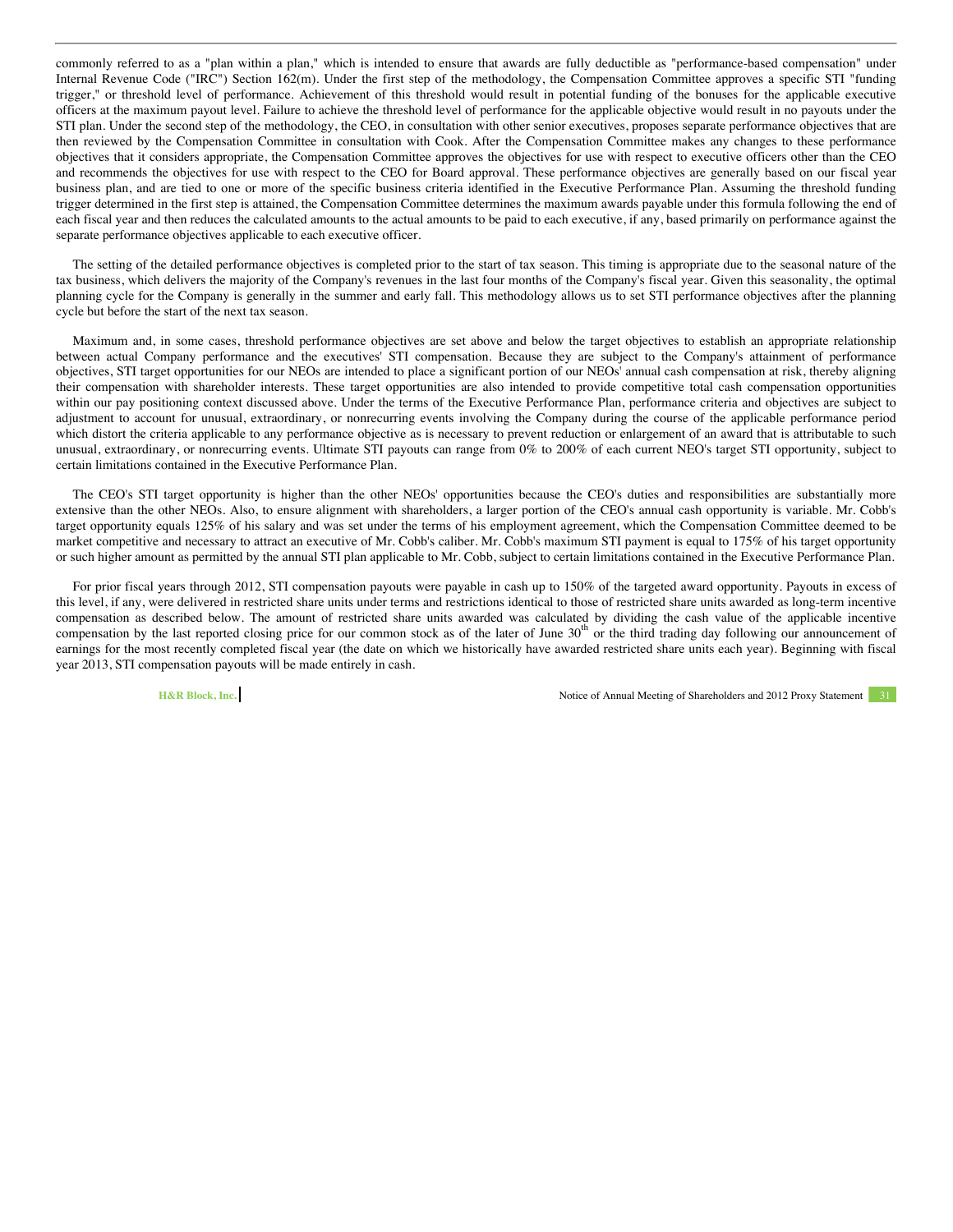commonly referred to as a "plan within a plan," which is intended to ensure that awards are fully deductible as "performance-based compensation" under Internal Revenue Code ("IRC") Section 162(m). Under the first step of the methodology, the Compensation Committee approves a specific STI "funding trigger," or threshold level of performance. Achievement of this threshold would result in potential funding of the bonuses for the applicable executive officers at the maximum payout level. Failure to achieve the threshold level of performance for the applicable objective would result in no payouts under the STI plan. Under the second step of the methodology, the CEO, in consultation with other senior executives, proposes separate performance objectives that are then reviewed by the Compensation Committee in consultation with Cook. After the Compensation Committee makes any changes to these performance objectives that it considers appropriate, the Compensation Committee approves the objectives for use with respect to executive officers other than the CEO and recommends the objectives for use with respect to the CEO for Board approval. These performance objectives are generally based on our fiscal year business plan, and are tied to one or more of the specific business criteria identified in the Executive Performance Plan. Assuming the threshold funding trigger determined in the first step is attained, the Compensation Committee determines the maximum awards payable under this formula following the end of each fiscal year and then reduces the calculated amounts to the actual amounts to be paid to each executive, if any, based primarily on performance against the separate performance objectives applicable to each executive officer.

The setting of the detailed performance objectives is completed prior to the start of tax season. This timing is appropriate due to the seasonal nature of the tax business, which delivers the majority of the Company's revenues in the last four months of the Company's fiscal year. Given this seasonality, the optimal planning cycle for the Company is generally in the summer and early fall. This methodology allows us to set STI performance objectives after the planning cycle but before the start of the next tax season.

Maximum and, in some cases, threshold performance objectives are set above and below the target objectives to establish an appropriate relationship between actual Company performance and the executives' STI compensation. Because they are subject to the Company's attainment of performance objectives, STI target opportunities for our NEOs are intended to place a significant portion of our NEOs' annual cash compensation at risk, thereby aligning their compensation with shareholder interests. These target opportunities are also intended to provide competitive total cash compensation opportunities within our pay positioning context discussed above. Under the terms of the Executive Performance Plan, performance criteria and objectives are subject to adjustment to account for unusual, extraordinary, or nonrecurring events involving the Company during the course of the applicable performance period which distort the criteria applicable to any performance objective as is necessary to prevent reduction or enlargement of an award that is attributable to such unusual, extraordinary, or nonrecurring events. Ultimate STI payouts can range from 0% to 200% of each current NEO's target STI opportunity, subject to certain limitations contained in the Executive Performance Plan.

The CEO's STI target opportunity is higher than the other NEOs' opportunities because the CEO's duties and responsibilities are substantially more extensive than the other NEOs. Also, to ensure alignment with shareholders, a larger portion of the CEO's annual cash opportunity is variable. Mr. Cobb's target opportunity equals 125% of his salary and was set under the terms of his employment agreement, which the Compensation Committee deemed to be market competitive and necessary to attract an executive of Mr. Cobb's caliber. Mr. Cobb's maximum STI payment is equal to 175% of his target opportunity or such higher amount as permitted by the annual STI plan applicable to Mr. Cobb, subject to certain limitations contained in the Executive Performance Plan.

For prior fiscal years through 2012, STI compensation payouts were payable in cash up to 150% of the targeted award opportunity. Payouts in excess of this level, if any, were delivered in restricted share units under terms and restrictions identical to those of restricted share units awarded as long-term incentive compensation as described below. The amount of restricted share units awarded was calculated by dividing the cash value of the applicable incentive compensation by the last reported closing price for our common stock as of the later of June 30th or the third trading day following our announcement of earnings for the most recently completed fiscal year (the date on which we historically have awarded restricted share units each year). Beginning with fiscal year 2013, STI compensation payouts will be made entirely in cash.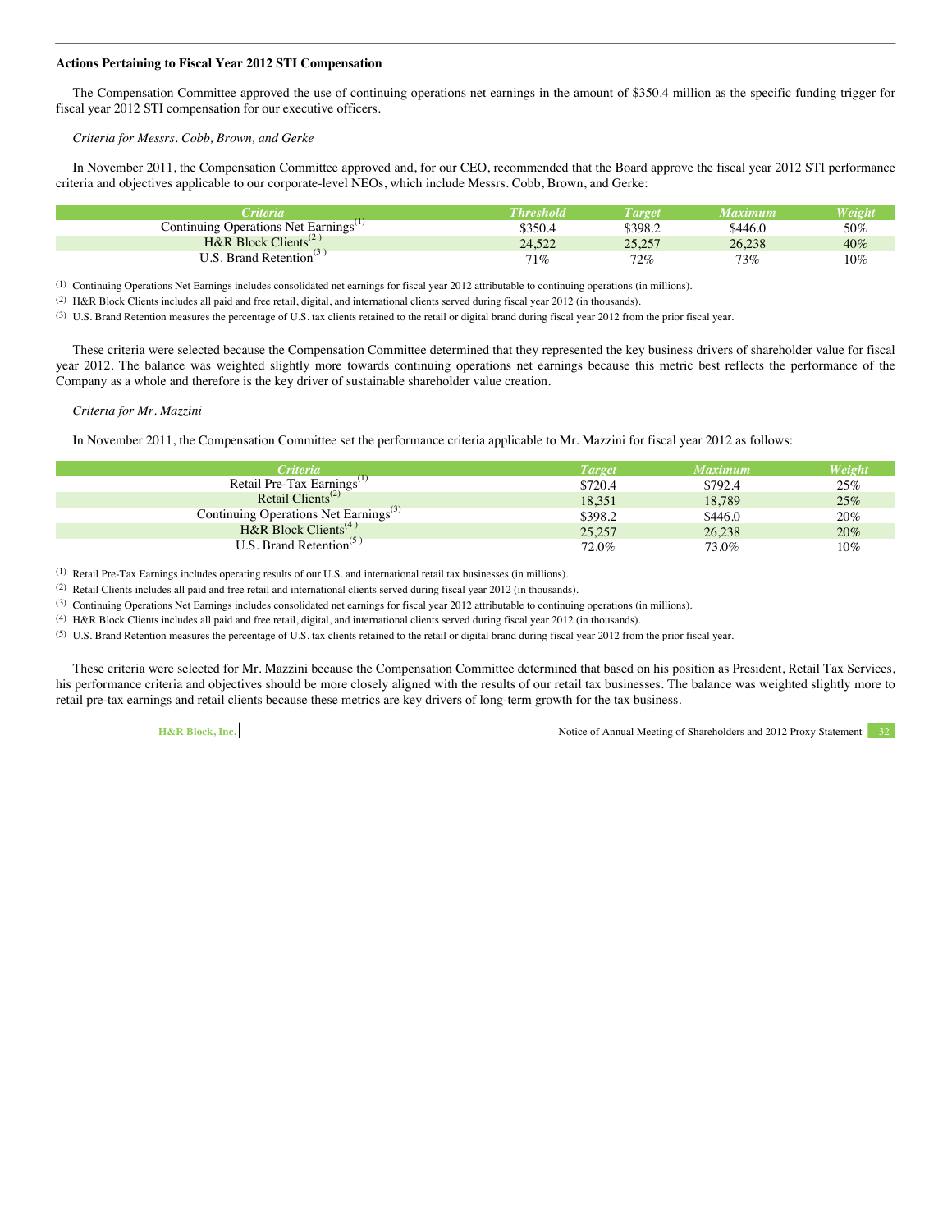### Actions Pertaining to Fiscal Year 2012 STI Compensation

The Compensation Committee approved the use of continuing operations net earnings in the amount of $350.4 million as the specific funding trigger for fiscal year 2012 STI compensation for our executive officers.

*Criteria for Messrs. Cobb, Brown, and Gerke*

In November 2011, the Compensation Committee approved and, for our CEO, recommended that the Board approve the fiscal year 2012 STI performance criteria and objectives applicable to our corporate-level NEOs, which include Messrs. Cobb, Brown, and Gerke:

| Criteria | Threshold | Target | Maximum | Weight |
| --- | --- | --- | --- | --- |
| Continuing Operations Net Earnings[1] | $350.4 | $398.2 | $446.0 | 50% |
| H&R Block Clients[2] | 24,522 | 25,257 | 26,238 | 40% |
| U.S. Brand Retention[3] | 71% | 72% | 73% | 10% |

(1) Continuing Operations Net Earnings includes consolidated net earnings for fiscal year 2012 attributable to continuing operations (in millions).

(2) H&R Block Clients includes all paid and free retail, digital, and international clients served during fiscal year 2012 (in thousands).

(3) U.S. Brand Retention measures the percentage of U.S. tax clients retained to the retail or digital brand during fiscal year 2012 from the prior fiscal year.

These criteria were selected because the Compensation Committee determined that they represented the key business drivers of shareholder value for fiscal year 2012. The balance was weighted slightly more towards continuing operations net earnings because this metric best reflects the performance of the Company as a whole and therefore is the key driver of sustainable shareholder value creation.

*Criteria for Mr. Mazzini*

In November 2011, the Compensation Committee set the performance criteria applicable to Mr. Mazzini for fiscal year 2012 as follows:

| Criteria | Target | Maximum | Weight |
| --- | --- | --- | --- |
| Retail Pre-Tax Earnings[1] | $720.4 | $792.4 | 25% |
| Retail Clients[2] | 18,351 | 18,789 | 25% |
| Continuing Operations Net Earnings[3] | $398.2 | $446.0 | 20% |
| H&R Block Clients[4] | 25,257 | 26,238 | 20% |
| U.S. Brand Retention[5] | 72.0% | 73.0% | 10% |

(1) Retail Pre-Tax Earnings includes operating results of our U.S. and international retail tax businesses (in millions).

(2) Retail Clients includes all paid and free retail and international clients served during fiscal year 2012 (in thousands).

(3) Continuing Operations Net Earnings includes consolidated net earnings for fiscal year 2012 attributable to continuing operations (in millions).

(4) H&R Block Clients includes all paid and free retail, digital, and international clients served during fiscal year 2012 (in thousands).

(5) U.S. Brand Retention measures the percentage of U.S. tax clients retained to the retail or digital brand during fiscal year 2012 from the prior fiscal year.

These criteria were selected for Mr. Mazzini because the Compensation Committee determined that based on his position as President, Retail Tax Services, his performance criteria and objectives should be more closely aligned with the results of our retail tax businesses. The balance was weighted slightly more to retail pre-tax earnings and retail clients because these metrics are key drivers of long-term growth for the tax business.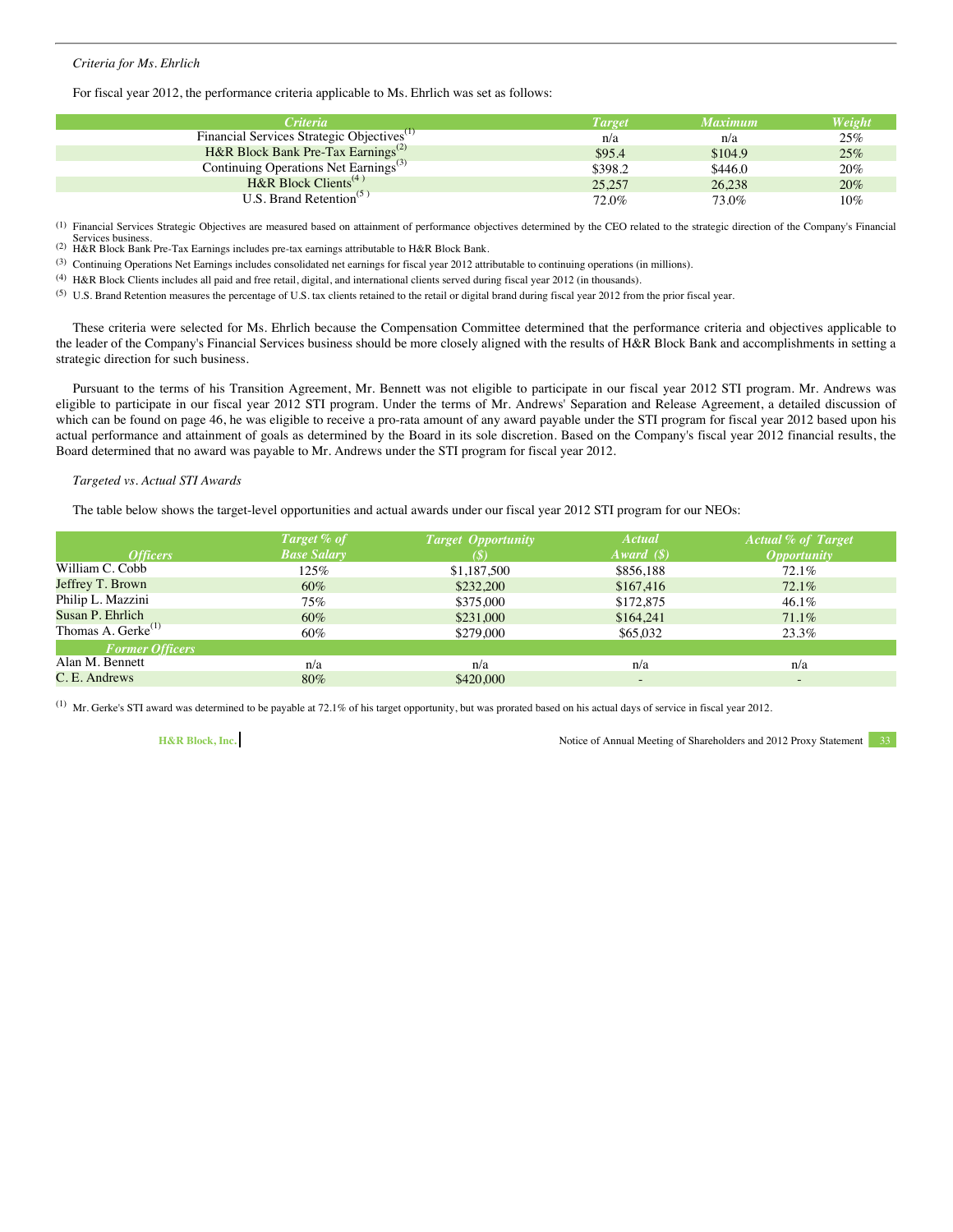*Criteria for Ms. Ehrlich*

For fiscal year 2012, the performance criteria applicable to Ms. Ehrlich was set as follows:

| Criteria | Target | Maximum | Weight |
| --- | --- | --- | --- |
| Financial Services Strategic Objectives[(1)] | n/a | n/a | 25% |
| H&R Block Bank Pre-Tax Earnings[(2)] | $95.4 | $104.9 | 25% |
| Continuing Operations Net Earnings[(3)] | $398.2 | $446.0 | 20% |
| H&R Block Clients[(4)] | 25,257 | 26,238 | 20% |
| U.S. Brand Retention[(5)] | 72.0% | 73.0% | 10% |

(1) Financial Services Strategic Objectives are measured based on attainment of performance objectives determined by the CEO related to the strategic direction of the Company's Financial Services business.

(2) H&R Block Bank Pre-Tax Earnings includes pre-tax earnings attributable to H&R Block Bank.

(3) Continuing Operations Net Earnings includes consolidated net earnings for fiscal year 2012 attributable to continuing operations (in millions).

(4) H&R Block Clients includes all paid and free retail, digital, and international clients served during fiscal year 2012 (in thousands).

(5) U.S. Brand Retention measures the percentage of U.S. tax clients retained to the retail or digital brand during fiscal year 2012 from the prior fiscal year.

These criteria were selected for Ms. Ehrlich because the Compensation Committee determined that the performance criteria and objectives applicable to the leader of the Company's Financial Services business should be more closely aligned with the results of H&R Block Bank and accomplishments in setting a strategic direction for such business.

Pursuant to the terms of his Transition Agreement, Mr. Bennett was not eligible to participate in our fiscal year 2012 STI program. Mr. Andrews was eligible to participate in our fiscal year 2012 STI program. Under the terms of Mr. Andrews' Separation and Release Agreement, a detailed discussion of which can be found on page 46, he was eligible to receive a pro-rata amount of any award payable under the STI program for fiscal year 2012 based upon his actual performance and attainment of goals as determined by the Board in its sole discretion. Based on the Company's fiscal year 2012 financial results, the Board determined that no award was payable to Mr. Andrews under the STI program for fiscal year 2012.

*Targeted vs. Actual STI Awards*

The table below shows the target-level opportunities and actual awards under our fiscal year 2012 STI program for our NEOs:

| Officers | Target % of Base Salary | Target Opportunity ($) | Actual Award ($) | Actual % of Target Opportunity |
| --- | --- | --- | --- | --- |
| William C. Cobb | 125% | $1,187,500 | $856,188 | 72.1% |
| Jeffrey T. Brown | 60% | $232,200 | $167,416 | 72.1% |
| Philip L. Mazzini | 75% | $375,000 | $172,875 | 46.1% |
| Susan P. Ehrlich | 60% | $231,000 | $164,241 | 71.1% |
| Thomas A. Gerke[(1)] | 60% | $279,000 | $65,032 | 23.3% |
| *Former Officers* | | | | |
| Alan M. Bennett | n/a | n/a | n/a | n/a |
| C. E. Andrews | 80% | $420,000 | - | - |

(1) Mr. Gerke's STI award was determined to be payable at 72.1% of his target opportunity, but was prorated based on his actual days of service in fiscal year 2012.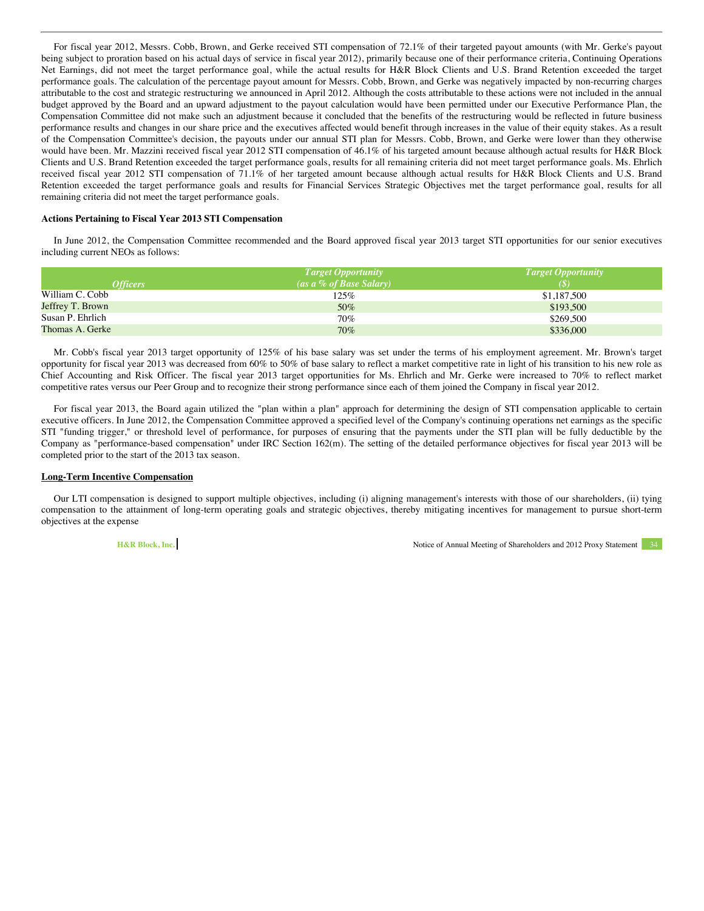For fiscal year 2012, Messrs. Cobb, Brown, and Gerke received STI compensation of 72.1% of their targeted payout amounts (with Mr. Gerke's payout being subject to proration based on his actual days of service in fiscal year 2012), primarily because one of their performance criteria, Continuing Operations Net Earnings, did not meet the target performance goal, while the actual results for H&R Block Clients and U.S. Brand Retention exceeded the target performance goals. The calculation of the percentage payout amount for Messrs. Cobb, Brown, and Gerke was negatively impacted by non-recurring charges attributable to the cost and strategic restructuring we announced in April 2012. Although the costs attributable to these actions were not included in the annual budget approved by the Board and an upward adjustment to the payout calculation would have been permitted under our Executive Performance Plan, the Compensation Committee did not make such an adjustment because it concluded that the benefits of the restructuring would be reflected in future business performance results and changes in our share price and the executives affected would benefit through increases in the value of their equity stakes. As a result of the Compensation Committee's decision, the payouts under our annual STI plan for Messrs. Cobb, Brown, and Gerke were lower than they otherwise would have been. Mr. Mazzini received fiscal year 2012 STI compensation of 46.1% of his targeted amount because although actual results for H&R Block Clients and U.S. Brand Retention exceeded the target performance goals, results for all remaining criteria did not meet target performance goals. Ms. Ehrlich received fiscal year 2012 STI compensation of 71.1% of her targeted amount because although actual results for H&R Block Clients and U.S. Brand Retention exceeded the target performance goals and results for Financial Services Strategic Objectives met the target performance goal, results for all remaining criteria did not meet the target performance goals.

**Actions Pertaining to Fiscal Year 2013 STI Compensation**

In June 2012, the Compensation Committee recommended and the Board approved fiscal year 2013 target STI opportunities for our senior executives including current NEOs as follows:

| *Officers* | *Target Opportunity (as a % of Base Salary)* | *Target Opportunity ($)* |
|---|---|---|
| William C. Cobb | 125% | $1,187,500 |
| Jeffrey T. Brown | 50% | $193,500 |
| Susan P. Ehrlich | 70% | $269,500 |
| Thomas A. Gerke | 70% | $336,000 |

Mr. Cobb's fiscal year 2013 target opportunity of 125% of his base salary was set under the terms of his employment agreement. Mr. Brown's target opportunity for fiscal year 2013 was decreased from 60% to 50% of base salary to reflect a market competitive rate in light of his transition to his new role as Chief Accounting and Risk Officer. The fiscal year 2013 target opportunities for Ms. Ehrlich and Mr. Gerke were increased to 70% to reflect market competitive rates versus our Peer Group and to recognize their strong performance since each of them joined the Company in fiscal year 2012.

For fiscal year 2013, the Board again utilized the "plan within a plan" approach for determining the design of STI compensation applicable to certain executive officers. In June 2012, the Compensation Committee approved a specified level of the Company's continuing operations net earnings as the specific STI "funding trigger," or threshold level of performance, for purposes of ensuring that the payments under the STI plan will be fully deductible by the Company as "performance-based compensation" under IRC Section 162(m). The setting of the detailed performance objectives for fiscal year 2013 will be completed prior to the start of the 2013 tax season.

**Long-Term Incentive Compensation**

Our LTI compensation is designed to support multiple objectives, including (i) aligning management's interests with those of our shareholders, (ii) tying compensation to the attainment of long-term operating goals and strategic objectives, thereby mitigating incentives for management to pursue short-term objectives at the expense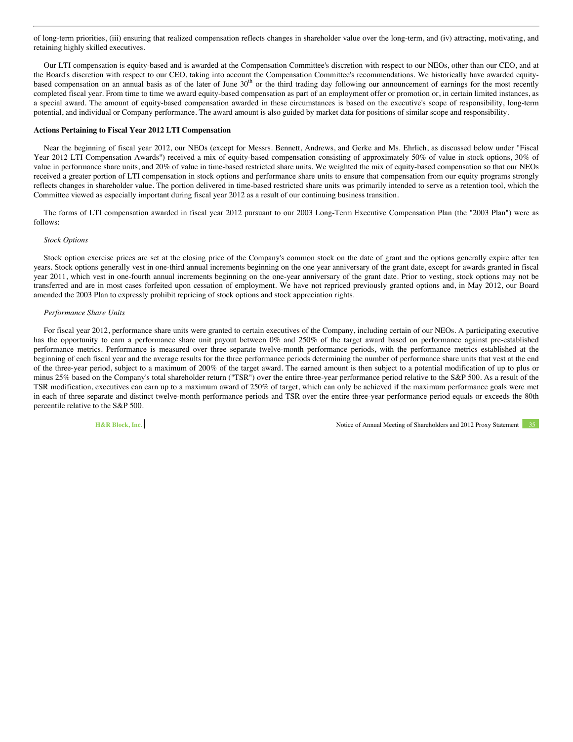of long-term priorities, (iii) ensuring that realized compensation reflects changes in shareholder value over the long-term, and (iv) attracting, motivating, and retaining highly skilled executives.

Our LTI compensation is equity-based and is awarded at the Compensation Committee's discretion with respect to our NEOs, other than our CEO, and at the Board's discretion with respect to our CEO, taking into account the Compensation Committee's recommendations. We historically have awarded equity-based compensation on an annual basis as of the later of June 30th or the third trading day following our announcement of earnings for the most recently completed fiscal year. From time to time we award equity-based compensation as part of an employment offer or promotion or, in certain limited instances, as a special award. The amount of equity-based compensation awarded in these circumstances is based on the executive's scope of responsibility, long-term potential, and individual or Company performance. The award amount is also guided by market data for positions of similar scope and responsibility.

**Actions Pertaining to Fiscal Year 2012 LTI Compensation**

Near the beginning of fiscal year 2012, our NEOs (except for Messrs. Bennett, Andrews, and Gerke and Ms. Ehrlich, as discussed below under "Fiscal Year 2012 LTI Compensation Awards") received a mix of equity-based compensation consisting of approximately 50% of value in stock options, 30% of value in performance share units, and 20% of value in time-based restricted share units. We weighted the mix of equity-based compensation so that our NEOs received a greater portion of LTI compensation in stock options and performance share units to ensure that compensation from our equity programs strongly reflects changes in shareholder value. The portion delivered in time-based restricted share units was primarily intended to serve as a retention tool, which the Committee viewed as especially important during fiscal year 2012 as a result of our continuing business transition.

The forms of LTI compensation awarded in fiscal year 2012 pursuant to our 2003 Long-Term Executive Compensation Plan (the "2003 Plan") were as follows:

*Stock Options*

Stock option exercise prices are set at the closing price of the Company's common stock on the date of grant and the options generally expire after ten years. Stock options generally vest in one-third annual increments beginning on the one year anniversary of the grant date, except for awards granted in fiscal year 2011, which vest in one-fourth annual increments beginning on the one-year anniversary of the grant date. Prior to vesting, stock options may not be transferred and are in most cases forfeited upon cessation of employment. We have not repriced previously granted options and, in May 2012, our Board amended the 2003 Plan to expressly prohibit repricing of stock options and stock appreciation rights.

*Performance Share Units*

For fiscal year 2012, performance share units were granted to certain executives of the Company, including certain of our NEOs. A participating executive has the opportunity to earn a performance share unit payout between 0% and 250% of the target award based on performance against pre-established performance metrics. Performance is measured over three separate twelve-month performance periods, with the performance metrics established at the beginning of each fiscal year and the average results for the three performance periods determining the number of performance share units that vest at the end of the three-year period, subject to a maximum of 200% of the target award. The earned amount is then subject to a potential modification of up to plus or minus 25% based on the Company's total shareholder return ("TSR") over the entire three-year performance period relative to the S&P 500. As a result of the TSR modification, executives can earn up to a maximum award of 250% of target, which can only be achieved if the maximum performance goals were met in each of three separate and distinct twelve-month performance periods and TSR over the entire three-year performance period equals or exceeds the 80th percentile relative to the S&P 500.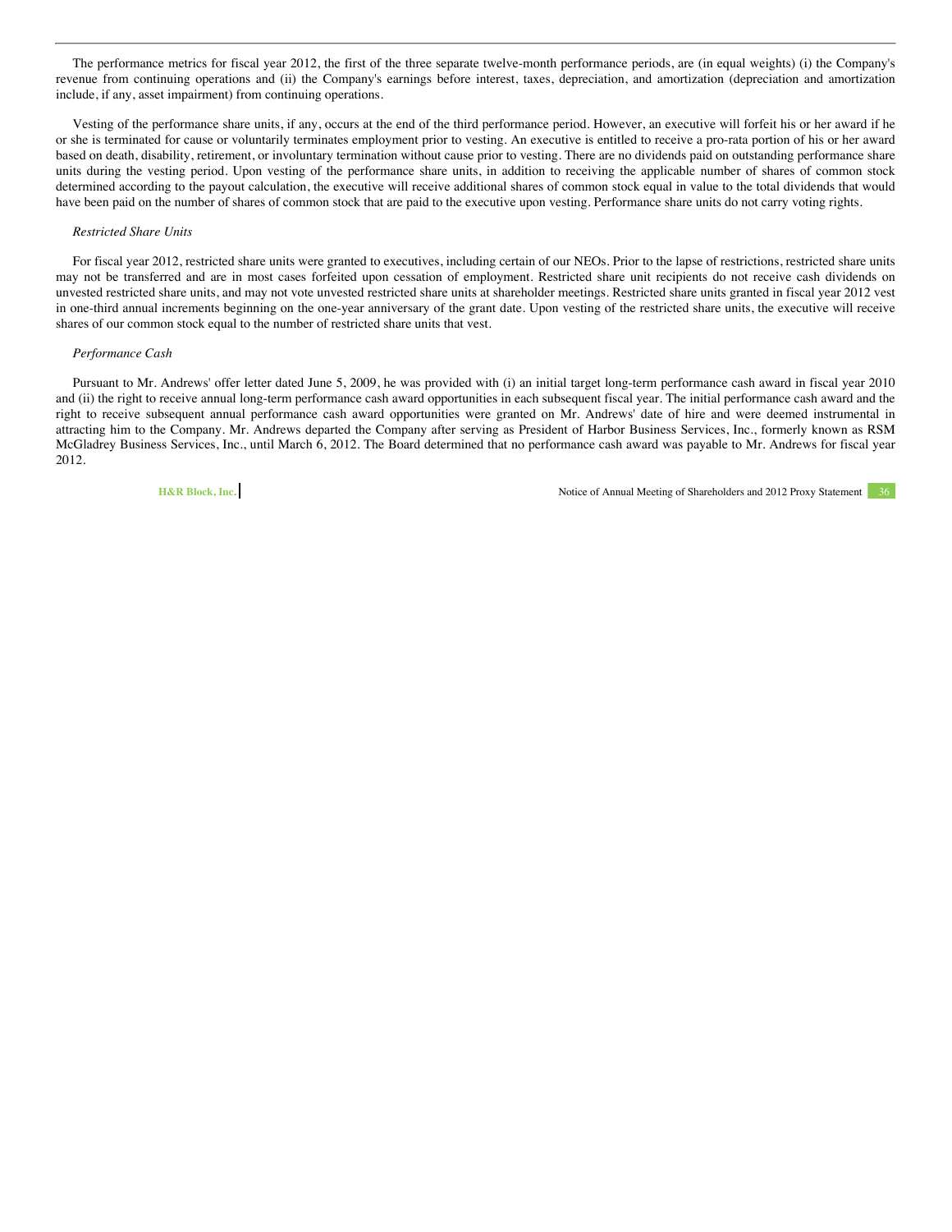The performance metrics for fiscal year 2012, the first of the three separate twelve-month performance periods, are (in equal weights) (i) the Company's revenue from continuing operations and (ii) the Company's earnings before interest, taxes, depreciation, and amortization (depreciation and amortization include, if any, asset impairment) from continuing operations.

Vesting of the performance share units, if any, occurs at the end of the third performance period. However, an executive will forfeit his or her award if he or she is terminated for cause or voluntarily terminates employment prior to vesting. An executive is entitled to receive a pro-rata portion of his or her award based on death, disability, retirement, or involuntary termination without cause prior to vesting. There are no dividends paid on outstanding performance share units during the vesting period. Upon vesting of the performance share units, in addition to receiving the applicable number of shares of common stock determined according to the payout calculation, the executive will receive additional shares of common stock equal in value to the total dividends that would have been paid on the number of shares of common stock that are paid to the executive upon vesting. Performance share units do not carry voting rights.

*Restricted Share Units*

For fiscal year 2012, restricted share units were granted to executives, including certain of our NEOs. Prior to the lapse of restrictions, restricted share units may not be transferred and are in most cases forfeited upon cessation of employment. Restricted share unit recipients do not receive cash dividends on unvested restricted share units, and may not vote unvested restricted share units at shareholder meetings. Restricted share units granted in fiscal year 2012 vest in one-third annual increments beginning on the one-year anniversary of the grant date. Upon vesting of the restricted share units, the executive will receive shares of our common stock equal to the number of restricted share units that vest.

*Performance Cash*

Pursuant to Mr. Andrews' offer letter dated June 5, 2009, he was provided with (i) an initial target long-term performance cash award in fiscal year 2010 and (ii) the right to receive annual long-term performance cash award opportunities in each subsequent fiscal year. The initial performance cash award and the right to receive subsequent annual performance cash award opportunities were granted on Mr. Andrews' date of hire and were deemed instrumental in attracting him to the Company. Mr. Andrews departed the Company after serving as President of Harbor Business Services, Inc., formerly known as RSM McGladrey Business Services, Inc., until March 6, 2012. The Board determined that no performance cash award was payable to Mr. Andrews for fiscal year 2012.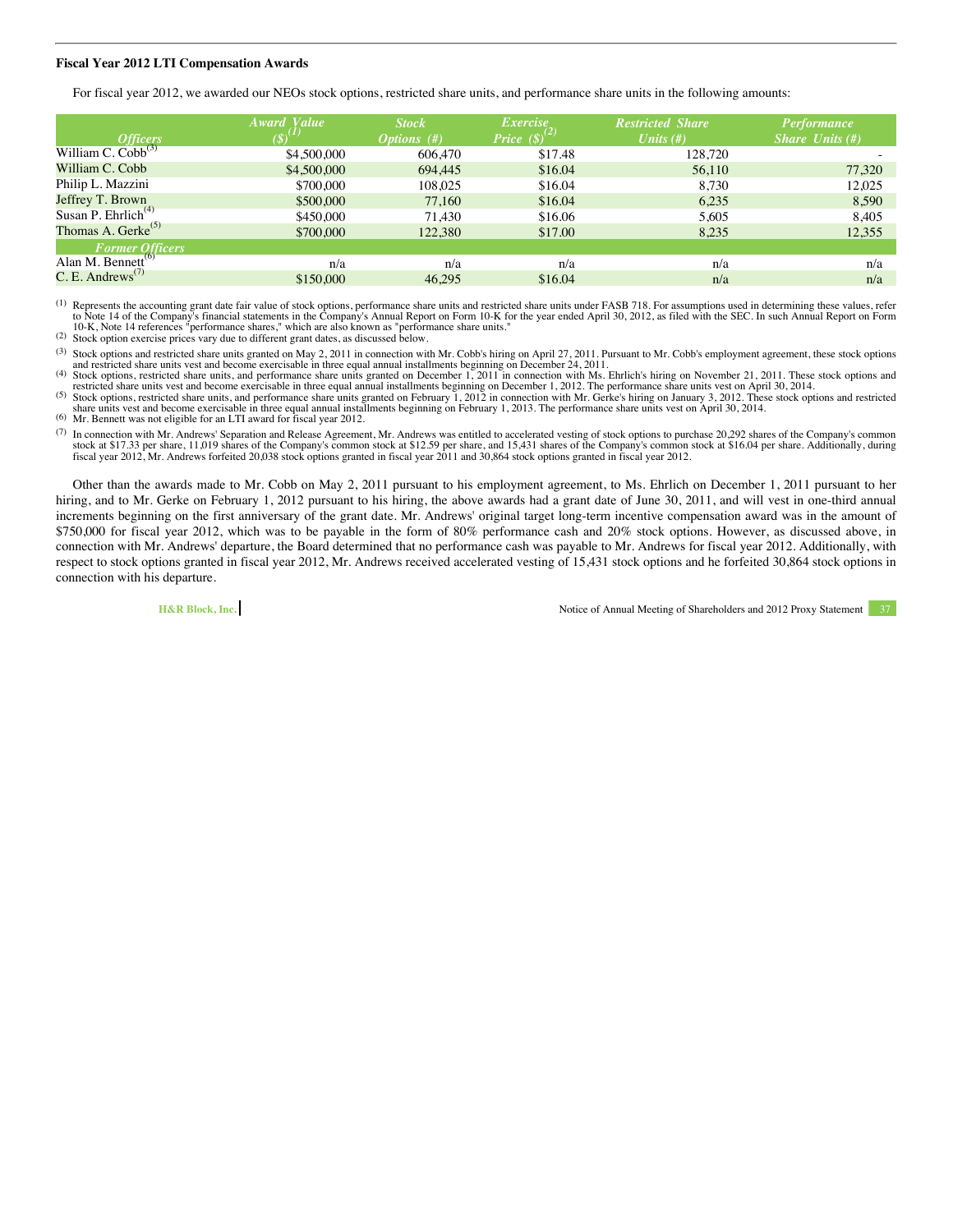### Fiscal Year 2012 LTI Compensation Awards

For fiscal year 2012, we awarded our NEOs stock options, restricted share units, and performance share units in the following amounts:

| *Officers* | *Award Value ($)*[(1)] | *Stock Options (#)* | *Exercise Price ($)*[(2)] | *Restricted Share Units (#)* | *Performance Share Units (#)* |
|---|---|---|---|---|---|
| William C. Cobb[(3)] | $4,500,000 | 606,470 | $17.48 | 128,720 | - |
| William C. Cobb | $4,500,000 | 694,445 | $16.04 | 56,110 | 77,320 |
| Philip L. Mazzini | $700,000 | 108,025 | $16.04 | 8,730 | 12,025 |
| Jeffrey T. Brown | $500,000 | 77,160 | $16.04 | 6,235 | 8,590 |
| Susan P. Ehrlich[(4)] | $450,000 | 71,430 | $16.06 | 5,605 | 8,405 |
| Thomas A. Gerke[(5)] | $700,000 | 122,380 | $17.00 | 8,235 | 12,355 |
| *Former Officers* | | | | | |
| Alan M. Bennett[(6)] | n/a | n/a | n/a | n/a | n/a |
| C. E. Andrews[(7)] | $150,000 | 46,295 | $16.04 | n/a | n/a |

(1) Represents the accounting grant date fair value of stock options, performance share units and restricted share units under FASB 718. For assumptions used in determining these values, refer to Note 14 of the Company's financial statements in the Company's Annual Report on Form 10-K for the year ended April 30, 2012, as filed with the SEC. In such Annual Report on Form 10-K, Note 14 references "performance shares," which are also known as "performance share units."

(2) Stock option exercise prices vary due to different grant dates, as discussed below.

(3) Stock options and restricted share units granted on May 2, 2011 in connection with Mr. Cobb's hiring on April 27, 2011. Pursuant to Mr. Cobb's employment agreement, these stock options and restricted share units vest and become exercisable in three equal annual installments beginning on December 24, 2011.

(4) Stock options, restricted share units, and performance share units granted on December 1, 2011 in connection with Ms. Ehrlich's hiring on November 21, 2011. These stock options and restricted share units vest and become exercisable in three equal annual installments beginning on December 1, 2012. The performance share units vest on April 30, 2014.

(5) Stock options, restricted share units, and performance share units granted on February 1, 2012 in connection with Mr. Gerke's hiring on January 3, 2012. These stock options and restricted share units vest and become exercisable in three equal annual installments beginning on February 1, 2013. The performance share units vest on April 30, 2014.

(6) Mr. Bennett was not eligible for an LTI award for fiscal year 2012.

(7) In connection with Mr. Andrews' Separation and Release Agreement, Mr. Andrews was entitled to accelerated vesting of stock options to purchase 20,292 shares of the Company's common stock at $17.33 per share, 11,019 shares of the Company's common stock at $12.59 per share, and 15,431 shares of the Company's common stock at $16.04 per share. Additionally, during fiscal year 2012, Mr. Andrews forfeited 20,038 stock options granted in fiscal year 2011 and 30,864 stock options granted in fiscal year 2012.

Other than the awards made to Mr. Cobb on May 2, 2011 pursuant to his employment agreement, to Ms. Ehrlich on December 1, 2011 pursuant to her hiring, and to Mr. Gerke on February 1, 2012 pursuant to his hiring, the above awards had a grant date of June 30, 2011, and will vest in one-third annual increments beginning on the first anniversary of the grant date. Mr. Andrews' original target long-term incentive compensation award was in the amount of $750,000 for fiscal year 2012, which was to be payable in the form of 80% performance cash and 20% stock options. However, as discussed above, in connection with Mr. Andrews' departure, the Board determined that no performance cash was payable to Mr. Andrews for fiscal year 2012. Additionally, with respect to stock options granted in fiscal year 2012, Mr. Andrews received accelerated vesting of 15,431 stock options and he forfeited 30,864 stock options in connection with his departure.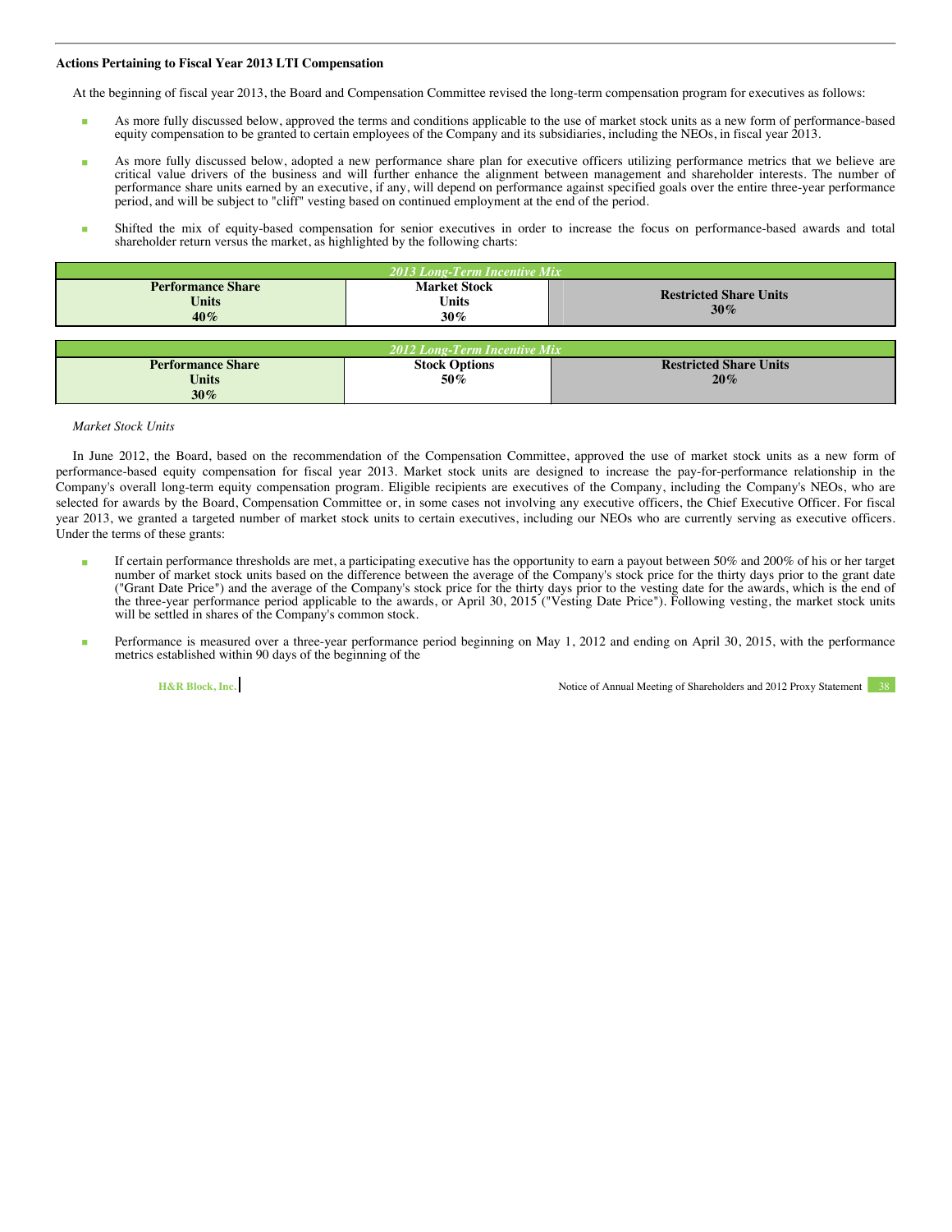**Actions Pertaining to Fiscal Year 2013 LTI Compensation**

At the beginning of fiscal year 2013, the Board and Compensation Committee revised the long-term compensation program for executives as follows:

- As more fully discussed below, approved the terms and conditions applicable to the use of market stock units as a new form of performance-based equity compensation to be granted to certain employees of the Company and its subsidiaries, including the NEOs, in fiscal year 2013.
- As more fully discussed below, adopted a new performance share plan for executive officers utilizing performance metrics that we believe are critical value drivers of the business and will further enhance the alignment between management and shareholder interests. The number of performance share units earned by an executive, if any, will depend on performance against specified goals over the entire three-year performance period, and will be subject to "cliff" vesting based on continued employment at the end of the period.
- Shifted the mix of equity-based compensation for senior executives in order to increase the focus on performance-based awards and total shareholder return versus the market, as highlighted by the following charts:

| *2013 Long-Term Incentive Mix* | | |
|---|---|---|
| **Performance Share Units 40%** | **Market Stock Units 30%** | **Restricted Share Units 30%** |

| *2012 Long-Term Incentive Mix* | | |
|---|---|---|
| **Performance Share Units 30%** | **Stock Options 50%** | **Restricted Share Units 20%** |

*Market Stock Units*

In June 2012, the Board, based on the recommendation of the Compensation Committee, approved the use of market stock units as a new form of performance-based equity compensation for fiscal year 2013. Market stock units are designed to increase the pay-for-performance relationship in the Company's overall long-term equity compensation program. Eligible recipients are executives of the Company, including the Company's NEOs, who are selected for awards by the Board, Compensation Committee or, in some cases not involving any executive officers, the Chief Executive Officer. For fiscal year 2013, we granted a targeted number of market stock units to certain executives, including our NEOs who are currently serving as executive officers. Under the terms of these grants:

- If certain performance thresholds are met, a participating executive has the opportunity to earn a payout between 50% and 200% of his or her target number of market stock units based on the difference between the average of the Company's stock price for the thirty days prior to the grant date ("Grant Date Price") and the average of the Company's stock price for the thirty days prior to the vesting date for the awards, which is the end of the three-year performance period applicable to the awards, or April 30, 2015 ("Vesting Date Price"). Following vesting, the market stock units will be settled in shares of the Company's common stock.
- Performance is measured over a three-year performance period beginning on May 1, 2012 and ending on April 30, 2015, with the performance metrics established within 90 days of the beginning of the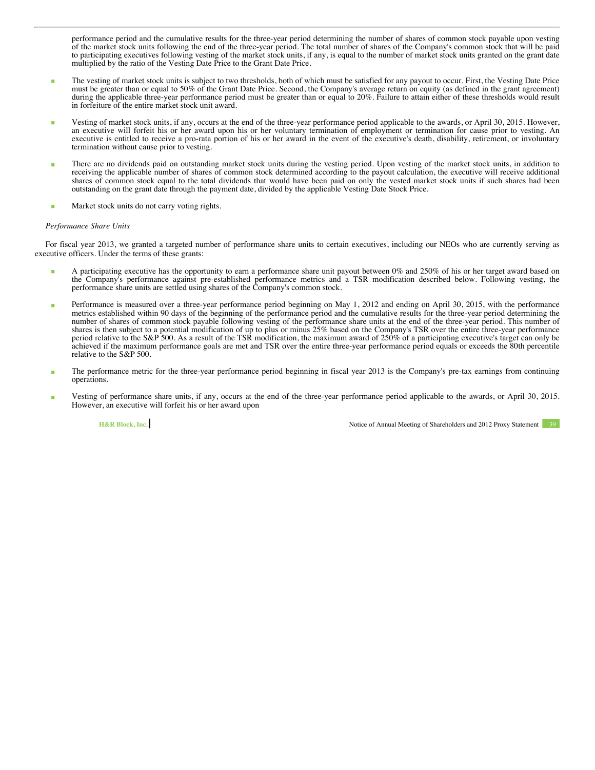performance period and the cumulative results for the three-year period determining the number of shares of common stock payable upon vesting of the market stock units following the end of the three-year period. The total number of shares of the Company's common stock that will be paid to participating executives following vesting of the market stock units, if any, is equal to the number of market stock units granted on the grant date multiplied by the ratio of the Vesting Date Price to the Grant Date Price.

- The vesting of market stock units is subject to two thresholds, both of which must be satisfied for any payout to occur. First, the Vesting Date Price must be greater than or equal to 50% of the Grant Date Price. Second, the Company's average return on equity (as defined in the grant agreement) during the applicable three-year performance period must be greater than or equal to 20%. Failure to attain either of these thresholds would result in forfeiture of the entire market stock unit award.

- Vesting of market stock units, if any, occurs at the end of the three-year performance period applicable to the awards, or April 30, 2015. However, an executive will forfeit his or her award upon his or her voluntary termination of employment or termination for cause prior to vesting. An executive is entitled to receive a pro-rata portion of his or her award in the event of the executive's death, disability, retirement, or involuntary termination without cause prior to vesting.

- There are no dividends paid on outstanding market stock units during the vesting period. Upon vesting of the market stock units, in addition to receiving the applicable number of shares of common stock determined according to the payout calculation, the executive will receive additional shares of common stock equal to the total dividends that would have been paid on only the vested market stock units if such shares had been outstanding on the grant date through the payment date, divided by the applicable Vesting Date Stock Price.

- Market stock units do not carry voting rights.

*Performance Share Units*

For fiscal year 2013, we granted a targeted number of performance share units to certain executives, including our NEOs who are currently serving as executive officers. Under the terms of these grants:

- A participating executive has the opportunity to earn a performance share unit payout between 0% and 250% of his or her target award based on the Company's performance against pre-established performance metrics and a TSR modification described below. Following vesting, the performance share units are settled using shares of the Company's common stock.

- Performance is measured over a three-year performance period beginning on May 1, 2012 and ending on April 30, 2015, with the performance metrics established within 90 days of the beginning of the performance period and the cumulative results for the three-year period determining the number of shares of common stock payable following vesting of the performance share units at the end of the three-year period. This number of shares is then subject to a potential modification of up to plus or minus 25% based on the Company's TSR over the entire three-year performance period relative to the S&P 500. As a result of the TSR modification, the maximum award of 250% of a participating executive's target can only be achieved if the maximum performance goals are met and TSR over the entire three-year performance period equals or exceeds the 80th percentile relative to the S&P 500.

- The performance metric for the three-year performance period beginning in fiscal year 2013 is the Company's pre-tax earnings from continuing operations.

- Vesting of performance share units, if any, occurs at the end of the three-year performance period applicable to the awards, or April 30, 2015. However, an executive will forfeit his or her award upon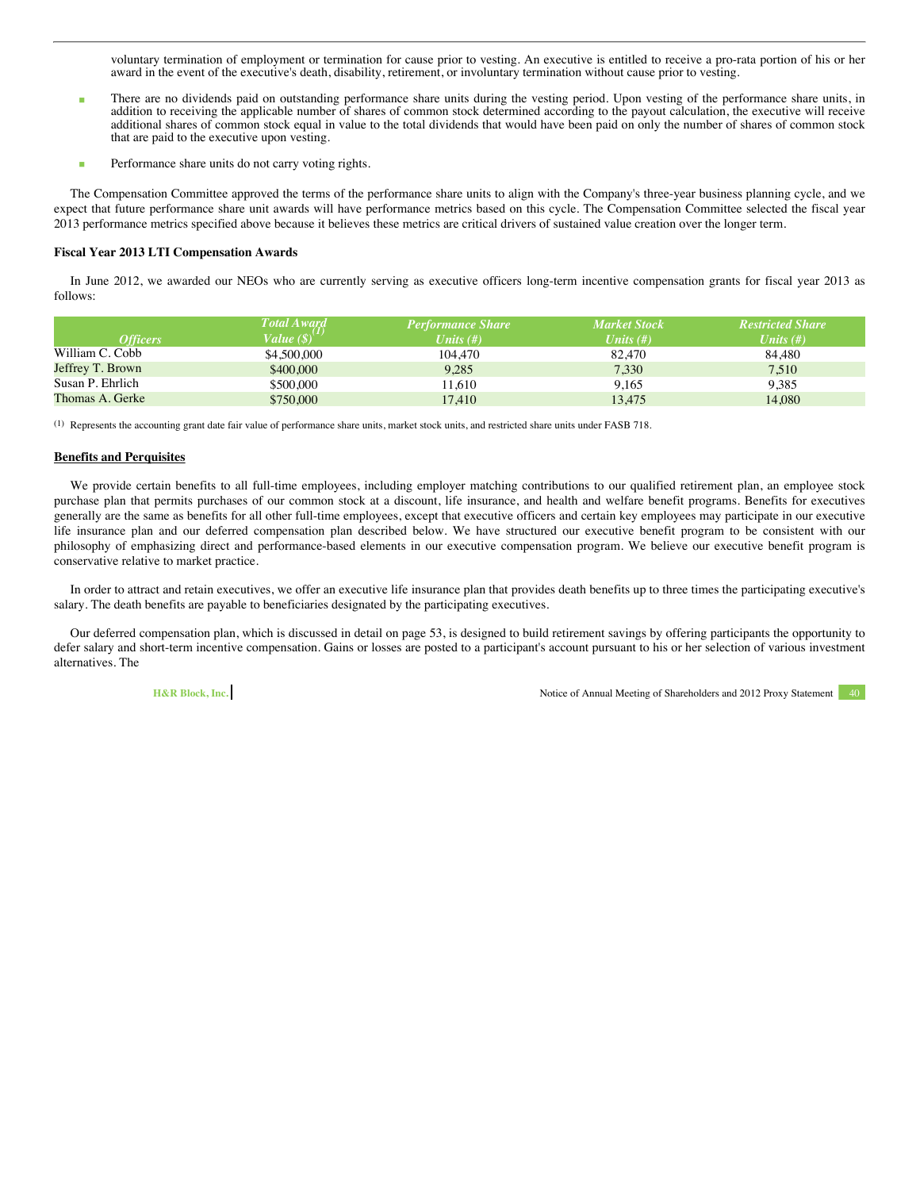voluntary termination of employment or termination for cause prior to vesting. An executive is entitled to receive a pro-rata portion of his or her award in the event of the executive's death, disability, retirement, or involuntary termination without cause prior to vesting.

- There are no dividends paid on outstanding performance share units during the vesting period. Upon vesting of the performance share units, in addition to receiving the applicable number of shares of common stock determined according to the payout calculation, the executive will receive additional shares of common stock equal in value to the total dividends that would have been paid on only the number of shares of common stock that are paid to the executive upon vesting.
- Performance share units do not carry voting rights.

The Compensation Committee approved the terms of the performance share units to align with the Company's three-year business planning cycle, and we expect that future performance share unit awards will have performance metrics based on this cycle. The Compensation Committee selected the fiscal year 2013 performance metrics specified above because it believes these metrics are critical drivers of sustained value creation over the longer term.

**Fiscal Year 2013 LTI Compensation Awards**

In June 2012, we awarded our NEOs who are currently serving as executive officers long-term incentive compensation grants for fiscal year 2013 as follows:

| *Officers* | *Total Award Value ($)*[1] | *Performance Share Units (#)* | *Market Stock Units (#)* | *Restricted Share Units (#)* |
|---|---|---|---|---|
| William C. Cobb | $4,500,000 | 104,470 | 82,470 | 84,480 |
| Jeffrey T. Brown | $400,000 | 9,285 | 7,330 | 7,510 |
| Susan P. Ehrlich | $500,000 | 11,610 | 9,165 | 9,385 |
| Thomas A. Gerke | $750,000 | 17,410 | 13,475 | 14,080 |

(1) Represents the accounting grant date fair value of performance share units, market stock units, and restricted share units under FASB 718.

**Benefits and Perquisites**

We provide certain benefits to all full-time employees, including employer matching contributions to our qualified retirement plan, an employee stock purchase plan that permits purchases of our common stock at a discount, life insurance, and health and welfare benefit programs. Benefits for executives generally are the same as benefits for all other full-time employees, except that executive officers and certain key employees may participate in our executive life insurance plan and our deferred compensation plan described below. We have structured our executive benefit program to be consistent with our philosophy of emphasizing direct and performance-based elements in our executive compensation program. We believe our executive benefit program is conservative relative to market practice.

In order to attract and retain executives, we offer an executive life insurance plan that provides death benefits up to three times the participating executive's salary. The death benefits are payable to beneficiaries designated by the participating executives.

Our deferred compensation plan, which is discussed in detail on page 53, is designed to build retirement savings by offering participants the opportunity to defer salary and short-term incentive compensation. Gains or losses are posted to a participant's account pursuant to his or her selection of various investment alternatives. The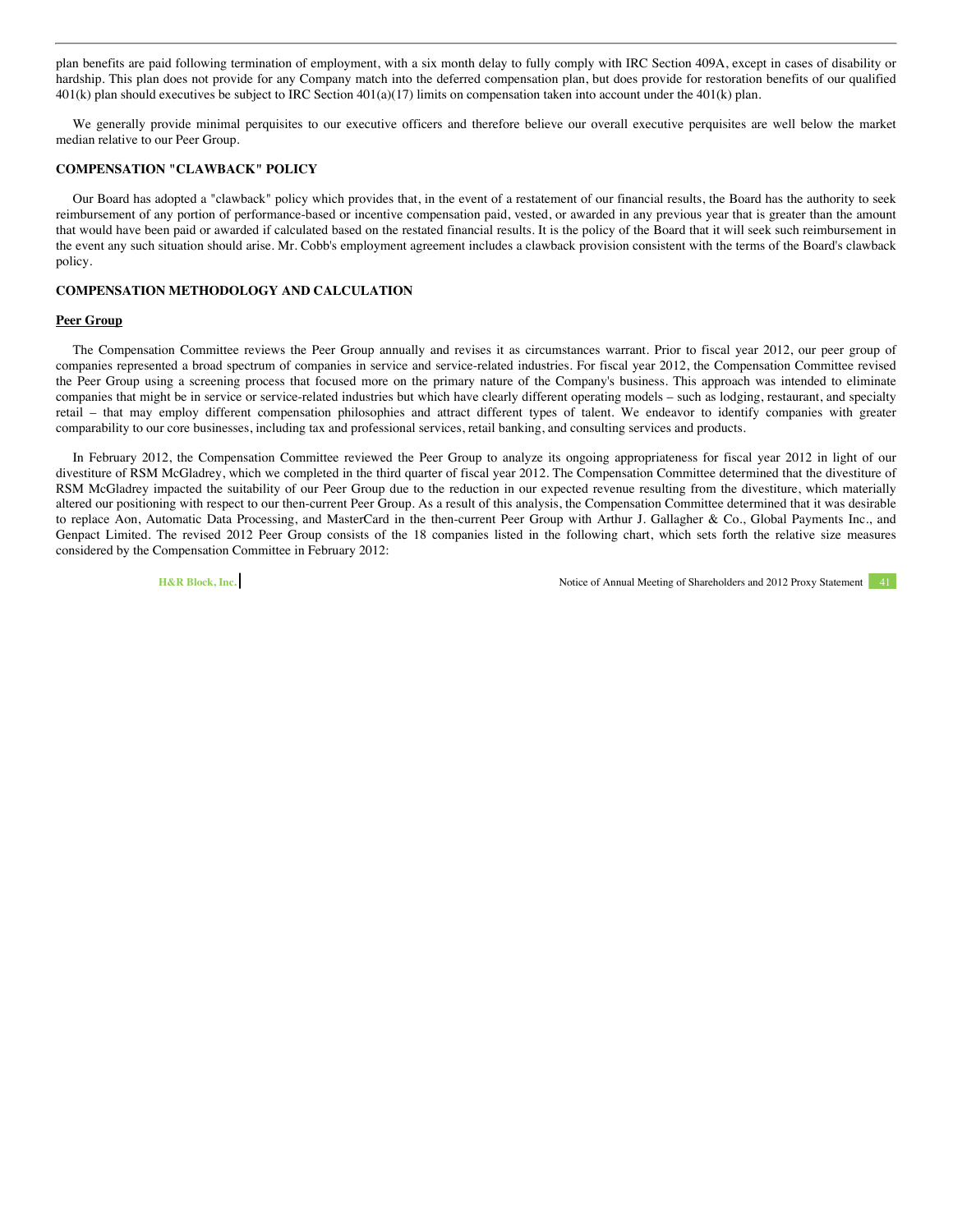plan benefits are paid following termination of employment, with a six month delay to fully comply with IRC Section 409A, except in cases of disability or hardship. This plan does not provide for any Company match into the deferred compensation plan, but does provide for restoration benefits of our qualified 401(k) plan should executives be subject to IRC Section 401(a)(17) limits on compensation taken into account under the 401(k) plan.

We generally provide minimal perquisites to our executive officers and therefore believe our overall executive perquisites are well below the market median relative to our Peer Group.

### COMPENSATION "CLAWBACK" POLICY

Our Board has adopted a "clawback" policy which provides that, in the event of a restatement of our financial results, the Board has the authority to seek reimbursement of any portion of performance-based or incentive compensation paid, vested, or awarded in any previous year that is greater than the amount that would have been paid or awarded if calculated based on the restated financial results. It is the policy of the Board that it will seek such reimbursement in the event any such situation should arise. Mr. Cobb's employment agreement includes a clawback provision consistent with the terms of the Board's clawback policy.

### COMPENSATION METHODOLOGY AND CALCULATION

#### Peer Group

The Compensation Committee reviews the Peer Group annually and revises it as circumstances warrant. Prior to fiscal year 2012, our peer group of companies represented a broad spectrum of companies in service and service-related industries. For fiscal year 2012, the Compensation Committee revised the Peer Group using a screening process that focused more on the primary nature of the Company's business. This approach was intended to eliminate companies that might be in service or service-related industries but which have clearly different operating models – such as lodging, restaurant, and specialty retail – that may employ different compensation philosophies and attract different types of talent. We endeavor to identify companies with greater comparability to our core businesses, including tax and professional services, retail banking, and consulting services and products.

In February 2012, the Compensation Committee reviewed the Peer Group to analyze its ongoing appropriateness for fiscal year 2012 in light of our divestiture of RSM McGladrey, which we completed in the third quarter of fiscal year 2012. The Compensation Committee determined that the divestiture of RSM McGladrey impacted the suitability of our Peer Group due to the reduction in our expected revenue resulting from the divestiture, which materially altered our positioning with respect to our then-current Peer Group. As a result of this analysis, the Compensation Committee determined that it was desirable to replace Aon, Automatic Data Processing, and MasterCard in the then-current Peer Group with Arthur J. Gallagher & Co., Global Payments Inc., and Genpact Limited. The revised 2012 Peer Group consists of the 18 companies listed in the following chart, which sets forth the relative size measures considered by the Compensation Committee in February 2012: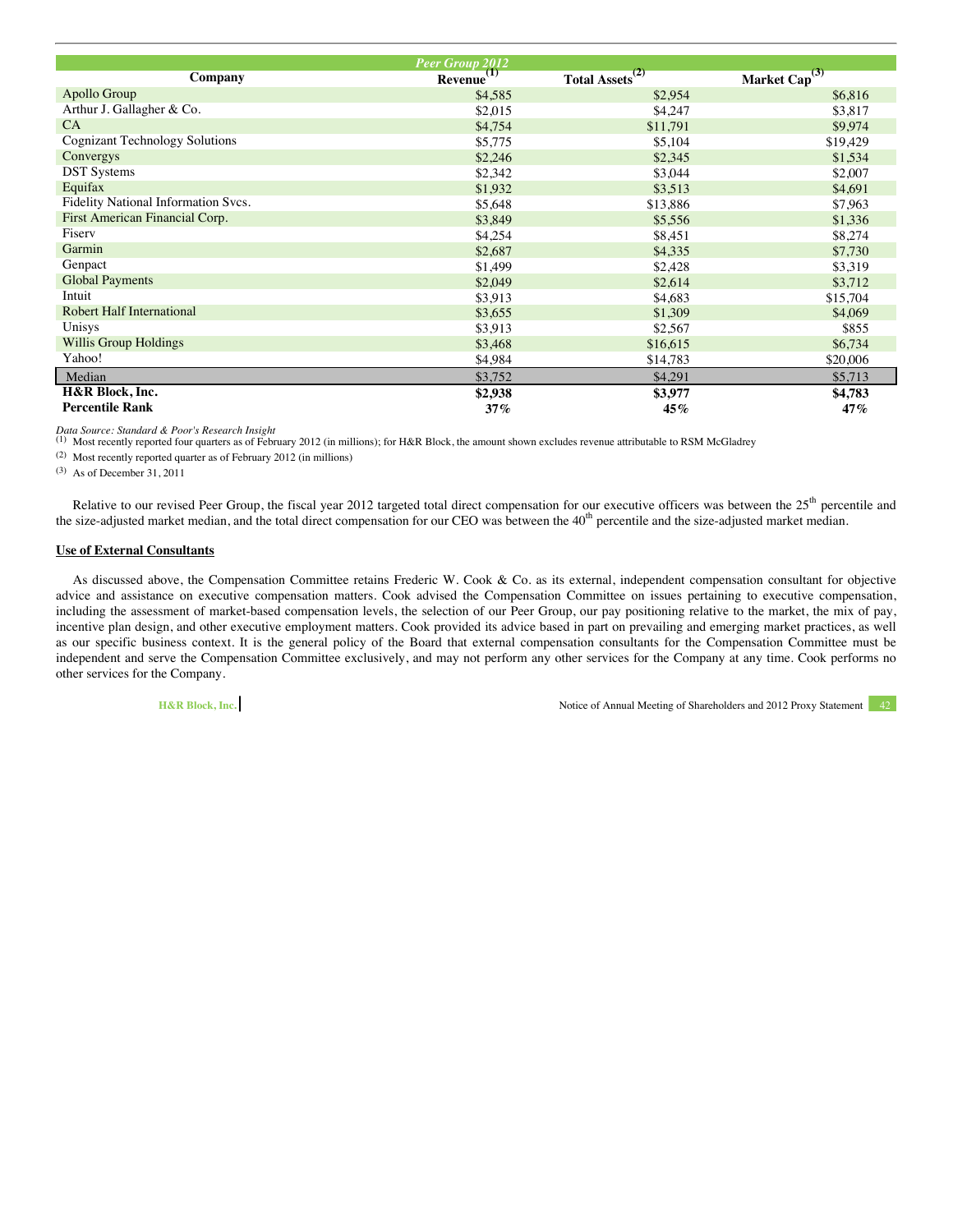| Peer Group 2012 | | | |
|---|---|---|---|
| Company | Revenue[1] | Total Assets[2] | Market Cap[3] |
| Apollo Group | $4,585 | $2,954 | $6,816 |
| Arthur J. Gallagher & Co. | $2,015 | $4,247 | $3,817 |
| CA | $4,754 | $11,791 | $9,974 |
| Cognizant Technology Solutions | $5,775 | $5,104 | $19,429 |
| Convergys | $2,246 | $2,345 | $1,534 |
| DST Systems | $2,342 | $3,044 | $2,007 |
| Equifax | $1,932 | $3,513 | $4,691 |
| Fidelity National Information Svcs. | $5,648 | $13,886 | $7,963 |
| First American Financial Corp. | $3,849 | $5,556 | $1,336 |
| Fiserv | $4,254 | $8,451 | $8,274 |
| Garmin | $2,687 | $4,335 | $7,730 |
| Genpact | $1,499 | $2,428 | $3,319 |
| Global Payments | $2,049 | $2,614 | $3,712 |
| Intuit | $3,913 | $4,683 | $15,704 |
| Robert Half International | $3,655 | $1,309 | $4,069 |
| Unisys | $3,913 | $2,567 | $855 |
| Willis Group Holdings | $3,468 | $16,615 | $6,734 |
| Yahoo! | $4,984 | $14,783 | $20,006 |
| Median | $3,752 | $4,291 | $5,713 |
| **H&R Block, Inc.** | **$2,938** | **$3,977** | **$4,783** |
| **Percentile Rank** | ***37%*** | ***45%*** | ***47%*** |

*Data Source: Standard & Poor's Research Insight*

[1] Most recently reported four quarters as of February 2012 (in millions); for H&R Block, the amount shown excludes revenue attributable to RSM McGladrey

[2] Most recently reported quarter as of February 2012 (in millions)

[3] As of December 31, 2011

Relative to our revised Peer Group, the fiscal year 2012 targeted total direct compensation for our executive officers was between the 25th percentile and the size-adjusted market median, and the total direct compensation for our CEO was between the 40th percentile and the size-adjusted market median.

**Use of External Consultants**

As discussed above, the Compensation Committee retains Frederic W. Cook & Co. as its external, independent compensation consultant for objective advice and assistance on executive compensation matters. Cook advised the Compensation Committee on issues pertaining to executive compensation, including the assessment of market-based compensation levels, the selection of our Peer Group, our pay positioning relative to the market, the mix of pay, incentive plan design, and other executive employment matters. Cook provided its advice based in part on prevailing and emerging market practices, as well as our specific business context. It is the general policy of the Board that external compensation consultants for the Compensation Committee must be independent and serve the Compensation Committee exclusively, and may not perform any other services for the Company at any time. Cook performs no other services for the Company.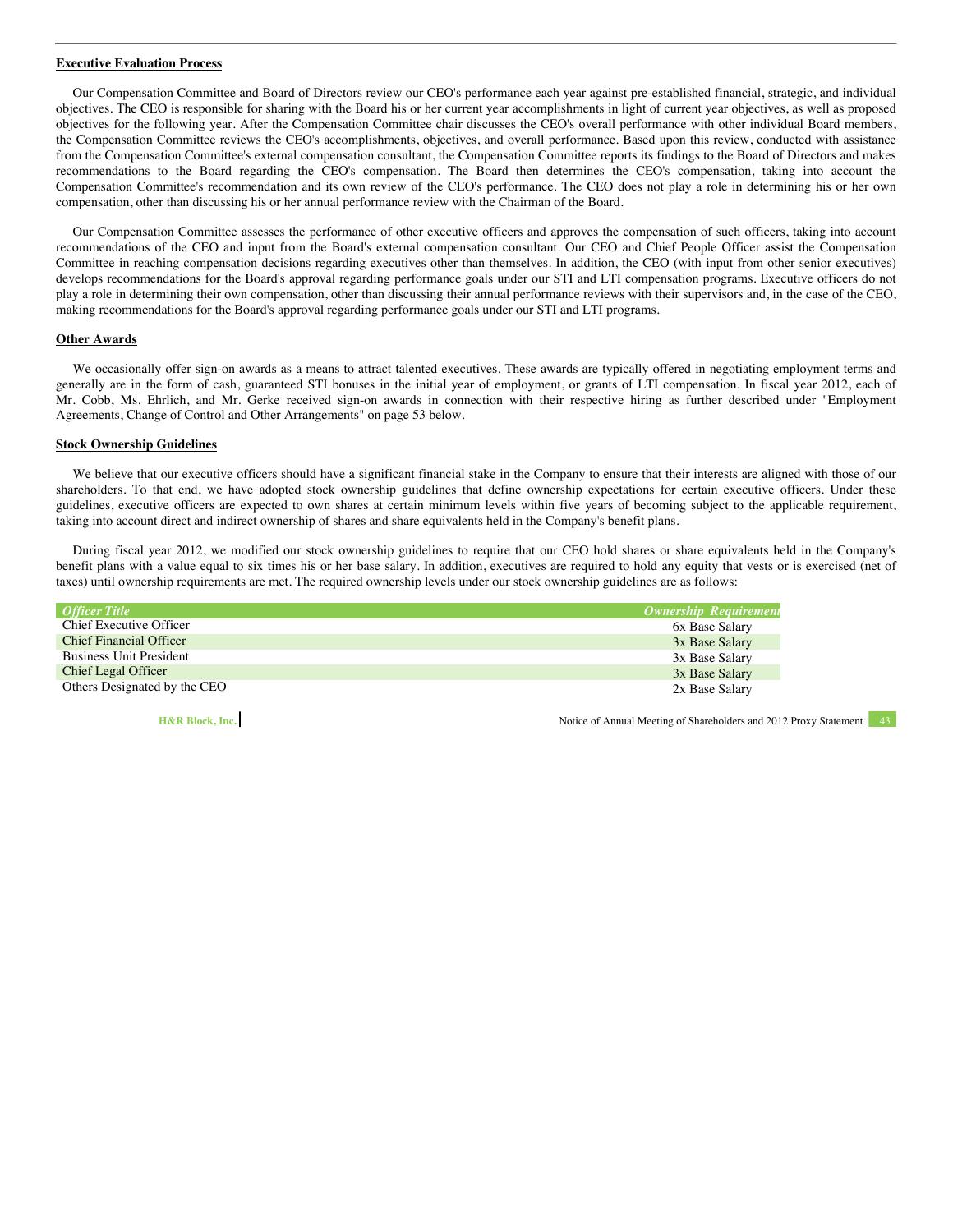**Executive Evaluation Process**

Our Compensation Committee and Board of Directors review our CEO's performance each year against pre-established financial, strategic, and individual objectives. The CEO is responsible for sharing with the Board his or her current year accomplishments in light of current year objectives, as well as proposed objectives for the following year. After the Compensation Committee chair discusses the CEO's overall performance with other individual Board members, the Compensation Committee reviews the CEO's accomplishments, objectives, and overall performance. Based upon this review, conducted with assistance from the Compensation Committee's external compensation consultant, the Compensation Committee reports its findings to the Board of Directors and makes recommendations to the Board regarding the CEO's compensation. The Board then determines the CEO's compensation, taking into account the Compensation Committee's recommendation and its own review of the CEO's performance. The CEO does not play a role in determining his or her own compensation, other than discussing his or her annual performance review with the Chairman of the Board.

Our Compensation Committee assesses the performance of other executive officers and approves the compensation of such officers, taking into account recommendations of the CEO and input from the Board's external compensation consultant. Our CEO and Chief People Officer assist the Compensation Committee in reaching compensation decisions regarding executives other than themselves. In addition, the CEO (with input from other senior executives) develops recommendations for the Board's approval regarding performance goals under our STI and LTI compensation programs. Executive officers do not play a role in determining their own compensation, other than discussing their annual performance reviews with their supervisors and, in the case of the CEO, making recommendations for the Board's approval regarding performance goals under our STI and LTI programs.

**Other Awards**

We occasionally offer sign-on awards as a means to attract talented executives. These awards are typically offered in negotiating employment terms and generally are in the form of cash, guaranteed STI bonuses in the initial year of employment, or grants of LTI compensation. In fiscal year 2012, each of Mr. Cobb, Ms. Ehrlich, and Mr. Gerke received sign-on awards in connection with their respective hiring as further described under "Employment Agreements, Change of Control and Other Arrangements" on page 53 below.

**Stock Ownership Guidelines**

We believe that our executive officers should have a significant financial stake in the Company to ensure that their interests are aligned with those of our shareholders. To that end, we have adopted stock ownership guidelines that define ownership expectations for certain executive officers. Under these guidelines, executive officers are expected to own shares at certain minimum levels within five years of becoming subject to the applicable requirement, taking into account direct and indirect ownership of shares and share equivalents held in the Company's benefit plans.

During fiscal year 2012, we modified our stock ownership guidelines to require that our CEO hold shares or share equivalents held in the Company's benefit plans with a value equal to six times his or her base salary. In addition, executives are required to hold any equity that vests or is exercised (net of taxes) until ownership requirements are met. The required ownership levels under our stock ownership guidelines are as follows:

| *Officer Title* | *Ownership Requirement* |
|---|---|
| Chief Executive Officer | 6x Base Salary |
| Chief Financial Officer | 3x Base Salary |
| Business Unit President | 3x Base Salary |
| Chief Legal Officer | 3x Base Salary |
| Others Designated by the CEO | 2x Base Salary |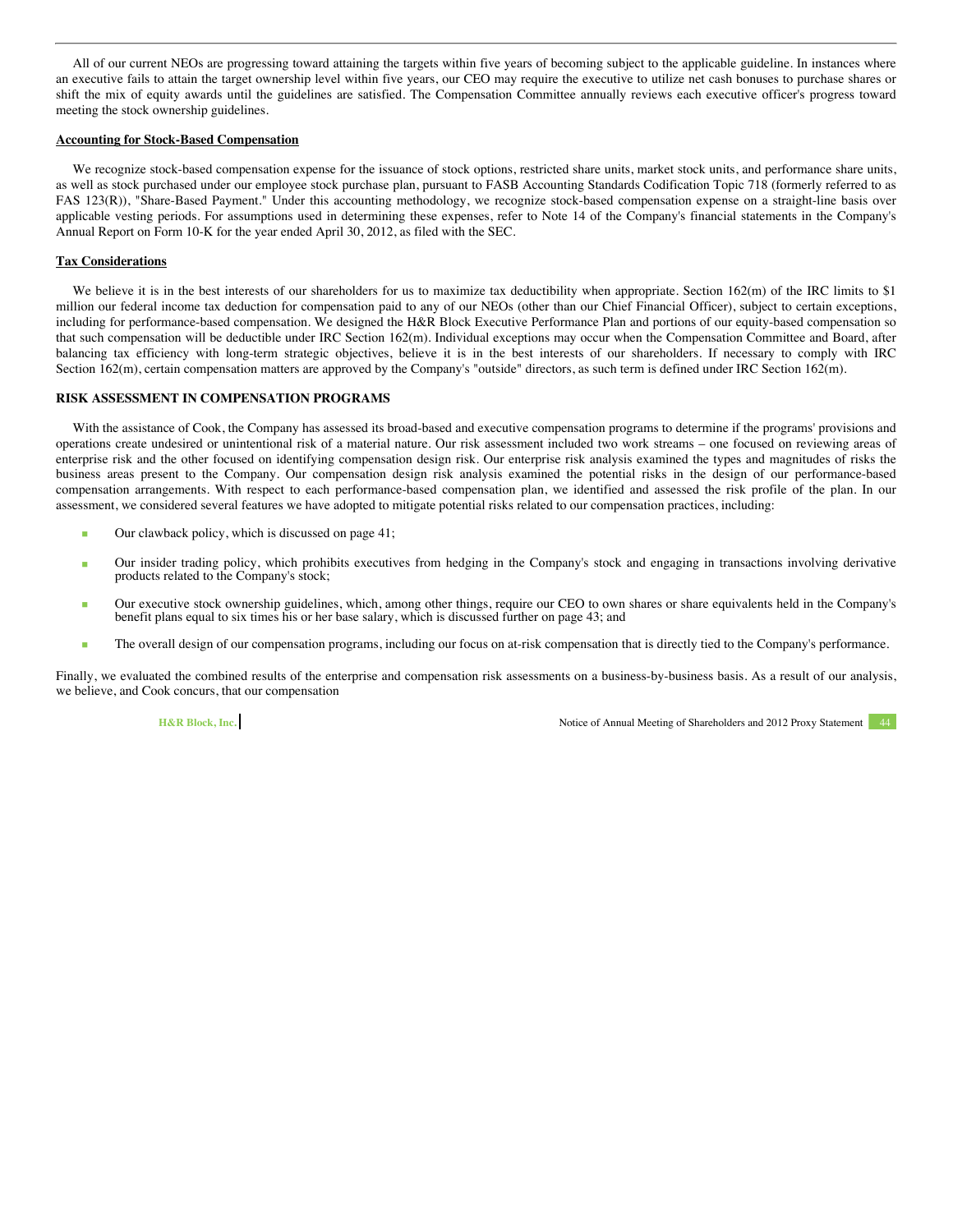All of our current NEOs are progressing toward attaining the targets within five years of becoming subject to the applicable guideline. In instances where an executive fails to attain the target ownership level within five years, our CEO may require the executive to utilize net cash bonuses to purchase shares or shift the mix of equity awards until the guidelines are satisfied. The Compensation Committee annually reviews each executive officer's progress toward meeting the stock ownership guidelines.

**Accounting for Stock-Based Compensation**

We recognize stock-based compensation expense for the issuance of stock options, restricted share units, market stock units, and performance share units, as well as stock purchased under our employee stock purchase plan, pursuant to FASB Accounting Standards Codification Topic 718 (formerly referred to as FAS 123(R)), "Share-Based Payment." Under this accounting methodology, we recognize stock-based compensation expense on a straight-line basis over applicable vesting periods. For assumptions used in determining these expenses, refer to Note 14 of the Company's financial statements in the Company's Annual Report on Form 10-K for the year ended April 30, 2012, as filed with the SEC.

**Tax Considerations**

We believe it is in the best interests of our shareholders for us to maximize tax deductibility when appropriate. Section 162(m) of the IRC limits to $1 million our federal income tax deduction for compensation paid to any of our NEOs (other than our Chief Financial Officer), subject to certain exceptions, including for performance-based compensation. We designed the H&R Block Executive Performance Plan and portions of our equity-based compensation so that such compensation will be deductible under IRC Section 162(m). Individual exceptions may occur when the Compensation Committee and Board, after balancing tax efficiency with long-term strategic objectives, believe it is in the best interests of our shareholders. If necessary to comply with IRC Section 162(m), certain compensation matters are approved by the Company's "outside" directors, as such term is defined under IRC Section 162(m).

## RISK ASSESSMENT IN COMPENSATION PROGRAMS

With the assistance of Cook, the Company has assessed its broad-based and executive compensation programs to determine if the programs' provisions and operations create undesired or unintentional risk of a material nature. Our risk assessment included two work streams – one focused on reviewing areas of enterprise risk and the other focused on identifying compensation design risk. Our enterprise risk analysis examined the types and magnitudes of risks the business areas present to the Company. Our compensation design risk analysis examined the potential risks in the design of our performance-based compensation arrangements. With respect to each performance-based compensation plan, we identified and assessed the risk profile of the plan. In our assessment, we considered several features we have adopted to mitigate potential risks related to our compensation practices, including:

- Our clawback policy, which is discussed on page 41;
- Our insider trading policy, which prohibits executives from hedging in the Company's stock and engaging in transactions involving derivative products related to the Company's stock;
- Our executive stock ownership guidelines, which, among other things, require our CEO to own shares or share equivalents held in the Company's benefit plans equal to six times his or her base salary, which is discussed further on page 43; and
- The overall design of our compensation programs, including our focus on at-risk compensation that is directly tied to the Company's performance.

Finally, we evaluated the combined results of the enterprise and compensation risk assessments on a business-by-business basis. As a result of our analysis, we believe, and Cook concurs, that our compensation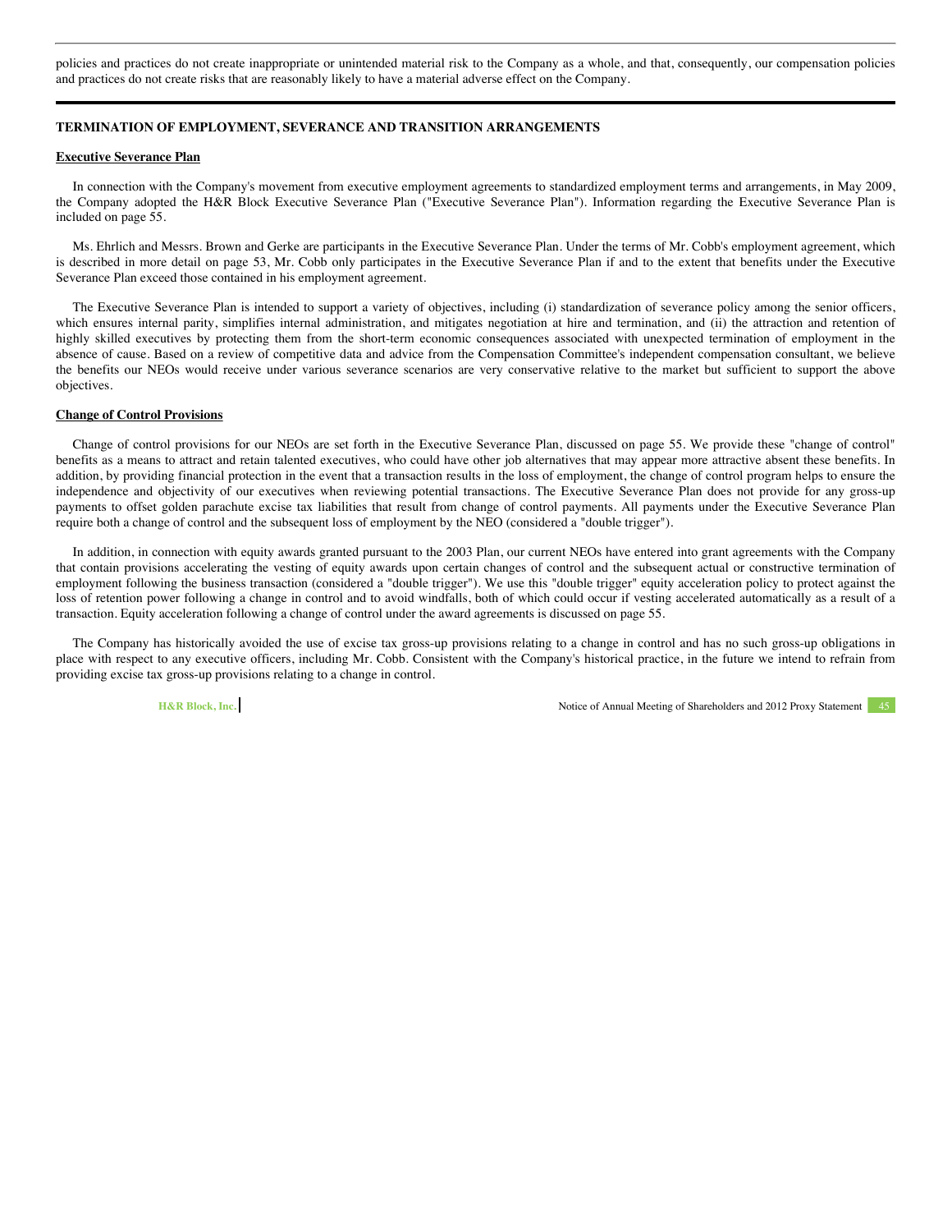policies and practices do not create inappropriate or unintended material risk to the Company as a whole, and that, consequently, our compensation policies and practices do not create risks that are reasonably likely to have a material adverse effect on the Company.

## TERMINATION OF EMPLOYMENT, SEVERANCE AND TRANSITION ARRANGEMENTS

### Executive Severance Plan

In connection with the Company's movement from executive employment agreements to standardized employment terms and arrangements, in May 2009, the Company adopted the H&R Block Executive Severance Plan ("Executive Severance Plan"). Information regarding the Executive Severance Plan is included on page 55.

Ms. Ehrlich and Messrs. Brown and Gerke are participants in the Executive Severance Plan. Under the terms of Mr. Cobb's employment agreement, which is described in more detail on page 53, Mr. Cobb only participates in the Executive Severance Plan if and to the extent that benefits under the Executive Severance Plan exceed those contained in his employment agreement.

The Executive Severance Plan is intended to support a variety of objectives, including (i) standardization of severance policy among the senior officers, which ensures internal parity, simplifies internal administration, and mitigates negotiation at hire and termination, and (ii) the attraction and retention of highly skilled executives by protecting them from the short-term economic consequences associated with unexpected termination of employment in the absence of cause. Based on a review of competitive data and advice from the Compensation Committee's independent compensation consultant, we believe the benefits our NEOs would receive under various severance scenarios are very conservative relative to the market but sufficient to support the above objectives.

### Change of Control Provisions

Change of control provisions for our NEOs are set forth in the Executive Severance Plan, discussed on page 55. We provide these "change of control" benefits as a means to attract and retain talented executives, who could have other job alternatives that may appear more attractive absent these benefits. In addition, by providing financial protection in the event that a transaction results in the loss of employment, the change of control program helps to ensure the independence and objectivity of our executives when reviewing potential transactions. The Executive Severance Plan does not provide for any gross-up payments to offset golden parachute excise tax liabilities that result from change of control payments. All payments under the Executive Severance Plan require both a change of control and the subsequent loss of employment by the NEO (considered a "double trigger").

In addition, in connection with equity awards granted pursuant to the 2003 Plan, our current NEOs have entered into grant agreements with the Company that contain provisions accelerating the vesting of equity awards upon certain changes of control and the subsequent actual or constructive termination of employment following the business transaction (considered a "double trigger"). We use this "double trigger" equity acceleration policy to protect against the loss of retention power following a change in control and to avoid windfalls, both of which could occur if vesting accelerated automatically as a result of a transaction. Equity acceleration following a change of control under the award agreements is discussed on page 55.

The Company has historically avoided the use of excise tax gross-up provisions relating to a change in control and has no such gross-up obligations in place with respect to any executive officers, including Mr. Cobb. Consistent with the Company's historical practice, in the future we intend to refrain from providing excise tax gross-up provisions relating to a change in control.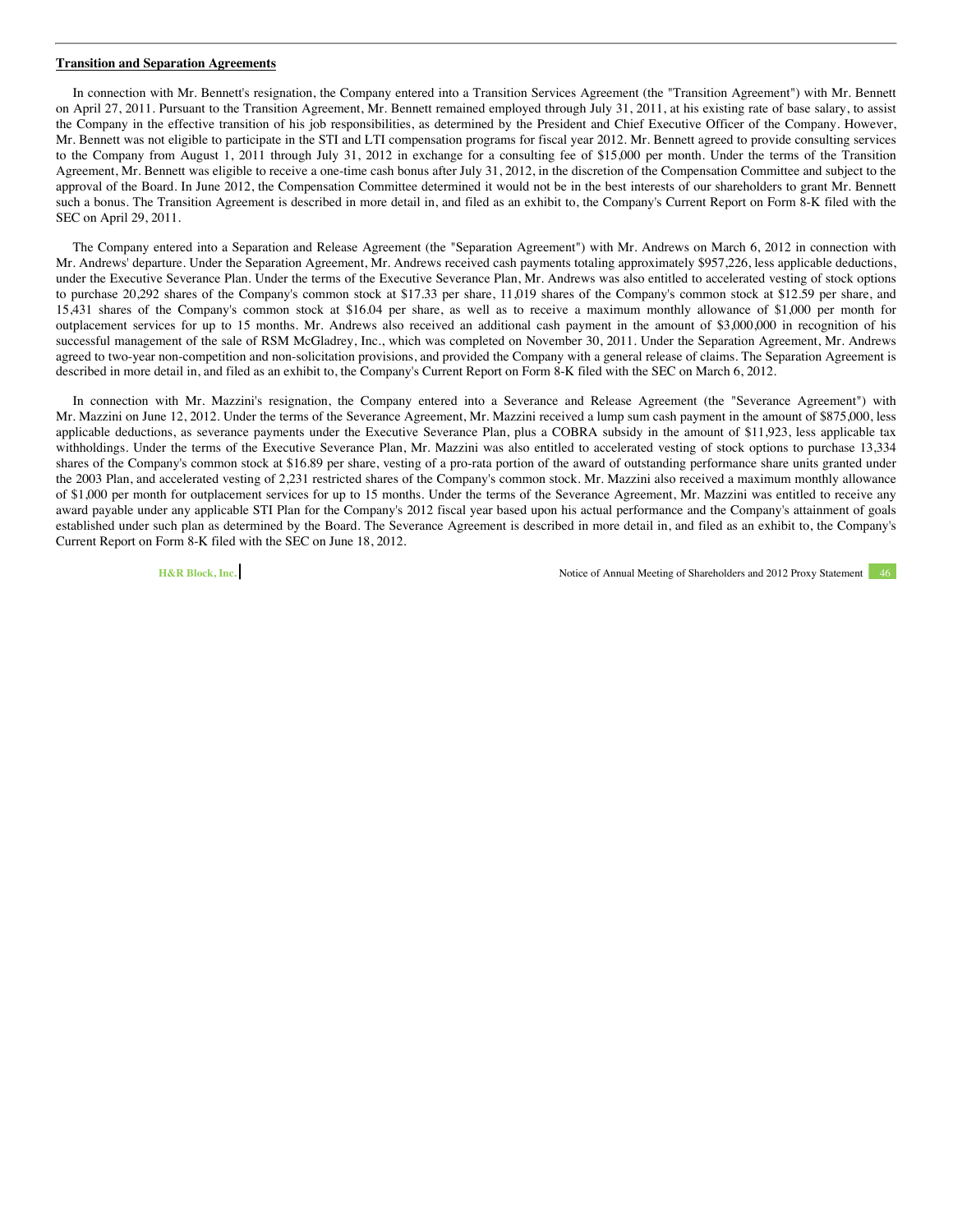**Transition and Separation Agreements**

In connection with Mr. Bennett's resignation, the Company entered into a Transition Services Agreement (the "Transition Agreement") with Mr. Bennett on April 27, 2011. Pursuant to the Transition Agreement, Mr. Bennett remained employed through July 31, 2011, at his existing rate of base salary, to assist the Company in the effective transition of his job responsibilities, as determined by the President and Chief Executive Officer of the Company. However, Mr. Bennett was not eligible to participate in the STI and LTI compensation programs for fiscal year 2012. Mr. Bennett agreed to provide consulting services to the Company from August 1, 2011 through July 31, 2012 in exchange for a consulting fee of $15,000 per month. Under the terms of the Transition Agreement, Mr. Bennett was eligible to receive a one-time cash bonus after July 31, 2012, in the discretion of the Compensation Committee and subject to the approval of the Board. In June 2012, the Compensation Committee determined it would not be in the best interests of our shareholders to grant Mr. Bennett such a bonus. The Transition Agreement is described in more detail in, and filed as an exhibit to, the Company's Current Report on Form 8-K filed with the SEC on April 29, 2011.

The Company entered into a Separation and Release Agreement (the "Separation Agreement") with Mr. Andrews on March 6, 2012 in connection with Mr. Andrews' departure. Under the Separation Agreement, Mr. Andrews received cash payments totaling approximately $957,226, less applicable deductions, under the Executive Severance Plan. Under the terms of the Executive Severance Plan, Mr. Andrews was also entitled to accelerated vesting of stock options to purchase 20,292 shares of the Company's common stock at $17.33 per share, 11,019 shares of the Company's common stock at $12.59 per share, and 15,431 shares of the Company's common stock at $16.04 per share, as well as to receive a maximum monthly allowance of $1,000 per month for outplacement services for up to 15 months. Mr. Andrews also received an additional cash payment in the amount of $3,000,000 in recognition of his successful management of the sale of RSM McGladrey, Inc., which was completed on November 30, 2011. Under the Separation Agreement, Mr. Andrews agreed to two-year non-competition and non-solicitation provisions, and provided the Company with a general release of claims. The Separation Agreement is described in more detail in, and filed as an exhibit to, the Company's Current Report on Form 8-K filed with the SEC on March 6, 2012.

In connection with Mr. Mazzini's resignation, the Company entered into a Severance and Release Agreement (the "Severance Agreement") with Mr. Mazzini on June 12, 2012. Under the terms of the Severance Agreement, Mr. Mazzini received a lump sum cash payment in the amount of $875,000, less applicable deductions, as severance payments under the Executive Severance Plan, plus a COBRA subsidy in the amount of $11,923, less applicable tax withholdings. Under the terms of the Executive Severance Plan, Mr. Mazzini was also entitled to accelerated vesting of stock options to purchase 13,334 shares of the Company's common stock at $16.89 per share, vesting of a pro-rata portion of the award of outstanding performance share units granted under the 2003 Plan, and accelerated vesting of 2,231 restricted shares of the Company's common stock. Mr. Mazzini also received a maximum monthly allowance of $1,000 per month for outplacement services for up to 15 months. Under the terms of the Severance Agreement, Mr. Mazzini was entitled to receive any award payable under any applicable STI Plan for the Company's 2012 fiscal year based upon his actual performance and the Company's attainment of goals established under such plan as determined by the Board. The Severance Agreement is described in more detail in, and filed as an exhibit to, the Company's Current Report on Form 8-K filed with the SEC on June 18, 2012.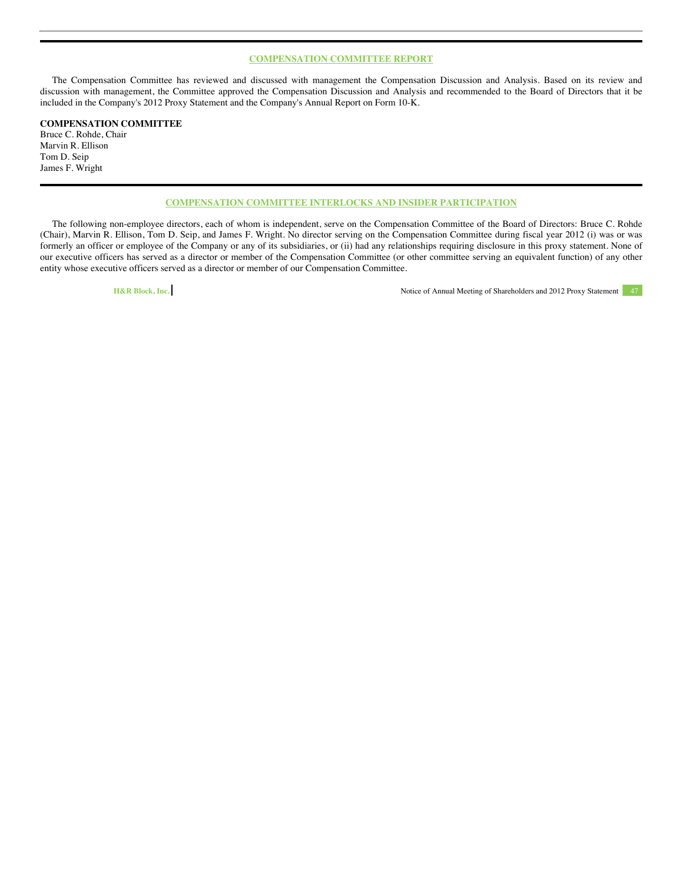## COMPENSATION COMMITTEE REPORT

The Compensation Committee has reviewed and discussed with management the Compensation Discussion and Analysis. Based on its review and discussion with management, the Committee approved the Compensation Discussion and Analysis and recommended to the Board of Directors that it be included in the Company's 2012 Proxy Statement and the Company's Annual Report on Form 10-K.

**COMPENSATION COMMITTEE**
Bruce C. Rohde, Chair
Marvin R. Ellison
Tom D. Seip
James F. Wright

## COMPENSATION COMMITTEE INTERLOCKS AND INSIDER PARTICIPATION

The following non-employee directors, each of whom is independent, serve on the Compensation Committee of the Board of Directors: Bruce C. Rohde (Chair), Marvin R. Ellison, Tom D. Seip, and James F. Wright. No director serving on the Compensation Committee during fiscal year 2012 (i) was or was formerly an officer or employee of the Company or any of its subsidiaries, or (ii) had any relationships requiring disclosure in this proxy statement. None of our executive officers has served as a director or member of the Compensation Committee (or other committee serving an equivalent function) of any other entity whose executive officers served as a director or member of our Compensation Committee.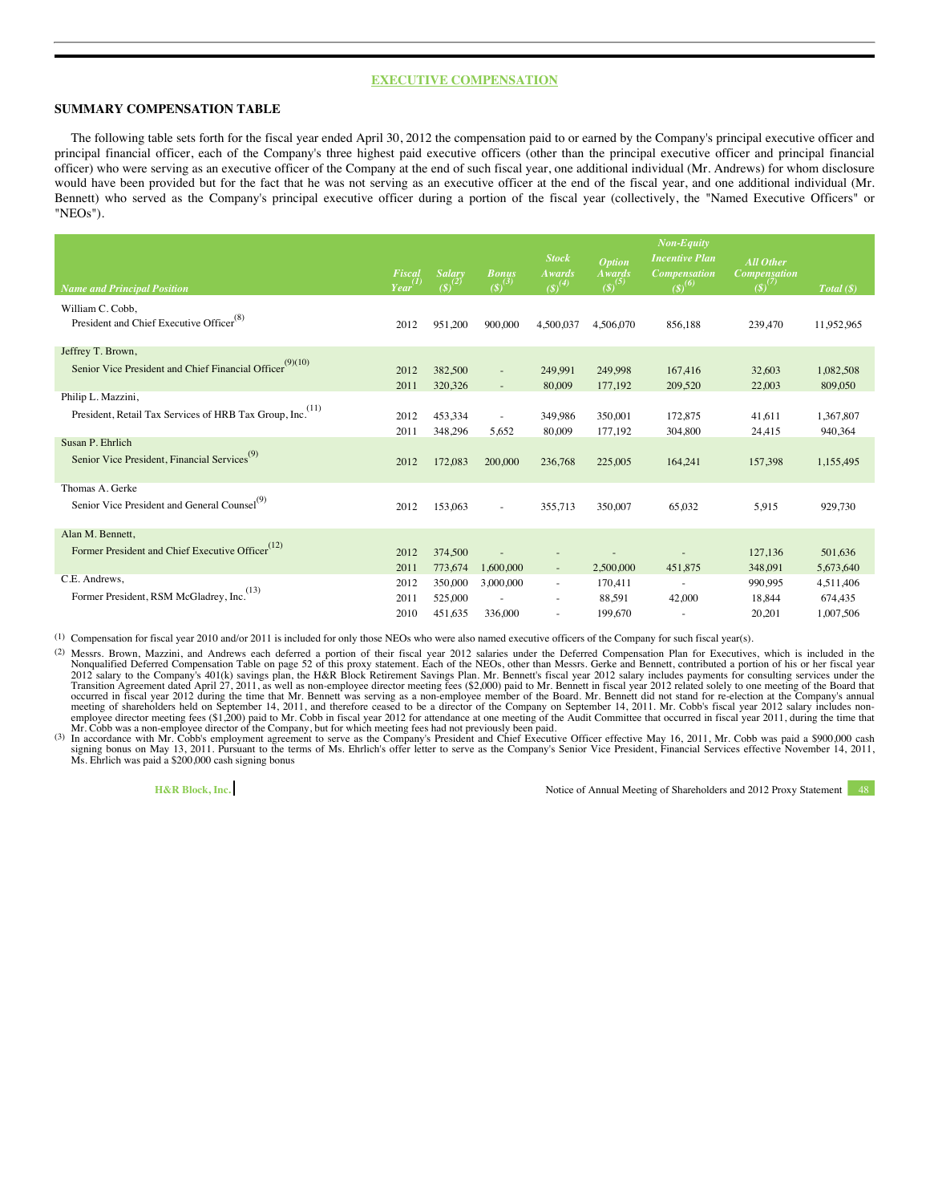# EXECUTIVE COMPENSATION

## SUMMARY COMPENSATION TABLE

The following table sets forth for the fiscal year ended April 30, 2012 the compensation paid to or earned by the Company's principal executive officer and principal financial officer, each of the Company's three highest paid executive officers (other than the principal executive officer and principal financial officer) who were serving as an executive officer of the Company at the end of such fiscal year, one additional individual (Mr. Andrews) for whom disclosure would have been provided but for the fact that he was not serving as an executive officer at the end of the fiscal year, and one additional individual (Mr. Bennett) who served as the Company's principal executive officer during a portion of the fiscal year (collectively, the "Named Executive Officers" or "NEOs").

| Name and Principal Position | Fiscal Year(1) | Salary ($)(2) | Bonus ($)(3) | Stock Awards ($)(4) | Option Awards ($)(5) | Non-Equity Incentive Plan Compensation ($)(6) | All Other Compensation ($)(7) | Total ($) |
|---|---|---|---|---|---|---|---|---|
| William C. Cobb, President and Chief Executive Officer(8) | 2012 | 951,200 | 900,000 | 4,500,037 | 4,506,070 | 856,188 | 239,470 | 11,952,965 |
| Jeffrey T. Brown, Senior Vice President and Chief Financial Officer(9)(10) | 2012 | 382,500 | - | 249,991 | 249,998 | 167,416 | 32,603 | 1,082,508 |
| | 2011 | 320,326 | - | 80,009 | 177,192 | 209,520 | 22,003 | 809,050 |
| Philip L. Mazzini, President, Retail Tax Services of HRB Tax Group, Inc.(11) | 2012 | 453,334 | - | 349,986 | 350,001 | 172,875 | 41,611 | 1,367,807 |
| | 2011 | 348,296 | 5,652 | 80,009 | 177,192 | 304,800 | 24,415 | 940,364 |
| Susan P. Ehrlich, Senior Vice President, Financial Services(9) | 2012 | 172,083 | 200,000 | 236,768 | 225,005 | 164,241 | 157,398 | 1,155,495 |
| Thomas A. Gerke, Senior Vice President and General Counsel(9) | 2012 | 153,063 | - | 355,713 | 350,007 | 65,032 | 5,915 | 929,730 |
| Alan M. Bennett, Former President and Chief Executive Officer(12) | 2012 | 374,500 | - | - | - | - | 127,136 | 501,636 |
| | 2011 | 773,674 | 1,600,000 | - | 2,500,000 | 451,875 | 348,091 | 5,673,640 |
| C.E. Andrews, Former President, RSM McGladrey, Inc.(13) | 2012 | 350,000 | 3,000,000 | - | 170,411 | - | 990,995 | 4,511,406 |
| | 2011 | 525,000 | - | - | 88,591 | 42,000 | 18,844 | 674,435 |
| | 2010 | 451,635 | 336,000 | - | 199,670 | - | 20,201 | 1,007,506 |

(1) Compensation for fiscal year 2010 and/or 2011 is included for only those NEOs who were also named executive officers of the Company for such fiscal year(s).

(2) Messrs. Brown, Mazzini, and Andrews each deferred a portion of their fiscal year 2012 salaries under the Deferred Compensation Plan for Executives, which is included in the Nonqualified Deferred Compensation Table on page 52 of this proxy statement. Each of the NEOs, other than Messrs. Gerke and Bennett, contributed a portion of his or her fiscal year 2012 salary to the Company's 401(k) savings plan, the H&R Block Retirement Savings Plan. Mr. Bennett's fiscal year 2012 salary includes payments for consulting services under the Transition Agreement dated April 27, 2011, as well as non-employee director meeting fees ($2,000) paid to Mr. Bennett in fiscal year 2012 related solely to one meeting of the Board that occurred in fiscal year 2012 during the time that Mr. Bennett was serving as a non-employee member of the Board. Mr. Bennett did not stand for re-election at the Company's annual meeting of shareholders held on September 14, 2011, and therefore ceased to be a director of the Company on September 14, 2011. Mr. Cobb's fiscal year 2012 salary includes non-employee director meeting fees ($1,200) paid to Mr. Cobb in fiscal year 2012 for attendance at one meeting of the Audit Committee that occurred in fiscal year 2011, during the time that Mr. Cobb was a non-employee director of the Company, but for which meeting fees had not previously been paid.

(3) In accordance with Mr. Cobb's employment agreement to serve as the Company's President and Chief Executive Officer effective May 16, 2011, Mr. Cobb was paid a $900,000 cash signing bonus on May 13, 2011. Pursuant to the terms of Ms. Ehrlich's offer letter to serve as the Company's Senior Vice President, Financial Services effective November 14, 2011, Ms. Ehrlich was paid a $200,000 cash signing bonus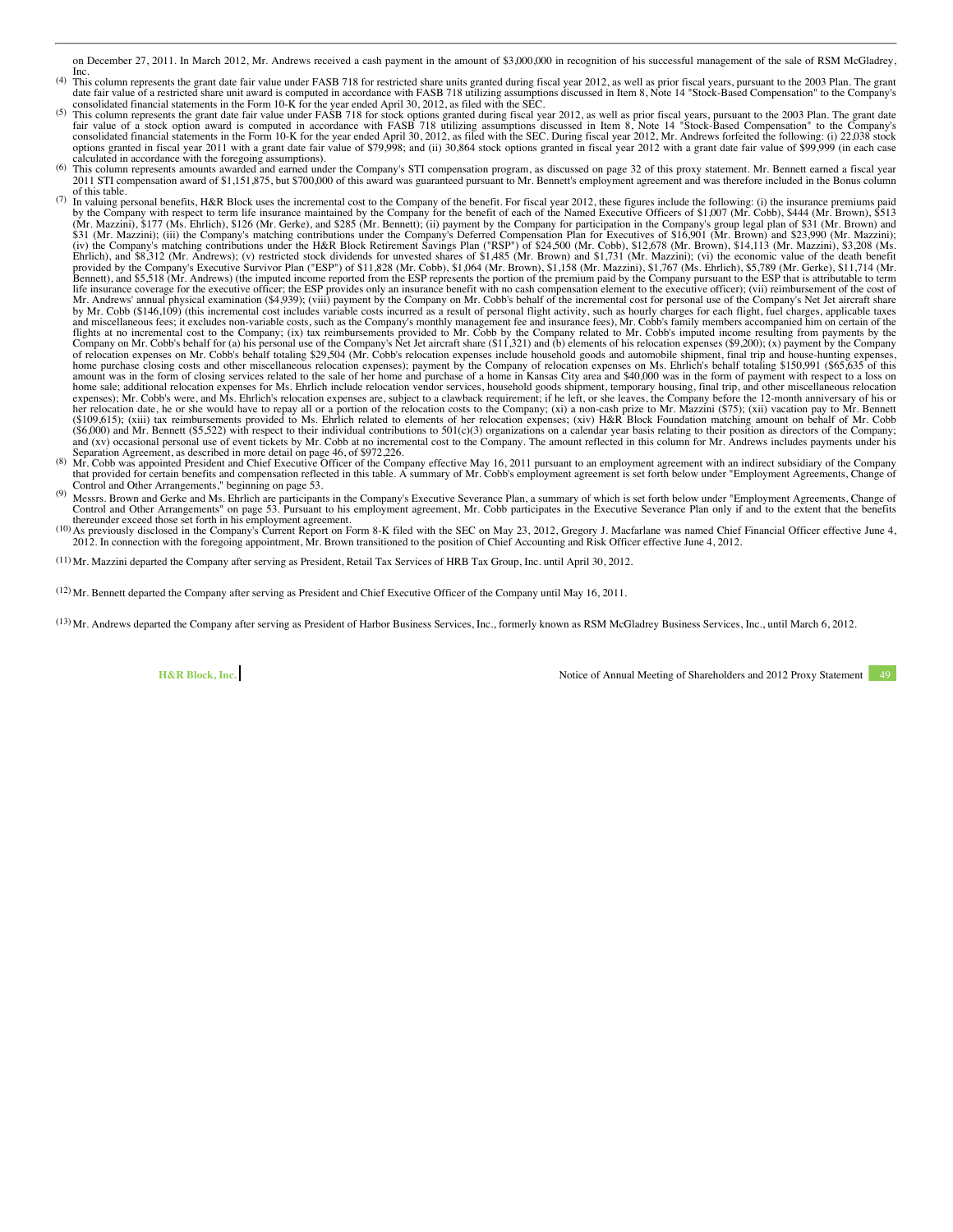on December 27, 2011. In March 2012, Mr. Andrews received a cash payment in the amount of $3,000,000 in recognition of his successful management of the sale of RSM McGladrey, Inc.

(4) This column represents the grant date fair value under FASB 718 for restricted share units granted during fiscal year 2012, as well as prior fiscal years, pursuant to the 2003 Plan. The grant date fair value of a restricted share unit award is computed in accordance with FASB 718 utilizing assumptions discussed in Item 8, Note 14 "Stock-Based Compensation" to the Company's consolidated financial statements in the Form 10-K for the year ended April 30, 2012, as filed with the SEC.

(5) This column represents the grant date fair value under FASB 718 for stock options granted during fiscal year 2012, as well as prior fiscal years, pursuant to the 2003 Plan. The grant date fair value of a stock option award is computed in accordance with FASB 718 utilizing assumptions discussed in Item 8, Note 14 "Stock-Based Compensation" to the Company's consolidated financial statements in the Form 10-K for the year ended April 30, 2012, as filed with the SEC. During fiscal year 2012, Mr. Andrews forfeited the following: (i) 22,038 stock options granted in fiscal year 2011 with a grant date fair value of $79,998; and (ii) 30,864 stock options granted in fiscal year 2012 with a grant date fair value of $99,999 (in each case calculated in accordance with the foregoing assumptions).

(6) This column represents amounts awarded and earned under the Company's STI compensation program, as discussed on page 32 of this proxy statement. Mr. Bennett earned a fiscal year 2011 STI compensation award of $1,151,875, but $700,000 of this award was guaranteed pursuant to Mr. Bennett's employment agreement and was therefore included in the Bonus column of this table.

(7) In valuing personal benefits, H&R Block uses the incremental cost to the Company of the benefit. For fiscal year 2012, these figures include the following: (i) the insurance premiums paid by the Company with respect to term life insurance maintained by the Company for the benefit of each of the Named Executive Officers of $1,007 (Mr. Cobb), $444 (Mr. Brown), $513 (Mr. Mazzini), $177 (Ms. Ehrlich), $126 (Mr. Gerke), and $285 (Mr. Bennett); (ii) payment by the Company for participation in the Company's group legal plan of $31 (Mr. Brown) and $31 (Mr. Mazzini); (iii) the Company's matching contributions under the Company's Deferred Compensation Plan for Executives of $16,901 (Mr. Brown) and $23,990 (Mr. Mazzini); (iv) the Company's matching contributions under the H&R Block Retirement Savings Plan ("RSP") of $24,500 (Mr. Cobb), $12,678 (Mr. Brown), $14,113 (Mr. Mazzini), $3,208 (Ms. Ehrlich), and $8,312 (Mr. Andrews); (v) restricted stock dividends for unvested shares of $1,485 (Mr. Brown) and $1,731 (Mr. Mazzini); (vi) the economic value of the death benefit provided by the Company's Executive Survivor Plan ("ESP") of $11,828 (Mr. Cobb), $1,064 (Mr. Brown), $1,158 (Mr. Mazzini), $1,767 (Ms. Ehrlich), $5,789 (Mr. Gerke), $11,714 (Mr. Bennett), and $5,518 (Mr. Andrews) (the imputed income reported from the ESP represents the portion of the premium paid by the Company pursuant to the ESP that is attributable to term life insurance coverage for the executive officer; the ESP provides only an insurance benefit with no cash compensation element to the executive officer); (vii) reimbursement of the cost of Mr. Andrews' annual physical examination ($4,939); (viii) payment by the Company on Mr. Cobb's behalf of the incremental cost for personal use of the Company's Net Jet aircraft share by Mr. Cobb ($146,109) (this incremental cost includes variable costs incurred as a result of personal flight activity, such as hourly charges for each flight, fuel charges, applicable taxes and miscellaneous fees; it excludes non-variable costs, such as the Company's monthly management fee and insurance fees), Mr. Cobb's family members accompanied him on certain of the flights at no incremental cost to the Company; (ix) tax reimbursements provided to Mr. Cobb by the Company related to Mr. Cobb's imputed income resulting from payments by the Company on Mr. Cobb's behalf for (a) his personal use of the Company's Net Jet aircraft share ($11,321) and (b) elements of his relocation expenses ($9,200); (x) payment by the Company of relocation expenses on Mr. Cobb's behalf totaling $29,504 (Mr. Cobb's relocation expenses include household goods and automobile shipment, final trip and house-hunting expenses, home purchase closing costs and other miscellaneous relocation expenses); payment by the Company of relocation expenses on Ms. Ehrlich's behalf totaling $150,991 ($65,635 of this amount was in the form of closing services related to the sale of her home and purchase of a home in Kansas City area and $40,000 was in the form of payment with respect to a loss on home sale; additional relocation expenses for Ms. Ehrlich include relocation vendor services, household goods shipment, temporary housing, final trip, and other miscellaneous relocation expenses); Mr. Cobb's were, and Ms. Ehrlich's relocation expenses are, subject to a clawback requirement; if he left, or she leaves, the Company before the 12-month anniversary of his or her relocation date, he or she would have to repay all or a portion of the relocation costs to the Company; (xi) a non-cash prize to Mr. Mazzini ($75); (xii) vacation pay to Mr. Bennett ($109,615); (xiii) tax reimbursements provided to Ms. Ehrlich related to elements of her relocation expenses; (xiv) H&R Block Foundation matching amount on behalf of Mr. Cobb ($6,000) and Mr. Bennett ($5,522) with respect to their individual contributions to 501(c)(3) organizations on a calendar year basis relating to their position as directors of the Company; and (xv) occasional personal use of event tickets by Mr. Cobb at no incremental cost to the Company. The amount reflected in this column for Mr. Andrews includes payments under his Separation Agreement, as described in more detail on page 46, of $972,226.

(8) Mr. Cobb was appointed President and Chief Executive Officer of the Company effective May 16, 2011 pursuant to an employment agreement with an indirect subsidiary of the Company that provided for certain benefits and compensation reflected in this table. A summary of Mr. Cobb's employment agreement is set forth below under "Employment Agreements, Change of Control and Other Arrangements," beginning on page 53.

(9) Messrs. Brown and Gerke and Ms. Ehrlich are participants in the Company's Executive Severance Plan, a summary of which is set forth below under "Employment Agreements, Change of Control and Other Arrangements" on page 53. Pursuant to his employment agreement, Mr. Cobb participates in the Executive Severance Plan only if and to the extent that the benefits thereunder exceed those set forth in his employment agreement.

(10) As previously disclosed in the Company's Current Report on Form 8-K filed with the SEC on May 23, 2012, Gregory J. Macfarlane was named Chief Financial Officer effective June 4, 2012. In connection with the foregoing appointment, Mr. Brown transitioned to the position of Chief Accounting and Risk Officer effective June 4, 2012.

(11) Mr. Mazzini departed the Company after serving as President, Retail Tax Services of HRB Tax Group, Inc. until April 30, 2012.

(12) Mr. Bennett departed the Company after serving as President and Chief Executive Officer of the Company until May 16, 2011.

(13) Mr. Andrews departed the Company after serving as President of Harbor Business Services, Inc., formerly known as RSM McGladrey Business Services, Inc., until March 6, 2012.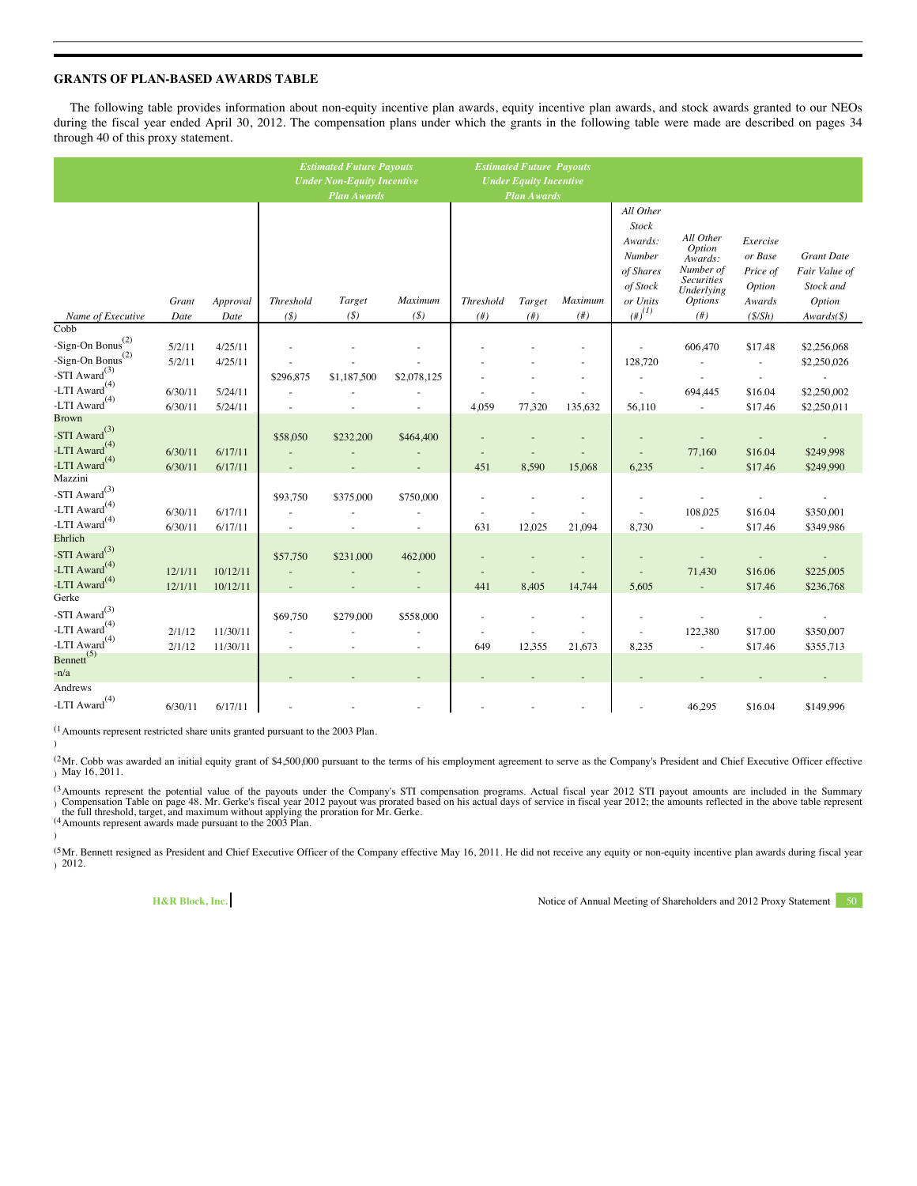## GRANTS OF PLAN-BASED AWARDS TABLE

The following table provides information about non-equity incentive plan awards, equity incentive plan awards, and stock awards granted to our NEOs during the fiscal year ended April 30, 2012. The compensation plans under which the grants in the following table were made are described on pages 34 through 40 of this proxy statement.

| | | | *Estimated Future Payouts Under Non-Equity Incentive Plan Awards* | | | *Estimated Future Payouts Under Equity Incentive Plan Awards* | | | | | | |
|---|---|---|---|---|---|---|---|---|---|---|---|---|
| *Name of Executive* | *Grant Date* | *Approval Date* | *Threshold ($)* | *Target ($)* | *Maximum ($)* | *Threshold (#)* | *Target (#)* | *Maximum (#)* | *All Other Stock Awards: Number of Shares of Stock or Units (#)*[(1)] | *All Other Option Awards: Number of Securities Underlying Options (#)* | *Exercise or Base Price of Option Awards ($/Sh)* | *Grant Date Fair Value of Stock and Option Awards($)* |
| Cobb | | | | | | | | | | | | |
| -Sign-On Bonus[(2)] | 5/2/11 | 4/25/11 | - | - | - | - | - | - | - | 606,470 | $17.48 | $2,256,068 |
| -Sign-On Bonus[(2)] | 5/2/11 | 4/25/11 | - | - | - | - | - | - | 128,720 | - | - | $2,250,026 |
| -STI Award[(3)] | | | $296,875 | $1,187,500 | $2,078,125 | - | - | - | - | - | - | - |
| -LTI Award[(4)] | 6/30/11 | 5/24/11 | - | - | - | - | - | - | - | 694,445 | $16.04 | $2,250,002 |
| -LTI Award[(4)] | 6/30/11 | 5/24/11 | - | - | - | 4,059 | 77,320 | 135,632 | 56,110 | - | $17.46 | $2,250,011 |
| Brown | | | | | | | | | | | | |
| -STI Award[(3)] | | | $58,050 | $232,200 | $464,400 | - | - | - | - | - | - | - |
| -LTI Award[(4)] | 6/30/11 | 6/17/11 | - | - | - | - | - | - | - | 77,160 | $16.04 | $249,998 |
| -LTI Award[(4)] | 6/30/11 | 6/17/11 | - | - | - | 451 | 8,590 | 15,068 | 6,235 | - | $17.46 | $249,990 |
| Mazzini | | | | | | | | | | | | |
| -STI Award[(3)] | | | $93,750 | $375,000 | $750,000 | - | - | - | - | - | - | - |
| -LTI Award[(4)] | 6/30/11 | 6/17/11 | - | - | - | - | - | - | - | 108,025 | $16.04 | $350,001 |
| -LTI Award[(4)] | 6/30/11 | 6/17/11 | - | - | - | 631 | 12,025 | 21,094 | 8,730 | - | $17.46 | $349,986 |
| Ehrlich | | | | | | | | | | | | |
| -STI Award[(3)] | | | $57,750 | $231,000 | 462,000 | - | - | - | - | - | - | - |
| -LTI Award[(4)] | 12/1/11 | 10/12/11 | - | - | - | - | - | - | - | 71,430 | $16.06 | $225,005 |
| -LTI Award[(4)] | 12/1/11 | 10/12/11 | - | - | - | 441 | 8,405 | 14,744 | 5,605 | - | $17.46 | $236,768 |
| Gerke | | | | | | | | | | | | |
| -STI Award[(3)] | | | $69,750 | $279,000 | $558,000 | - | - | - | - | - | - | - |
| -LTI Award[(4)] | 2/1/12 | 11/30/11 | - | - | - | - | - | - | - | 122,380 | $17.00 | $350,007 |
| -LTI Award[(4)] | 2/1/12 | 11/30/11 | - | - | - | 649 | 12,355 | 21,673 | 8,235 | - | $17.46 | $355,713 |
| Bennett[(5)] | | | | | | | | | | | | |
| -n/a | | | - | - | - | - | - | - | - | - | - | - |
| Andrews | | | | | | | | | | | | |
| -LTI Award[(4)] | 6/30/11 | 6/17/11 | - | - | - | - | - | - | - | 46,295 | $16.04 | $149,996 |

(1) Amounts represent restricted share units granted pursuant to the 2003 Plan.

(2) Mr. Cobb was awarded an initial equity grant of $4,500,000 pursuant to the terms of his employment agreement to serve as the Company's President and Chief Executive Officer effective May 16, 2011.

(3) Amounts represent the potential value of the payouts under the Company's STI compensation programs. Actual fiscal year 2012 STI payout amounts are included in the Summary Compensation Table on page 48. Mr. Gerke's fiscal year 2012 payout was prorated based on his actual days of service in fiscal year 2012; the amounts reflected in the above table represent the full threshold, target, and maximum without applying the proration for Mr. Gerke.

(4) Amounts represent awards made pursuant to the 2003 Plan.

(5) Mr. Bennett resigned as President and Chief Executive Officer of the Company effective May 16, 2011. He did not receive any equity or non-equity incentive plan awards during fiscal year 2012.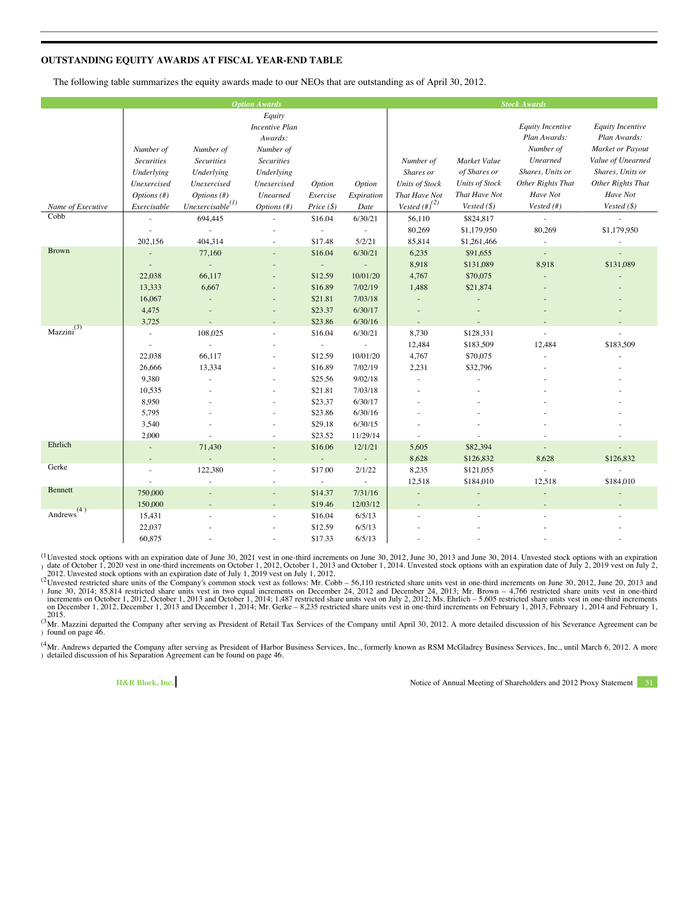## OUTSTANDING EQUITY AWARDS AT FISCAL YEAR-END TABLE

The following table summarizes the equity awards made to our NEOs that are outstanding as of April 30, 2012.

| | Option Awards | | | | | Stock Awards | | | |
|---|---|---|---|---|---|---|---|---|---|
| *Name of Executive* | *Number of Securities Underlying Unexercised Options (#) Exercisable* | *Number of Securities Underlying Unexercised Options (#) Unexercisable*[(1)] | *Equity Incentive Plan Awards: Number of Securities Underlying Unexercised Unearned Options (#)* | *Option Exercise Price ($)* | *Option Expiration Date* | *Number of Shares or Units of Stock That Have Not Vested (#)*[(2)] | *Market Value of Shares or Units of Stock That Have Not Vested ($)* | *Equity Incentive Plan Awards: Number of Unearned Shares, Units or Other Rights That Have Not Vested (#)* | *Equity Incentive Plan Awards: Market or Payout Value of Unearned Shares, Units or Other Rights That Have Not Vested ($)* |
| Cobb | - | 694,445 | - | $16.04 | 6/30/21 | 56,110 | $824,817 | - | - |
| | - | - | - | - | - | 80,269 | $1,179,950 | 80,269 | $1,179,950 |
| | 202,156 | 404,314 | - | $17.48 | 5/2/21 | 85,814 | $1,261,466 | - | - |
| Brown | - | 77,160 | - | $16.04 | 6/30/21 | 6,235 | $91,655 | - | - |
| | - | - | - | - | - | 8,918 | $131,089 | 8,918 | $131,089 |
| | 22,038 | 66,117 | - | $12.59 | 10/01/20 | 4,767 | $70,075 | - | - |
| | 13,333 | 6,667 | - | $16.89 | 7/02/19 | 1,488 | $21,874 | - | - |
| | 16,067 | - | - | $21.81 | 7/03/18 | - | - | - | - |
| | 4,475 | - | - | $23.37 | 6/30/17 | - | - | - | - |
| | 3,725 | - | - | $23.86 | 6/30/16 | - | - | - | - |
| Mazzini[(3)] | - | 108,025 | - | $16.04 | 6/30/21 | 8,730 | $128,331 | - | - |
| | - | - | - | - | - | 12,484 | $183,509 | 12,484 | $183,509 |
| | 22,038 | 66,117 | - | $12.59 | 10/01/20 | 4,767 | $70,075 | - | - |
| | 26,666 | 13,334 | - | $16.89 | 7/02/19 | 2,231 | $32,796 | - | - |
| | 9,380 | - | - | $25.56 | 9/02/18 | - | - | - | - |
| | 10,535 | - | - | $21.81 | 7/03/18 | - | - | - | - |
| | 8,950 | - | - | $23.37 | 6/30/17 | - | - | - | - |
| | 5,795 | - | - | $23.86 | 6/30/16 | - | - | - | - |
| | 3,540 | - | - | $29.18 | 6/30/15 | - | - | - | - |
| | 2,000 | - | - | $23.52 | 11/29/14 | - | - | - | - |
| Ehrlich | - | 71,430 | - | $16.06 | 12/1/21 | 5,605 | $82,394 | - | - |
| | - | - | - | - | - | 8,628 | $126,832 | 8,628 | $126,832 |
| Gerke | - | 122,380 | - | $17.00 | 2/1/22 | 8,235 | $121,055 | - | - |
| | - | - | - | - | - | 12,518 | $184,010 | 12,518 | $184,010 |
| Bennett | 750,000 | - | - | $14.37 | 7/31/16 | - | - | - | - |
| | 150,000 | - | - | $19.46 | 12/03/12 | - | - | - | - |
| Andrews[(4)] | 15,431 | - | - | $16.04 | 6/5/13 | - | - | - | - |
| | 22,037 | - | - | $12.59 | 6/5/13 | - | - | - | - |
| | 60,875 | - | - | $17.33 | 6/5/13 | - | - | - | - |

(1) Unvested stock options with an expiration date of June 30, 2021 vest in one-third increments on June 30, 2012, June 30, 2013 and June 30, 2014. Unvested stock options with an expiration date of October 1, 2020 vest in one-third increments on October 1, 2012, October 1, 2013 and October 1, 2014. Unvested stock options with an expiration date of July 2, 2019 vest on July 2, 2012. Unvested stock options with an expiration date of July 1, 2019 vest on July 1, 2012.

(2) Unvested restricted share units of the Company's common stock vest as follows: Mr. Cobb – 56,110 restricted share units vest in one-third increments on June 30, 2012, June 20, 2013 and June 30, 2014; 85,814 restricted share units vest in two equal increments on December 24, 2012 and December 24, 2013; Mr. Brown – 4,766 restricted share units vest in one-third increments on October 1, 2012, October 1, 2013 and October 1, 2014; 1,487 restricted share units vest on July 2, 2012; Ms. Ehrlich – 5,605 restricted share units vest in one-third increments on December 1, 2012, December 1, 2013 and December 1, 2014; Mr. Gerke – 8,235 restricted share units vest in one-third increments on February 1, 2013, February 1, 2014 and February 1, 2015.

(3) Mr. Mazzini departed the Company after serving as President of Retail Tax Services of the Company until April 30, 2012. A more detailed discussion of his Severance Agreement can be found on page 46.

(4) Mr. Andrews departed the Company after serving as President of Harbor Business Services, Inc., formerly known as RSM McGladrey Business Services, Inc., until March 6, 2012. A more detailed discussion of his Separation Agreement can be found on page 46.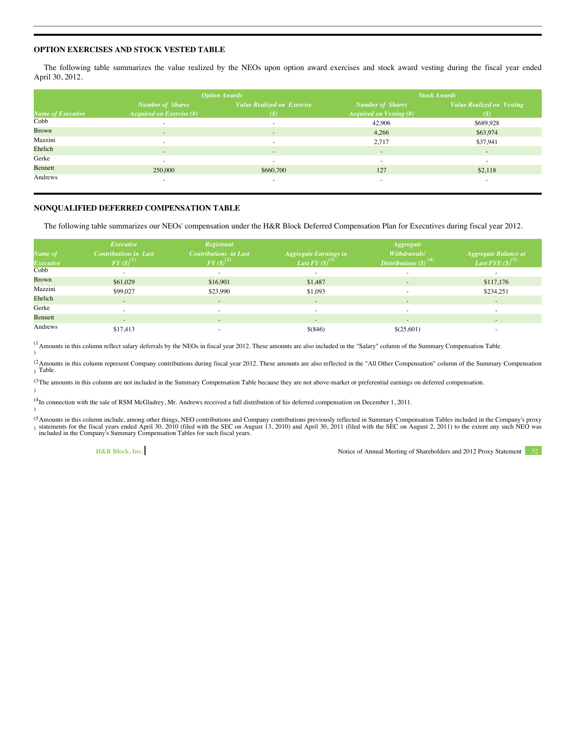## OPTION EXERCISES AND STOCK VESTED TABLE

The following table summarizes the value realized by the NEOs upon option award exercises and stock award vesting during the fiscal year ended April 30, 2012.

| | *Option Awards* | | *Stock Awards* | |
|---|---|---|---|---|
| *Name of Executive* | *Number of Shares Acquired on Exercise (#)* | *Value Realized on Exercise ($)* | *Number of Shares Acquired on Vesting (#)* | *Value Realized on Vesting ($)* |
| Cobb | - | - | 42,906 | $689,928 |
| Brown | - | - | 4,266 | $63,974 |
| Mazzini | - | - | 2,717 | $37,941 |
| Ehrlich | - | - | - | - |
| Gerke | - | - | - | - |
| Bennett | 250,000 | $660,700 | 127 | $2,118 |
| Andrews | - | - | - | - |

## NONQUALIFIED DEFERRED COMPENSATION TABLE

The following table summarizes our NEOs' compensation under the H&R Block Deferred Compensation Plan for Executives during fiscal year 2012.

| *Name of Executive* | *Executive Contributions in Last FY ($)*(1) | *Registrant Contributions in Last FY ($)*(2) | *Aggregate Earnings in Last FY ($)*(3) | *Aggregate Withdrawals/ Distributions ($)*(4) | *Aggregate Balance at Last FYE ($)*(5) |
|---|---|---|---|---|---|
| Cobb | - | - | - | - | - |
| Brown | $61,029 | $16,901 | $1,487 | - | $117,176 |
| Mazzini | $99,027 | $23,990 | $1,093 | - | $234,251 |
| Ehrlich | - | - | - | - | - |
| Gerke | - | - | - | - | - |
| Bennett | - | - | - | - | - |
| Andrews | $17,413 | - | $(846) | $(25,601) | - |

(1) Amounts in this column reflect salary deferrals by the NEOs in fiscal year 2012. These amounts are also included in the "Salary" column of the Summary Compensation Table.

(2) Amounts in this column represent Company contributions during fiscal year 2012. These amounts are also reflected in the "All Other Compensation" column of the Summary Compensation Table.

(3) The amounts in this column are not included in the Summary Compensation Table because they are not above-market or preferential earnings on deferred compensation.

(4) In connection with the sale of RSM McGladrey, Mr. Andrews received a full distribution of his deferred compensation on December 1, 2011.

(5) Amounts in this column include, among other things, NEO contributions and Company contributions previously reflected in Summary Compensation Tables included in the Company's proxy statements for the fiscal years ended April 30, 2010 (filed with the SEC on August 13, 2010) and April 30, 2011 (filed with the SEC on August 2, 2011) to the extent any such NEO was included in the Company's Summary Compensation Tables for such fiscal years.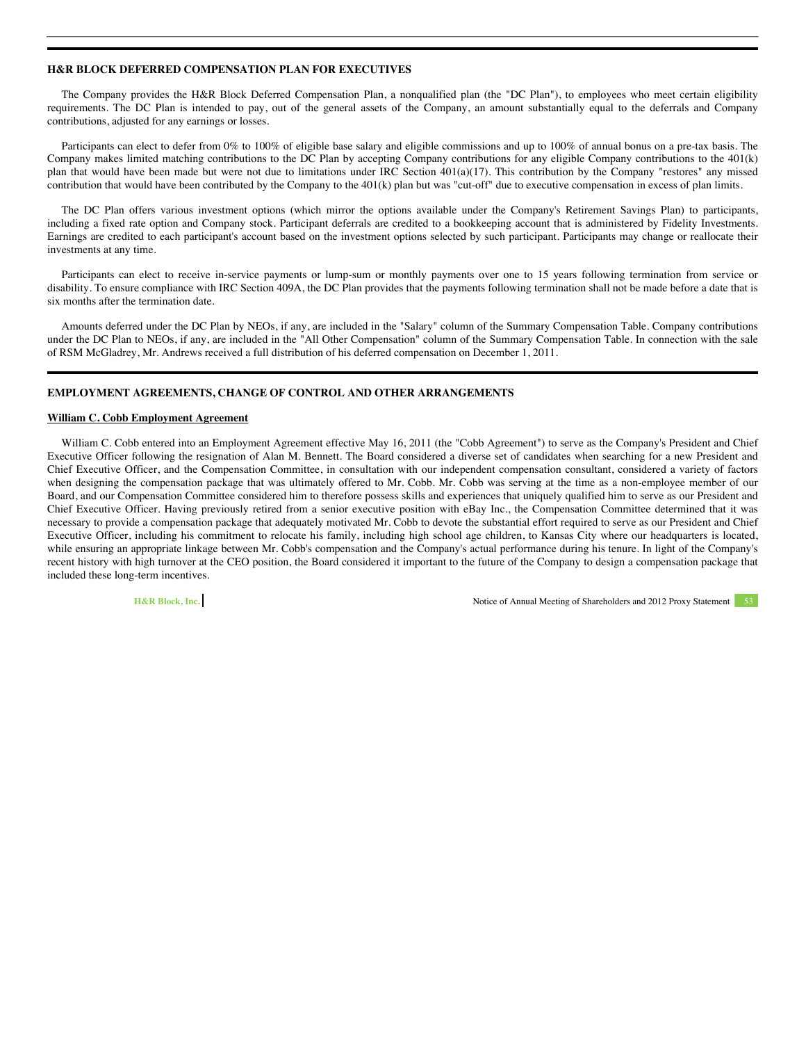## H&R BLOCK DEFERRED COMPENSATION PLAN FOR EXECUTIVES

The Company provides the H&R Block Deferred Compensation Plan, a nonqualified plan (the "DC Plan"), to employees who meet certain eligibility requirements. The DC Plan is intended to pay, out of the general assets of the Company, an amount substantially equal to the deferrals and Company contributions, adjusted for any earnings or losses.

Participants can elect to defer from 0% to 100% of eligible base salary and eligible commissions and up to 100% of annual bonus on a pre-tax basis. The Company makes limited matching contributions to the DC Plan by accepting Company contributions for any eligible Company contributions to the 401(k) plan that would have been made but were not due to limitations under IRC Section 401(a)(17). This contribution by the Company "restores" any missed contribution that would have been contributed by the Company to the 401(k) plan but was "cut-off" due to executive compensation in excess of plan limits.

The DC Plan offers various investment options (which mirror the options available under the Company's Retirement Savings Plan) to participants, including a fixed rate option and Company stock. Participant deferrals are credited to a bookkeeping account that is administered by Fidelity Investments. Earnings are credited to each participant's account based on the investment options selected by such participant. Participants may change or reallocate their investments at any time.

Participants can elect to receive in-service payments or lump-sum or monthly payments over one to 15 years following termination from service or disability. To ensure compliance with IRC Section 409A, the DC Plan provides that the payments following termination shall not be made before a date that is six months after the termination date.

Amounts deferred under the DC Plan by NEOs, if any, are included in the "Salary" column of the Summary Compensation Table. Company contributions under the DC Plan to NEOs, if any, are included in the "All Other Compensation" column of the Summary Compensation Table. In connection with the sale of RSM McGladrey, Mr. Andrews received a full distribution of his deferred compensation on December 1, 2011.

## EMPLOYMENT AGREEMENTS, CHANGE OF CONTROL AND OTHER ARRANGEMENTS

### William C. Cobb Employment Agreement

William C. Cobb entered into an Employment Agreement effective May 16, 2011 (the "Cobb Agreement") to serve as the Company's President and Chief Executive Officer following the resignation of Alan M. Bennett. The Board considered a diverse set of candidates when searching for a new President and Chief Executive Officer, and the Compensation Committee, in consultation with our independent compensation consultant, considered a variety of factors when designing the compensation package that was ultimately offered to Mr. Cobb. Mr. Cobb was serving at the time as a non-employee member of our Board, and our Compensation Committee considered him to therefore possess skills and experiences that uniquely qualified him to serve as our President and Chief Executive Officer. Having previously retired from a senior executive position with eBay Inc., the Compensation Committee determined that it was necessary to provide a compensation package that adequately motivated Mr. Cobb to devote the substantial effort required to serve as our President and Chief Executive Officer, including his commitment to relocate his family, including high school age children, to Kansas City where our headquarters is located, while ensuring an appropriate linkage between Mr. Cobb's compensation and the Company's actual performance during his tenure. In light of the Company's recent history with high turnover at the CEO position, the Board considered it important to the future of the Company to design a compensation package that included these long-term incentives.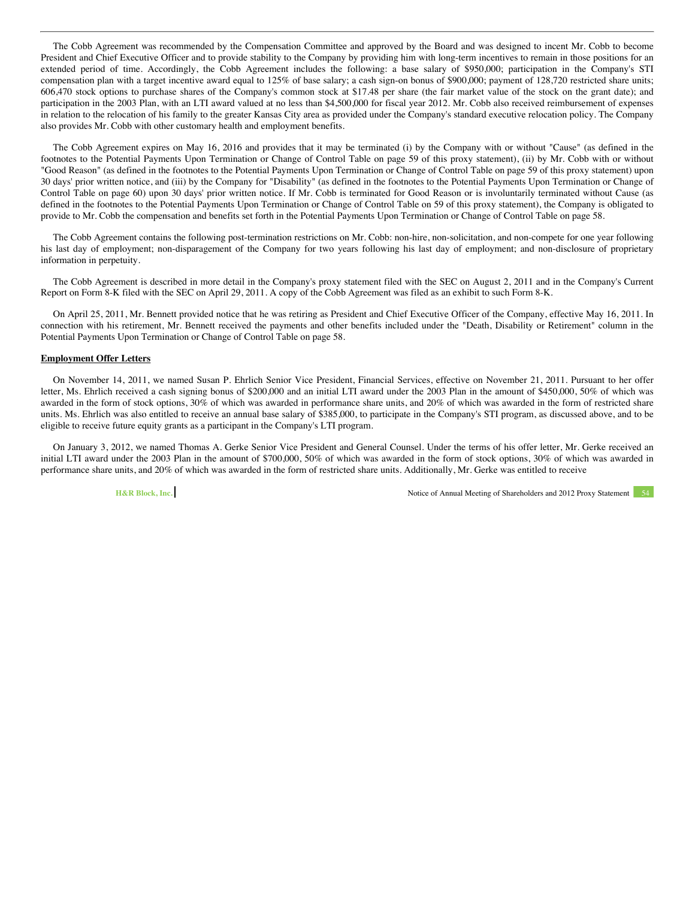The Cobb Agreement was recommended by the Compensation Committee and approved by the Board and was designed to incent Mr. Cobb to become President and Chief Executive Officer and to provide stability to the Company by providing him with long-term incentives to remain in those positions for an extended period of time. Accordingly, the Cobb Agreement includes the following: a base salary of $950,000; participation in the Company's STI compensation plan with a target incentive award equal to 125% of base salary; a cash sign-on bonus of $900,000; payment of 128,720 restricted share units; 606,470 stock options to purchase shares of the Company's common stock at $17.48 per share (the fair market value of the stock on the grant date); and participation in the 2003 Plan, with an LTI award valued at no less than $4,500,000 for fiscal year 2012. Mr. Cobb also received reimbursement of expenses in relation to the relocation of his family to the greater Kansas City area as provided under the Company's standard executive relocation policy. The Company also provides Mr. Cobb with other customary health and employment benefits.

The Cobb Agreement expires on May 16, 2016 and provides that it may be terminated (i) by the Company with or without "Cause" (as defined in the footnotes to the Potential Payments Upon Termination or Change of Control Table on page 59 of this proxy statement), (ii) by Mr. Cobb with or without "Good Reason" (as defined in the footnotes to the Potential Payments Upon Termination or Change of Control Table on page 59 of this proxy statement) upon 30 days' prior written notice, and (iii) by the Company for "Disability" (as defined in the footnotes to the Potential Payments Upon Termination or Change of Control Table on page 60) upon 30 days' prior written notice. If Mr. Cobb is terminated for Good Reason or is involuntarily terminated without Cause (as defined in the footnotes to the Potential Payments Upon Termination or Change of Control Table on 59 of this proxy statement), the Company is obligated to provide to Mr. Cobb the compensation and benefits set forth in the Potential Payments Upon Termination or Change of Control Table on page 58.

The Cobb Agreement contains the following post-termination restrictions on Mr. Cobb: non-hire, non-solicitation, and non-compete for one year following his last day of employment; non-disparagement of the Company for two years following his last day of employment; and non-disclosure of proprietary information in perpetuity.

The Cobb Agreement is described in more detail in the Company's proxy statement filed with the SEC on August 2, 2011 and in the Company's Current Report on Form 8-K filed with the SEC on April 29, 2011. A copy of the Cobb Agreement was filed as an exhibit to such Form 8-K.

On April 25, 2011, Mr. Bennett provided notice that he was retiring as President and Chief Executive Officer of the Company, effective May 16, 2011. In connection with his retirement, Mr. Bennett received the payments and other benefits included under the "Death, Disability or Retirement" column in the Potential Payments Upon Termination or Change of Control Table on page 58.

**Employment Offer Letters**

On November 14, 2011, we named Susan P. Ehrlich Senior Vice President, Financial Services, effective on November 21, 2011. Pursuant to her offer letter, Ms. Ehrlich received a cash signing bonus of $200,000 and an initial LTI award under the 2003 Plan in the amount of $450,000, 50% of which was awarded in the form of stock options, 30% of which was awarded in performance share units, and 20% of which was awarded in the form of restricted share units. Ms. Ehrlich was also entitled to receive an annual base salary of $385,000, to participate in the Company's STI program, as discussed above, and to be eligible to receive future equity grants as a participant in the Company's LTI program.

On January 3, 2012, we named Thomas A. Gerke Senior Vice President and General Counsel. Under the terms of his offer letter, Mr. Gerke received an initial LTI award under the 2003 Plan in the amount of $700,000, 50% of which was awarded in the form of stock options, 30% of which was awarded in performance share units, and 20% of which was awarded in the form of restricted share units. Additionally, Mr. Gerke was entitled to receive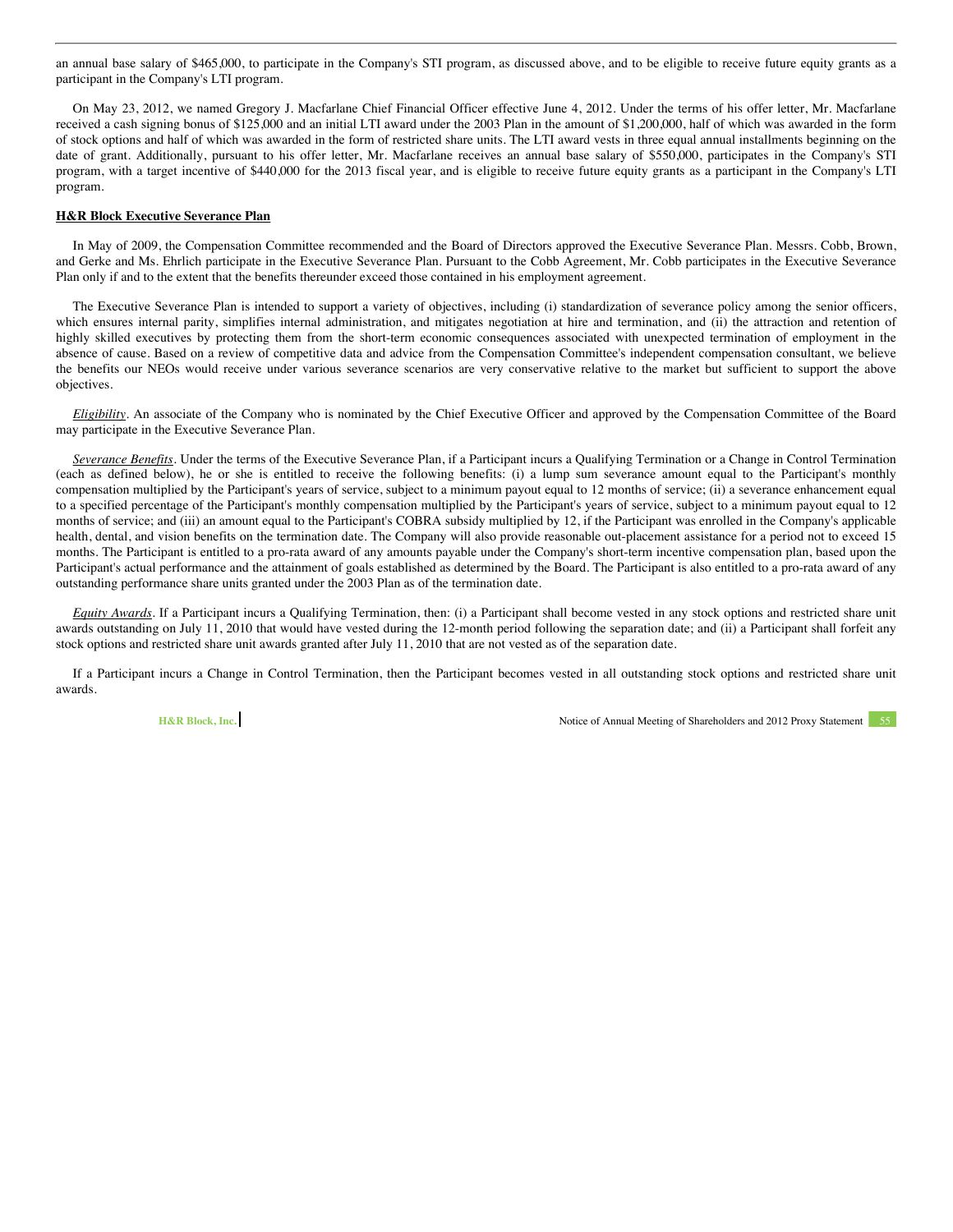an annual base salary of $465,000, to participate in the Company's STI program, as discussed above, and to be eligible to receive future equity grants as a participant in the Company's LTI program.

On May 23, 2012, we named Gregory J. Macfarlane Chief Financial Officer effective June 4, 2012. Under the terms of his offer letter, Mr. Macfarlane received a cash signing bonus of $125,000 and an initial LTI award under the 2003 Plan in the amount of $1,200,000, half of which was awarded in the form of stock options and half of which was awarded in the form of restricted share units. The LTI award vests in three equal annual installments beginning on the date of grant. Additionally, pursuant to his offer letter, Mr. Macfarlane receives an annual base salary of $550,000, participates in the Company's STI program, with a target incentive of $440,000 for the 2013 fiscal year, and is eligible to receive future equity grants as a participant in the Company's LTI program.

**H&R Block Executive Severance Plan**

In May of 2009, the Compensation Committee recommended and the Board of Directors approved the Executive Severance Plan. Messrs. Cobb, Brown, and Gerke and Ms. Ehrlich participate in the Executive Severance Plan. Pursuant to the Cobb Agreement, Mr. Cobb participates in the Executive Severance Plan only if and to the extent that the benefits thereunder exceed those contained in his employment agreement.

The Executive Severance Plan is intended to support a variety of objectives, including (i) standardization of severance policy among the senior officers, which ensures internal parity, simplifies internal administration, and mitigates negotiation at hire and termination, and (ii) the attraction and retention of highly skilled executives by protecting them from the short-term economic consequences associated with unexpected termination of employment in the absence of cause. Based on a review of competitive data and advice from the Compensation Committee's independent compensation consultant, we believe the benefits our NEOs would receive under various severance scenarios are very conservative relative to the market but sufficient to support the above objectives.

*Eligibility*. An associate of the Company who is nominated by the Chief Executive Officer and approved by the Compensation Committee of the Board may participate in the Executive Severance Plan.

*Severance Benefits*. Under the terms of the Executive Severance Plan, if a Participant incurs a Qualifying Termination or a Change in Control Termination (each as defined below), he or she is entitled to receive the following benefits: (i) a lump sum severance amount equal to the Participant's monthly compensation multiplied by the Participant's years of service, subject to a minimum payout equal to 12 months of service; (ii) a severance enhancement equal to a specified percentage of the Participant's monthly compensation multiplied by the Participant's years of service, subject to a minimum payout equal to 12 months of service; and (iii) an amount equal to the Participant's COBRA subsidy multiplied by 12, if the Participant was enrolled in the Company's applicable health, dental, and vision benefits on the termination date. The Company will also provide reasonable out-placement assistance for a period not to exceed 15 months. The Participant is entitled to a pro-rata award of any amounts payable under the Company's short-term incentive compensation plan, based upon the Participant's actual performance and the attainment of goals established as determined by the Board. The Participant is also entitled to a pro-rata award of any outstanding performance share units granted under the 2003 Plan as of the termination date.

*Equity Awards*. If a Participant incurs a Qualifying Termination, then: (i) a Participant shall become vested in any stock options and restricted share unit awards outstanding on July 11, 2010 that would have vested during the 12-month period following the separation date; and (ii) a Participant shall forfeit any stock options and restricted share unit awards granted after July 11, 2010 that are not vested as of the separation date.

If a Participant incurs a Change in Control Termination, then the Participant becomes vested in all outstanding stock options and restricted share unit awards.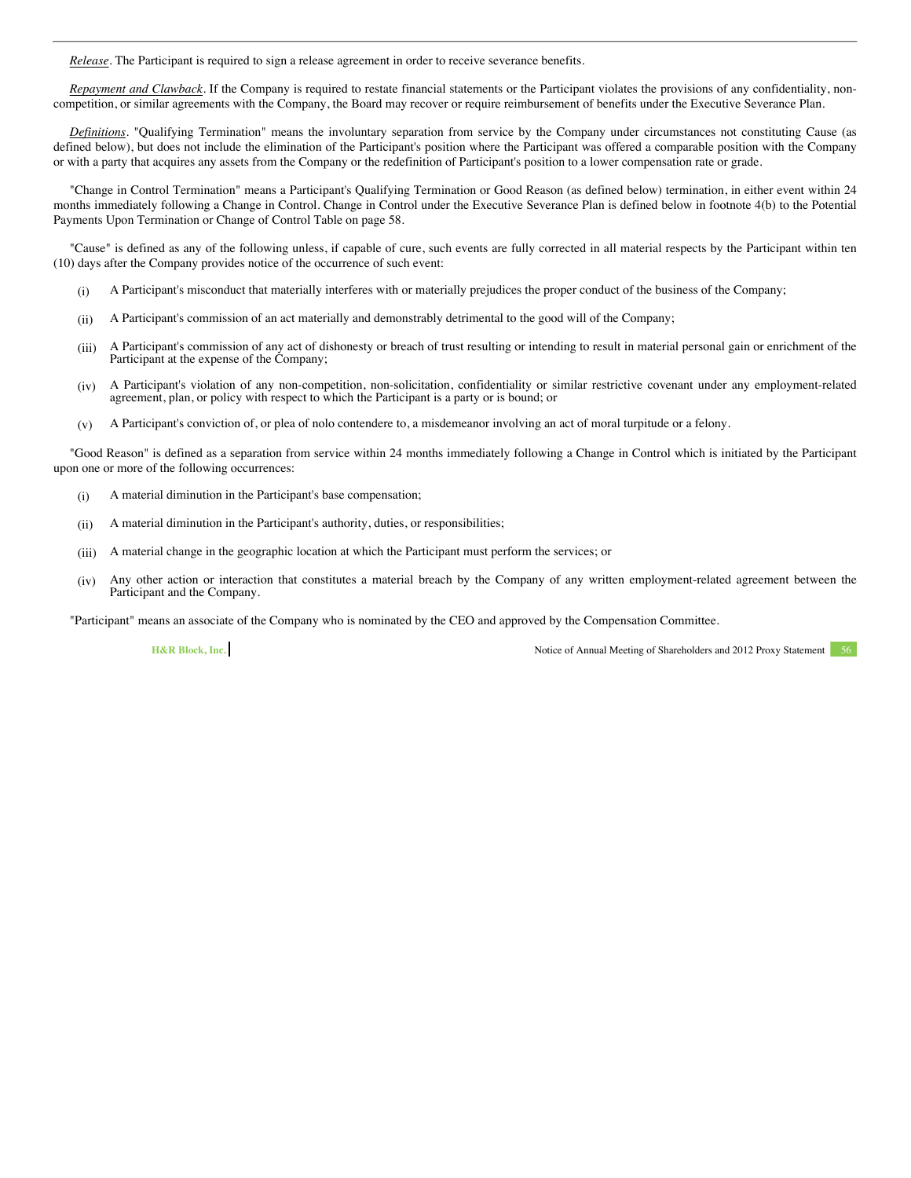*Release*. The Participant is required to sign a release agreement in order to receive severance benefits.

*Repayment and Clawback*. If the Company is required to restate financial statements or the Participant violates the provisions of any confidentiality, non-competition, or similar agreements with the Company, the Board may recover or require reimbursement of benefits under the Executive Severance Plan.

*Definitions*. "Qualifying Termination" means the involuntary separation from service by the Company under circumstances not constituting Cause (as defined below), but does not include the elimination of the Participant's position where the Participant was offered a comparable position with the Company or with a party that acquires any assets from the Company or the redefinition of Participant's position to a lower compensation rate or grade.

"Change in Control Termination" means a Participant's Qualifying Termination or Good Reason (as defined below) termination, in either event within 24 months immediately following a Change in Control. Change in Control under the Executive Severance Plan is defined below in footnote 4(b) to the Potential Payments Upon Termination or Change of Control Table on page 58.

"Cause" is defined as any of the following unless, if capable of cure, such events are fully corrected in all material respects by the Participant within ten (10) days after the Company provides notice of the occurrence of such event:

(i) A Participant's misconduct that materially interferes with or materially prejudices the proper conduct of the business of the Company;

(ii) A Participant's commission of an act materially and demonstrably detrimental to the good will of the Company;

(iii) A Participant's commission of any act of dishonesty or breach of trust resulting or intending to result in material personal gain or enrichment of the Participant at the expense of the Company;

(iv) A Participant's violation of any non-competition, non-solicitation, confidentiality or similar restrictive covenant under any employment-related agreement, plan, or policy with respect to which the Participant is a party or is bound; or

(v) A Participant's conviction of, or plea of nolo contendere to, a misdemeanor involving an act of moral turpitude or a felony.

"Good Reason" is defined as a separation from service within 24 months immediately following a Change in Control which is initiated by the Participant upon one or more of the following occurrences:

(i) A material diminution in the Participant's base compensation;

(ii) A material diminution in the Participant's authority, duties, or responsibilities;

(iii) A material change in the geographic location at which the Participant must perform the services; or

(iv) Any other action or interaction that constitutes a material breach by the Company of any written employment-related agreement between the Participant and the Company.

"Participant" means an associate of the Company who is nominated by the CEO and approved by the Compensation Committee.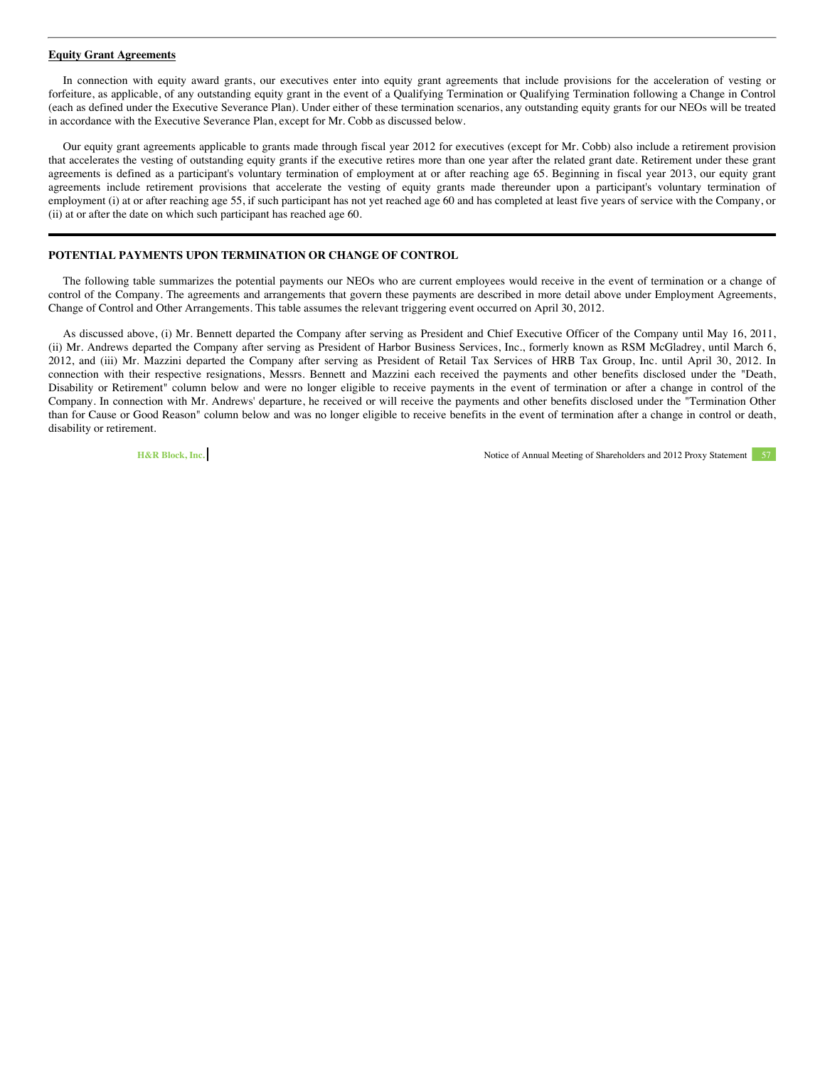### Equity Grant Agreements

In connection with equity award grants, our executives enter into equity grant agreements that include provisions for the acceleration of vesting or forfeiture, as applicable, of any outstanding equity grant in the event of a Qualifying Termination or Qualifying Termination following a Change in Control (each as defined under the Executive Severance Plan). Under either of these termination scenarios, any outstanding equity grants for our NEOs will be treated in accordance with the Executive Severance Plan, except for Mr. Cobb as discussed below.

Our equity grant agreements applicable to grants made through fiscal year 2012 for executives (except for Mr. Cobb) also include a retirement provision that accelerates the vesting of outstanding equity grants if the executive retires more than one year after the related grant date. Retirement under these grant agreements is defined as a participant's voluntary termination of employment at or after reaching age 65. Beginning in fiscal year 2013, our equity grant agreements include retirement provisions that accelerate the vesting of equity grants made thereunder upon a participant's voluntary termination of employment (i) at or after reaching age 55, if such participant has not yet reached age 60 and has completed at least five years of service with the Company, or (ii) at or after the date on which such participant has reached age 60.

## POTENTIAL PAYMENTS UPON TERMINATION OR CHANGE OF CONTROL

The following table summarizes the potential payments our NEOs who are current employees would receive in the event of termination or a change of control of the Company. The agreements and arrangements that govern these payments are described in more detail above under Employment Agreements, Change of Control and Other Arrangements. This table assumes the relevant triggering event occurred on April 30, 2012.

As discussed above, (i) Mr. Bennett departed the Company after serving as President and Chief Executive Officer of the Company until May 16, 2011, (ii) Mr. Andrews departed the Company after serving as President of Harbor Business Services, Inc., formerly known as RSM McGladrey, until March 6, 2012, and (iii) Mr. Mazzini departed the Company after serving as President of Retail Tax Services of HRB Tax Group, Inc. until April 30, 2012. In connection with their respective resignations, Messrs. Bennett and Mazzini each received the payments and other benefits disclosed under the "Death, Disability or Retirement" column below and were no longer eligible to receive payments in the event of termination or after a change in control of the Company. In connection with Mr. Andrews' departure, he received or will receive the payments and other benefits disclosed under the "Termination Other than for Cause or Good Reason" column below and was no longer eligible to receive benefits in the event of termination after a change in control or death, disability or retirement.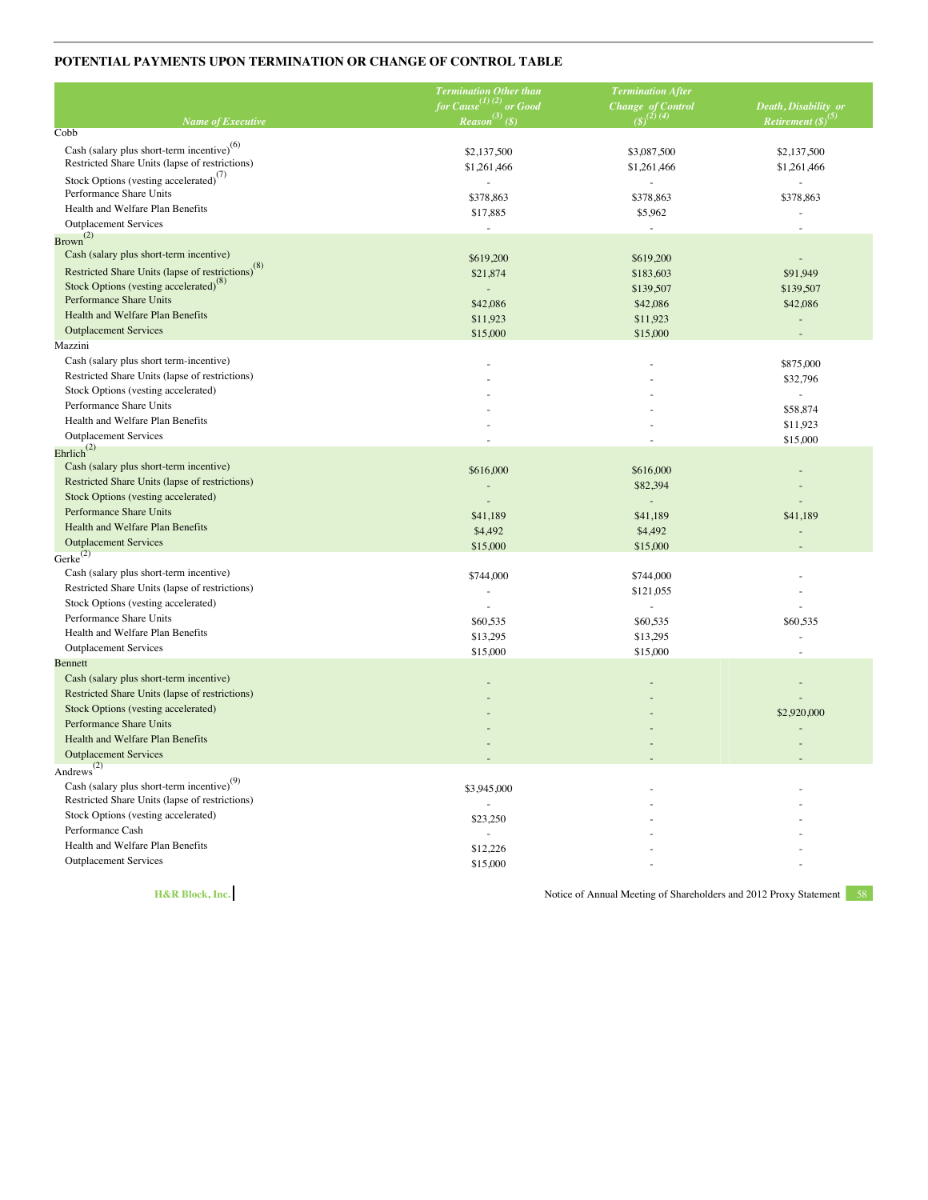## POTENTIAL PAYMENTS UPON TERMINATION OR CHANGE OF CONTROL TABLE

| Name of Executive | Termination Other than for Cause[1] [2] or Good Reason[3] ($) | Termination After Change of Control ($)[2] [4] | Death, Disability or Retirement ($)[5] |
|---|---|---|---|
| **Cobb** | | | |
| Cash (salary plus short-term incentive)[6] | $2,137,500 | $3,087,500 | $2,137,500 |
| Restricted Share Units (lapse of restrictions) | $1,261,466 | $1,261,466 | $1,261,466 |
| Stock Options (vesting accelerated)[7] | - | - | - |
| Performance Share Units | $378,863 | $378,863 | $378,863 |
| Health and Welfare Plan Benefits | $17,885 | $5,962 | - |
| Outplacement Services | - | - | - |
| **Brown**[2] | | | |
| Cash (salary plus short-term incentive) | $619,200 | $619,200 | - |
| Restricted Share Units (lapse of restrictions)[8] | $21,874 | $183,603 | $91,949 |
| Stock Options (vesting accelerated)[8] | - | $139,507 | $139,507 |
| Performance Share Units | $42,086 | $42,086 | $42,086 |
| Health and Welfare Plan Benefits | $11,923 | $11,923 | - |
| Outplacement Services | $15,000 | $15,000 | - |
| **Mazzini** | | | |
| Cash (salary plus short term-incentive) | - | - | $875,000 |
| Restricted Share Units (lapse of restrictions) | - | - | $32,796 |
| Stock Options (vesting accelerated) | - | - | - |
| Performance Share Units | - | - | $58,874 |
| Health and Welfare Plan Benefits | - | - | $11,923 |
| Outplacement Services | - | - | $15,000 |
| **Ehrlich**[2] | | | |
| Cash (salary plus short-term incentive) | $616,000 | $616,000 | - |
| Restricted Share Units (lapse of restrictions) | - | $82,394 | - |
| Stock Options (vesting accelerated) | - | - | - |
| Performance Share Units | $41,189 | $41,189 | $41,189 |
| Health and Welfare Plan Benefits | $4,492 | $4,492 | - |
| Outplacement Services | $15,000 | $15,000 | - |
| **Gerke**[2] | | | |
| Cash (salary plus short-term incentive) | $744,000 | $744,000 | - |
| Restricted Share Units (lapse of restrictions) | - | $121,055 | - |
| Stock Options (vesting accelerated) | - | - | - |
| Performance Share Units | $60,535 | $60,535 | $60,535 |
| Health and Welfare Plan Benefits | $13,295 | $13,295 | - |
| Outplacement Services | $15,000 | $15,000 | - |
| **Bennett** | | | |
| Cash (salary plus short-term incentive) | - | - | - |
| Restricted Share Units (lapse of restrictions) | - | - | - |
| Stock Options (vesting accelerated) | - | - | $2,920,000 |
| Performance Share Units | - | - | - |
| Health and Welfare Plan Benefits | - | - | - |
| Outplacement Services | - | - | - |
| **Andrews**[2] | | | |
| Cash (salary plus short-term incentive)[9] | $3,945,000 | - | - |
| Restricted Share Units (lapse of restrictions) | - | - | - |
| Stock Options (vesting accelerated) | $23,250 | - | - |
| Performance Cash | - | - | - |
| Health and Welfare Plan Benefits | $12,226 | - | - |
| Outplacement Services | $15,000 | - | - |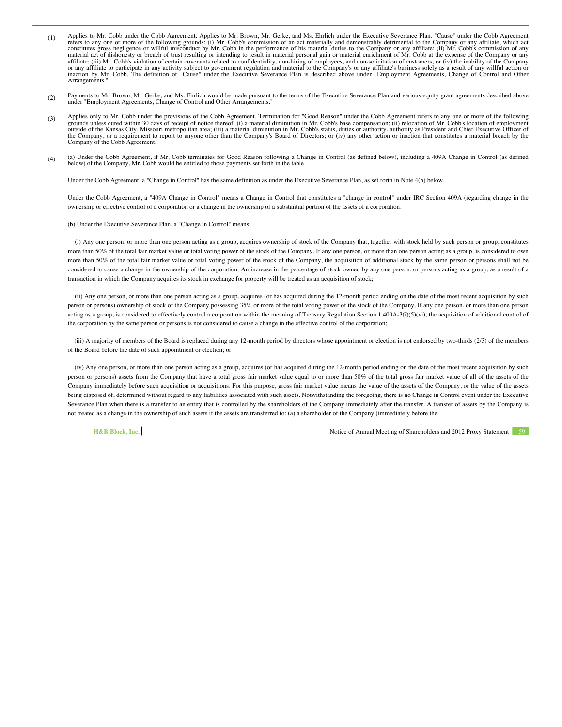(1) Applies to Mr. Cobb under the Cobb Agreement. Applies to Mr. Brown, Mr. Gerke, and Ms. Ehrlich under the Executive Severance Plan. "Cause" under the Cobb Agreement refers to any one or more of the following grounds: (i) Mr. Cobb's commission of an act materially and demonstrably detrimental to the Company or any affiliate, which act constitutes gross negligence or willful misconduct by Mr. Cobb in the performance of his material duties to the Company or any affiliate; (ii) Mr. Cobb's commission of any material act of dishonesty or breach of trust resulting or intending to result in material personal gain or material enrichment of Mr. Cobb at the expense of the Company or any affiliate; (iii) Mr. Cobb's violation of certain covenants related to confidentiality, non-hiring of employees, and non-solicitation of customers; or (iv) the inability of the Company or any affiliate to participate in any activity subject to government regulation and material to the Company's or any affiliate's business solely as a result of any willful action or inaction by Mr. Cobb. The definition of "Cause" under the Executive Severance Plan is described above under "Employment Agreements, Change of Control and Other Arrangements."

(2) Payments to Mr. Brown, Mr. Gerke, and Ms. Ehrlich would be made pursuant to the terms of the Executive Severance Plan and various equity grant agreements described above under "Employment Agreements, Change of Control and Other Arrangements."

(3) Applies only to Mr. Cobb under the provisions of the Cobb Agreement. Termination for "Good Reason" under the Cobb Agreement refers to any one or more of the following grounds unless cured within 30 days of receipt of notice thereof: (i) a material diminution in Mr. Cobb's base compensation; (ii) relocation of Mr. Cobb's location of employment outside of the Kansas City, Missouri metropolitan area; (iii) a material diminution in Mr. Cobb's status, duties or authority, authority as President and Chief Executive Officer of the Company, or a requirement to report to anyone other than the Company's Board of Directors; or (iv) any other action or inaction that constitutes a material breach by the Company of the Cobb Agreement.

(4) (a) Under the Cobb Agreement, if Mr. Cobb terminates for Good Reason following a Change in Control (as defined below), including a 409A Change in Control (as defined below) of the Company, Mr. Cobb would be entitled to those payments set forth in the table.

Under the Cobb Agreement, a "Change in Control" has the same definition as under the Executive Severance Plan, as set forth in Note 4(b) below.

Under the Cobb Agreement, a "409A Change in Control" means a Change in Control that constitutes a "change in control" under IRC Section 409A (regarding change in the ownership or effective control of a corporation or a change in the ownership of a substantial portion of the assets of a corporation.

(b) Under the Executive Severance Plan, a "Change in Control" means:

(i) Any one person, or more than one person acting as a group, acquires ownership of stock of the Company that, together with stock held by such person or group, constitutes more than 50% of the total fair market value or total voting power of the stock of the Company. If any one person, or more than one person acting as a group, is considered to own more than 50% of the total fair market value or total voting power of the stock of the Company, the acquisition of additional stock by the same person or persons shall not be considered to cause a change in the ownership of the corporation. An increase in the percentage of stock owned by any one person, or persons acting as a group, as a result of a transaction in which the Company acquires its stock in exchange for property will be treated as an acquisition of stock;

(ii) Any one person, or more than one person acting as a group, acquires (or has acquired during the 12-month period ending on the date of the most recent acquisition by such person or persons) ownership of stock of the Company possessing 35% or more of the total voting power of the stock of the Company. If any one person, or more than one person acting as a group, is considered to effectively control a corporation within the meaning of Treasury Regulation Section 1.409A-3(i)(5)(vi), the acquisition of additional control of the corporation by the same person or persons is not considered to cause a change in the effective control of the corporation;

(iii) A majority of members of the Board is replaced during any 12-month period by directors whose appointment or election is not endorsed by two-thirds (2/3) of the members of the Board before the date of such appointment or election; or

(iv) Any one person, or more than one person acting as a group, acquires (or has acquired during the 12-month period ending on the date of the most recent acquisition by such person or persons) assets from the Company that have a total gross fair market value equal to or more than 50% of the total gross fair market value of all of the assets of the Company immediately before such acquisition or acquisitions. For this purpose, gross fair market value means the value of the assets of the Company, or the value of the assets being disposed of, determined without regard to any liabilities associated with such assets. Notwithstanding the foregoing, there is no Change in Control event under the Executive Severance Plan when there is a transfer to an entity that is controlled by the shareholders of the Company immediately after the transfer. A transfer of assets by the Company is not treated as a change in the ownership of such assets if the assets are transferred to: (a) a shareholder of the Company (immediately before the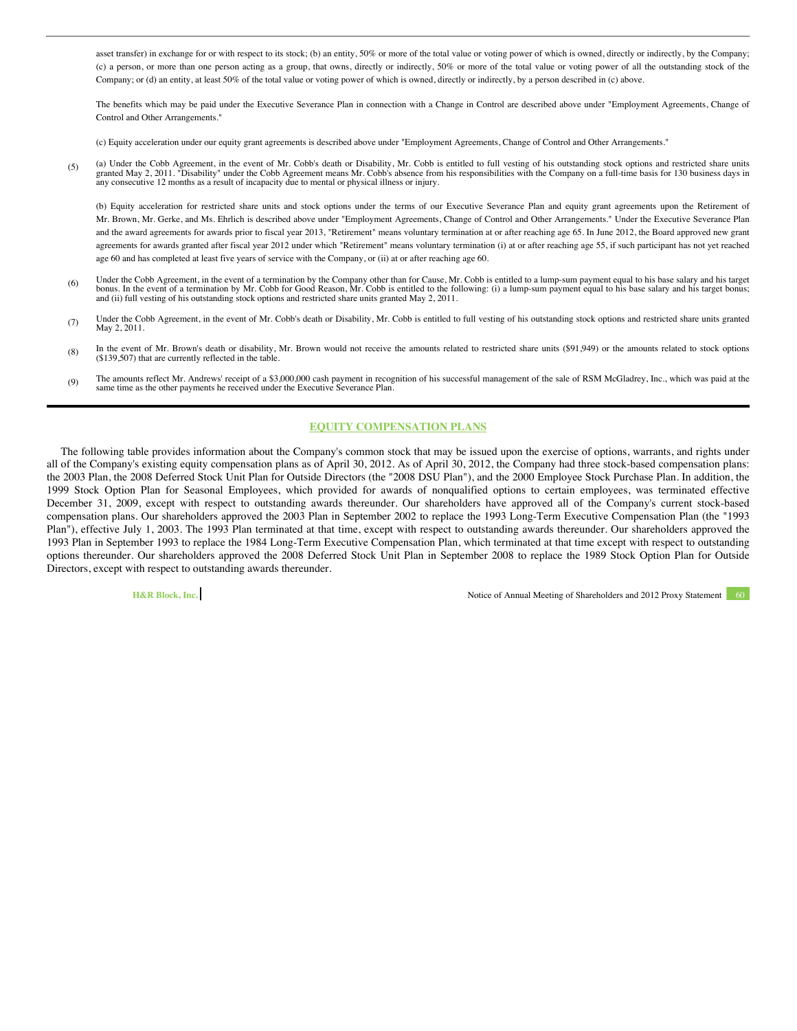asset transfer) in exchange for or with respect to its stock; (b) an entity, 50% or more of the total value or voting power of which is owned, directly or indirectly, by the Company; (c) a person, or more than one person acting as a group, that owns, directly or indirectly, 50% or more of the total value or voting power of all the outstanding stock of the Company; or (d) an entity, at least 50% of the total value or voting power of which is owned, directly or indirectly, by a person described in (c) above.

The benefits which may be paid under the Executive Severance Plan in connection with a Change in Control are described above under "Employment Agreements, Change of Control and Other Arrangements."

(c) Equity acceleration under our equity grant agreements is described above under "Employment Agreements, Change of Control and Other Arrangements."

(5) (a) Under the Cobb Agreement, in the event of Mr. Cobb's death or Disability, Mr. Cobb is entitled to full vesting of his outstanding stock options and restricted share units granted May 2, 2011. "Disability" under the Cobb Agreement means Mr. Cobb's absence from his responsibilities with the Company on a full-time basis for 130 business days in any consecutive 12 months as a result of incapacity due to mental or physical illness or injury.

(b) Equity acceleration for restricted share units and stock options under the terms of our Executive Severance Plan and equity grant agreements upon the Retirement of Mr. Brown, Mr. Gerke, and Ms. Ehrlich is described above under "Employment Agreements, Change of Control and Other Arrangements." Under the Executive Severance Plan and the award agreements for awards prior to fiscal year 2013, "Retirement" means voluntary termination at or after reaching age 65. In June 2012, the Board approved new grant agreements for awards granted after fiscal year 2012 under which "Retirement" means voluntary termination (i) at or after reaching age 55, if such participant has not yet reached age 60 and has completed at least five years of service with the Company, or (ii) at or after reaching age 60.

(6) Under the Cobb Agreement, in the event of a termination by the Company other than for Cause, Mr. Cobb is entitled to a lump-sum payment equal to his base salary and his target bonus. In the event of a termination by Mr. Cobb for Good Reason, Mr. Cobb is entitled to the following: (i) a lump-sum payment equal to his base salary and his target bonus; and (ii) full vesting of his outstanding stock options and restricted share units granted May 2, 2011.

(7) Under the Cobb Agreement, in the event of Mr. Cobb's death or Disability, Mr. Cobb is entitled to full vesting of his outstanding stock options and restricted share units granted May 2, 2011.

(8) In the event of Mr. Brown's death or disability, Mr. Brown would not receive the amounts related to restricted share units ($91,949) or the amounts related to stock options ($139,507) that are currently reflected in the table.

(9) The amounts reflect Mr. Andrews' receipt of a $3,000,000 cash payment in recognition of his successful management of the sale of RSM McGladrey, Inc., which was paid at the same time as the other payments he received under the Executive Severance Plan.

## EQUITY COMPENSATION PLANS

The following table provides information about the Company's common stock that may be issued upon the exercise of options, warrants, and rights under all of the Company's existing equity compensation plans as of April 30, 2012. As of April 30, 2012, the Company had three stock-based compensation plans: the 2003 Plan, the 2008 Deferred Stock Unit Plan for Outside Directors (the "2008 DSU Plan"), and the 2000 Employee Stock Purchase Plan. In addition, the 1999 Stock Option Plan for Seasonal Employees, which provided for awards of nonqualified options to certain employees, was terminated effective December 31, 2009, except with respect to outstanding awards thereunder. Our shareholders have approved all of the Company's current stock-based compensation plans. Our shareholders approved the 2003 Plan in September 2002 to replace the 1993 Long-Term Executive Compensation Plan (the "1993 Plan"), effective July 1, 2003. The 1993 Plan terminated at that time, except with respect to outstanding awards thereunder. Our shareholders approved the 1993 Plan in September 1993 to replace the 1984 Long-Term Executive Compensation Plan, which terminated at that time except with respect to outstanding options thereunder. Our shareholders approved the 2008 Deferred Stock Unit Plan in September 2008 to replace the 1989 Stock Option Plan for Outside Directors, except with respect to outstanding awards thereunder.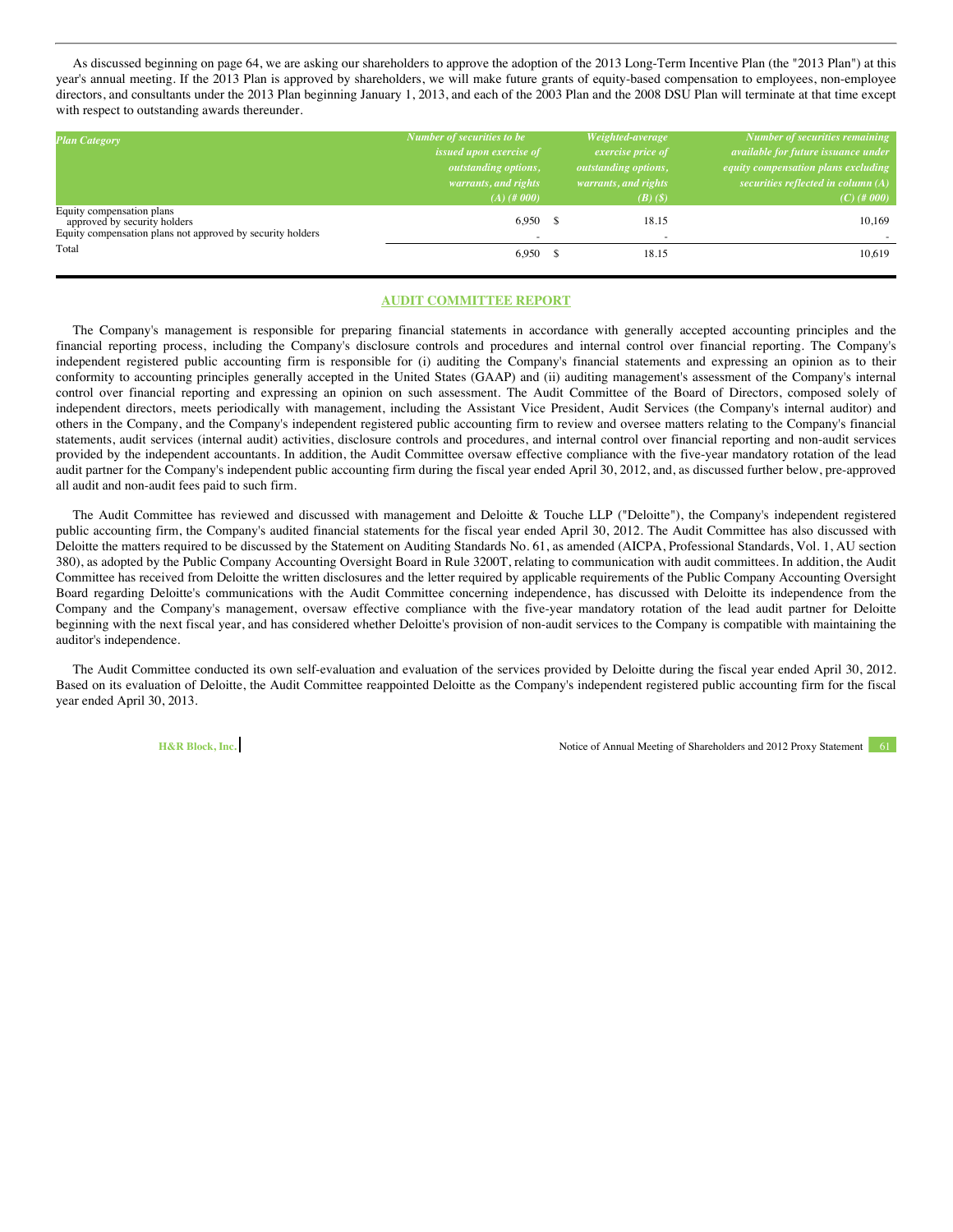As discussed beginning on page 64, we are asking our shareholders to approve the adoption of the 2013 Long-Term Incentive Plan (the "2013 Plan") at this year's annual meeting. If the 2013 Plan is approved by shareholders, we will make future grants of equity-based compensation to employees, non-employee directors, and consultants under the 2013 Plan beginning January 1, 2013, and each of the 2003 Plan and the 2008 DSU Plan will terminate at that time except with respect to outstanding awards thereunder.

| *Plan Category* | *Number of securities to be issued upon exercise of outstanding options, warrants, and rights (A) (# 000)* | *Weighted-average exercise price of outstanding options, warrants, and rights (B) ($)* | *Number of securities remaining available for future issuance under equity compensation plans excluding securities reflected in column (A) (C) (# 000)* |
|---|---|---|---|
| Equity compensation plans approved by security holders | 6,950 | $ 18.15 | 10,169 |
| Equity compensation plans not approved by security holders | - | - | - |
| Total | 6,950 | $ 18.15 | 10,619 |

## AUDIT COMMITTEE REPORT

The Company's management is responsible for preparing financial statements in accordance with generally accepted accounting principles and the financial reporting process, including the Company's disclosure controls and procedures and internal control over financial reporting. The Company's independent registered public accounting firm is responsible for (i) auditing the Company's financial statements and expressing an opinion as to their conformity to accounting principles generally accepted in the United States (GAAP) and (ii) auditing management's assessment of the Company's internal control over financial reporting and expressing an opinion on such assessment. The Audit Committee of the Board of Directors, composed solely of independent directors, meets periodically with management, including the Assistant Vice President, Audit Services (the Company's internal auditor) and others in the Company, and the Company's independent registered public accounting firm to review and oversee matters relating to the Company's financial statements, audit services (internal audit) activities, disclosure controls and procedures, and internal control over financial reporting and non-audit services provided by the independent accountants. In addition, the Audit Committee oversaw effective compliance with the five-year mandatory rotation of the lead audit partner for the Company's independent public accounting firm during the fiscal year ended April 30, 2012, and, as discussed further below, pre-approved all audit and non-audit fees paid to such firm.

The Audit Committee has reviewed and discussed with management and Deloitte & Touche LLP ("Deloitte"), the Company's independent registered public accounting firm, the Company's audited financial statements for the fiscal year ended April 30, 2012. The Audit Committee has also discussed with Deloitte the matters required to be discussed by the Statement on Auditing Standards No. 61, as amended (AICPA, Professional Standards, Vol. 1, AU section 380), as adopted by the Public Company Accounting Oversight Board in Rule 3200T, relating to communication with audit committees. In addition, the Audit Committee has received from Deloitte the written disclosures and the letter required by applicable requirements of the Public Company Accounting Oversight Board regarding Deloitte's communications with the Audit Committee concerning independence, has discussed with Deloitte its independence from the Company and the Company's management, oversaw effective compliance with the five-year mandatory rotation of the lead audit partner for Deloitte beginning with the next fiscal year, and has considered whether Deloitte's provision of non-audit services to the Company is compatible with maintaining the auditor's independence.

The Audit Committee conducted its own self-evaluation and evaluation of the services provided by Deloitte during the fiscal year ended April 30, 2012. Based on its evaluation of Deloitte, the Audit Committee reappointed Deloitte as the Company's independent registered public accounting firm for the fiscal year ended April 30, 2013.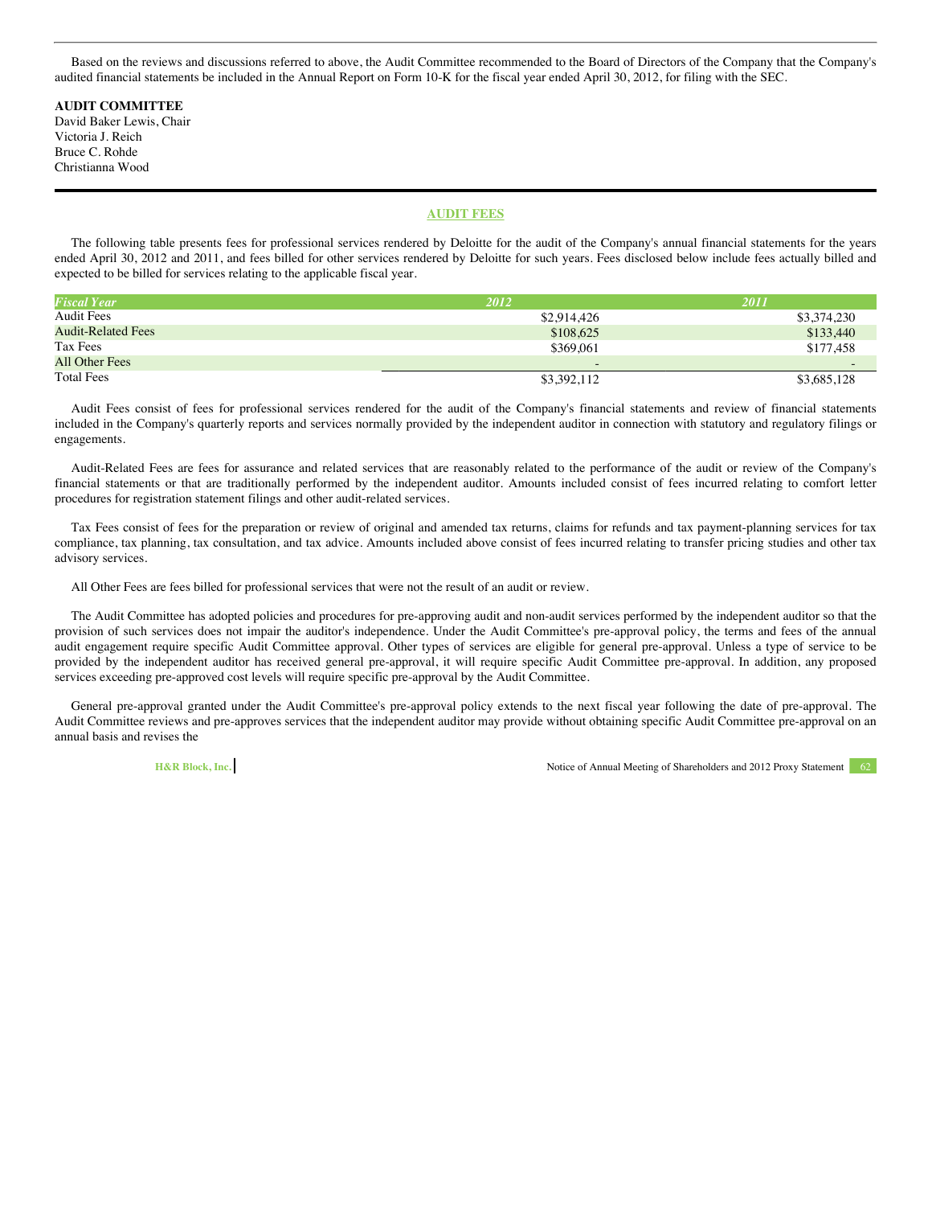Based on the reviews and discussions referred to above, the Audit Committee recommended to the Board of Directors of the Company that the Company's audited financial statements be included in the Annual Report on Form 10-K for the fiscal year ended April 30, 2012, for filing with the SEC.

**AUDIT COMMITTEE**
David Baker Lewis, Chair
Victoria J. Reich
Bruce C. Rohde
Christianna Wood

## AUDIT FEES

The following table presents fees for professional services rendered by Deloitte for the audit of the Company's annual financial statements for the years ended April 30, 2012 and 2011, and fees billed for other services rendered by Deloitte for such years. Fees disclosed below include fees actually billed and expected to be billed for services relating to the applicable fiscal year.

| *Fiscal Year* | *2012* | *2011* |
| --- | --- | --- |
| Audit Fees | $2,914,426 | $3,374,230 |
| Audit-Related Fees | $108,625 | $133,440 |
| Tax Fees | $369,061 | $177,458 |
| All Other Fees | - | - |
| Total Fees | $3,392,112 | $3,685,128 |

Audit Fees consist of fees for professional services rendered for the audit of the Company's financial statements and review of financial statements included in the Company's quarterly reports and services normally provided by the independent auditor in connection with statutory and regulatory filings or engagements.

Audit-Related Fees are fees for assurance and related services that are reasonably related to the performance of the audit or review of the Company's financial statements or that are traditionally performed by the independent auditor. Amounts included consist of fees incurred relating to comfort letter procedures for registration statement filings and other audit-related services.

Tax Fees consist of fees for the preparation or review of original and amended tax returns, claims for refunds and tax payment-planning services for tax compliance, tax planning, tax consultation, and tax advice. Amounts included above consist of fees incurred relating to transfer pricing studies and other tax advisory services.

All Other Fees are fees billed for professional services that were not the result of an audit or review.

The Audit Committee has adopted policies and procedures for pre-approving audit and non-audit services performed by the independent auditor so that the provision of such services does not impair the auditor's independence. Under the Audit Committee's pre-approval policy, the terms and fees of the annual audit engagement require specific Audit Committee approval. Other types of services are eligible for general pre-approval. Unless a type of service to be provided by the independent auditor has received general pre-approval, it will require specific Audit Committee pre-approval. In addition, any proposed services exceeding pre-approved cost levels will require specific pre-approval by the Audit Committee.

General pre-approval granted under the Audit Committee's pre-approval policy extends to the next fiscal year following the date of pre-approval. The Audit Committee reviews and pre-approves services that the independent auditor may provide without obtaining specific Audit Committee pre-approval on an annual basis and revises the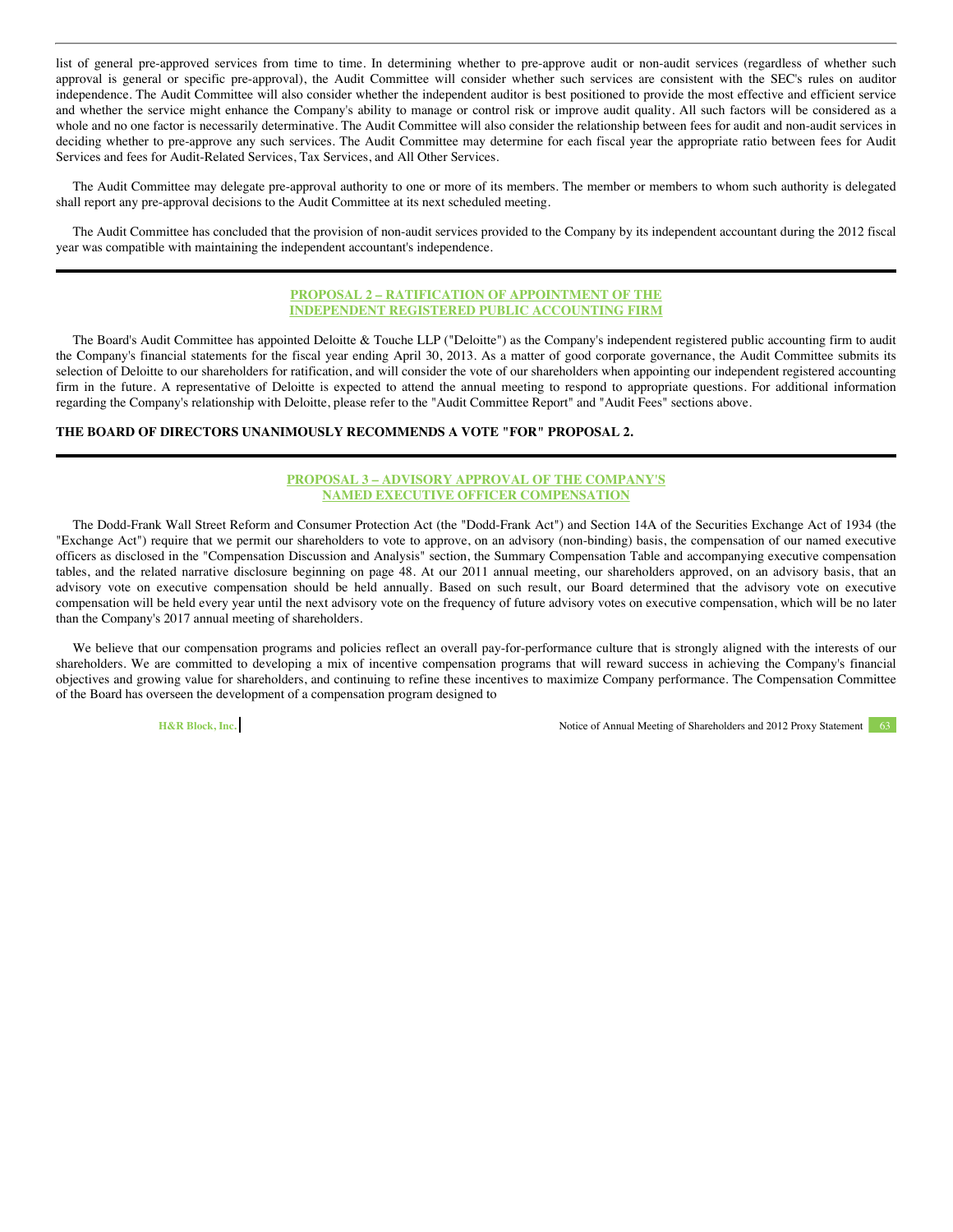list of general pre-approved services from time to time. In determining whether to pre-approve audit or non-audit services (regardless of whether such approval is general or specific pre-approval), the Audit Committee will consider whether such services are consistent with the SEC's rules on auditor independence. The Audit Committee will also consider whether the independent auditor is best positioned to provide the most effective and efficient service and whether the service might enhance the Company's ability to manage or control risk or improve audit quality. All such factors will be considered as a whole and no one factor is necessarily determinative. The Audit Committee will also consider the relationship between fees for audit and non-audit services in deciding whether to pre-approve any such services. The Audit Committee may determine for each fiscal year the appropriate ratio between fees for Audit Services and fees for Audit-Related Services, Tax Services, and All Other Services.

The Audit Committee may delegate pre-approval authority to one or more of its members. The member or members to whom such authority is delegated shall report any pre-approval decisions to the Audit Committee at its next scheduled meeting.

The Audit Committee has concluded that the provision of non-audit services provided to the Company by its independent accountant during the 2012 fiscal year was compatible with maintaining the independent accountant's independence.

## PROPOSAL 2 – RATIFICATION OF APPOINTMENT OF THE INDEPENDENT REGISTERED PUBLIC ACCOUNTING FIRM

The Board's Audit Committee has appointed Deloitte & Touche LLP ("Deloitte") as the Company's independent registered public accounting firm to audit the Company's financial statements for the fiscal year ending April 30, 2013. As a matter of good corporate governance, the Audit Committee submits its selection of Deloitte to our shareholders for ratification, and will consider the vote of our shareholders when appointing our independent registered accounting firm in the future. A representative of Deloitte is expected to attend the annual meeting to respond to appropriate questions. For additional information regarding the Company's relationship with Deloitte, please refer to the "Audit Committee Report" and "Audit Fees" sections above.

**THE BOARD OF DIRECTORS UNANIMOUSLY RECOMMENDS A VOTE "FOR" PROPOSAL 2.**

## PROPOSAL 3 – ADVISORY APPROVAL OF THE COMPANY'S NAMED EXECUTIVE OFFICER COMPENSATION

The Dodd-Frank Wall Street Reform and Consumer Protection Act (the "Dodd-Frank Act") and Section 14A of the Securities Exchange Act of 1934 (the "Exchange Act") require that we permit our shareholders to vote to approve, on an advisory (non-binding) basis, the compensation of our named executive officers as disclosed in the "Compensation Discussion and Analysis" section, the Summary Compensation Table and accompanying executive compensation tables, and the related narrative disclosure beginning on page 48. At our 2011 annual meeting, our shareholders approved, on an advisory basis, that an advisory vote on executive compensation should be held annually. Based on such result, our Board determined that the advisory vote on executive compensation will be held every year until the next advisory vote on the frequency of future advisory votes on executive compensation, which will be no later than the Company's 2017 annual meeting of shareholders.

We believe that our compensation programs and policies reflect an overall pay-for-performance culture that is strongly aligned with the interests of our shareholders. We are committed to developing a mix of incentive compensation programs that will reward success in achieving the Company's financial objectives and growing value for shareholders, and continuing to refine these incentives to maximize Company performance. The Compensation Committee of the Board has overseen the development of a compensation program designed to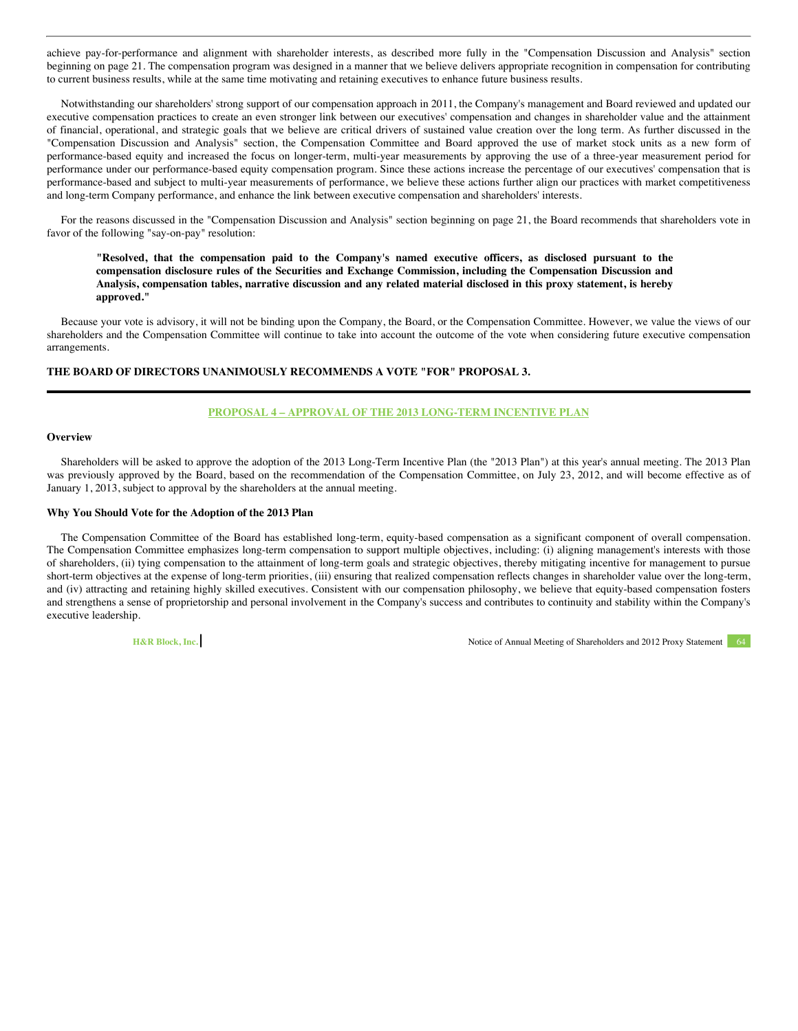achieve pay-for-performance and alignment with shareholder interests, as described more fully in the "Compensation Discussion and Analysis" section beginning on page 21. The compensation program was designed in a manner that we believe delivers appropriate recognition in compensation for contributing to current business results, while at the same time motivating and retaining executives to enhance future business results.

Notwithstanding our shareholders' strong support of our compensation approach in 2011, the Company's management and Board reviewed and updated our executive compensation practices to create an even stronger link between our executives' compensation and changes in shareholder value and the attainment of financial, operational, and strategic goals that we believe are critical drivers of sustained value creation over the long term. As further discussed in the "Compensation Discussion and Analysis" section, the Compensation Committee and Board approved the use of market stock units as a new form of performance-based equity and increased the focus on longer-term, multi-year measurements by approving the use of a three-year measurement period for performance under our performance-based equity compensation program. Since these actions increase the percentage of our executives' compensation that is performance-based and subject to multi-year measurements of performance, we believe these actions further align our practices with market competitiveness and long-term Company performance, and enhance the link between executive compensation and shareholders' interests.

For the reasons discussed in the "Compensation Discussion and Analysis" section beginning on page 21, the Board recommends that shareholders vote in favor of the following "say-on-pay" resolution:

> **"Resolved, that the compensation paid to the Company's named executive officers, as disclosed pursuant to the compensation disclosure rules of the Securities and Exchange Commission, including the Compensation Discussion and Analysis, compensation tables, narrative discussion and any related material disclosed in this proxy statement, is hereby approved."**

Because your vote is advisory, it will not be binding upon the Company, the Board, or the Compensation Committee. However, we value the views of our shareholders and the Compensation Committee will continue to take into account the outcome of the vote when considering future executive compensation arrangements.

**THE BOARD OF DIRECTORS UNANIMOUSLY RECOMMENDS A VOTE "FOR" PROPOSAL 3.**

## PROPOSAL 4 – APPROVAL OF THE 2013 LONG-TERM INCENTIVE PLAN

### Overview

Shareholders will be asked to approve the adoption of the 2013 Long-Term Incentive Plan (the "2013 Plan") at this year's annual meeting. The 2013 Plan was previously approved by the Board, based on the recommendation of the Compensation Committee, on July 23, 2012, and will become effective as of January 1, 2013, subject to approval by the shareholders at the annual meeting.

### Why You Should Vote for the Adoption of the 2013 Plan

The Compensation Committee of the Board has established long-term, equity-based compensation as a significant component of overall compensation. The Compensation Committee emphasizes long-term compensation to support multiple objectives, including: (i) aligning management's interests with those of shareholders, (ii) tying compensation to the attainment of long-term goals and strategic objectives, thereby mitigating incentive for management to pursue short-term objectives at the expense of long-term priorities, (iii) ensuring that realized compensation reflects changes in shareholder value over the long-term, and (iv) attracting and retaining highly skilled executives. Consistent with our compensation philosophy, we believe that equity-based compensation fosters and strengthens a sense of proprietorship and personal involvement in the Company's success and contributes to continuity and stability within the Company's executive leadership.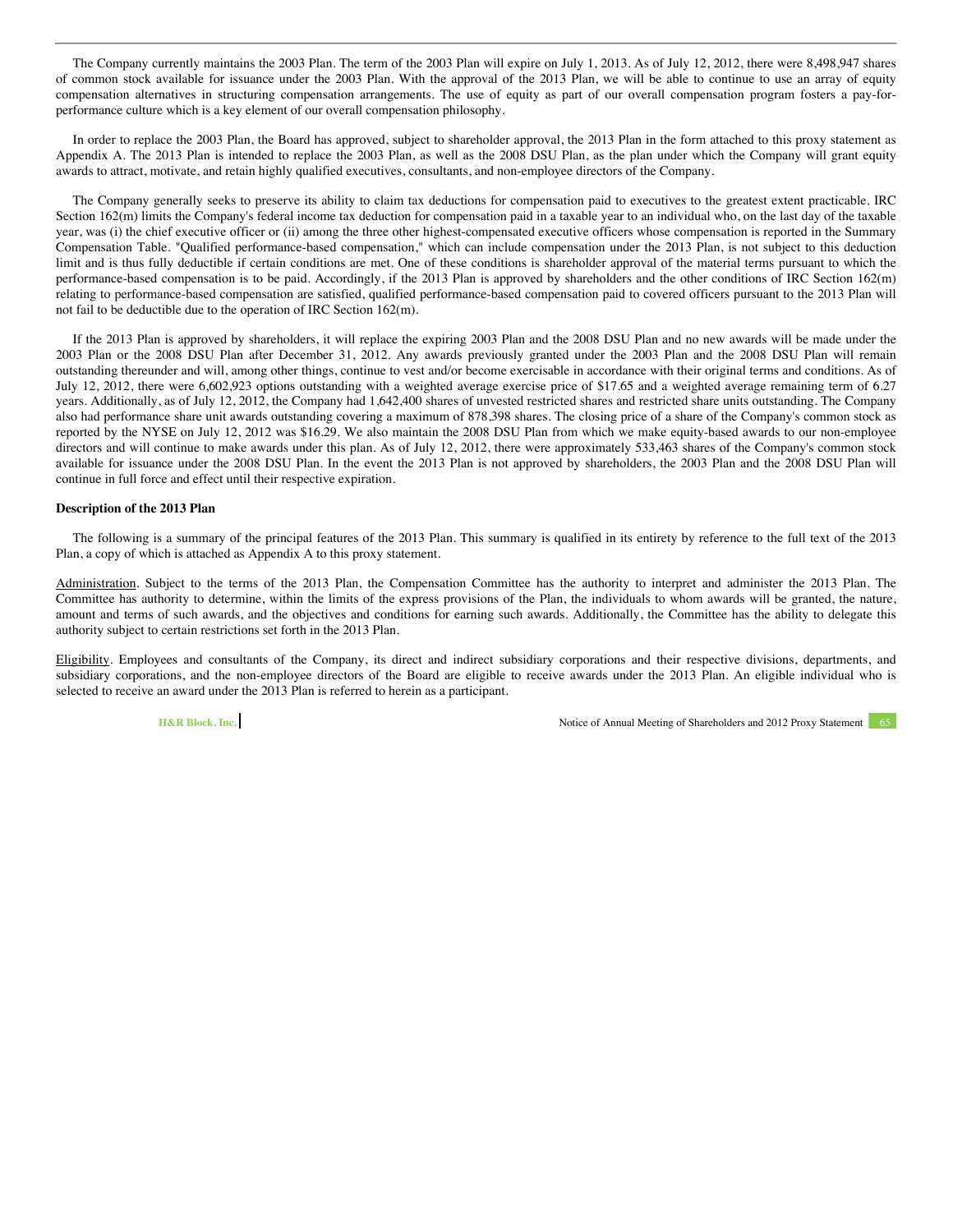The Company currently maintains the 2003 Plan. The term of the 2003 Plan will expire on July 1, 2013. As of July 12, 2012, there were 8,498,947 shares of common stock available for issuance under the 2003 Plan. With the approval of the 2013 Plan, we will be able to continue to use an array of equity compensation alternatives in structuring compensation arrangements. The use of equity as part of our overall compensation program fosters a pay-for-performance culture which is a key element of our overall compensation philosophy.

In order to replace the 2003 Plan, the Board has approved, subject to shareholder approval, the 2013 Plan in the form attached to this proxy statement as Appendix A. The 2013 Plan is intended to replace the 2003 Plan, as well as the 2008 DSU Plan, as the plan under which the Company will grant equity awards to attract, motivate, and retain highly qualified executives, consultants, and non-employee directors of the Company.

The Company generally seeks to preserve its ability to claim tax deductions for compensation paid to executives to the greatest extent practicable. IRC Section 162(m) limits the Company's federal income tax deduction for compensation paid in a taxable year to an individual who, on the last day of the taxable year, was (i) the chief executive officer or (ii) among the three other highest-compensated executive officers whose compensation is reported in the Summary Compensation Table. "Qualified performance-based compensation," which can include compensation under the 2013 Plan, is not subject to this deduction limit and is thus fully deductible if certain conditions are met. One of these conditions is shareholder approval of the material terms pursuant to which the performance-based compensation is to be paid. Accordingly, if the 2013 Plan is approved by shareholders and the other conditions of IRC Section 162(m) relating to performance-based compensation are satisfied, qualified performance-based compensation paid to covered officers pursuant to the 2013 Plan will not fail to be deductible due to the operation of IRC Section 162(m).

If the 2013 Plan is approved by shareholders, it will replace the expiring 2003 Plan and the 2008 DSU Plan and no new awards will be made under the 2003 Plan or the 2008 DSU Plan after December 31, 2012. Any awards previously granted under the 2003 Plan and the 2008 DSU Plan will remain outstanding thereunder and will, among other things, continue to vest and/or become exercisable in accordance with their original terms and conditions. As of July 12, 2012, there were 6,602,923 options outstanding with a weighted average exercise price of $17.65 and a weighted average remaining term of 6.27 years. Additionally, as of July 12, 2012, the Company had 1,642,400 shares of unvested restricted shares and restricted share units outstanding. The Company also had performance share unit awards outstanding covering a maximum of 878,398 shares. The closing price of a share of the Company's common stock as reported by the NYSE on July 12, 2012 was $16.29. We also maintain the 2008 DSU Plan from which we make equity-based awards to our non-employee directors and will continue to make awards under this plan. As of July 12, 2012, there were approximately 533,463 shares of the Company's common stock available for issuance under the 2008 DSU Plan. In the event the 2013 Plan is not approved by shareholders, the 2003 Plan and the 2008 DSU Plan will continue in full force and effect until their respective expiration.

**Description of the 2013 Plan**

The following is a summary of the principal features of the 2013 Plan. This summary is qualified in its entirety by reference to the full text of the 2013 Plan, a copy of which is attached as Appendix A to this proxy statement.

Administration. Subject to the terms of the 2013 Plan, the Compensation Committee has the authority to interpret and administer the 2013 Plan. The Committee has authority to determine, within the limits of the express provisions of the Plan, the individuals to whom awards will be granted, the nature, amount and terms of such awards, and the objectives and conditions for earning such awards. Additionally, the Committee has the ability to delegate this authority subject to certain restrictions set forth in the 2013 Plan.

Eligibility. Employees and consultants of the Company, its direct and indirect subsidiary corporations and their respective divisions, departments, and subsidiary corporations, and the non-employee directors of the Board are eligible to receive awards under the 2013 Plan. An eligible individual who is selected to receive an award under the 2013 Plan is referred to herein as a participant.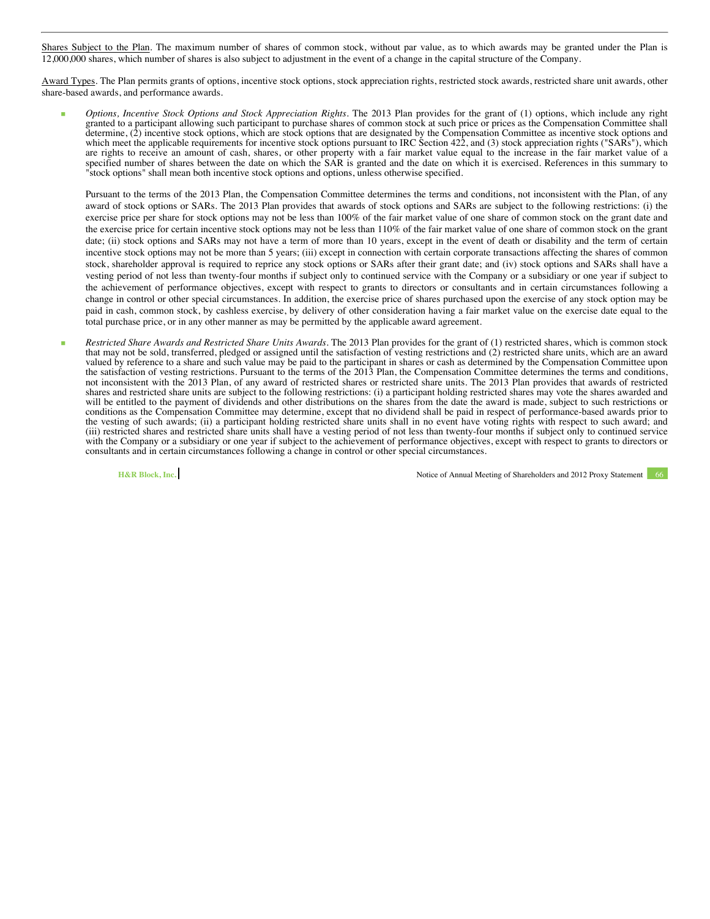Shares Subject to the Plan. The maximum number of shares of common stock, without par value, as to which awards may be granted under the Plan is 12,000,000 shares, which number of shares is also subject to adjustment in the event of a change in the capital structure of the Company.

Award Types. The Plan permits grants of options, incentive stock options, stock appreciation rights, restricted stock awards, restricted share unit awards, other share-based awards, and performance awards.

- *Options, Incentive Stock Options and Stock Appreciation Rights*. The 2013 Plan provides for the grant of (1) options, which include any right granted to a participant allowing such participant to purchase shares of common stock at such price or prices as the Compensation Committee shall determine, (2) incentive stock options, which are stock options that are designated by the Compensation Committee as incentive stock options and which meet the applicable requirements for incentive stock options pursuant to IRC Section 422, and (3) stock appreciation rights ("SARs"), which are rights to receive an amount of cash, shares, or other property with a fair market value equal to the increase in the fair market value of a specified number of shares between the date on which the SAR is granted and the date on which it is exercised. References in this summary to "stock options" shall mean both incentive stock options and options, unless otherwise specified.

  Pursuant to the terms of the 2013 Plan, the Compensation Committee determines the terms and conditions, not inconsistent with the Plan, of any award of stock options or SARs. The 2013 Plan provides that awards of stock options and SARs are subject to the following restrictions: (i) the exercise price per share for stock options may not be less than 100% of the fair market value of one share of common stock on the grant date and the exercise price for certain incentive stock options may not be less than 110% of the fair market value of one share of common stock on the grant date; (ii) stock options and SARs may not have a term of more than 10 years, except in the event of death or disability and the term of certain incentive stock options may not be more than 5 years; (iii) except in connection with certain corporate transactions affecting the shares of common stock, shareholder approval is required to reprice any stock options or SARs after their grant date; and (iv) stock options and SARs shall have a vesting period of not less than twenty-four months if subject only to continued service with the Company or a subsidiary or one year if subject to the achievement of performance objectives, except with respect to grants to directors or consultants and in certain circumstances following a change in control or other special circumstances. In addition, the exercise price of shares purchased upon the exercise of any stock option may be paid in cash, common stock, by cashless exercise, by delivery of other consideration having a fair market value on the exercise date equal to the total purchase price, or in any other manner as may be permitted by the applicable award agreement.

- *Restricted Share Awards and Restricted Share Units Awards*. The 2013 Plan provides for the grant of (1) restricted shares, which is common stock that may not be sold, transferred, pledged or assigned until the satisfaction of vesting restrictions and (2) restricted share units, which are an award valued by reference to a share and such value may be paid to the participant in shares or cash as determined by the Compensation Committee upon the satisfaction of vesting restrictions. Pursuant to the terms of the 2013 Plan, the Compensation Committee determines the terms and conditions, not inconsistent with the 2013 Plan, of any award of restricted shares or restricted share units. The 2013 Plan provides that awards of restricted shares and restricted share units are subject to the following restrictions: (i) a participant holding restricted shares may vote the shares awarded and will be entitled to the payment of dividends and other distributions on the shares from the date the award is made, subject to such restrictions or conditions as the Compensation Committee may determine, except that no dividend shall be paid in respect of performance-based awards prior to the vesting of such awards; (ii) a participant holding restricted share units shall in no event have voting rights with respect to such award; and (iii) restricted shares and restricted share units shall have a vesting period of not less than twenty-four months if subject only to continued service with the Company or a subsidiary or one year if subject to the achievement of performance objectives, except with respect to grants to directors or consultants and in certain circumstances following a change in control or other special circumstances.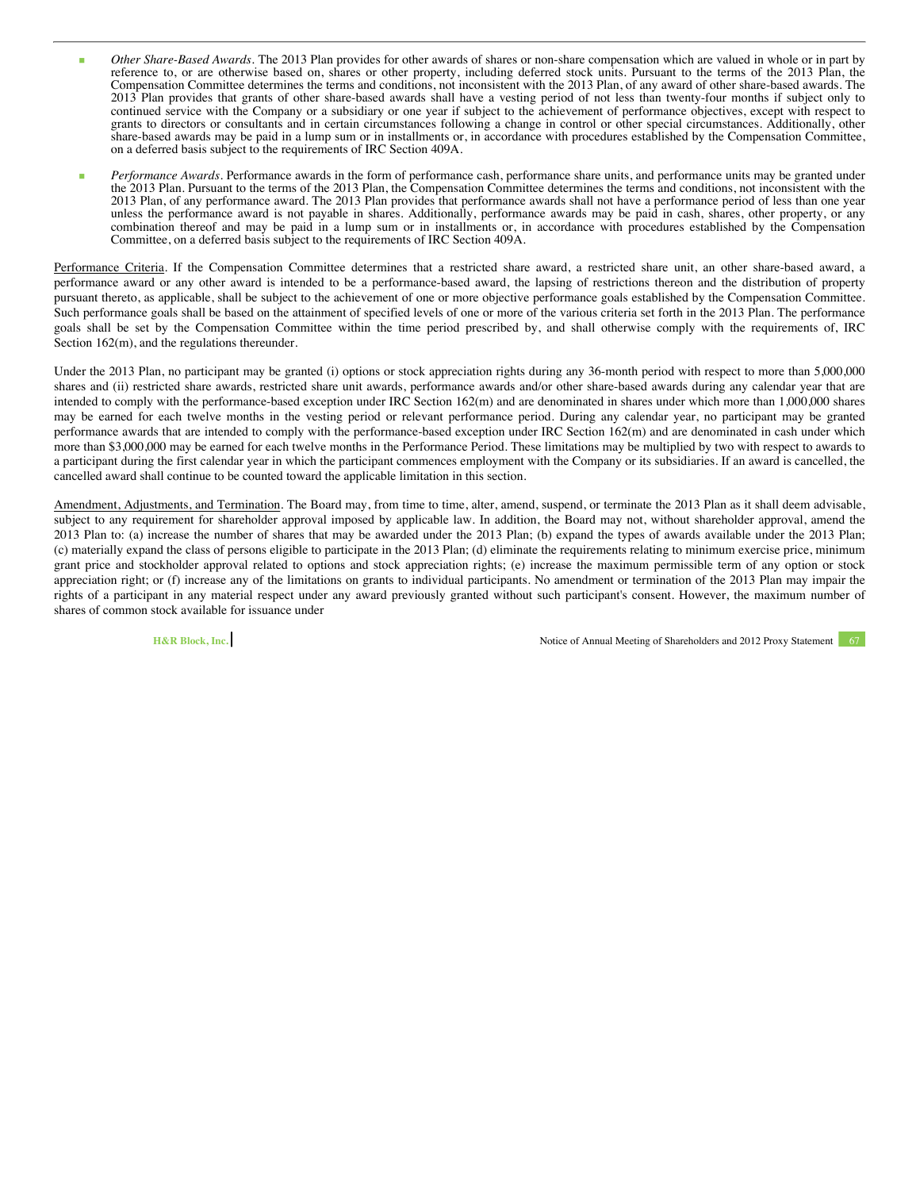- *Other Share-Based Awards*. The 2013 Plan provides for other awards of shares or non-share compensation which are valued in whole or in part by reference to, or are otherwise based on, shares or other property, including deferred stock units. Pursuant to the terms of the 2013 Plan, the Compensation Committee determines the terms and conditions, not inconsistent with the 2013 Plan, of any award of other share-based awards. The 2013 Plan provides that grants of other share-based awards shall have a vesting period of not less than twenty-four months if subject only to continued service with the Company or a subsidiary or one year if subject to the achievement of performance objectives, except with respect to grants to directors or consultants and in certain circumstances following a change in control or other special circumstances. Additionally, other share-based awards may be paid in a lump sum or in installments or, in accordance with procedures established by the Compensation Committee, on a deferred basis subject to the requirements of IRC Section 409A.

- *Performance Awards*. Performance awards in the form of performance cash, performance share units, and performance units may be granted under the 2013 Plan. Pursuant to the terms of the 2013 Plan, the Compensation Committee determines the terms and conditions, not inconsistent with the 2013 Plan, of any performance award. The 2013 Plan provides that performance awards shall not have a performance period of less than one year unless the performance award is not payable in shares. Additionally, performance awards may be paid in cash, shares, other property, or any combination thereof and may be paid in a lump sum or in installments or, in accordance with procedures established by the Compensation Committee, on a deferred basis subject to the requirements of IRC Section 409A.

Performance Criteria. If the Compensation Committee determines that a restricted share award, a restricted share unit, an other share-based award, a performance award or any other award is intended to be a performance-based award, the lapsing of restrictions thereon and the distribution of property pursuant thereto, as applicable, shall be subject to the achievement of one or more objective performance goals established by the Compensation Committee. Such performance goals shall be based on the attainment of specified levels of one or more of the various criteria set forth in the 2013 Plan. The performance goals shall be set by the Compensation Committee within the time period prescribed by, and shall otherwise comply with the requirements of, IRC Section 162(m), and the regulations thereunder.

Under the 2013 Plan, no participant may be granted (i) options or stock appreciation rights during any 36-month period with respect to more than 5,000,000 shares and (ii) restricted share awards, restricted share unit awards, performance awards and/or other share-based awards during any calendar year that are intended to comply with the performance-based exception under IRC Section 162(m) and are denominated in shares under which more than 1,000,000 shares may be earned for each twelve months in the vesting period or relevant performance period. During any calendar year, no participant may be granted performance awards that are intended to comply with the performance-based exception under IRC Section 162(m) and are denominated in cash under which more than $3,000,000 may be earned for each twelve months in the Performance Period. These limitations may be multiplied by two with respect to awards to a participant during the first calendar year in which the participant commences employment with the Company or its subsidiaries. If an award is cancelled, the cancelled award shall continue to be counted toward the applicable limitation in this section.

Amendment, Adjustments, and Termination. The Board may, from time to time, alter, amend, suspend, or terminate the 2013 Plan as it shall deem advisable, subject to any requirement for shareholder approval imposed by applicable law. In addition, the Board may not, without shareholder approval, amend the 2013 Plan to: (a) increase the number of shares that may be awarded under the 2013 Plan; (b) expand the types of awards available under the 2013 Plan; (c) materially expand the class of persons eligible to participate in the 2013 Plan; (d) eliminate the requirements relating to minimum exercise price, minimum grant price and stockholder approval related to options and stock appreciation rights; (e) increase the maximum permissible term of any option or stock appreciation right; or (f) increase any of the limitations on grants to individual participants. No amendment or termination of the 2013 Plan may impair the rights of a participant in any material respect under any award previously granted without such participant's consent. However, the maximum number of shares of common stock available for issuance under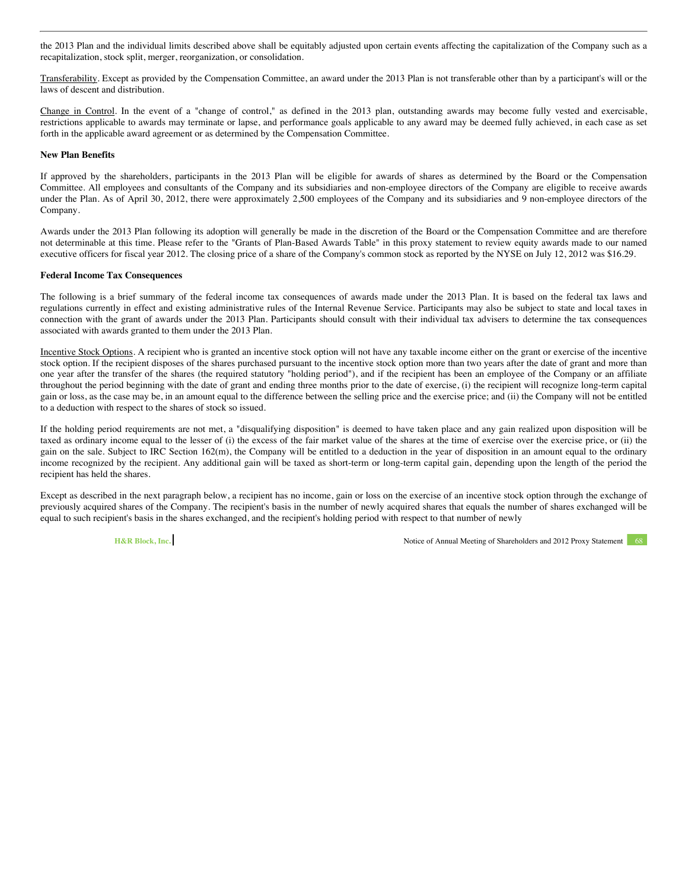the 2013 Plan and the individual limits described above shall be equitably adjusted upon certain events affecting the capitalization of the Company such as a recapitalization, stock split, merger, reorganization, or consolidation.

Transferability. Except as provided by the Compensation Committee, an award under the 2013 Plan is not transferable other than by a participant's will or the laws of descent and distribution.

Change in Control. In the event of a "change of control," as defined in the 2013 plan, outstanding awards may become fully vested and exercisable, restrictions applicable to awards may terminate or lapse, and performance goals applicable to any award may be deemed fully achieved, in each case as set forth in the applicable award agreement or as determined by the Compensation Committee.

**New Plan Benefits**

If approved by the shareholders, participants in the 2013 Plan will be eligible for awards of shares as determined by the Board or the Compensation Committee. All employees and consultants of the Company and its subsidiaries and non-employee directors of the Company are eligible to receive awards under the Plan. As of April 30, 2012, there were approximately 2,500 employees of the Company and its subsidiaries and 9 non-employee directors of the Company.

Awards under the 2013 Plan following its adoption will generally be made in the discretion of the Board or the Compensation Committee and are therefore not determinable at this time. Please refer to the "Grants of Plan-Based Awards Table" in this proxy statement to review equity awards made to our named executive officers for fiscal year 2012. The closing price of a share of the Company's common stock as reported by the NYSE on July 12, 2012 was $16.29.

**Federal Income Tax Consequences**

The following is a brief summary of the federal income tax consequences of awards made under the 2013 Plan. It is based on the federal tax laws and regulations currently in effect and existing administrative rules of the Internal Revenue Service. Participants may also be subject to state and local taxes in connection with the grant of awards under the 2013 Plan. Participants should consult with their individual tax advisers to determine the tax consequences associated with awards granted to them under the 2013 Plan.

Incentive Stock Options. A recipient who is granted an incentive stock option will not have any taxable income either on the grant or exercise of the incentive stock option. If the recipient disposes of the shares purchased pursuant to the incentive stock option more than two years after the date of grant and more than one year after the transfer of the shares (the required statutory "holding period"), and if the recipient has been an employee of the Company or an affiliate throughout the period beginning with the date of grant and ending three months prior to the date of exercise, (i) the recipient will recognize long-term capital gain or loss, as the case may be, in an amount equal to the difference between the selling price and the exercise price; and (ii) the Company will not be entitled to a deduction with respect to the shares of stock so issued.

If the holding period requirements are not met, a "disqualifying disposition" is deemed to have taken place and any gain realized upon disposition will be taxed as ordinary income equal to the lesser of (i) the excess of the fair market value of the shares at the time of exercise over the exercise price, or (ii) the gain on the sale. Subject to IRC Section 162(m), the Company will be entitled to a deduction in the year of disposition in an amount equal to the ordinary income recognized by the recipient. Any additional gain will be taxed as short-term or long-term capital gain, depending upon the length of the period the recipient has held the shares.

Except as described in the next paragraph below, a recipient has no income, gain or loss on the exercise of an incentive stock option through the exchange of previously acquired shares of the Company. The recipient's basis in the number of newly acquired shares that equals the number of shares exchanged will be equal to such recipient's basis in the shares exchanged, and the recipient's holding period with respect to that number of newly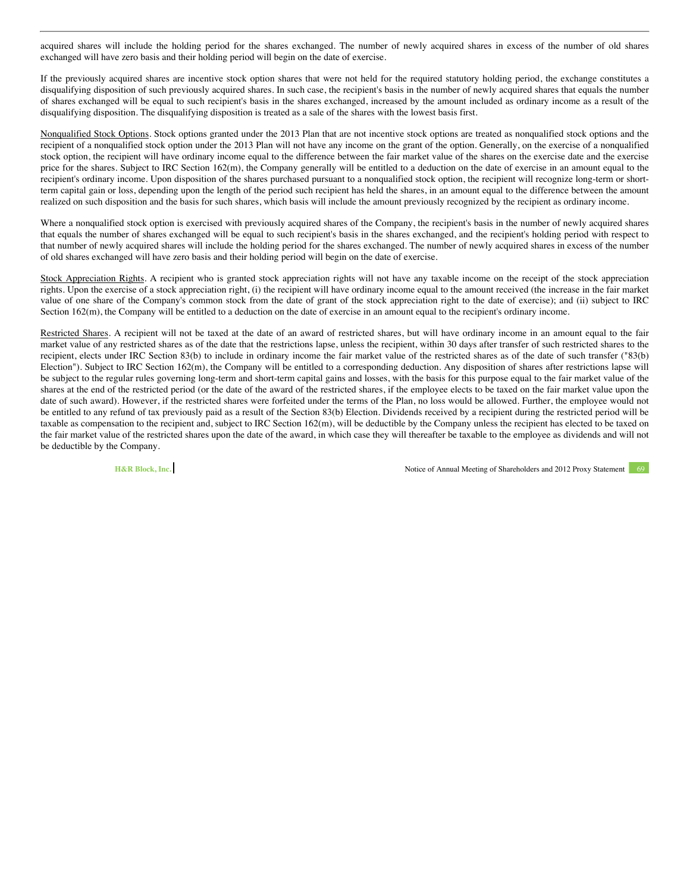acquired shares will include the holding period for the shares exchanged. The number of newly acquired shares in excess of the number of old shares exchanged will have zero basis and their holding period will begin on the date of exercise.

If the previously acquired shares are incentive stock option shares that were not held for the required statutory holding period, the exchange constitutes a disqualifying disposition of such previously acquired shares. In such case, the recipient's basis in the number of newly acquired shares that equals the number of shares exchanged will be equal to such recipient's basis in the shares exchanged, increased by the amount included as ordinary income as a result of the disqualifying disposition. The disqualifying disposition is treated as a sale of the shares with the lowest basis first.

Nonqualified Stock Options. Stock options granted under the 2013 Plan that are not incentive stock options are treated as nonqualified stock options and the recipient of a nonqualified stock option under the 2013 Plan will not have any income on the grant of the option. Generally, on the exercise of a nonqualified stock option, the recipient will have ordinary income equal to the difference between the fair market value of the shares on the exercise date and the exercise price for the shares. Subject to IRC Section 162(m), the Company generally will be entitled to a deduction on the date of exercise in an amount equal to the recipient's ordinary income. Upon disposition of the shares purchased pursuant to a nonqualified stock option, the recipient will recognize long-term or short-term capital gain or loss, depending upon the length of the period such recipient has held the shares, in an amount equal to the difference between the amount realized on such disposition and the basis for such shares, which basis will include the amount previously recognized by the recipient as ordinary income.

Where a nonqualified stock option is exercised with previously acquired shares of the Company, the recipient's basis in the number of newly acquired shares that equals the number of shares exchanged will be equal to such recipient's basis in the shares exchanged, and the recipient's holding period with respect to that number of newly acquired shares will include the holding period for the shares exchanged. The number of newly acquired shares in excess of the number of old shares exchanged will have zero basis and their holding period will begin on the date of exercise.

Stock Appreciation Rights. A recipient who is granted stock appreciation rights will not have any taxable income on the receipt of the stock appreciation rights. Upon the exercise of a stock appreciation right, (i) the recipient will have ordinary income equal to the amount received (the increase in the fair market value of one share of the Company's common stock from the date of grant of the stock appreciation right to the date of exercise); and (ii) subject to IRC Section 162(m), the Company will be entitled to a deduction on the date of exercise in an amount equal to the recipient's ordinary income.

Restricted Shares. A recipient will not be taxed at the date of an award of restricted shares, but will have ordinary income in an amount equal to the fair market value of any restricted shares as of the date that the restrictions lapse, unless the recipient, within 30 days after transfer of such restricted shares to the recipient, elects under IRC Section 83(b) to include in ordinary income the fair market value of the restricted shares as of the date of such transfer ("83(b) Election"). Subject to IRC Section 162(m), the Company will be entitled to a corresponding deduction. Any disposition of shares after restrictions lapse will be subject to the regular rules governing long-term and short-term capital gains and losses, with the basis for this purpose equal to the fair market value of the shares at the end of the restricted period (or the date of the award of the restricted shares, if the employee elects to be taxed on the fair market value upon the date of such award). However, if the restricted shares were forfeited under the terms of the Plan, no loss would be allowed. Further, the employee would not be entitled to any refund of tax previously paid as a result of the Section 83(b) Election. Dividends received by a recipient during the restricted period will be taxable as compensation to the recipient and, subject to IRC Section 162(m), will be deductible by the Company unless the recipient has elected to be taxed on the fair market value of the restricted shares upon the date of the award, in which case they will thereafter be taxable to the employee as dividends and will not be deductible by the Company.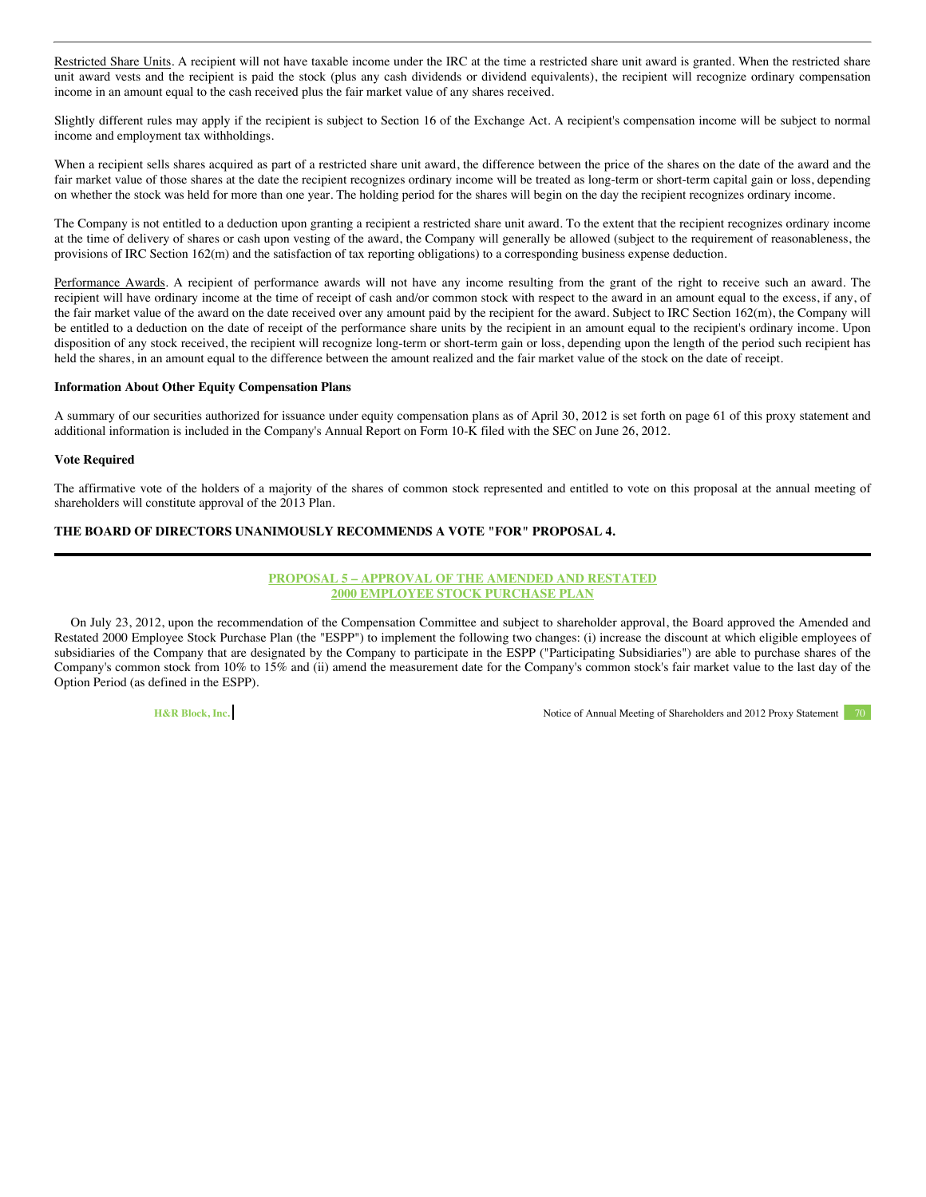Restricted Share Units. A recipient will not have taxable income under the IRC at the time a restricted share unit award is granted. When the restricted share unit award vests and the recipient is paid the stock (plus any cash dividends or dividend equivalents), the recipient will recognize ordinary compensation income in an amount equal to the cash received plus the fair market value of any shares received.

Slightly different rules may apply if the recipient is subject to Section 16 of the Exchange Act. A recipient's compensation income will be subject to normal income and employment tax withholdings.

When a recipient sells shares acquired as part of a restricted share unit award, the difference between the price of the shares on the date of the award and the fair market value of those shares at the date the recipient recognizes ordinary income will be treated as long-term or short-term capital gain or loss, depending on whether the stock was held for more than one year. The holding period for the shares will begin on the day the recipient recognizes ordinary income.

The Company is not entitled to a deduction upon granting a recipient a restricted share unit award. To the extent that the recipient recognizes ordinary income at the time of delivery of shares or cash upon vesting of the award, the Company will generally be allowed (subject to the requirement of reasonableness, the provisions of IRC Section 162(m) and the satisfaction of tax reporting obligations) to a corresponding business expense deduction.

Performance Awards. A recipient of performance awards will not have any income resulting from the grant of the right to receive such an award. The recipient will have ordinary income at the time of receipt of cash and/or common stock with respect to the award in an amount equal to the excess, if any, of the fair market value of the award on the date received over any amount paid by the recipient for the award. Subject to IRC Section 162(m), the Company will be entitled to a deduction on the date of receipt of the performance share units by the recipient in an amount equal to the recipient's ordinary income. Upon disposition of any stock received, the recipient will recognize long-term or short-term gain or loss, depending upon the length of the period such recipient has held the shares, in an amount equal to the difference between the amount realized and the fair market value of the stock on the date of receipt.

**Information About Other Equity Compensation Plans**

A summary of our securities authorized for issuance under equity compensation plans as of April 30, 2012 is set forth on page 61 of this proxy statement and additional information is included in the Company's Annual Report on Form 10-K filed with the SEC on June 26, 2012.

**Vote Required**

The affirmative vote of the holders of a majority of the shares of common stock represented and entitled to vote on this proposal at the annual meeting of shareholders will constitute approval of the 2013 Plan.

**THE BOARD OF DIRECTORS UNANIMOUSLY RECOMMENDS A VOTE "FOR" PROPOSAL 4.**

## PROPOSAL 5 – APPROVAL OF THE AMENDED AND RESTATED 2000 EMPLOYEE STOCK PURCHASE PLAN

On July 23, 2012, upon the recommendation of the Compensation Committee and subject to shareholder approval, the Board approved the Amended and Restated 2000 Employee Stock Purchase Plan (the "ESPP") to implement the following two changes: (i) increase the discount at which eligible employees of subsidiaries of the Company that are designated by the Company to participate in the ESPP ("Participating Subsidiaries") are able to purchase shares of the Company's common stock from 10% to 15% and (ii) amend the measurement date for the Company's common stock's fair market value to the last day of the Option Period (as defined in the ESPP).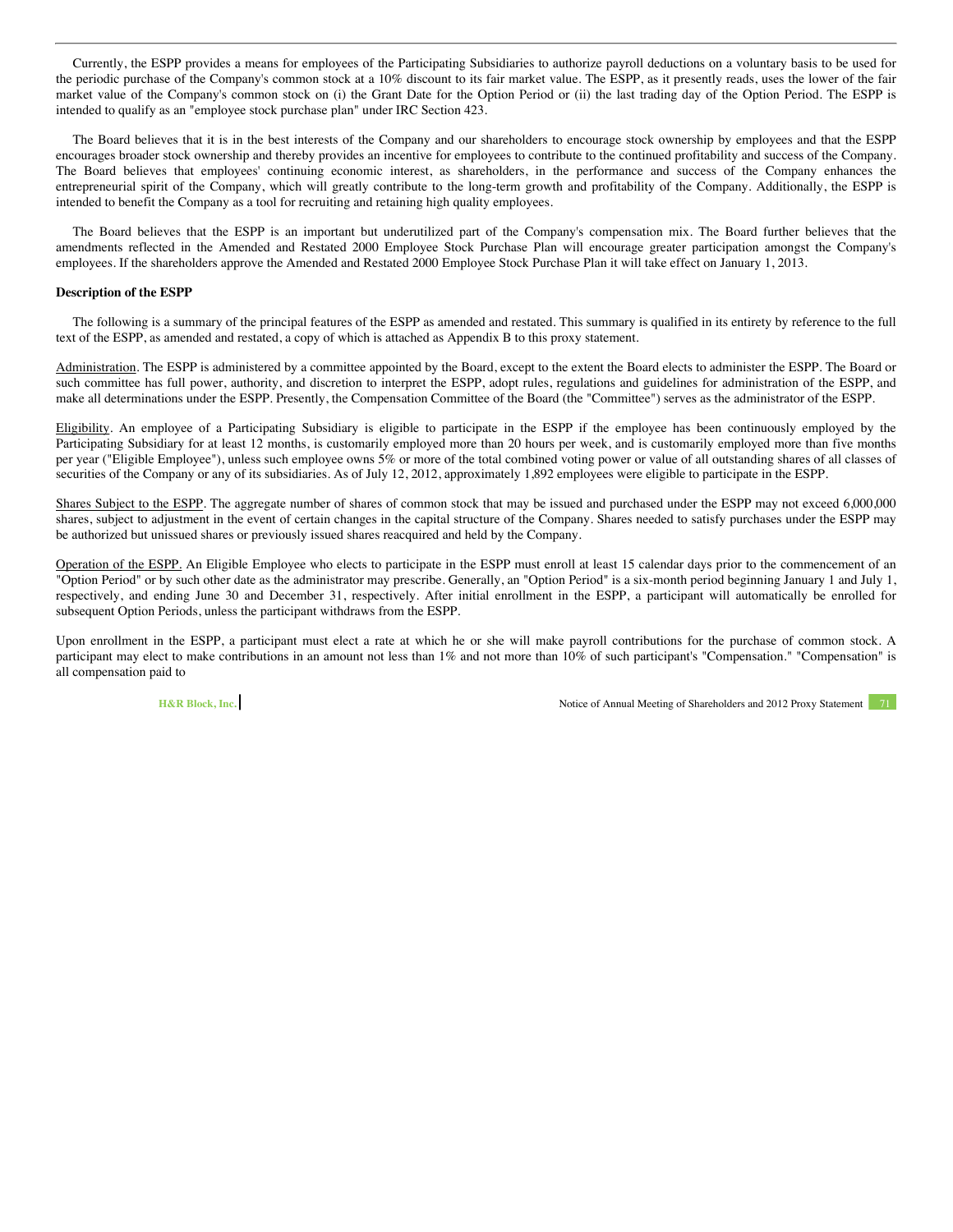Currently, the ESPP provides a means for employees of the Participating Subsidiaries to authorize payroll deductions on a voluntary basis to be used for the periodic purchase of the Company's common stock at a 10% discount to its fair market value. The ESPP, as it presently reads, uses the lower of the fair market value of the Company's common stock on (i) the Grant Date for the Option Period or (ii) the last trading day of the Option Period. The ESPP is intended to qualify as an "employee stock purchase plan" under IRC Section 423.

The Board believes that it is in the best interests of the Company and our shareholders to encourage stock ownership by employees and that the ESPP encourages broader stock ownership and thereby provides an incentive for employees to contribute to the continued profitability and success of the Company. The Board believes that employees' continuing economic interest, as shareholders, in the performance and success of the Company enhances the entrepreneurial spirit of the Company, which will greatly contribute to the long-term growth and profitability of the Company. Additionally, the ESPP is intended to benefit the Company as a tool for recruiting and retaining high quality employees.

The Board believes that the ESPP is an important but underutilized part of the Company's compensation mix. The Board further believes that the amendments reflected in the Amended and Restated 2000 Employee Stock Purchase Plan will encourage greater participation amongst the Company's employees. If the shareholders approve the Amended and Restated 2000 Employee Stock Purchase Plan it will take effect on January 1, 2013.

**Description of the ESPP**

The following is a summary of the principal features of the ESPP as amended and restated. This summary is qualified in its entirety by reference to the full text of the ESPP, as amended and restated, a copy of which is attached as Appendix B to this proxy statement.

Administration. The ESPP is administered by a committee appointed by the Board, except to the extent the Board elects to administer the ESPP. The Board or such committee has full power, authority, and discretion to interpret the ESPP, adopt rules, regulations and guidelines for administration of the ESPP, and make all determinations under the ESPP. Presently, the Compensation Committee of the Board (the "Committee") serves as the administrator of the ESPP.

Eligibility. An employee of a Participating Subsidiary is eligible to participate in the ESPP if the employee has been continuously employed by the Participating Subsidiary for at least 12 months, is customarily employed more than 20 hours per week, and is customarily employed more than five months per year ("Eligible Employee"), unless such employee owns 5% or more of the total combined voting power or value of all outstanding shares of all classes of securities of the Company or any of its subsidiaries. As of July 12, 2012, approximately 1,892 employees were eligible to participate in the ESPP.

Shares Subject to the ESPP. The aggregate number of shares of common stock that may be issued and purchased under the ESPP may not exceed 6,000,000 shares, subject to adjustment in the event of certain changes in the capital structure of the Company. Shares needed to satisfy purchases under the ESPP may be authorized but unissued shares or previously issued shares reacquired and held by the Company.

Operation of the ESPP. An Eligible Employee who elects to participate in the ESPP must enroll at least 15 calendar days prior to the commencement of an "Option Period" or by such other date as the administrator may prescribe. Generally, an "Option Period" is a six-month period beginning January 1 and July 1, respectively, and ending June 30 and December 31, respectively. After initial enrollment in the ESPP, a participant will automatically be enrolled for subsequent Option Periods, unless the participant withdraws from the ESPP.

Upon enrollment in the ESPP, a participant must elect a rate at which he or she will make payroll contributions for the purchase of common stock. A participant may elect to make contributions in an amount not less than 1% and not more than 10% of such participant's "Compensation." "Compensation" is all compensation paid to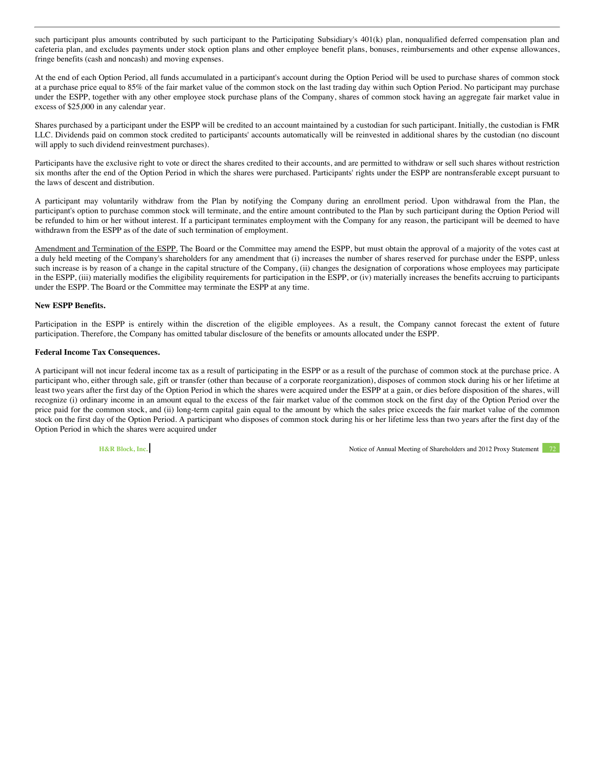such participant plus amounts contributed by such participant to the Participating Subsidiary's 401(k) plan, nonqualified deferred compensation plan and cafeteria plan, and excludes payments under stock option plans and other employee benefit plans, bonuses, reimbursements and other expense allowances, fringe benefits (cash and noncash) and moving expenses.

At the end of each Option Period, all funds accumulated in a participant's account during the Option Period will be used to purchase shares of common stock at a purchase price equal to 85% of the fair market value of the common stock on the last trading day within such Option Period. No participant may purchase under the ESPP, together with any other employee stock purchase plans of the Company, shares of common stock having an aggregate fair market value in excess of $25,000 in any calendar year.

Shares purchased by a participant under the ESPP will be credited to an account maintained by a custodian for such participant. Initially, the custodian is FMR LLC. Dividends paid on common stock credited to participants' accounts automatically will be reinvested in additional shares by the custodian (no discount will apply to such dividend reinvestment purchases).

Participants have the exclusive right to vote or direct the shares credited to their accounts, and are permitted to withdraw or sell such shares without restriction six months after the end of the Option Period in which the shares were purchased. Participants' rights under the ESPP are nontransferable except pursuant to the laws of descent and distribution.

A participant may voluntarily withdraw from the Plan by notifying the Company during an enrollment period. Upon withdrawal from the Plan, the participant's option to purchase common stock will terminate, and the entire amount contributed to the Plan by such participant during the Option Period will be refunded to him or her without interest. If a participant terminates employment with the Company for any reason, the participant will be deemed to have withdrawn from the ESPP as of the date of such termination of employment.

Amendment and Termination of the ESPP. The Board or the Committee may amend the ESPP, but must obtain the approval of a majority of the votes cast at a duly held meeting of the Company's shareholders for any amendment that (i) increases the number of shares reserved for purchase under the ESPP, unless such increase is by reason of a change in the capital structure of the Company, (ii) changes the designation of corporations whose employees may participate in the ESPP, (iii) materially modifies the eligibility requirements for participation in the ESPP, or (iv) materially increases the benefits accruing to participants under the ESPP. The Board or the Committee may terminate the ESPP at any time.

**New ESPP Benefits.**

Participation in the ESPP is entirely within the discretion of the eligible employees. As a result, the Company cannot forecast the extent of future participation. Therefore, the Company has omitted tabular disclosure of the benefits or amounts allocated under the ESPP.

**Federal Income Tax Consequences.**

A participant will not incur federal income tax as a result of participating in the ESPP or as a result of the purchase of common stock at the purchase price. A participant who, either through sale, gift or transfer (other than because of a corporate reorganization), disposes of common stock during his or her lifetime at least two years after the first day of the Option Period in which the shares were acquired under the ESPP at a gain, or dies before disposition of the shares, will recognize (i) ordinary income in an amount equal to the excess of the fair market value of the common stock on the first day of the Option Period over the price paid for the common stock, and (ii) long-term capital gain equal to the amount by which the sales price exceeds the fair market value of the common stock on the first day of the Option Period. A participant who disposes of common stock during his or her lifetime less than two years after the first day of the Option Period in which the shares were acquired under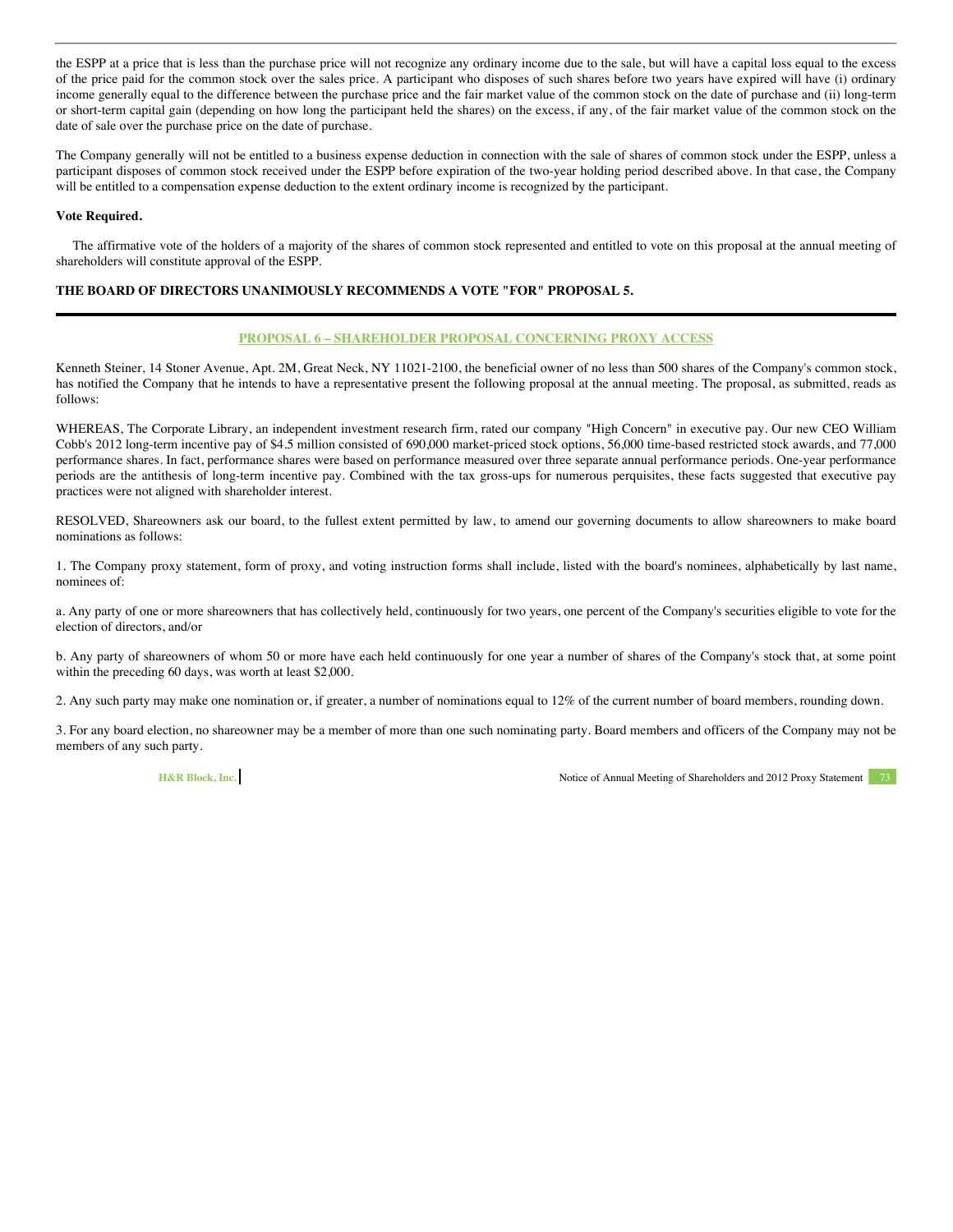the ESPP at a price that is less than the purchase price will not recognize any ordinary income due to the sale, but will have a capital loss equal to the excess of the price paid for the common stock over the sales price. A participant who disposes of such shares before two years have expired will have (i) ordinary income generally equal to the difference between the purchase price and the fair market value of the common stock on the date of purchase and (ii) long-term or short-term capital gain (depending on how long the participant held the shares) on the excess, if any, of the fair market value of the common stock on the date of sale over the purchase price on the date of purchase.

The Company generally will not be entitled to a business expense deduction in connection with the sale of shares of common stock under the ESPP, unless a participant disposes of common stock received under the ESPP before expiration of the two-year holding period described above. In that case, the Company will be entitled to a compensation expense deduction to the extent ordinary income is recognized by the participant.

**Vote Required.**

The affirmative vote of the holders of a majority of the shares of common stock represented and entitled to vote on this proposal at the annual meeting of shareholders will constitute approval of the ESPP.

**THE BOARD OF DIRECTORS UNANIMOUSLY RECOMMENDS A VOTE "FOR" PROPOSAL 5.**

## PROPOSAL 6 – SHAREHOLDER PROPOSAL CONCERNING PROXY ACCESS

Kenneth Steiner, 14 Stoner Avenue, Apt. 2M, Great Neck, NY 11021-2100, the beneficial owner of no less than 500 shares of the Company's common stock, has notified the Company that he intends to have a representative present the following proposal at the annual meeting. The proposal, as submitted, reads as follows:

WHEREAS, The Corporate Library, an independent investment research firm, rated our company "High Concern" in executive pay. Our new CEO William Cobb's 2012 long-term incentive pay of $4.5 million consisted of 690,000 market-priced stock options, 56,000 time-based restricted stock awards, and 77,000 performance shares. In fact, performance shares were based on performance measured over three separate annual performance periods. One-year performance periods are the antithesis of long-term incentive pay. Combined with the tax gross-ups for numerous perquisites, these facts suggested that executive pay practices were not aligned with shareholder interest.

RESOLVED, Shareowners ask our board, to the fullest extent permitted by law, to amend our governing documents to allow shareowners to make board nominations as follows:

1. The Company proxy statement, form of proxy, and voting instruction forms shall include, listed with the board's nominees, alphabetically by last name, nominees of:

a. Any party of one or more shareowners that has collectively held, continuously for two years, one percent of the Company's securities eligible to vote for the election of directors, and/or

b. Any party of shareowners of whom 50 or more have each held continuously for one year a number of shares of the Company's stock that, at some point within the preceding 60 days, was worth at least $2,000.

2. Any such party may make one nomination or, if greater, a number of nominations equal to 12% of the current number of board members, rounding down.

3. For any board election, no shareowner may be a member of more than one such nominating party. Board members and officers of the Company may not be members of any such party.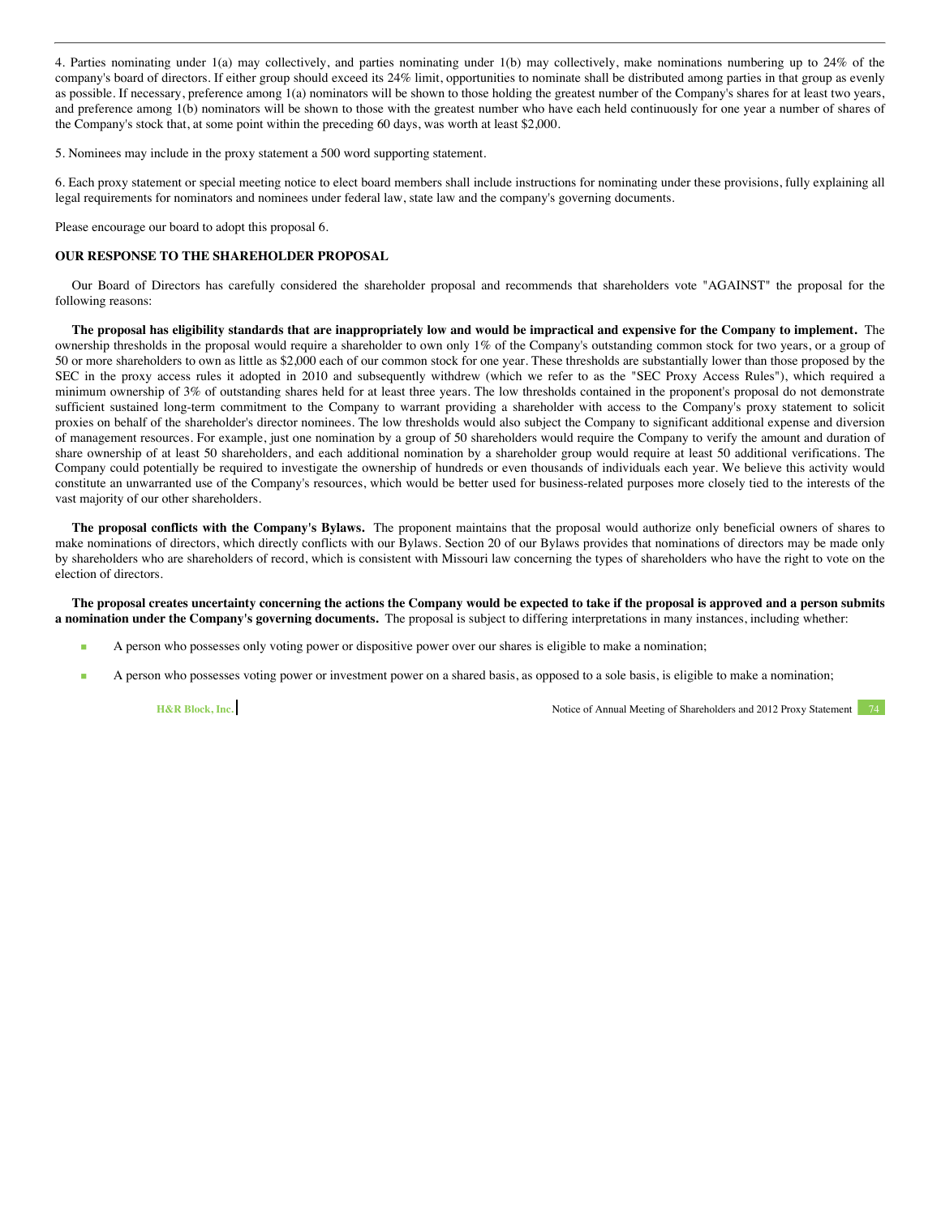4. Parties nominating under 1(a) may collectively, and parties nominating under 1(b) may collectively, make nominations numbering up to 24% of the company's board of directors. If either group should exceed its 24% limit, opportunities to nominate shall be distributed among parties in that group as evenly as possible. If necessary, preference among 1(a) nominators will be shown to those holding the greatest number of the Company's shares for at least two years, and preference among 1(b) nominators will be shown to those with the greatest number who have each held continuously for one year a number of shares of the Company's stock that, at some point within the preceding 60 days, was worth at least $2,000.

5. Nominees may include in the proxy statement a 500 word supporting statement.

6. Each proxy statement or special meeting notice to elect board members shall include instructions for nominating under these provisions, fully explaining all legal requirements for nominators and nominees under federal law, state law and the company's governing documents.

Please encourage our board to adopt this proposal 6.

**OUR RESPONSE TO THE SHAREHOLDER PROPOSAL**

Our Board of Directors has carefully considered the shareholder proposal and recommends that shareholders vote "AGAINST" the proposal for the following reasons:

**The proposal has eligibility standards that are inappropriately low and would be impractical and expensive for the Company to implement.** The ownership thresholds in the proposal would require a shareholder to own only 1% of the Company's outstanding common stock for two years, or a group of 50 or more shareholders to own as little as $2,000 each of our common stock for one year. These thresholds are substantially lower than those proposed by the SEC in the proxy access rules it adopted in 2010 and subsequently withdrew (which we refer to as the "SEC Proxy Access Rules"), which required a minimum ownership of 3% of outstanding shares held for at least three years. The low thresholds contained in the proponent's proposal do not demonstrate sufficient sustained long-term commitment to the Company to warrant providing a shareholder with access to the Company's proxy statement to solicit proxies on behalf of the shareholder's director nominees. The low thresholds would also subject the Company to significant additional expense and diversion of management resources. For example, just one nomination by a group of 50 shareholders would require the Company to verify the amount and duration of share ownership of at least 50 shareholders, and each additional nomination by a shareholder group would require at least 50 additional verifications. The Company could potentially be required to investigate the ownership of hundreds or even thousands of individuals each year. We believe this activity would constitute an unwarranted use of the Company's resources, which would be better used for business-related purposes more closely tied to the interests of the vast majority of our other shareholders.

**The proposal conflicts with the Company's Bylaws.** The proponent maintains that the proposal would authorize only beneficial owners of shares to make nominations of directors, which directly conflicts with our Bylaws. Section 20 of our Bylaws provides that nominations of directors may be made only by shareholders who are shareholders of record, which is consistent with Missouri law concerning the types of shareholders who have the right to vote on the election of directors.

**The proposal creates uncertainty concerning the actions the Company would be expected to take if the proposal is approved and a person submits a nomination under the Company's governing documents.** The proposal is subject to differing interpretations in many instances, including whether:

- A person who possesses only voting power or dispositive power over our shares is eligible to make a nomination;
- A person who possesses voting power or investment power on a shared basis, as opposed to a sole basis, is eligible to make a nomination;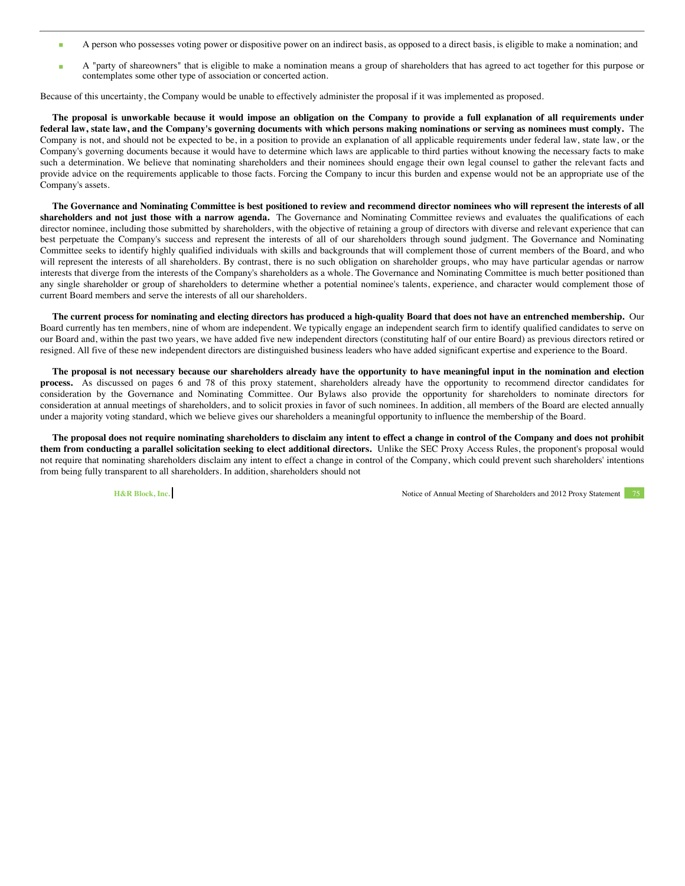- A person who possesses voting power or dispositive power on an indirect basis, as opposed to a direct basis, is eligible to make a nomination; and
- A "party of shareowners" that is eligible to make a nomination means a group of shareholders that has agreed to act together for this purpose or contemplates some other type of association or concerted action.

Because of this uncertainty, the Company would be unable to effectively administer the proposal if it was implemented as proposed.

**The proposal is unworkable because it would impose an obligation on the Company to provide a full explanation of all requirements under federal law, state law, and the Company's governing documents with which persons making nominations or serving as nominees must comply.** The Company is not, and should not be expected to be, in a position to provide an explanation of all applicable requirements under federal law, state law, or the Company's governing documents because it would have to determine which laws are applicable to third parties without knowing the necessary facts to make such a determination. We believe that nominating shareholders and their nominees should engage their own legal counsel to gather the relevant facts and provide advice on the requirements applicable to those facts. Forcing the Company to incur this burden and expense would not be an appropriate use of the Company's assets.

**The Governance and Nominating Committee is best positioned to review and recommend director nominees who will represent the interests of all shareholders and not just those with a narrow agenda.** The Governance and Nominating Committee reviews and evaluates the qualifications of each director nominee, including those submitted by shareholders, with the objective of retaining a group of directors with diverse and relevant experience that can best perpetuate the Company's success and represent the interests of all of our shareholders through sound judgment. The Governance and Nominating Committee seeks to identify highly qualified individuals with skills and backgrounds that will complement those of current members of the Board, and who will represent the interests of all shareholders. By contrast, there is no such obligation on shareholder groups, who may have particular agendas or narrow interests that diverge from the interests of the Company's shareholders as a whole. The Governance and Nominating Committee is much better positioned than any single shareholder or group of shareholders to determine whether a potential nominee's talents, experience, and character would complement those of current Board members and serve the interests of all our shareholders.

**The current process for nominating and electing directors has produced a high-quality Board that does not have an entrenched membership.** Our Board currently has ten members, nine of whom are independent. We typically engage an independent search firm to identify qualified candidates to serve on our Board and, within the past two years, we have added five new independent directors (constituting half of our entire Board) as previous directors retired or resigned. All five of these new independent directors are distinguished business leaders who have added significant expertise and experience to the Board.

**The proposal is not necessary because our shareholders already have the opportunity to have meaningful input in the nomination and election process.** As discussed on pages 6 and 78 of this proxy statement, shareholders already have the opportunity to recommend director candidates for consideration by the Governance and Nominating Committee. Our Bylaws also provide the opportunity for shareholders to nominate directors for consideration at annual meetings of shareholders, and to solicit proxies in favor of such nominees. In addition, all members of the Board are elected annually under a majority voting standard, which we believe gives our shareholders a meaningful opportunity to influence the membership of the Board.

**The proposal does not require nominating shareholders to disclaim any intent to effect a change in control of the Company and does not prohibit them from conducting a parallel solicitation seeking to elect additional directors.** Unlike the SEC Proxy Access Rules, the proponent's proposal would not require that nominating shareholders disclaim any intent to effect a change in control of the Company, which could prevent such shareholders' intentions from being fully transparent to all shareholders. In addition, shareholders should not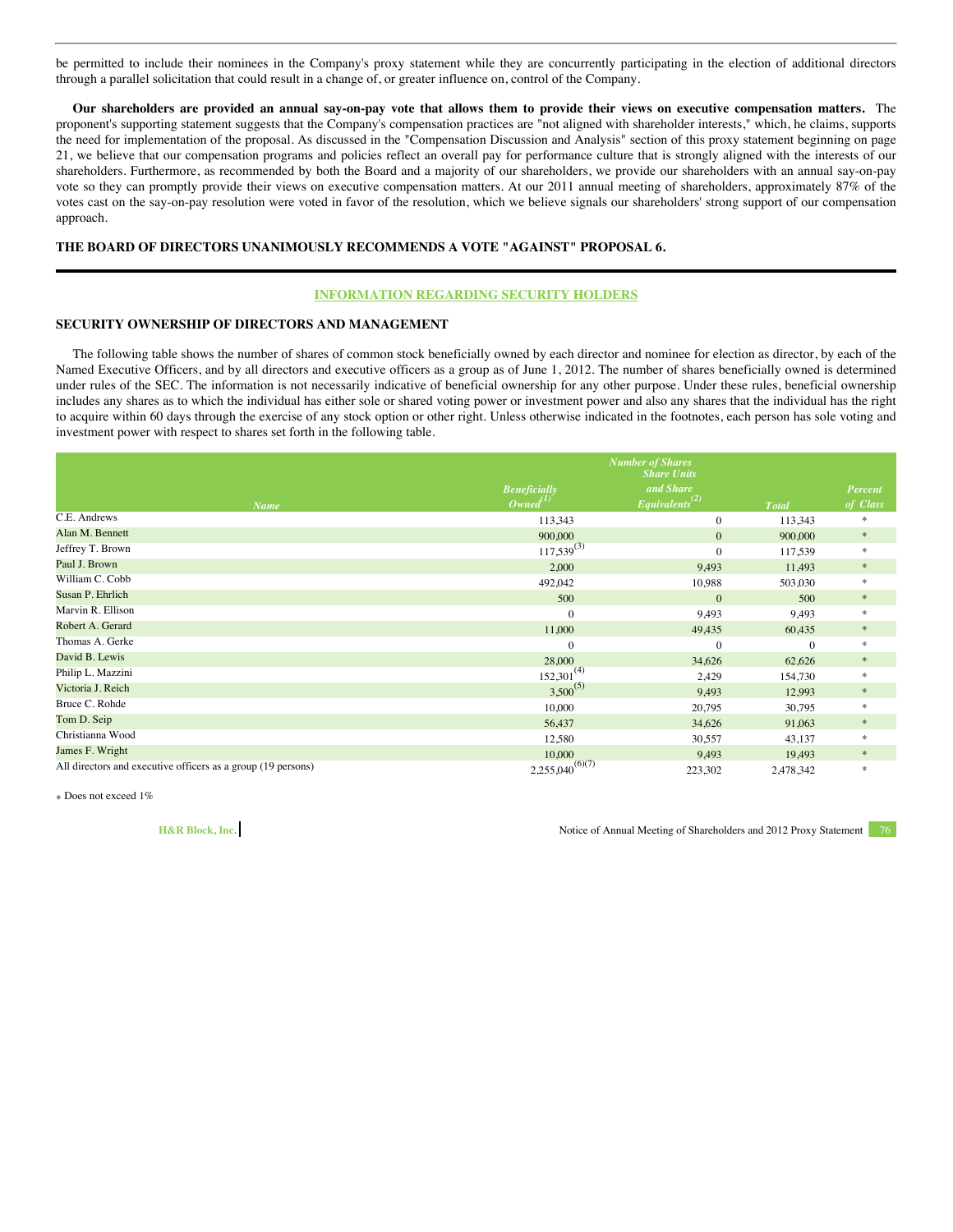be permitted to include their nominees in the Company's proxy statement while they are concurrently participating in the election of additional directors through a parallel solicitation that could result in a change of, or greater influence on, control of the Company.

**Our shareholders are provided an annual say-on-pay vote that allows them to provide their views on executive compensation matters.** The proponent's supporting statement suggests that the Company's compensation practices are "not aligned with shareholder interests," which, he claims, supports the need for implementation of the proposal. As discussed in the "Compensation Discussion and Analysis" section of this proxy statement beginning on page 21, we believe that our compensation programs and policies reflect an overall pay for performance culture that is strongly aligned with the interests of our shareholders. Furthermore, as recommended by both the Board and a majority of our shareholders, we provide our shareholders with an annual say-on-pay vote so they can promptly provide their views on executive compensation matters. At our 2011 annual meeting of shareholders, approximately 87% of the votes cast on the say-on-pay resolution were voted in favor of the resolution, which we believe signals our shareholders' strong support of our compensation approach.

**THE BOARD OF DIRECTORS UNANIMOUSLY RECOMMENDS A VOTE "AGAINST" PROPOSAL 6.**

## INFORMATION REGARDING SECURITY HOLDERS

### SECURITY OWNERSHIP OF DIRECTORS AND MANAGEMENT

The following table shows the number of shares of common stock beneficially owned by each director and nominee for election as director, by each of the Named Executive Officers, and by all directors and executive officers as a group as of June 1, 2012. The number of shares beneficially owned is determined under rules of the SEC. The information is not necessarily indicative of beneficial ownership for any other purpose. Under these rules, beneficial ownership includes any shares as to which the individual has either sole or shared voting power or investment power and also any shares that the individual has the right to acquire within 60 days through the exercise of any stock option or other right. Unless otherwise indicated in the footnotes, each person has sole voting and investment power with respect to shares set forth in the following table.

| | Number of Shares | | | |
|---|---|---|---|---|
| Name | Beneficially Owned[1] | Share Units and Share Equivalents[2] | Total | Percent of Class |
| C.E. Andrews | 113,343 | 0 | 113,343 | * |
| Alan M. Bennett | 900,000 | 0 | 900,000 | * |
| Jeffrey T. Brown | 117,539[3] | 0 | 117,539 | * |
| Paul J. Brown | 2,000 | 9,493 | 11,493 | * |
| William C. Cobb | 492,042 | 10,988 | 503,030 | * |
| Susan P. Ehrlich | 500 | 0 | 500 | * |
| Marvin R. Ellison | 0 | 9,493 | 9,493 | * |
| Robert A. Gerard | 11,000 | 49,435 | 60,435 | * |
| Thomas A. Gerke | 0 | 0 | 0 | * |
| David B. Lewis | 28,000 | 34,626 | 62,626 | * |
| Philip L. Mazzini | 152,301[4] | 2,429 | 154,730 | * |
| Victoria J. Reich | 3,500[5] | 9,493 | 12,993 | * |
| Bruce C. Rohde | 10,000 | 20,795 | 30,795 | * |
| Tom D. Seip | 56,437 | 34,626 | 91,063 | * |
| Christianna Wood | 12,580 | 30,557 | 43,137 | * |
| James F. Wright | 10,000 | 9,493 | 19,493 | * |
| All directors and executive officers as a group (19 persons) | 2,255,040[6][7] | 223,302 | 2,478,342 | * |

\* Does not exceed 1%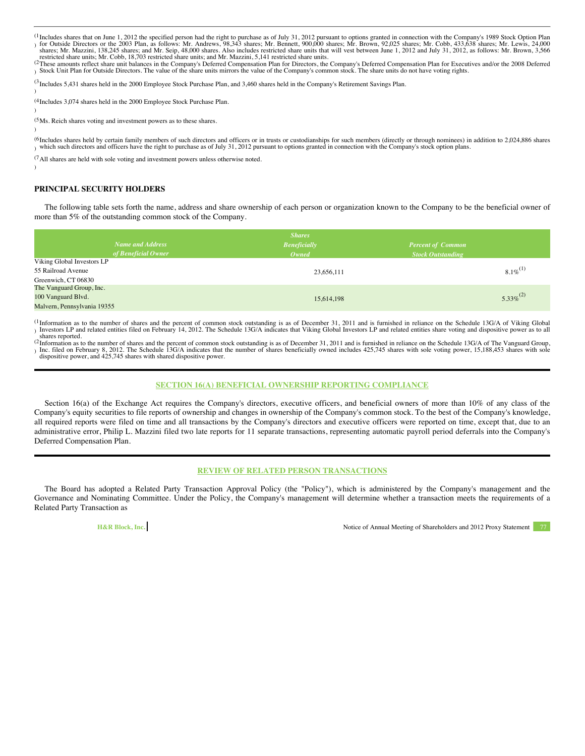(1) Includes shares that on June 1, 2012 the specified person had the right to purchase as of July 31, 2012 pursuant to options granted in connection with the Company's 1989 Stock Option Plan for Outside Directors or the 2003 Plan, as follows: Mr. Andrews, 98,343 shares; Mr. Bennett, 900,000 shares; Mr. Brown, 92,025 shares; Mr. Cobb, 433,638 shares; Mr. Lewis, 24,000 shares; Mr. Mazzini, 138,245 shares; and Mr. Seip, 48,000 shares. Also includes restricted share units that will vest between June 1, 2012 and July 31, 2012, as follows: Mr. Brown, 3,566 restricted share units; Mr. Cobb, 18,703 restricted share units; and Mr. Mazzini, 5,141 restricted share units.

(2) These amounts reflect share unit balances in the Company's Deferred Compensation Plan for Directors, the Company's Deferred Compensation Plan for Executives and/or the 2008 Deferred Stock Unit Plan for Outside Directors. The value of the share units mirrors the value of the Company's common stock. The share units do not have voting rights.

(3) Includes 5,431 shares held in the 2000 Employee Stock Purchase Plan, and 3,460 shares held in the Company's Retirement Savings Plan.

(4) Includes 3,074 shares held in the 2000 Employee Stock Purchase Plan.

(5) Ms. Reich shares voting and investment powers as to these shares.

(6) Includes shares held by certain family members of such directors and officers or in trusts or custodianships for such members (directly or through nominees) in addition to 2,024,886 shares which such directors and officers have the right to purchase as of July 31, 2012 pursuant to options granted in connection with the Company's stock option plans.

(7) All shares are held with sole voting and investment powers unless otherwise noted.

## PRINCIPAL SECURITY HOLDERS

The following table sets forth the name, address and share ownership of each person or organization known to the Company to be the beneficial owner of more than 5% of the outstanding common stock of the Company.

| *Name and Address of Beneficial Owner* | *Shares Beneficially Owned* | *Percent of Common Stock Outstanding* |
|---|---|---|
| Viking Global Investors LP<br>55 Railroad Avenue<br>Greenwich, CT 06830 | 23,656,111 | 8.1%(1) |
| The Vanguard Group, Inc.<br>100 Vanguard Blvd.<br>Malvern, Pennsylvania 19355 | 15,614,198 | 5.33%(2) |

(1) Information as to the number of shares and the percent of common stock outstanding is as of December 31, 2011 and is furnished in reliance on the Schedule 13G/A of Viking Global Investors LP and related entities filed on February 14, 2012. The Schedule 13G/A indicates that Viking Global Investors LP and related entities share voting and dispositive power as to all shares reported.

(2) Information as to the number of shares and the percent of common stock outstanding is as of December 31, 2011 and is furnished in reliance on the Schedule 13G/A of The Vanguard Group, Inc. filed on February 8, 2012. The Schedule 13G/A indicates that the number of shares beneficially owned includes 425,745 shares with sole voting power, 15,188,453 shares with sole dispositive power, and 425,745 shares with shared dispositive power.

## SECTION 16(A) BENEFICIAL OWNERSHIP REPORTING COMPLIANCE

Section 16(a) of the Exchange Act requires the Company's directors, executive officers, and beneficial owners of more than 10% of any class of the Company's equity securities to file reports of ownership and changes in ownership of the Company's common stock. To the best of the Company's knowledge, all required reports were filed on time and all transactions by the Company's directors and executive officers were reported on time, except that, due to an administrative error, Philip L. Mazzini filed two late reports for 11 separate transactions, representing automatic payroll period deferrals into the Company's Deferred Compensation Plan.

## REVIEW OF RELATED PERSON TRANSACTIONS

The Board has adopted a Related Party Transaction Approval Policy (the "Policy"), which is administered by the Company's management and the Governance and Nominating Committee. Under the Policy, the Company's management will determine whether a transaction meets the requirements of a Related Party Transaction as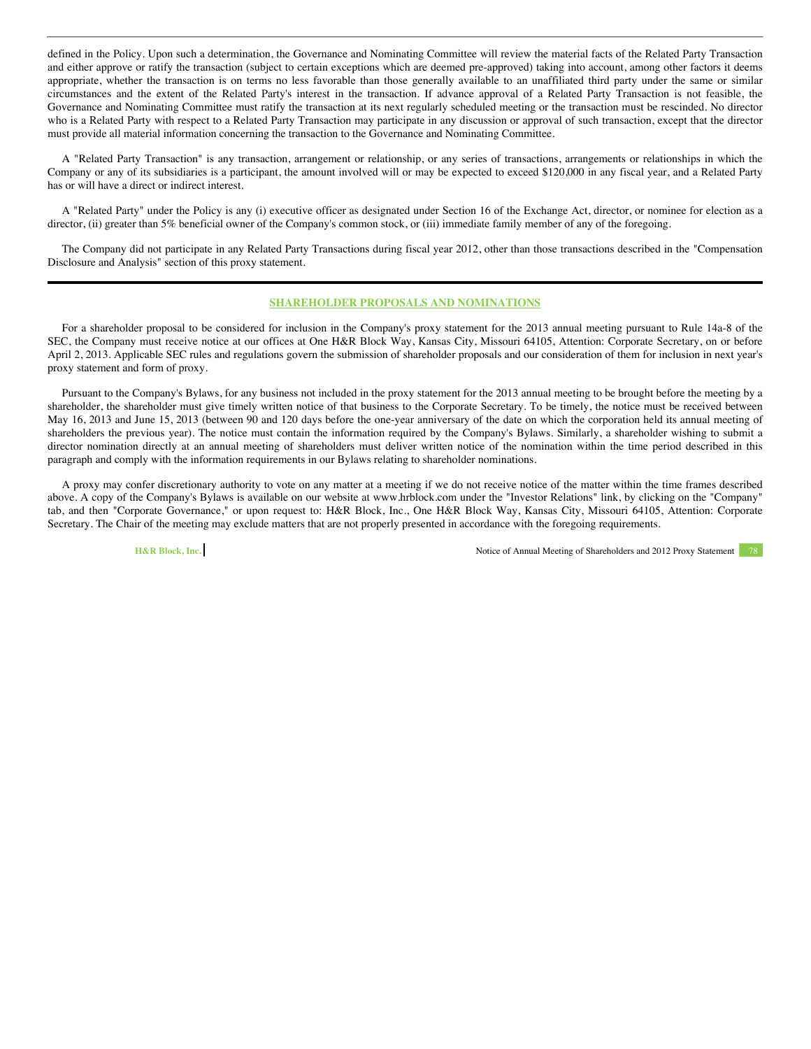defined in the Policy. Upon such a determination, the Governance and Nominating Committee will review the material facts of the Related Party Transaction and either approve or ratify the transaction (subject to certain exceptions which are deemed pre-approved) taking into account, among other factors it deems appropriate, whether the transaction is on terms no less favorable than those generally available to an unaffiliated third party under the same or similar circumstances and the extent of the Related Party's interest in the transaction. If advance approval of a Related Party Transaction is not feasible, the Governance and Nominating Committee must ratify the transaction at its next regularly scheduled meeting or the transaction must be rescinded. No director who is a Related Party with respect to a Related Party Transaction may participate in any discussion or approval of such transaction, except that the director must provide all material information concerning the transaction to the Governance and Nominating Committee.

A "Related Party Transaction" is any transaction, arrangement or relationship, or any series of transactions, arrangements or relationships in which the Company or any of its subsidiaries is a participant, the amount involved will or may be expected to exceed $120,000 in any fiscal year, and a Related Party has or will have a direct or indirect interest.

A "Related Party" under the Policy is any (i) executive officer as designated under Section 16 of the Exchange Act, director, or nominee for election as a director, (ii) greater than 5% beneficial owner of the Company's common stock, or (iii) immediate family member of any of the foregoing.

The Company did not participate in any Related Party Transactions during fiscal year 2012, other than those transactions described in the "Compensation Disclosure and Analysis" section of this proxy statement.

## SHAREHOLDER PROPOSALS AND NOMINATIONS

For a shareholder proposal to be considered for inclusion in the Company's proxy statement for the 2013 annual meeting pursuant to Rule 14a-8 of the SEC, the Company must receive notice at our offices at One H&R Block Way, Kansas City, Missouri 64105, Attention: Corporate Secretary, on or before April 2, 2013. Applicable SEC rules and regulations govern the submission of shareholder proposals and our consideration of them for inclusion in next year's proxy statement and form of proxy.

Pursuant to the Company's Bylaws, for any business not included in the proxy statement for the 2013 annual meeting to be brought before the meeting by a shareholder, the shareholder must give timely written notice of that business to the Corporate Secretary. To be timely, the notice must be received between May 16, 2013 and June 15, 2013 (between 90 and 120 days before the one-year anniversary of the date on which the corporation held its annual meeting of shareholders the previous year). The notice must contain the information required by the Company's Bylaws. Similarly, a shareholder wishing to submit a director nomination directly at an annual meeting of shareholders must deliver written notice of the nomination within the time period described in this paragraph and comply with the information requirements in our Bylaws relating to shareholder nominations.

A proxy may confer discretionary authority to vote on any matter at a meeting if we do not receive notice of the matter within the time frames described above. A copy of the Company's Bylaws is available on our website at www.hrblock.com under the "Investor Relations" link, by clicking on the "Company" tab, and then "Corporate Governance," or upon request to: H&R Block, Inc., One H&R Block Way, Kansas City, Missouri 64105, Attention: Corporate Secretary. The Chair of the meeting may exclude matters that are not properly presented in accordance with the foregoing requirements.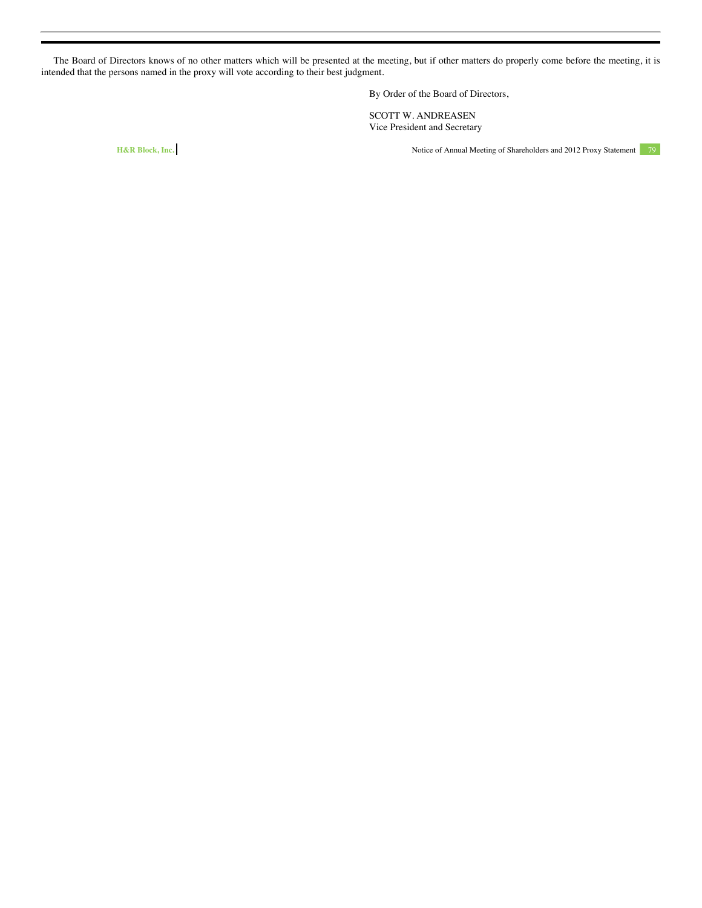The Board of Directors knows of no other matters which will be presented at the meeting, but if other matters do properly come before the meeting, it is intended that the persons named in the proxy will vote according to their best judgment.

By Order of the Board of Directors,

SCOTT W. ANDREASEN
Vice President and Secretary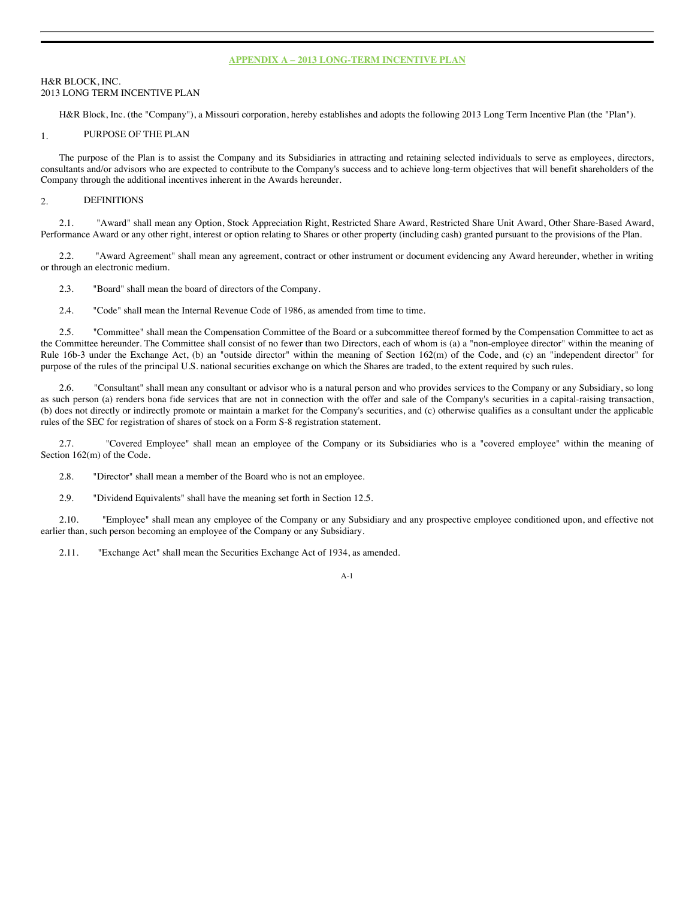## APPENDIX A – 2013 LONG-TERM INCENTIVE PLAN

H&R BLOCK, INC.
2013 LONG TERM INCENTIVE PLAN

H&R Block, Inc. (the "Company"), a Missouri corporation, hereby establishes and adopts the following 2013 Long Term Incentive Plan (the "Plan").

### 1. PURPOSE OF THE PLAN

The purpose of the Plan is to assist the Company and its Subsidiaries in attracting and retaining selected individuals to serve as employees, directors, consultants and/or advisors who are expected to contribute to the Company's success and to achieve long-term objectives that will benefit shareholders of the Company through the additional incentives inherent in the Awards hereunder.

### 2. DEFINITIONS

2.1. "Award" shall mean any Option, Stock Appreciation Right, Restricted Share Award, Restricted Share Unit Award, Other Share-Based Award, Performance Award or any other right, interest or option relating to Shares or other property (including cash) granted pursuant to the provisions of the Plan.

2.2. "Award Agreement" shall mean any agreement, contract or other instrument or document evidencing any Award hereunder, whether in writing or through an electronic medium.

2.3. "Board" shall mean the board of directors of the Company.

2.4. "Code" shall mean the Internal Revenue Code of 1986, as amended from time to time.

2.5. "Committee" shall mean the Compensation Committee of the Board or a subcommittee thereof formed by the Compensation Committee to act as the Committee hereunder. The Committee shall consist of no fewer than two Directors, each of whom is (a) a "non-employee director" within the meaning of Rule 16b-3 under the Exchange Act, (b) an "outside director" within the meaning of Section 162(m) of the Code, and (c) an "independent director" for purpose of the rules of the principal U.S. national securities exchange on which the Shares are traded, to the extent required by such rules.

2.6. "Consultant" shall mean any consultant or advisor who is a natural person and who provides services to the Company or any Subsidiary, so long as such person (a) renders bona fide services that are not in connection with the offer and sale of the Company's securities in a capital-raising transaction, (b) does not directly or indirectly promote or maintain a market for the Company's securities, and (c) otherwise qualifies as a consultant under the applicable rules of the SEC for registration of shares of stock on a Form S-8 registration statement.

2.7. "Covered Employee" shall mean an employee of the Company or its Subsidiaries who is a "covered employee" within the meaning of Section 162(m) of the Code.

2.8. "Director" shall mean a member of the Board who is not an employee.

2.9. "Dividend Equivalents" shall have the meaning set forth in Section 12.5.

2.10. "Employee" shall mean any employee of the Company or any Subsidiary and any prospective employee conditioned upon, and effective not earlier than, such person becoming an employee of the Company or any Subsidiary.

2.11. "Exchange Act" shall mean the Securities Exchange Act of 1934, as amended.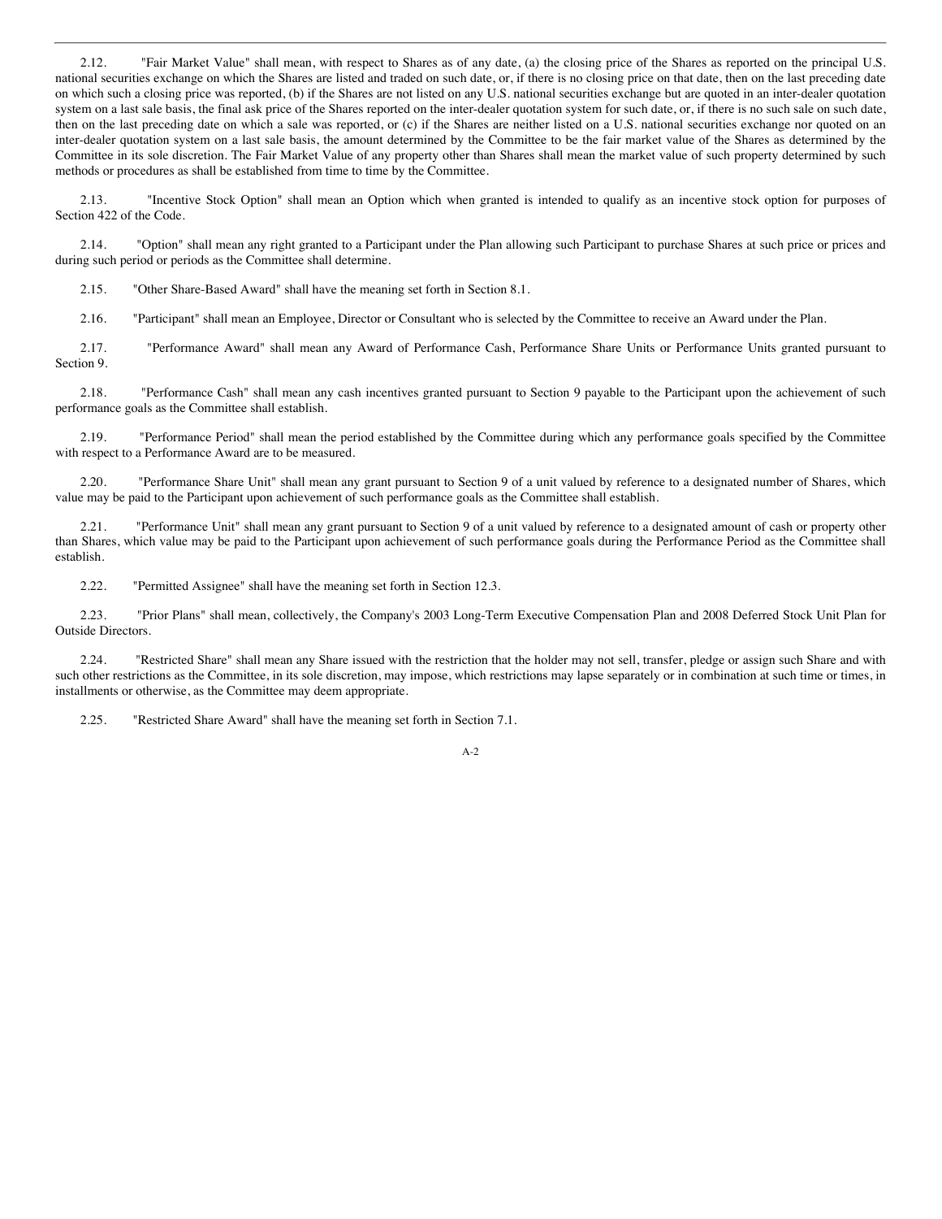2.12. "Fair Market Value" shall mean, with respect to Shares as of any date, (a) the closing price of the Shares as reported on the principal U.S. national securities exchange on which the Shares are listed and traded on such date, or, if there is no closing price on that date, then on the last preceding date on which such a closing price was reported, (b) if the Shares are not listed on any U.S. national securities exchange but are quoted in an inter-dealer quotation system on a last sale basis, the final ask price of the Shares reported on the inter-dealer quotation system for such date, or, if there is no such sale on such date, then on the last preceding date on which a sale was reported, or (c) if the Shares are neither listed on a U.S. national securities exchange nor quoted on an inter-dealer quotation system on a last sale basis, the amount determined by the Committee to be the fair market value of the Shares as determined by the Committee in its sole discretion. The Fair Market Value of any property other than Shares shall mean the market value of such property determined by such methods or procedures as shall be established from time to time by the Committee.

2.13. "Incentive Stock Option" shall mean an Option which when granted is intended to qualify as an incentive stock option for purposes of Section 422 of the Code.

2.14. "Option" shall mean any right granted to a Participant under the Plan allowing such Participant to purchase Shares at such price or prices and during such period or periods as the Committee shall determine.

2.15. "Other Share-Based Award" shall have the meaning set forth in Section 8.1.

2.16. "Participant" shall mean an Employee, Director or Consultant who is selected by the Committee to receive an Award under the Plan.

2.17. "Performance Award" shall mean any Award of Performance Cash, Performance Share Units or Performance Units granted pursuant to Section 9.

2.18. "Performance Cash" shall mean any cash incentives granted pursuant to Section 9 payable to the Participant upon the achievement of such performance goals as the Committee shall establish.

2.19. "Performance Period" shall mean the period established by the Committee during which any performance goals specified by the Committee with respect to a Performance Award are to be measured.

2.20. "Performance Share Unit" shall mean any grant pursuant to Section 9 of a unit valued by reference to a designated number of Shares, which value may be paid to the Participant upon achievement of such performance goals as the Committee shall establish.

2.21. "Performance Unit" shall mean any grant pursuant to Section 9 of a unit valued by reference to a designated amount of cash or property other than Shares, which value may be paid to the Participant upon achievement of such performance goals during the Performance Period as the Committee shall establish.

2.22. "Permitted Assignee" shall have the meaning set forth in Section 12.3.

2.23. "Prior Plans" shall mean, collectively, the Company's 2003 Long-Term Executive Compensation Plan and 2008 Deferred Stock Unit Plan for Outside Directors.

2.24. "Restricted Share" shall mean any Share issued with the restriction that the holder may not sell, transfer, pledge or assign such Share and with such other restrictions as the Committee, in its sole discretion, may impose, which restrictions may lapse separately or in combination at such time or times, in installments or otherwise, as the Committee may deem appropriate.

2.25. "Restricted Share Award" shall have the meaning set forth in Section 7.1.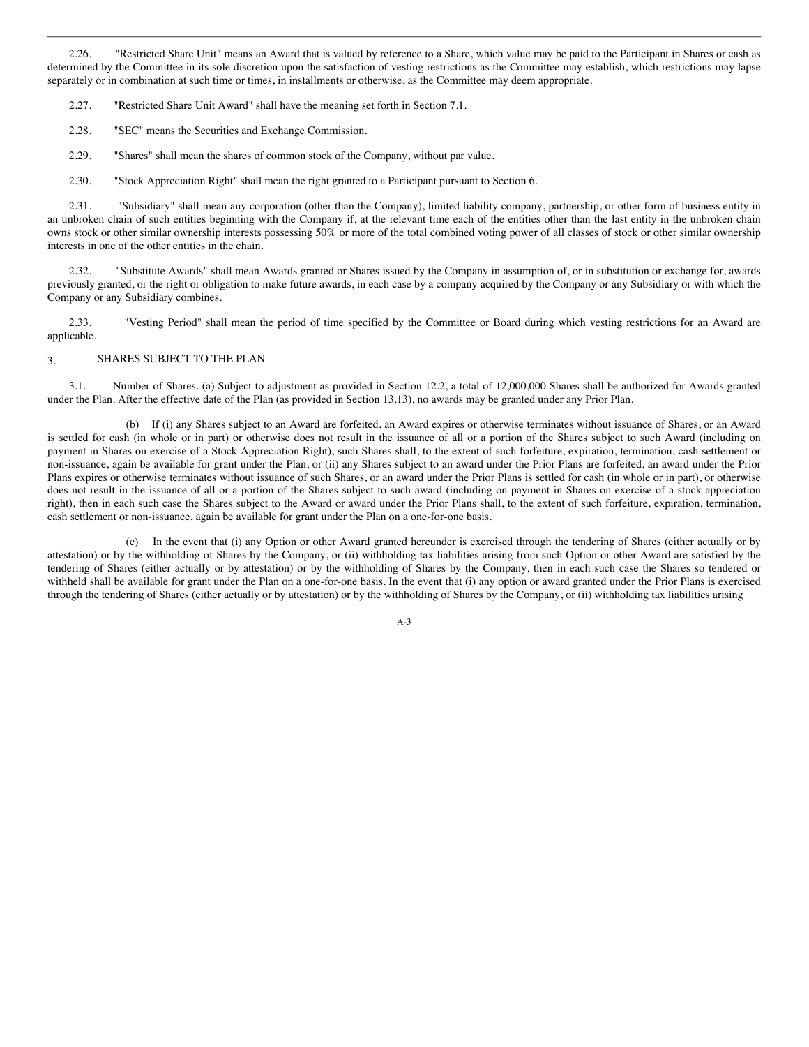2.26. "Restricted Share Unit" means an Award that is valued by reference to a Share, which value may be paid to the Participant in Shares or cash as determined by the Committee in its sole discretion upon the satisfaction of vesting restrictions as the Committee may establish, which restrictions may lapse separately or in combination at such time or times, in installments or otherwise, as the Committee may deem appropriate.

2.27. "Restricted Share Unit Award" shall have the meaning set forth in Section 7.1.

2.28. "SEC" means the Securities and Exchange Commission.

2.29. "Shares" shall mean the shares of common stock of the Company, without par value.

2.30. "Stock Appreciation Right" shall mean the right granted to a Participant pursuant to Section 6.

2.31. "Subsidiary" shall mean any corporation (other than the Company), limited liability company, partnership, or other form of business entity in an unbroken chain of such entities beginning with the Company if, at the relevant time each of the entities other than the last entity in the unbroken chain owns stock or other similar ownership interests possessing 50% or more of the total combined voting power of all classes of stock or other similar ownership interests in one of the other entities in the chain.

2.32. "Substitute Awards" shall mean Awards granted or Shares issued by the Company in assumption of, or in substitution or exchange for, awards previously granted, or the right or obligation to make future awards, in each case by a company acquired by the Company or any Subsidiary or with which the Company or any Subsidiary combines.

2.33. "Vesting Period" shall mean the period of time specified by the Committee or Board during which vesting restrictions for an Award are applicable.

## 3. SHARES SUBJECT TO THE PLAN

3.1. Number of Shares. (a) Subject to adjustment as provided in Section 12.2, a total of 12,000,000 Shares shall be authorized for Awards granted under the Plan. After the effective date of the Plan (as provided in Section 13.13), no awards may be granted under any Prior Plan.

(b) If (i) any Shares subject to an Award are forfeited, an Award expires or otherwise terminates without issuance of Shares, or an Award is settled for cash (in whole or in part) or otherwise does not result in the issuance of all or a portion of the Shares subject to such Award (including on payment in Shares on exercise of a Stock Appreciation Right), such Shares shall, to the extent of such forfeiture, expiration, termination, cash settlement or non-issuance, again be available for grant under the Plan, or (ii) any Shares subject to an award under the Prior Plans are forfeited, an award under the Prior Plans expires or otherwise terminates without issuance of such Shares, or an award under the Prior Plans is settled for cash (in whole or in part), or otherwise does not result in the issuance of all or a portion of the Shares subject to such award (including on payment in Shares on exercise of a stock appreciation right), then in each such case the Shares subject to the Award or award under the Prior Plans shall, to the extent of such forfeiture, expiration, termination, cash settlement or non-issuance, again be available for grant under the Plan on a one-for-one basis.

(c) In the event that (i) any Option or other Award granted hereunder is exercised through the tendering of Shares (either actually or by attestation) or by the withholding of Shares by the Company, or (ii) withholding tax liabilities arising from such Option or other Award are satisfied by the tendering of Shares (either actually or by attestation) or by the withholding of Shares by the Company, then in each such case the Shares so tendered or withheld shall be available for grant under the Plan on a one-for-one basis. In the event that (i) any option or award granted under the Prior Plans is exercised through the tendering of Shares (either actually or by attestation) or by the withholding of Shares by the Company, or (ii) withholding tax liabilities arising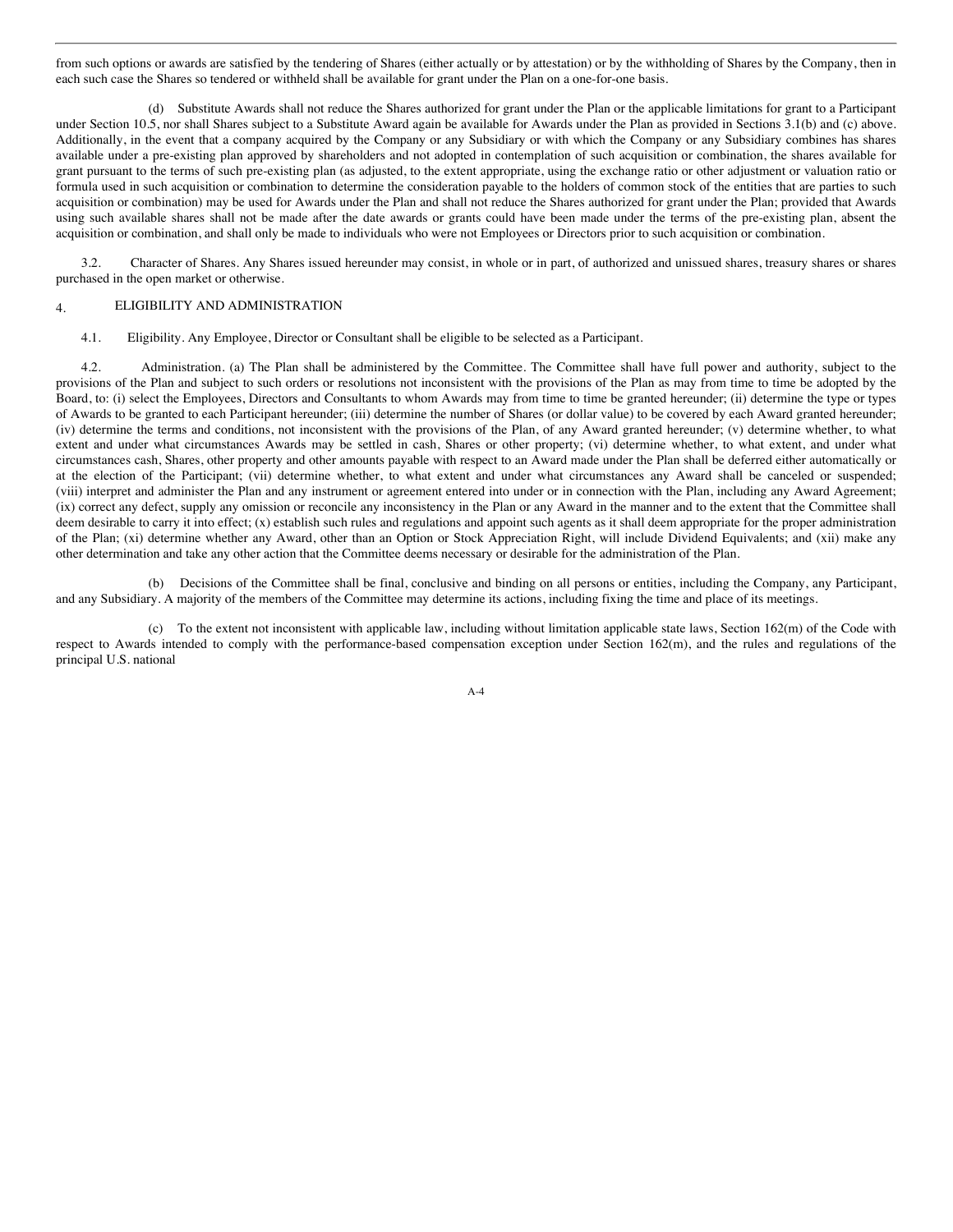from such options or awards are satisfied by the tendering of Shares (either actually or by attestation) or by the withholding of Shares by the Company, then in each such case the Shares so tendered or withheld shall be available for grant under the Plan on a one-for-one basis.

(d) Substitute Awards shall not reduce the Shares authorized for grant under the Plan or the applicable limitations for grant to a Participant under Section 10.5, nor shall Shares subject to a Substitute Award again be available for Awards under the Plan as provided in Sections 3.1(b) and (c) above. Additionally, in the event that a company acquired by the Company or any Subsidiary or with which the Company or any Subsidiary combines has shares available under a pre-existing plan approved by shareholders and not adopted in contemplation of such acquisition or combination, the shares available for grant pursuant to the terms of such pre-existing plan (as adjusted, to the extent appropriate, using the exchange ratio or other adjustment or valuation ratio or formula used in such acquisition or combination to determine the consideration payable to the holders of common stock of the entities that are parties to such acquisition or combination) may be used for Awards under the Plan and shall not reduce the Shares authorized for grant under the Plan; provided that Awards using such available shares shall not be made after the date awards or grants could have been made under the terms of the pre-existing plan, absent the acquisition or combination, and shall only be made to individuals who were not Employees or Directors prior to such acquisition or combination.

3.2. Character of Shares. Any Shares issued hereunder may consist, in whole or in part, of authorized and unissued shares, treasury shares or shares purchased in the open market or otherwise.

4. ELIGIBILITY AND ADMINISTRATION

4.1. Eligibility. Any Employee, Director or Consultant shall be eligible to be selected as a Participant.

4.2. Administration. (a) The Plan shall be administered by the Committee. The Committee shall have full power and authority, subject to the provisions of the Plan and subject to such orders or resolutions not inconsistent with the provisions of the Plan as may from time to time be adopted by the Board, to: (i) select the Employees, Directors and Consultants to whom Awards may from time to time be granted hereunder; (ii) determine the type or types of Awards to be granted to each Participant hereunder; (iii) determine the number of Shares (or dollar value) to be covered by each Award granted hereunder; (iv) determine the terms and conditions, not inconsistent with the provisions of the Plan, of any Award granted hereunder; (v) determine whether, to what extent and under what circumstances Awards may be settled in cash, Shares or other property; (vi) determine whether, to what extent, and under what circumstances cash, Shares, other property and other amounts payable with respect to an Award made under the Plan shall be deferred either automatically or at the election of the Participant; (vii) determine whether, to what extent and under what circumstances any Award shall be canceled or suspended; (viii) interpret and administer the Plan and any instrument or agreement entered into under or in connection with the Plan, including any Award Agreement; (ix) correct any defect, supply any omission or reconcile any inconsistency in the Plan or any Award in the manner and to the extent that the Committee shall deem desirable to carry it into effect; (x) establish such rules and regulations and appoint such agents as it shall deem appropriate for the proper administration of the Plan; (xi) determine whether any Award, other than an Option or Stock Appreciation Right, will include Dividend Equivalents; and (xii) make any other determination and take any other action that the Committee deems necessary or desirable for the administration of the Plan.

(b) Decisions of the Committee shall be final, conclusive and binding on all persons or entities, including the Company, any Participant, and any Subsidiary. A majority of the members of the Committee may determine its actions, including fixing the time and place of its meetings.

(c) To the extent not inconsistent with applicable law, including without limitation applicable state laws, Section 162(m) of the Code with respect to Awards intended to comply with the performance-based compensation exception under Section 162(m), and the rules and regulations of the principal U.S. national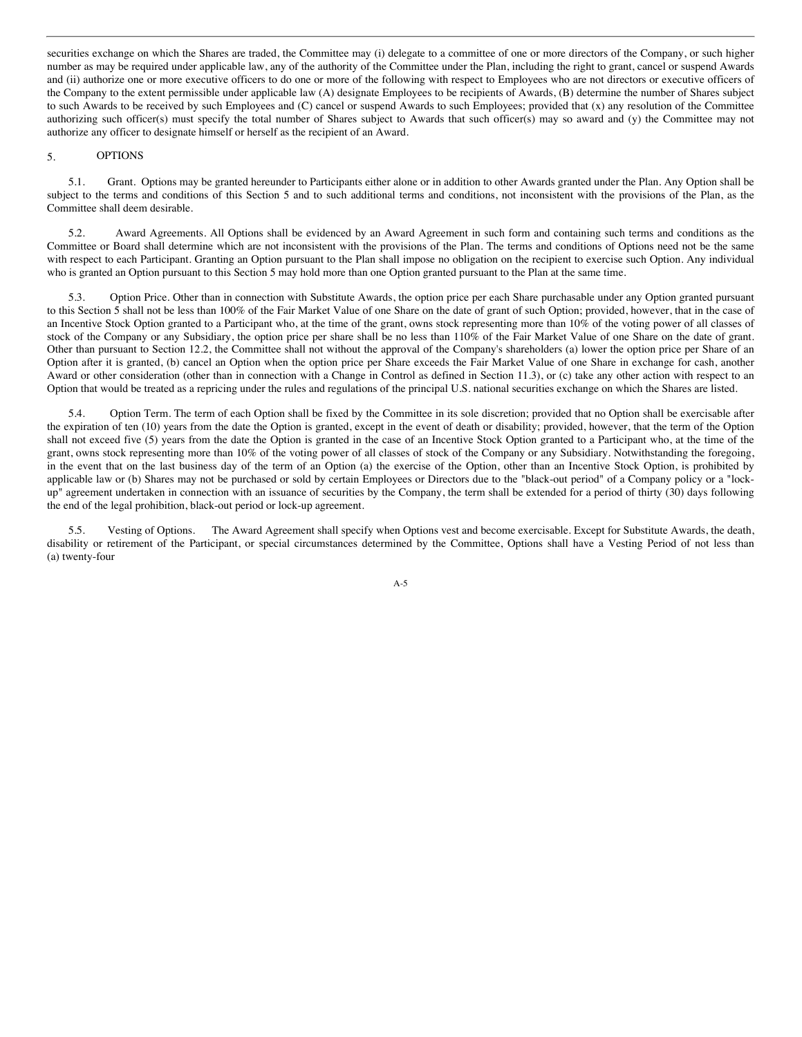securities exchange on which the Shares are traded, the Committee may (i) delegate to a committee of one or more directors of the Company, or such higher number as may be required under applicable law, any of the authority of the Committee under the Plan, including the right to grant, cancel or suspend Awards and (ii) authorize one or more executive officers to do one or more of the following with respect to Employees who are not directors or executive officers of the Company to the extent permissible under applicable law (A) designate Employees to be recipients of Awards, (B) determine the number of Shares subject to such Awards to be received by such Employees and (C) cancel or suspend Awards to such Employees; provided that (x) any resolution of the Committee authorizing such officer(s) must specify the total number of Shares subject to Awards that such officer(s) may so award and (y) the Committee may not authorize any officer to designate himself or herself as the recipient of an Award.

## 5. OPTIONS

5.1. Grant. Options may be granted hereunder to Participants either alone or in addition to other Awards granted under the Plan. Any Option shall be subject to the terms and conditions of this Section 5 and to such additional terms and conditions, not inconsistent with the provisions of the Plan, as the Committee shall deem desirable.

5.2. Award Agreements. All Options shall be evidenced by an Award Agreement in such form and containing such terms and conditions as the Committee or Board shall determine which are not inconsistent with the provisions of the Plan. The terms and conditions of Options need not be the same with respect to each Participant. Granting an Option pursuant to the Plan shall impose no obligation on the recipient to exercise such Option. Any individual who is granted an Option pursuant to this Section 5 may hold more than one Option granted pursuant to the Plan at the same time.

5.3. Option Price. Other than in connection with Substitute Awards, the option price per each Share purchasable under any Option granted pursuant to this Section 5 shall not be less than 100% of the Fair Market Value of one Share on the date of grant of such Option; provided, however, that in the case of an Incentive Stock Option granted to a Participant who, at the time of the grant, owns stock representing more than 10% of the voting power of all classes of stock of the Company or any Subsidiary, the option price per share shall be no less than 110% of the Fair Market Value of one Share on the date of grant. Other than pursuant to Section 12.2, the Committee shall not without the approval of the Company's shareholders (a) lower the option price per Share of an Option after it is granted, (b) cancel an Option when the option price per Share exceeds the Fair Market Value of one Share in exchange for cash, another Award or other consideration (other than in connection with a Change in Control as defined in Section 11.3), or (c) take any other action with respect to an Option that would be treated as a repricing under the rules and regulations of the principal U.S. national securities exchange on which the Shares are listed.

5.4. Option Term. The term of each Option shall be fixed by the Committee in its sole discretion; provided that no Option shall be exercisable after the expiration of ten (10) years from the date the Option is granted, except in the event of death or disability; provided, however, that the term of the Option shall not exceed five (5) years from the date the Option is granted in the case of an Incentive Stock Option granted to a Participant who, at the time of the grant, owns stock representing more than 10% of the voting power of all classes of stock of the Company or any Subsidiary. Notwithstanding the foregoing, in the event that on the last business day of the term of an Option (a) the exercise of the Option, other than an Incentive Stock Option, is prohibited by applicable law or (b) Shares may not be purchased or sold by certain Employees or Directors due to the "black-out period" of a Company policy or a "lock-up" agreement undertaken in connection with an issuance of securities by the Company, the term shall be extended for a period of thirty (30) days following the end of the legal prohibition, black-out period or lock-up agreement.

5.5. Vesting of Options. The Award Agreement shall specify when Options vest and become exercisable. Except for Substitute Awards, the death, disability or retirement of the Participant, or special circumstances determined by the Committee, Options shall have a Vesting Period of not less than (a) twenty-four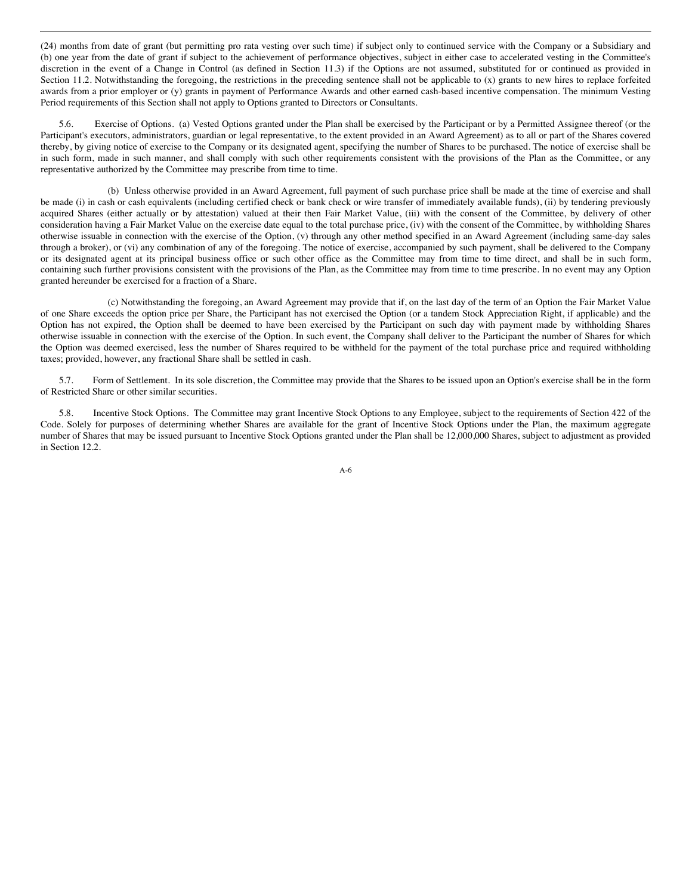(24) months from date of grant (but permitting pro rata vesting over such time) if subject only to continued service with the Company or a Subsidiary and (b) one year from the date of grant if subject to the achievement of performance objectives, subject in either case to accelerated vesting in the Committee's discretion in the event of a Change in Control (as defined in Section 11.3) if the Options are not assumed, substituted for or continued as provided in Section 11.2. Notwithstanding the foregoing, the restrictions in the preceding sentence shall not be applicable to (x) grants to new hires to replace forfeited awards from a prior employer or (y) grants in payment of Performance Awards and other earned cash-based incentive compensation. The minimum Vesting Period requirements of this Section shall not apply to Options granted to Directors or Consultants.

5.6. Exercise of Options. (a) Vested Options granted under the Plan shall be exercised by the Participant or by a Permitted Assignee thereof (or the Participant's executors, administrators, guardian or legal representative, to the extent provided in an Award Agreement) as to all or part of the Shares covered thereby, by giving notice of exercise to the Company or its designated agent, specifying the number of Shares to be purchased. The notice of exercise shall be in such form, made in such manner, and shall comply with such other requirements consistent with the provisions of the Plan as the Committee, or any representative authorized by the Committee may prescribe from time to time.

(b) Unless otherwise provided in an Award Agreement, full payment of such purchase price shall be made at the time of exercise and shall be made (i) in cash or cash equivalents (including certified check or bank check or wire transfer of immediately available funds), (ii) by tendering previously acquired Shares (either actually or by attestation) valued at their then Fair Market Value, (iii) with the consent of the Committee, by delivery of other consideration having a Fair Market Value on the exercise date equal to the total purchase price, (iv) with the consent of the Committee, by withholding Shares otherwise issuable in connection with the exercise of the Option, (v) through any other method specified in an Award Agreement (including same-day sales through a broker), or (vi) any combination of any of the foregoing. The notice of exercise, accompanied by such payment, shall be delivered to the Company or its designated agent at its principal business office or such other office as the Committee may from time to time direct, and shall be in such form, containing such further provisions consistent with the provisions of the Plan, as the Committee may from time to time prescribe. In no event may any Option granted hereunder be exercised for a fraction of a Share.

(c) Notwithstanding the foregoing, an Award Agreement may provide that if, on the last day of the term of an Option the Fair Market Value of one Share exceeds the option price per Share, the Participant has not exercised the Option (or a tandem Stock Appreciation Right, if applicable) and the Option has not expired, the Option shall be deemed to have been exercised by the Participant on such day with payment made by withholding Shares otherwise issuable in connection with the exercise of the Option. In such event, the Company shall deliver to the Participant the number of Shares for which the Option was deemed exercised, less the number of Shares required to be withheld for the payment of the total purchase price and required withholding taxes; provided, however, any fractional Share shall be settled in cash.

5.7. Form of Settlement. In its sole discretion, the Committee may provide that the Shares to be issued upon an Option's exercise shall be in the form of Restricted Share or other similar securities.

5.8. Incentive Stock Options. The Committee may grant Incentive Stock Options to any Employee, subject to the requirements of Section 422 of the Code. Solely for purposes of determining whether Shares are available for the grant of Incentive Stock Options under the Plan, the maximum aggregate number of Shares that may be issued pursuant to Incentive Stock Options granted under the Plan shall be 12,000,000 Shares, subject to adjustment as provided in Section 12.2.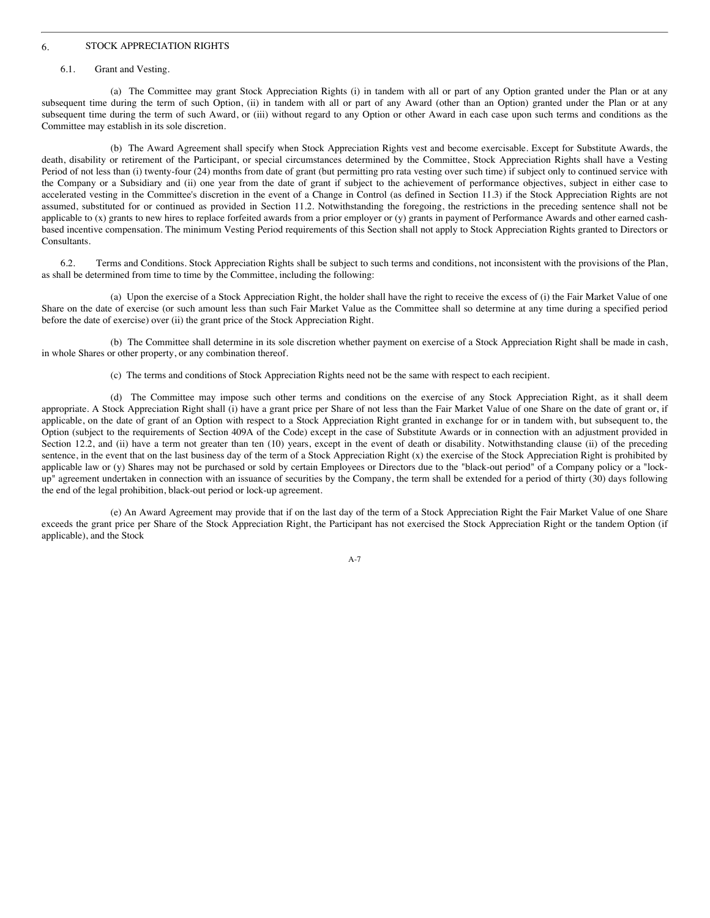## 6. STOCK APPRECIATION RIGHTS

### 6.1. Grant and Vesting.

(a) The Committee may grant Stock Appreciation Rights (i) in tandem with all or part of any Option granted under the Plan or at any subsequent time during the term of such Option, (ii) in tandem with all or part of any Award (other than an Option) granted under the Plan or at any subsequent time during the term of such Award, or (iii) without regard to any Option or other Award in each case upon such terms and conditions as the Committee may establish in its sole discretion.

(b) The Award Agreement shall specify when Stock Appreciation Rights vest and become exercisable. Except for Substitute Awards, the death, disability or retirement of the Participant, or special circumstances determined by the Committee, Stock Appreciation Rights shall have a Vesting Period of not less than (i) twenty-four (24) months from date of grant (but permitting pro rata vesting over such time) if subject only to continued service with the Company or a Subsidiary and (ii) one year from the date of grant if subject to the achievement of performance objectives, subject in either case to accelerated vesting in the Committee's discretion in the event of a Change in Control (as defined in Section 11.3) if the Stock Appreciation Rights are not assumed, substituted for or continued as provided in Section 11.2. Notwithstanding the foregoing, the restrictions in the preceding sentence shall not be applicable to (x) grants to new hires to replace forfeited awards from a prior employer or (y) grants in payment of Performance Awards and other earned cash-based incentive compensation. The minimum Vesting Period requirements of this Section shall not apply to Stock Appreciation Rights granted to Directors or Consultants.

6.2. Terms and Conditions. Stock Appreciation Rights shall be subject to such terms and conditions, not inconsistent with the provisions of the Plan, as shall be determined from time to time by the Committee, including the following:

(a) Upon the exercise of a Stock Appreciation Right, the holder shall have the right to receive the excess of (i) the Fair Market Value of one Share on the date of exercise (or such amount less than such Fair Market Value as the Committee shall so determine at any time during a specified period before the date of exercise) over (ii) the grant price of the Stock Appreciation Right.

(b) The Committee shall determine in its sole discretion whether payment on exercise of a Stock Appreciation Right shall be made in cash, in whole Shares or other property, or any combination thereof.

(c) The terms and conditions of Stock Appreciation Rights need not be the same with respect to each recipient.

(d) The Committee may impose such other terms and conditions on the exercise of any Stock Appreciation Right, as it shall deem appropriate. A Stock Appreciation Right shall (i) have a grant price per Share of not less than the Fair Market Value of one Share on the date of grant or, if applicable, on the date of grant of an Option with respect to a Stock Appreciation Right granted in exchange for or in tandem with, but subsequent to, the Option (subject to the requirements of Section 409A of the Code) except in the case of Substitute Awards or in connection with an adjustment provided in Section 12.2, and (ii) have a term not greater than ten (10) years, except in the event of death or disability. Notwithstanding clause (ii) of the preceding sentence, in the event that on the last business day of the term of a Stock Appreciation Right (x) the exercise of the Stock Appreciation Right is prohibited by applicable law or (y) Shares may not be purchased or sold by certain Employees or Directors due to the "black-out period" of a Company policy or a "lock-up" agreement undertaken in connection with an issuance of securities by the Company, the term shall be extended for a period of thirty (30) days following the end of the legal prohibition, black-out period or lock-up agreement.

(e) An Award Agreement may provide that if on the last day of the term of a Stock Appreciation Right the Fair Market Value of one Share exceeds the grant price per Share of the Stock Appreciation Right, the Participant has not exercised the Stock Appreciation Right or the tandem Option (if applicable), and the Stock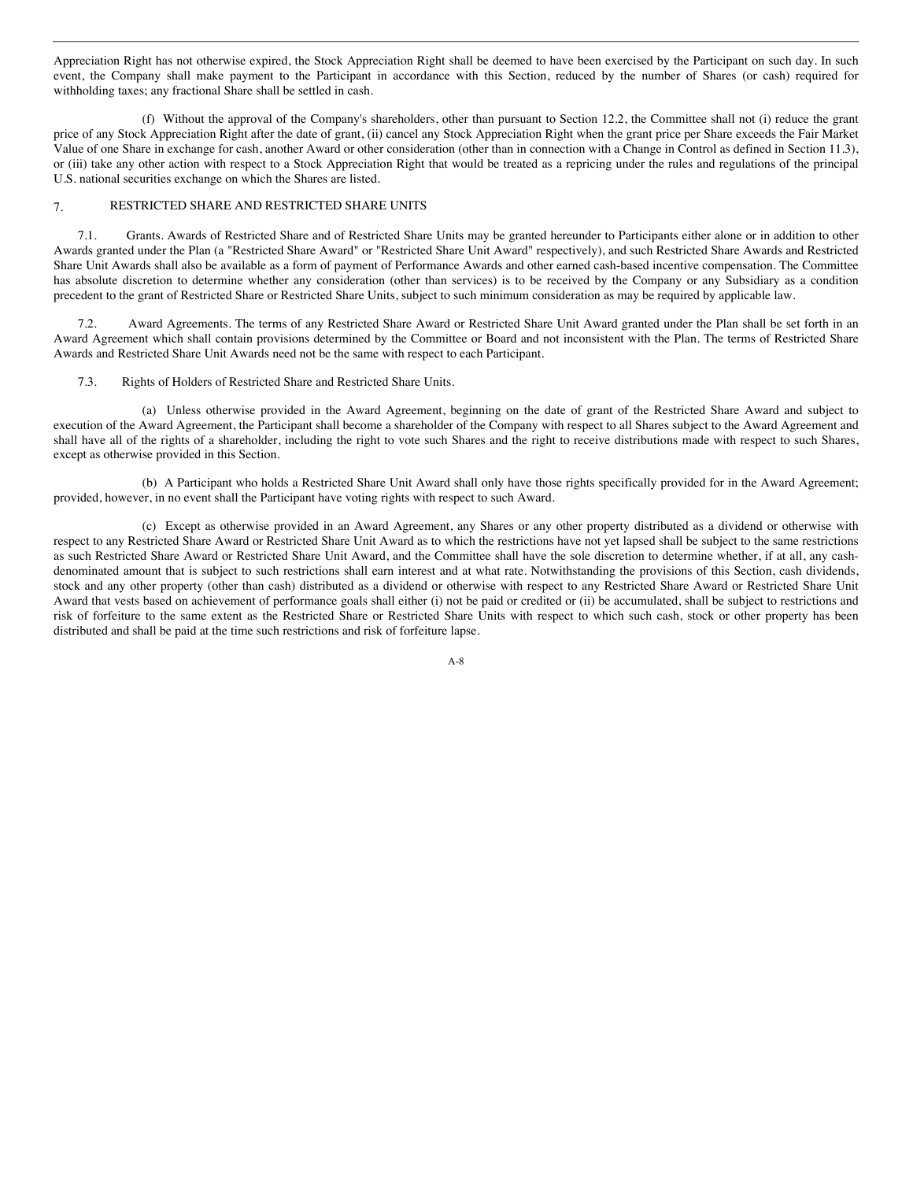Appreciation Right has not otherwise expired, the Stock Appreciation Right shall be deemed to have been exercised by the Participant on such day. In such event, the Company shall make payment to the Participant in accordance with this Section, reduced by the number of Shares (or cash) required for withholding taxes; any fractional Share shall be settled in cash.

(f) Without the approval of the Company's shareholders, other than pursuant to Section 12.2, the Committee shall not (i) reduce the grant price of any Stock Appreciation Right after the date of grant, (ii) cancel any Stock Appreciation Right when the grant price per Share exceeds the Fair Market Value of one Share in exchange for cash, another Award or other consideration (other than in connection with a Change in Control as defined in Section 11.3), or (iii) take any other action with respect to a Stock Appreciation Right that would be treated as a repricing under the rules and regulations of the principal U.S. national securities exchange on which the Shares are listed.

## 7. RESTRICTED SHARE AND RESTRICTED SHARE UNITS

7.1. Grants. Awards of Restricted Share and of Restricted Share Units may be granted hereunder to Participants either alone or in addition to other Awards granted under the Plan (a "Restricted Share Award" or "Restricted Share Unit Award" respectively), and such Restricted Share Awards and Restricted Share Unit Awards shall also be available as a form of payment of Performance Awards and other earned cash-based incentive compensation. The Committee has absolute discretion to determine whether any consideration (other than services) is to be received by the Company or any Subsidiary as a condition precedent to the grant of Restricted Share or Restricted Share Units, subject to such minimum consideration as may be required by applicable law.

7.2. Award Agreements. The terms of any Restricted Share Award or Restricted Share Unit Award granted under the Plan shall be set forth in an Award Agreement which shall contain provisions determined by the Committee or Board and not inconsistent with the Plan. The terms of Restricted Share Awards and Restricted Share Unit Awards need not be the same with respect to each Participant.

7.3. Rights of Holders of Restricted Share and Restricted Share Units.

(a) Unless otherwise provided in the Award Agreement, beginning on the date of grant of the Restricted Share Award and subject to execution of the Award Agreement, the Participant shall become a shareholder of the Company with respect to all Shares subject to the Award Agreement and shall have all of the rights of a shareholder, including the right to vote such Shares and the right to receive distributions made with respect to such Shares, except as otherwise provided in this Section.

(b) A Participant who holds a Restricted Share Unit Award shall only have those rights specifically provided for in the Award Agreement; provided, however, in no event shall the Participant have voting rights with respect to such Award.

(c) Except as otherwise provided in an Award Agreement, any Shares or any other property distributed as a dividend or otherwise with respect to any Restricted Share Award or Restricted Share Unit Award as to which the restrictions have not yet lapsed shall be subject to the same restrictions as such Restricted Share Award or Restricted Share Unit Award, and the Committee shall have the sole discretion to determine whether, if at all, any cash-denominated amount that is subject to such restrictions shall earn interest and at what rate. Notwithstanding the provisions of this Section, cash dividends, stock and any other property (other than cash) distributed as a dividend or otherwise with respect to any Restricted Share Award or Restricted Share Unit Award that vests based on achievement of performance goals shall either (i) not be paid or credited or (ii) be accumulated, shall be subject to restrictions and risk of forfeiture to the same extent as the Restricted Share or Restricted Share Units with respect to which such cash, stock or other property has been distributed and shall be paid at the time such restrictions and risk of forfeiture lapse.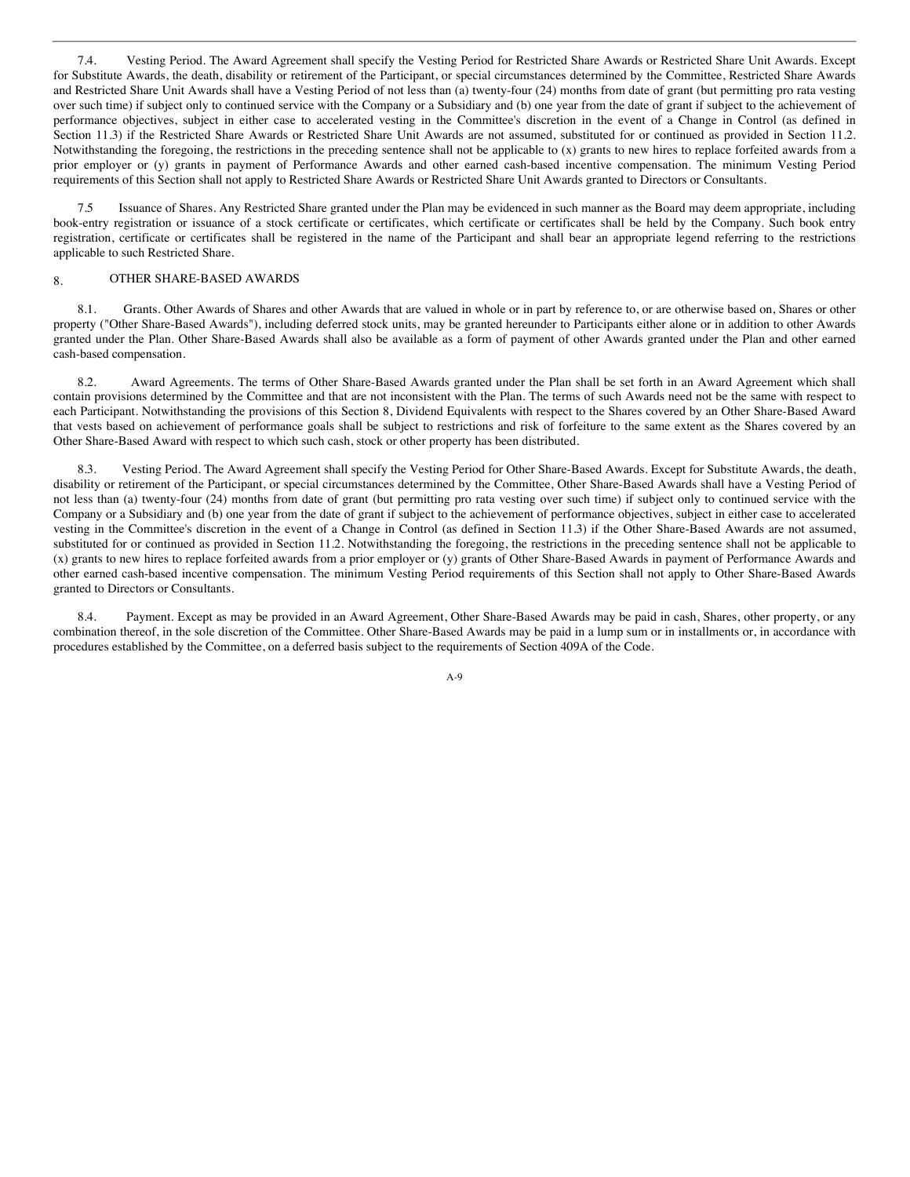7.4. Vesting Period. The Award Agreement shall specify the Vesting Period for Restricted Share Awards or Restricted Share Unit Awards. Except for Substitute Awards, the death, disability or retirement of the Participant, or special circumstances determined by the Committee, Restricted Share Awards and Restricted Share Unit Awards shall have a Vesting Period of not less than (a) twenty-four (24) months from date of grant (but permitting pro rata vesting over such time) if subject only to continued service with the Company or a Subsidiary and (b) one year from the date of grant if subject to the achievement of performance objectives, subject in either case to accelerated vesting in the Committee's discretion in the event of a Change in Control (as defined in Section 11.3) if the Restricted Share Awards or Restricted Share Unit Awards are not assumed, substituted for or continued as provided in Section 11.2. Notwithstanding the foregoing, the restrictions in the preceding sentence shall not be applicable to (x) grants to new hires to replace forfeited awards from a prior employer or (y) grants in payment of Performance Awards and other earned cash-based incentive compensation. The minimum Vesting Period requirements of this Section shall not apply to Restricted Share Awards or Restricted Share Unit Awards granted to Directors or Consultants.

7.5 Issuance of Shares. Any Restricted Share granted under the Plan may be evidenced in such manner as the Board may deem appropriate, including book-entry registration or issuance of a stock certificate or certificates, which certificate or certificates shall be held by the Company. Such book entry registration, certificate or certificates shall be registered in the name of the Participant and shall bear an appropriate legend referring to the restrictions applicable to such Restricted Share.

## 8. OTHER SHARE-BASED AWARDS

8.1. Grants. Other Awards of Shares and other Awards that are valued in whole or in part by reference to, or are otherwise based on, Shares or other property ("Other Share-Based Awards"), including deferred stock units, may be granted hereunder to Participants either alone or in addition to other Awards granted under the Plan. Other Share-Based Awards shall also be available as a form of payment of other Awards granted under the Plan and other earned cash-based compensation.

8.2. Award Agreements. The terms of Other Share-Based Awards granted under the Plan shall be set forth in an Award Agreement which shall contain provisions determined by the Committee and that are not inconsistent with the Plan. The terms of such Awards need not be the same with respect to each Participant. Notwithstanding the provisions of this Section 8, Dividend Equivalents with respect to the Shares covered by an Other Share-Based Award that vests based on achievement of performance goals shall be subject to restrictions and risk of forfeiture to the same extent as the Shares covered by an Other Share-Based Award with respect to which such cash, stock or other property has been distributed.

8.3. Vesting Period. The Award Agreement shall specify the Vesting Period for Other Share-Based Awards. Except for Substitute Awards, the death, disability or retirement of the Participant, or special circumstances determined by the Committee, Other Share-Based Awards shall have a Vesting Period of not less than (a) twenty-four (24) months from date of grant (but permitting pro rata vesting over such time) if subject only to continued service with the Company or a Subsidiary and (b) one year from the date of grant if subject to the achievement of performance objectives, subject in either case to accelerated vesting in the Committee's discretion in the event of a Change in Control (as defined in Section 11.3) if the Other Share-Based Awards are not assumed, substituted for or continued as provided in Section 11.2. Notwithstanding the foregoing, the restrictions in the preceding sentence shall not be applicable to (x) grants to new hires to replace forfeited awards from a prior employer or (y) grants of Other Share-Based Awards in payment of Performance Awards and other earned cash-based incentive compensation. The minimum Vesting Period requirements of this Section shall not apply to Other Share-Based Awards granted to Directors or Consultants.

8.4. Payment. Except as may be provided in an Award Agreement, Other Share-Based Awards may be paid in cash, Shares, other property, or any combination thereof, in the sole discretion of the Committee. Other Share-Based Awards may be paid in a lump sum or in installments or, in accordance with procedures established by the Committee, on a deferred basis subject to the requirements of Section 409A of the Code.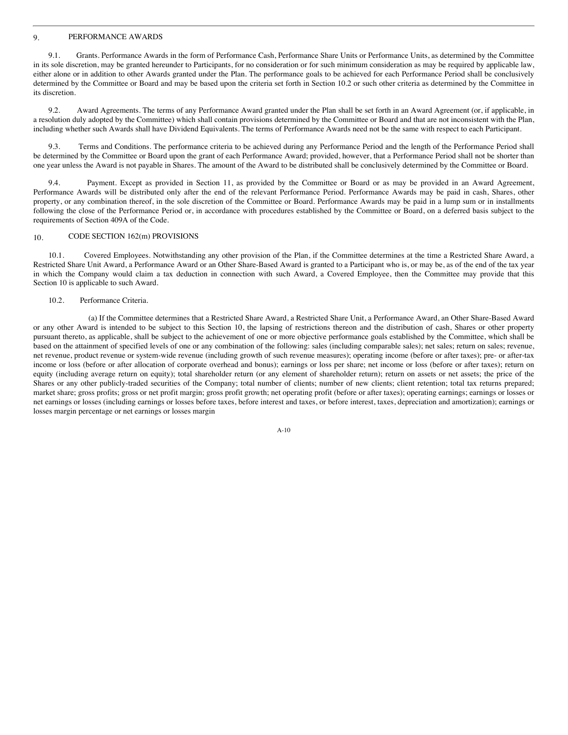## 9. PERFORMANCE AWARDS

9.1. Grants. Performance Awards in the form of Performance Cash, Performance Share Units or Performance Units, as determined by the Committee in its sole discretion, may be granted hereunder to Participants, for no consideration or for such minimum consideration as may be required by applicable law, either alone or in addition to other Awards granted under the Plan. The performance goals to be achieved for each Performance Period shall be conclusively determined by the Committee or Board and may be based upon the criteria set forth in Section 10.2 or such other criteria as determined by the Committee in its discretion.

9.2. Award Agreements. The terms of any Performance Award granted under the Plan shall be set forth in an Award Agreement (or, if applicable, in a resolution duly adopted by the Committee) which shall contain provisions determined by the Committee or Board and that are not inconsistent with the Plan, including whether such Awards shall have Dividend Equivalents. The terms of Performance Awards need not be the same with respect to each Participant.

9.3. Terms and Conditions. The performance criteria to be achieved during any Performance Period and the length of the Performance Period shall be determined by the Committee or Board upon the grant of each Performance Award; provided, however, that a Performance Period shall not be shorter than one year unless the Award is not payable in Shares. The amount of the Award to be distributed shall be conclusively determined by the Committee or Board.

9.4. Payment. Except as provided in Section 11, as provided by the Committee or Board or as may be provided in an Award Agreement, Performance Awards will be distributed only after the end of the relevant Performance Period. Performance Awards may be paid in cash, Shares, other property, or any combination thereof, in the sole discretion of the Committee or Board. Performance Awards may be paid in a lump sum or in installments following the close of the Performance Period or, in accordance with procedures established by the Committee or Board, on a deferred basis subject to the requirements of Section 409A of the Code.

## 10. CODE SECTION 162(m) PROVISIONS

10.1. Covered Employees. Notwithstanding any other provision of the Plan, if the Committee determines at the time a Restricted Share Award, a Restricted Share Unit Award, a Performance Award or an Other Share-Based Award is granted to a Participant who is, or may be, as of the end of the tax year in which the Company would claim a tax deduction in connection with such Award, a Covered Employee, then the Committee may provide that this Section 10 is applicable to such Award.

10.2. Performance Criteria.

(a) If the Committee determines that a Restricted Share Award, a Restricted Share Unit, a Performance Award, an Other Share-Based Award or any other Award is intended to be subject to this Section 10, the lapsing of restrictions thereon and the distribution of cash, Shares or other property pursuant thereto, as applicable, shall be subject to the achievement of one or more objective performance goals established by the Committee, which shall be based on the attainment of specified levels of one or any combination of the following: sales (including comparable sales); net sales; return on sales; revenue, net revenue, product revenue or system-wide revenue (including growth of such revenue measures); operating income (before or after taxes); pre- or after-tax income or loss (before or after allocation of corporate overhead and bonus); earnings or loss per share; net income or loss (before or after taxes); return on equity (including average return on equity); total shareholder return (or any element of shareholder return); return on assets or net assets; the price of the Shares or any other publicly-traded securities of the Company; total number of clients; number of new clients; client retention; total tax returns prepared; market share; gross profits; gross or net profit margin; gross profit growth; net operating profit (before or after taxes); operating earnings; earnings or losses or net earnings or losses (including earnings or losses before taxes, before interest and taxes, or before interest, taxes, depreciation and amortization); earnings or losses margin percentage or net earnings or losses margin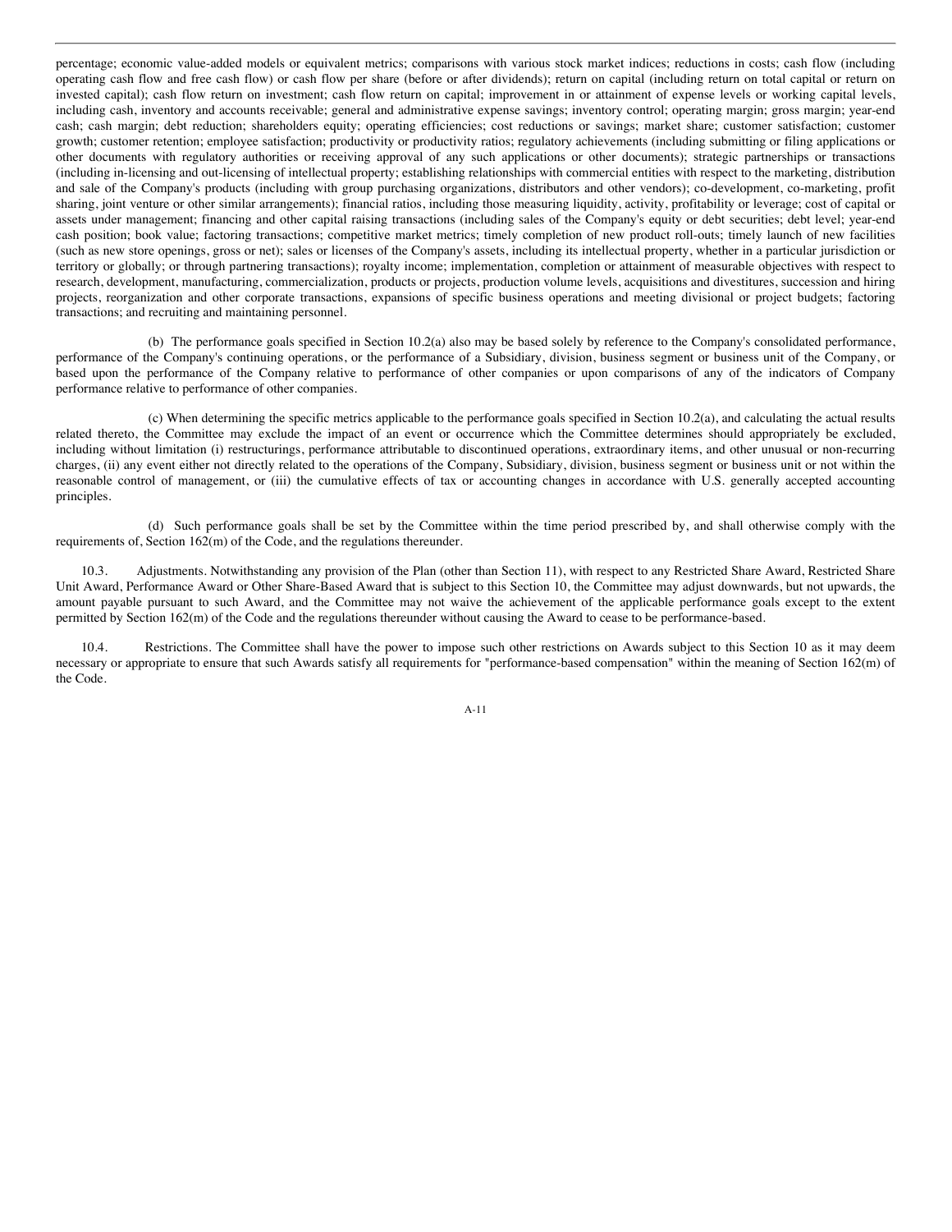percentage; economic value-added models or equivalent metrics; comparisons with various stock market indices; reductions in costs; cash flow (including operating cash flow and free cash flow) or cash flow per share (before or after dividends); return on capital (including return on total capital or return on invested capital); cash flow return on investment; cash flow return on capital; improvement in or attainment of expense levels or working capital levels, including cash, inventory and accounts receivable; general and administrative expense savings; inventory control; operating margin; gross margin; year-end cash; cash margin; debt reduction; shareholders equity; operating efficiencies; cost reductions or savings; market share; customer satisfaction; customer growth; customer retention; employee satisfaction; productivity or productivity ratios; regulatory achievements (including submitting or filing applications or other documents with regulatory authorities or receiving approval of any such applications or other documents); strategic partnerships or transactions (including in-licensing and out-licensing of intellectual property; establishing relationships with commercial entities with respect to the marketing, distribution and sale of the Company's products (including with group purchasing organizations, distributors and other vendors); co-development, co-marketing, profit sharing, joint venture or other similar arrangements); financial ratios, including those measuring liquidity, activity, profitability or leverage; cost of capital or assets under management; financing and other capital raising transactions (including sales of the Company's equity or debt securities; debt level; year-end cash position; book value; factoring transactions; competitive market metrics; timely completion of new product roll-outs; timely launch of new facilities (such as new store openings, gross or net); sales or licenses of the Company's assets, including its intellectual property, whether in a particular jurisdiction or territory or globally; or through partnering transactions); royalty income; implementation, completion or attainment of measurable objectives with respect to research, development, manufacturing, commercialization, products or projects, production volume levels, acquisitions and divestitures, succession and hiring projects, reorganization and other corporate transactions, expansions of specific business operations and meeting divisional or project budgets; factoring transactions; and recruiting and maintaining personnel.

(b) The performance goals specified in Section 10.2(a) also may be based solely by reference to the Company's consolidated performance, performance of the Company's continuing operations, or the performance of a Subsidiary, division, business segment or business unit of the Company, or based upon the performance of the Company relative to performance of other companies or upon comparisons of any of the indicators of Company performance relative to performance of other companies.

(c) When determining the specific metrics applicable to the performance goals specified in Section 10.2(a), and calculating the actual results related thereto, the Committee may exclude the impact of an event or occurrence which the Committee determines should appropriately be excluded, including without limitation (i) restructurings, performance attributable to discontinued operations, extraordinary items, and other unusual or non-recurring charges, (ii) any event either not directly related to the operations of the Company, Subsidiary, division, business segment or business unit or not within the reasonable control of management, or (iii) the cumulative effects of tax or accounting changes in accordance with U.S. generally accepted accounting principles.

(d) Such performance goals shall be set by the Committee within the time period prescribed by, and shall otherwise comply with the requirements of, Section 162(m) of the Code, and the regulations thereunder.

10.3. Adjustments. Notwithstanding any provision of the Plan (other than Section 11), with respect to any Restricted Share Award, Restricted Share Unit Award, Performance Award or Other Share-Based Award that is subject to this Section 10, the Committee may adjust downwards, but not upwards, the amount payable pursuant to such Award, and the Committee may not waive the achievement of the applicable performance goals except to the extent permitted by Section 162(m) of the Code and the regulations thereunder without causing the Award to cease to be performance-based.

10.4. Restrictions. The Committee shall have the power to impose such other restrictions on Awards subject to this Section 10 as it may deem necessary or appropriate to ensure that such Awards satisfy all requirements for "performance-based compensation" within the meaning of Section 162(m) of the Code.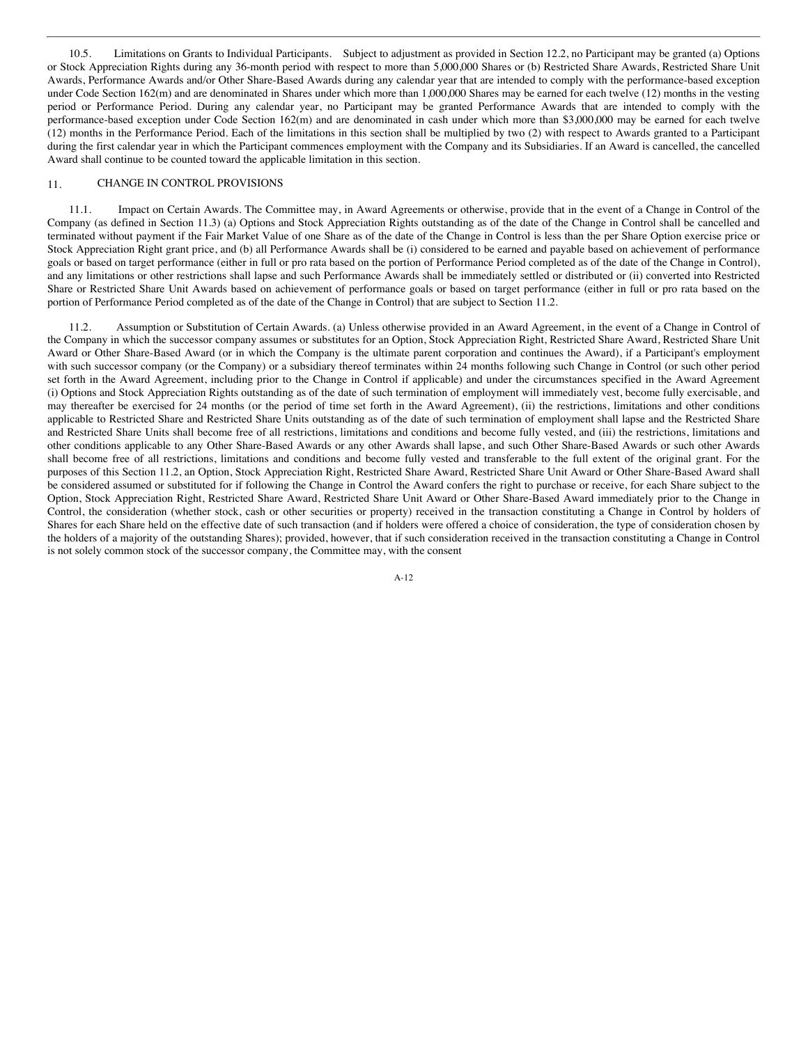10.5. Limitations on Grants to Individual Participants. Subject to adjustment as provided in Section 12.2, no Participant may be granted (a) Options or Stock Appreciation Rights during any 36-month period with respect to more than 5,000,000 Shares or (b) Restricted Share Awards, Restricted Share Unit Awards, Performance Awards and/or Other Share-Based Awards during any calendar year that are intended to comply with the performance-based exception under Code Section 162(m) and are denominated in Shares under which more than 1,000,000 Shares may be earned for each twelve (12) months in the vesting period or Performance Period. During any calendar year, no Participant may be granted Performance Awards that are intended to comply with the performance-based exception under Code Section 162(m) and are denominated in cash under which more than $3,000,000 may be earned for each twelve (12) months in the Performance Period. Each of the limitations in this section shall be multiplied by two (2) with respect to Awards granted to a Participant during the first calendar year in which the Participant commences employment with the Company and its Subsidiaries. If an Award is cancelled, the cancelled Award shall continue to be counted toward the applicable limitation in this section.

## 11. CHANGE IN CONTROL PROVISIONS

11.1. Impact on Certain Awards. The Committee may, in Award Agreements or otherwise, provide that in the event of a Change in Control of the Company (as defined in Section 11.3) (a) Options and Stock Appreciation Rights outstanding as of the date of the Change in Control shall be cancelled and terminated without payment if the Fair Market Value of one Share as of the date of the Change in Control is less than the per Share Option exercise price or Stock Appreciation Right grant price, and (b) all Performance Awards shall be (i) considered to be earned and payable based on achievement of performance goals or based on target performance (either in full or pro rata based on the portion of Performance Period completed as of the date of the Change in Control), and any limitations or other restrictions shall lapse and such Performance Awards shall be immediately settled or distributed or (ii) converted into Restricted Share or Restricted Share Unit Awards based on achievement of performance goals or based on target performance (either in full or pro rata based on the portion of Performance Period completed as of the date of the Change in Control) that are subject to Section 11.2.

11.2. Assumption or Substitution of Certain Awards. (a) Unless otherwise provided in an Award Agreement, in the event of a Change in Control of the Company in which the successor company assumes or substitutes for an Option, Stock Appreciation Right, Restricted Share Award, Restricted Share Unit Award or Other Share-Based Award (or in which the Company is the ultimate parent corporation and continues the Award), if a Participant's employment with such successor company (or the Company) or a subsidiary thereof terminates within 24 months following such Change in Control (or such other period set forth in the Award Agreement, including prior to the Change in Control if applicable) and under the circumstances specified in the Award Agreement (i) Options and Stock Appreciation Rights outstanding as of the date of such termination of employment will immediately vest, become fully exercisable, and may thereafter be exercised for 24 months (or the period of time set forth in the Award Agreement), (ii) the restrictions, limitations and other conditions applicable to Restricted Share and Restricted Share Units outstanding as of the date of such termination of employment shall lapse and the Restricted Share and Restricted Share Units shall become free of all restrictions, limitations and conditions and become fully vested, and (iii) the restrictions, limitations and other conditions applicable to any Other Share-Based Awards or any other Awards shall lapse, and such Other Share-Based Awards or such other Awards shall become free of all restrictions, limitations and conditions and become fully vested and transferable to the full extent of the original grant. For the purposes of this Section 11.2, an Option, Stock Appreciation Right, Restricted Share Award, Restricted Share Unit Award or Other Share-Based Award shall be considered assumed or substituted for if following the Change in Control the Award confers the right to purchase or receive, for each Share subject to the Option, Stock Appreciation Right, Restricted Share Award, Restricted Share Unit Award or Other Share-Based Award immediately prior to the Change in Control, the consideration (whether stock, cash or other securities or property) received in the transaction constituting a Change in Control by holders of Shares for each Share held on the effective date of such transaction (and if holders were offered a choice of consideration, the type of consideration chosen by the holders of a majority of the outstanding Shares); provided, however, that if such consideration received in the transaction constituting a Change in Control is not solely common stock of the successor company, the Committee may, with the consent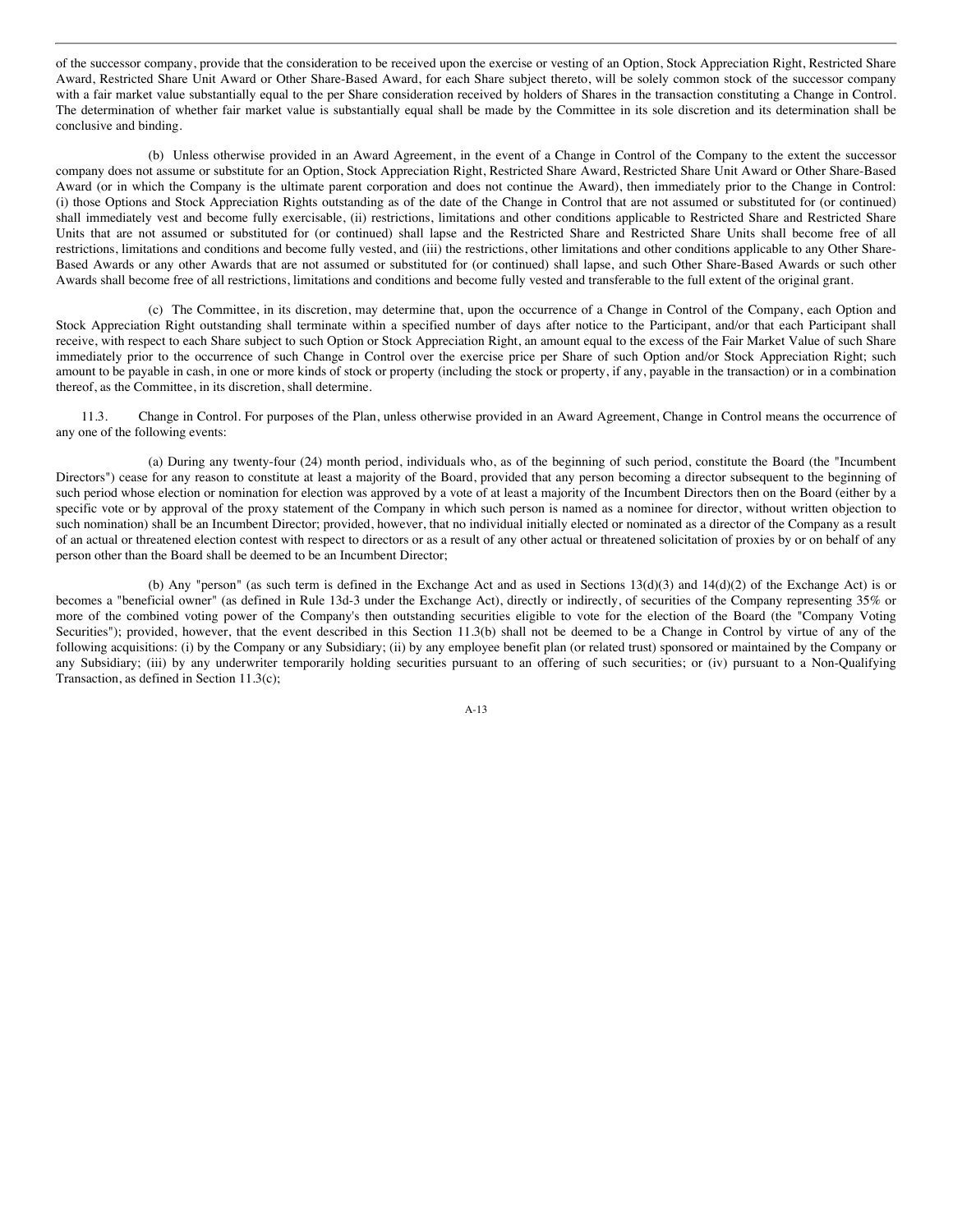of the successor company, provide that the consideration to be received upon the exercise or vesting of an Option, Stock Appreciation Right, Restricted Share Award, Restricted Share Unit Award or Other Share-Based Award, for each Share subject thereto, will be solely common stock of the successor company with a fair market value substantially equal to the per Share consideration received by holders of Shares in the transaction constituting a Change in Control. The determination of whether fair market value is substantially equal shall be made by the Committee in its sole discretion and its determination shall be conclusive and binding.

(b) Unless otherwise provided in an Award Agreement, in the event of a Change in Control of the Company to the extent the successor company does not assume or substitute for an Option, Stock Appreciation Right, Restricted Share Award, Restricted Share Unit Award or Other Share-Based Award (or in which the Company is the ultimate parent corporation and does not continue the Award), then immediately prior to the Change in Control: (i) those Options and Stock Appreciation Rights outstanding as of the date of the Change in Control that are not assumed or substituted for (or continued) shall immediately vest and become fully exercisable, (ii) restrictions, limitations and other conditions applicable to Restricted Share and Restricted Share Units that are not assumed or substituted for (or continued) shall lapse and the Restricted Share and Restricted Share Units shall become free of all restrictions, limitations and conditions and become fully vested, and (iii) the restrictions, other limitations and other conditions applicable to any Other Share-Based Awards or any other Awards that are not assumed or substituted for (or continued) shall lapse, and such Other Share-Based Awards or such other Awards shall become free of all restrictions, limitations and conditions and become fully vested and transferable to the full extent of the original grant.

(c) The Committee, in its discretion, may determine that, upon the occurrence of a Change in Control of the Company, each Option and Stock Appreciation Right outstanding shall terminate within a specified number of days after notice to the Participant, and/or that each Participant shall receive, with respect to each Share subject to such Option or Stock Appreciation Right, an amount equal to the excess of the Fair Market Value of such Share immediately prior to the occurrence of such Change in Control over the exercise price per Share of such Option and/or Stock Appreciation Right; such amount to be payable in cash, in one or more kinds of stock or property (including the stock or property, if any, payable in the transaction) or in a combination thereof, as the Committee, in its discretion, shall determine.

11.3. Change in Control. For purposes of the Plan, unless otherwise provided in an Award Agreement, Change in Control means the occurrence of any one of the following events:

(a) During any twenty-four (24) month period, individuals who, as of the beginning of such period, constitute the Board (the "Incumbent Directors") cease for any reason to constitute at least a majority of the Board, provided that any person becoming a director subsequent to the beginning of such period whose election or nomination for election was approved by a vote of at least a majority of the Incumbent Directors then on the Board (either by a specific vote or by approval of the proxy statement of the Company in which such person is named as a nominee for director, without written objection to such nomination) shall be an Incumbent Director; provided, however, that no individual initially elected or nominated as a director of the Company as a result of an actual or threatened election contest with respect to directors or as a result of any other actual or threatened solicitation of proxies by or on behalf of any person other than the Board shall be deemed to be an Incumbent Director;

(b) Any "person" (as such term is defined in the Exchange Act and as used in Sections 13(d)(3) and 14(d)(2) of the Exchange Act) is or becomes a "beneficial owner" (as defined in Rule 13d-3 under the Exchange Act), directly or indirectly, of securities of the Company representing 35% or more of the combined voting power of the Company's then outstanding securities eligible to vote for the election of the Board (the "Company Voting Securities"); provided, however, that the event described in this Section 11.3(b) shall not be deemed to be a Change in Control by virtue of any of the following acquisitions: (i) by the Company or any Subsidiary; (ii) by any employee benefit plan (or related trust) sponsored or maintained by the Company or any Subsidiary; (iii) by any underwriter temporarily holding securities pursuant to an offering of such securities; or (iv) pursuant to a Non-Qualifying Transaction, as defined in Section 11.3(c);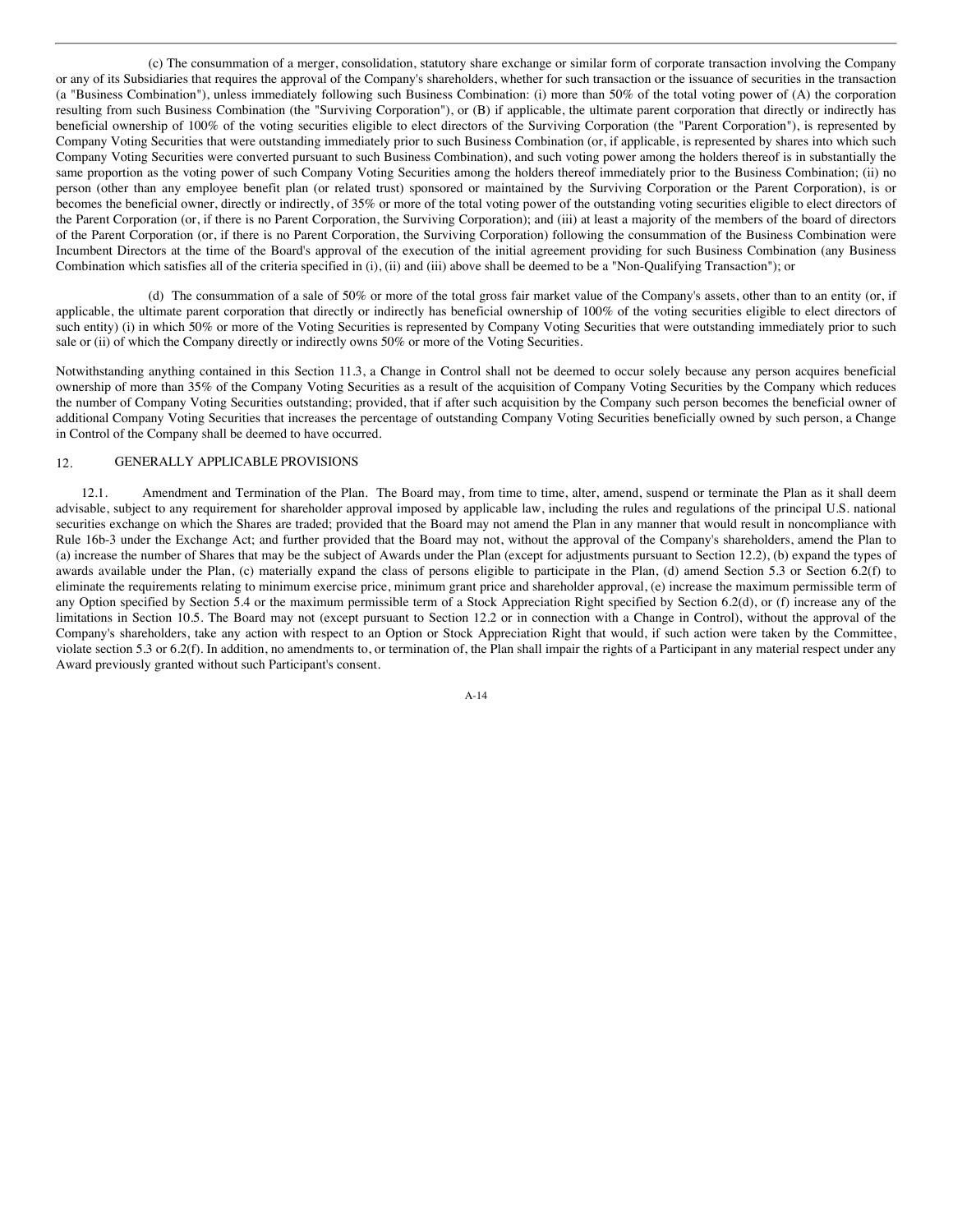(c) The consummation of a merger, consolidation, statutory share exchange or similar form of corporate transaction involving the Company or any of its Subsidiaries that requires the approval of the Company's shareholders, whether for such transaction or the issuance of securities in the transaction (a "Business Combination"), unless immediately following such Business Combination: (i) more than 50% of the total voting power of (A) the corporation resulting from such Business Combination (the "Surviving Corporation"), or (B) if applicable, the ultimate parent corporation that directly or indirectly has beneficial ownership of 100% of the voting securities eligible to elect directors of the Surviving Corporation (the "Parent Corporation"), is represented by Company Voting Securities that were outstanding immediately prior to such Business Combination (or, if applicable, is represented by shares into which such Company Voting Securities were converted pursuant to such Business Combination), and such voting power among the holders thereof is in substantially the same proportion as the voting power of such Company Voting Securities among the holders thereof immediately prior to the Business Combination; (ii) no person (other than any employee benefit plan (or related trust) sponsored or maintained by the Surviving Corporation or the Parent Corporation), is or becomes the beneficial owner, directly or indirectly, of 35% or more of the total voting power of the outstanding voting securities eligible to elect directors of the Parent Corporation (or, if there is no Parent Corporation, the Surviving Corporation); and (iii) at least a majority of the members of the board of directors of the Parent Corporation (or, if there is no Parent Corporation, the Surviving Corporation) following the consummation of the Business Combination were Incumbent Directors at the time of the Board's approval of the execution of the initial agreement providing for such Business Combination (any Business Combination which satisfies all of the criteria specified in (i), (ii) and (iii) above shall be deemed to be a "Non-Qualifying Transaction"); or

(d) The consummation of a sale of 50% or more of the total gross fair market value of the Company's assets, other than to an entity (or, if applicable, the ultimate parent corporation that directly or indirectly has beneficial ownership of 100% of the voting securities eligible to elect directors of such entity) (i) in which 50% or more of the Voting Securities is represented by Company Voting Securities that were outstanding immediately prior to such sale or (ii) of which the Company directly or indirectly owns 50% or more of the Voting Securities.

Notwithstanding anything contained in this Section 11.3, a Change in Control shall not be deemed to occur solely because any person acquires beneficial ownership of more than 35% of the Company Voting Securities as a result of the acquisition of Company Voting Securities by the Company which reduces the number of Company Voting Securities outstanding; provided, that if after such acquisition by the Company such person becomes the beneficial owner of additional Company Voting Securities that increases the percentage of outstanding Company Voting Securities beneficially owned by such person, a Change in Control of the Company shall be deemed to have occurred.

## 12. GENERALLY APPLICABLE PROVISIONS

12.1. Amendment and Termination of the Plan. The Board may, from time to time, alter, amend, suspend or terminate the Plan as it shall deem advisable, subject to any requirement for shareholder approval imposed by applicable law, including the rules and regulations of the principal U.S. national securities exchange on which the Shares are traded; provided that the Board may not amend the Plan in any manner that would result in noncompliance with Rule 16b-3 under the Exchange Act; and further provided that the Board may not, without the approval of the Company's shareholders, amend the Plan to (a) increase the number of Shares that may be the subject of Awards under the Plan (except for adjustments pursuant to Section 12.2), (b) expand the types of awards available under the Plan, (c) materially expand the class of persons eligible to participate in the Plan, (d) amend Section 5.3 or Section 6.2(f) to eliminate the requirements relating to minimum exercise price, minimum grant price and shareholder approval, (e) increase the maximum permissible term of any Option specified by Section 5.4 or the maximum permissible term of a Stock Appreciation Right specified by Section 6.2(d), or (f) increase any of the limitations in Section 10.5. The Board may not (except pursuant to Section 12.2 or in connection with a Change in Control), without the approval of the Company's shareholders, take any action with respect to an Option or Stock Appreciation Right that would, if such action were taken by the Committee, violate section 5.3 or 6.2(f). In addition, no amendments to, or termination of, the Plan shall impair the rights of a Participant in any material respect under any Award previously granted without such Participant's consent.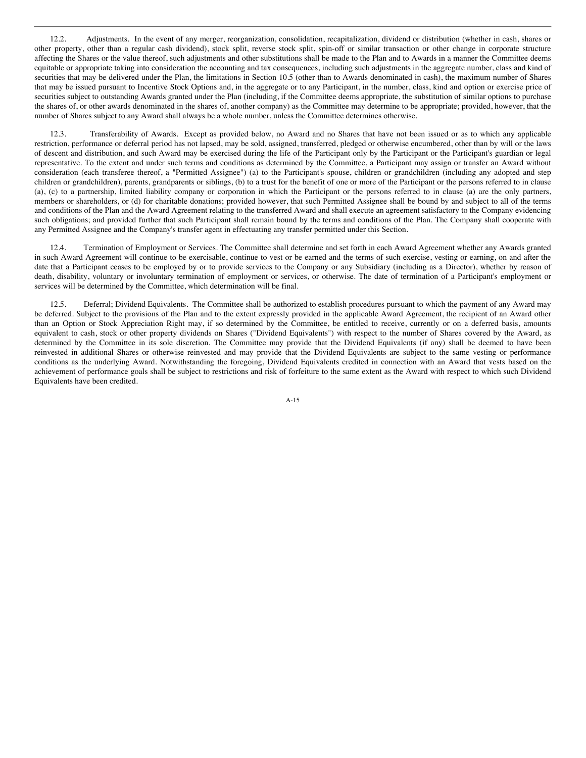12.2. Adjustments. In the event of any merger, reorganization, consolidation, recapitalization, dividend or distribution (whether in cash, shares or other property, other than a regular cash dividend), stock split, reverse stock split, spin-off or similar transaction or other change in corporate structure affecting the Shares or the value thereof, such adjustments and other substitutions shall be made to the Plan and to Awards in a manner the Committee deems equitable or appropriate taking into consideration the accounting and tax consequences, including such adjustments in the aggregate number, class and kind of securities that may be delivered under the Plan, the limitations in Section 10.5 (other than to Awards denominated in cash), the maximum number of Shares that may be issued pursuant to Incentive Stock Options and, in the aggregate or to any Participant, in the number, class, kind and option or exercise price of securities subject to outstanding Awards granted under the Plan (including, if the Committee deems appropriate, the substitution of similar options to purchase the shares of, or other awards denominated in the shares of, another company) as the Committee may determine to be appropriate; provided, however, that the number of Shares subject to any Award shall always be a whole number, unless the Committee determines otherwise.

12.3. Transferability of Awards. Except as provided below, no Award and no Shares that have not been issued or as to which any applicable restriction, performance or deferral period has not lapsed, may be sold, assigned, transferred, pledged or otherwise encumbered, other than by will or the laws of descent and distribution, and such Award may be exercised during the life of the Participant only by the Participant or the Participant's guardian or legal representative. To the extent and under such terms and conditions as determined by the Committee, a Participant may assign or transfer an Award without consideration (each transferee thereof, a "Permitted Assignee") (a) to the Participant's spouse, children or grandchildren (including any adopted and step children or grandchildren), parents, grandparents or siblings, (b) to a trust for the benefit of one or more of the Participant or the persons referred to in clause (a), (c) to a partnership, limited liability company or corporation in which the Participant or the persons referred to in clause (a) are the only partners, members or shareholders, or (d) for charitable donations; provided however, that such Permitted Assignee shall be bound by and subject to all of the terms and conditions of the Plan and the Award Agreement relating to the transferred Award and shall execute an agreement satisfactory to the Company evidencing such obligations; and provided further that such Participant shall remain bound by the terms and conditions of the Plan. The Company shall cooperate with any Permitted Assignee and the Company's transfer agent in effectuating any transfer permitted under this Section.

12.4. Termination of Employment or Services. The Committee shall determine and set forth in each Award Agreement whether any Awards granted in such Award Agreement will continue to be exercisable, continue to vest or be earned and the terms of such exercise, vesting or earning, on and after the date that a Participant ceases to be employed by or to provide services to the Company or any Subsidiary (including as a Director), whether by reason of death, disability, voluntary or involuntary termination of employment or services, or otherwise. The date of termination of a Participant's employment or services will be determined by the Committee, which determination will be final.

12.5. Deferral; Dividend Equivalents. The Committee shall be authorized to establish procedures pursuant to which the payment of any Award may be deferred. Subject to the provisions of the Plan and to the extent expressly provided in the applicable Award Agreement, the recipient of an Award other than an Option or Stock Appreciation Right may, if so determined by the Committee, be entitled to receive, currently or on a deferred basis, amounts equivalent to cash, stock or other property dividends on Shares ("Dividend Equivalents") with respect to the number of Shares covered by the Award, as determined by the Committee in its sole discretion. The Committee may provide that the Dividend Equivalents (if any) shall be deemed to have been reinvested in additional Shares or otherwise reinvested and may provide that the Dividend Equivalents are subject to the same vesting or performance conditions as the underlying Award. Notwithstanding the foregoing, Dividend Equivalents credited in connection with an Award that vests based on the achievement of performance goals shall be subject to restrictions and risk of forfeiture to the same extent as the Award with respect to which such Dividend Equivalents have been credited.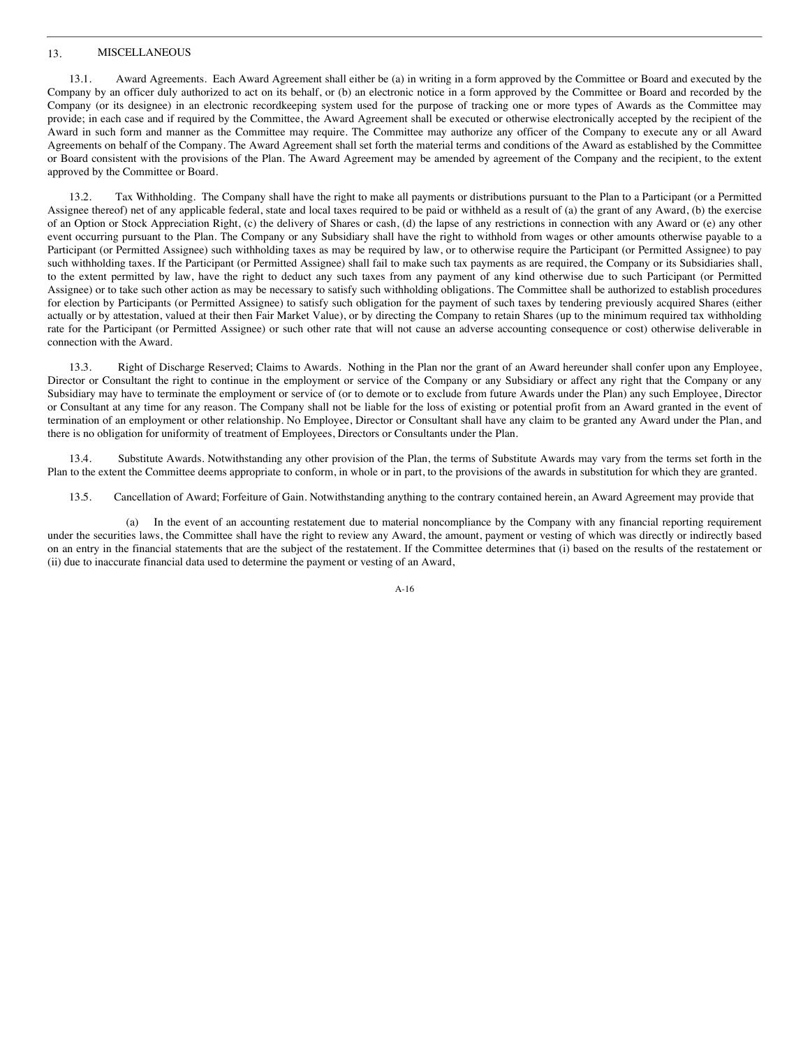## 13. MISCELLANEOUS

13.1. Award Agreements. Each Award Agreement shall either be (a) in writing in a form approved by the Committee or Board and executed by the Company by an officer duly authorized to act on its behalf, or (b) an electronic notice in a form approved by the Committee or Board and recorded by the Company (or its designee) in an electronic recordkeeping system used for the purpose of tracking one or more types of Awards as the Committee may provide; in each case and if required by the Committee, the Award Agreement shall be executed or otherwise electronically accepted by the recipient of the Award in such form and manner as the Committee may require. The Committee may authorize any officer of the Company to execute any or all Award Agreements on behalf of the Company. The Award Agreement shall set forth the material terms and conditions of the Award as established by the Committee or Board consistent with the provisions of the Plan. The Award Agreement may be amended by agreement of the Company and the recipient, to the extent approved by the Committee or Board.

13.2. Tax Withholding. The Company shall have the right to make all payments or distributions pursuant to the Plan to a Participant (or a Permitted Assignee thereof) net of any applicable federal, state and local taxes required to be paid or withheld as a result of (a) the grant of any Award, (b) the exercise of an Option or Stock Appreciation Right, (c) the delivery of Shares or cash, (d) the lapse of any restrictions in connection with any Award or (e) any other event occurring pursuant to the Plan. The Company or any Subsidiary shall have the right to withhold from wages or other amounts otherwise payable to a Participant (or Permitted Assignee) such withholding taxes as may be required by law, or to otherwise require the Participant (or Permitted Assignee) to pay such withholding taxes. If the Participant (or Permitted Assignee) shall fail to make such tax payments as are required, the Company or its Subsidiaries shall, to the extent permitted by law, have the right to deduct any such taxes from any payment of any kind otherwise due to such Participant (or Permitted Assignee) or to take such other action as may be necessary to satisfy such withholding obligations. The Committee shall be authorized to establish procedures for election by Participants (or Permitted Assignee) to satisfy such obligation for the payment of such taxes by tendering previously acquired Shares (either actually or by attestation, valued at their then Fair Market Value), or by directing the Company to retain Shares (up to the minimum required tax withholding rate for the Participant (or Permitted Assignee) or such other rate that will not cause an adverse accounting consequence or cost) otherwise deliverable in connection with the Award.

13.3. Right of Discharge Reserved; Claims to Awards. Nothing in the Plan nor the grant of an Award hereunder shall confer upon any Employee, Director or Consultant the right to continue in the employment or service of the Company or any Subsidiary or affect any right that the Company or any Subsidiary may have to terminate the employment or service of (or to demote or to exclude from future Awards under the Plan) any such Employee, Director or Consultant at any time for any reason. The Company shall not be liable for the loss of existing or potential profit from an Award granted in the event of termination of an employment or other relationship. No Employee, Director or Consultant shall have any claim to be granted any Award under the Plan, and there is no obligation for uniformity of treatment of Employees, Directors or Consultants under the Plan.

13.4. Substitute Awards. Notwithstanding any other provision of the Plan, the terms of Substitute Awards may vary from the terms set forth in the Plan to the extent the Committee deems appropriate to conform, in whole or in part, to the provisions of the awards in substitution for which they are granted.

13.5. Cancellation of Award; Forfeiture of Gain. Notwithstanding anything to the contrary contained herein, an Award Agreement may provide that

(a) In the event of an accounting restatement due to material noncompliance by the Company with any financial reporting requirement under the securities laws, the Committee shall have the right to review any Award, the amount, payment or vesting of which was directly or indirectly based on an entry in the financial statements that are the subject of the restatement. If the Committee determines that (i) based on the results of the restatement or (ii) due to inaccurate financial data used to determine the payment or vesting of an Award,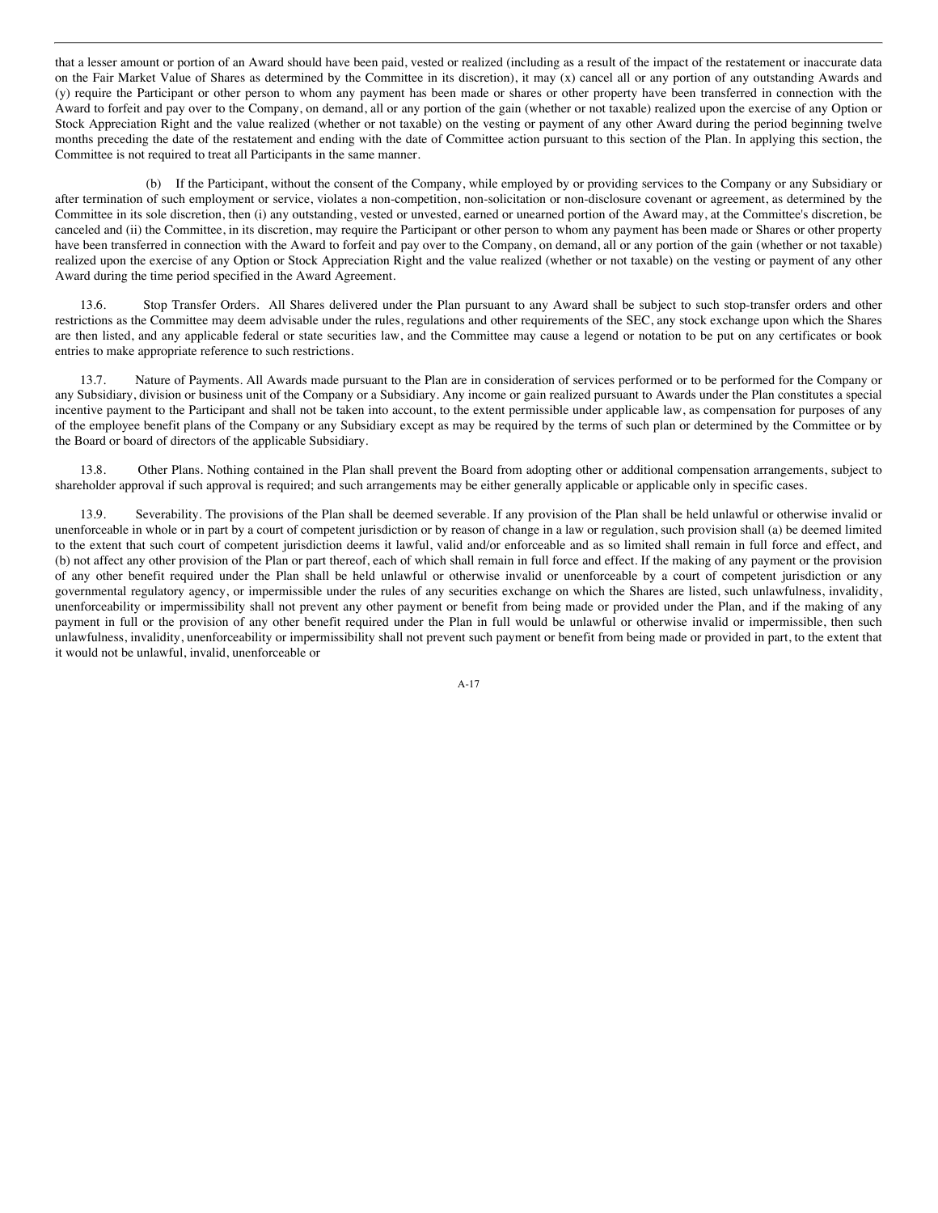that a lesser amount or portion of an Award should have been paid, vested or realized (including as a result of the impact of the restatement or inaccurate data on the Fair Market Value of Shares as determined by the Committee in its discretion), it may (x) cancel all or any portion of any outstanding Awards and (y) require the Participant or other person to whom any payment has been made or shares or other property have been transferred in connection with the Award to forfeit and pay over to the Company, on demand, all or any portion of the gain (whether or not taxable) realized upon the exercise of any Option or Stock Appreciation Right and the value realized (whether or not taxable) on the vesting or payment of any other Award during the period beginning twelve months preceding the date of the restatement and ending with the date of Committee action pursuant to this section of the Plan. In applying this section, the Committee is not required to treat all Participants in the same manner.

(b) If the Participant, without the consent of the Company, while employed by or providing services to the Company or any Subsidiary or after termination of such employment or service, violates a non-competition, non-solicitation or non-disclosure covenant or agreement, as determined by the Committee in its sole discretion, then (i) any outstanding, vested or unvested, earned or unearned portion of the Award may, at the Committee's discretion, be canceled and (ii) the Committee, in its discretion, may require the Participant or other person to whom any payment has been made or Shares or other property have been transferred in connection with the Award to forfeit and pay over to the Company, on demand, all or any portion of the gain (whether or not taxable) realized upon the exercise of any Option or Stock Appreciation Right and the value realized (whether or not taxable) on the vesting or payment of any other Award during the time period specified in the Award Agreement.

13.6. Stop Transfer Orders. All Shares delivered under the Plan pursuant to any Award shall be subject to such stop-transfer orders and other restrictions as the Committee may deem advisable under the rules, regulations and other requirements of the SEC, any stock exchange upon which the Shares are then listed, and any applicable federal or state securities law, and the Committee may cause a legend or notation to be put on any certificates or book entries to make appropriate reference to such restrictions.

13.7. Nature of Payments. All Awards made pursuant to the Plan are in consideration of services performed or to be performed for the Company or any Subsidiary, division or business unit of the Company or a Subsidiary. Any income or gain realized pursuant to Awards under the Plan constitutes a special incentive payment to the Participant and shall not be taken into account, to the extent permissible under applicable law, as compensation for purposes of any of the employee benefit plans of the Company or any Subsidiary except as may be required by the terms of such plan or determined by the Committee or by the Board or board of directors of the applicable Subsidiary.

13.8. Other Plans. Nothing contained in the Plan shall prevent the Board from adopting other or additional compensation arrangements, subject to shareholder approval if such approval is required; and such arrangements may be either generally applicable or applicable only in specific cases.

13.9. Severability. The provisions of the Plan shall be deemed severable. If any provision of the Plan shall be held unlawful or otherwise invalid or unenforceable in whole or in part by a court of competent jurisdiction or by reason of change in a law or regulation, such provision shall (a) be deemed limited to the extent that such court of competent jurisdiction deems it lawful, valid and/or enforceable and as so limited shall remain in full force and effect, and (b) not affect any other provision of the Plan or part thereof, each of which shall remain in full force and effect. If the making of any payment or the provision of any other benefit required under the Plan shall be held unlawful or otherwise invalid or unenforceable by a court of competent jurisdiction or any governmental regulatory agency, or impermissible under the rules of any securities exchange on which the Shares are listed, such unlawfulness, invalidity, unenforceability or impermissibility shall not prevent any other payment or benefit from being made or provided under the Plan, and if the making of any payment in full or the provision of any other benefit required under the Plan in full would be unlawful or otherwise invalid or impermissible, then such unlawfulness, invalidity, unenforceability or impermissibility shall not prevent such payment or benefit from being made or provided in part, to the extent that it would not be unlawful, invalid, unenforceable or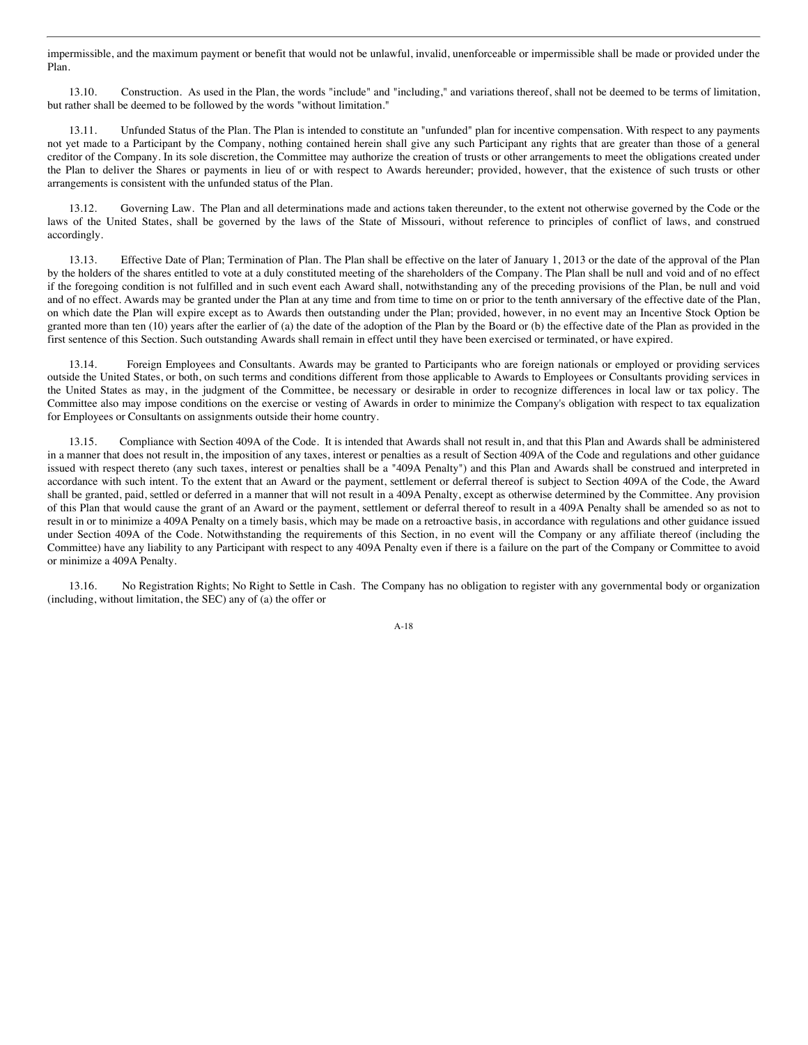impermissible, and the maximum payment or benefit that would not be unlawful, invalid, unenforceable or impermissible shall be made or provided under the Plan.

13.10. Construction. As used in the Plan, the words "include" and "including," and variations thereof, shall not be deemed to be terms of limitation, but rather shall be deemed to be followed by the words "without limitation."

13.11. Unfunded Status of the Plan. The Plan is intended to constitute an "unfunded" plan for incentive compensation. With respect to any payments not yet made to a Participant by the Company, nothing contained herein shall give any such Participant any rights that are greater than those of a general creditor of the Company. In its sole discretion, the Committee may authorize the creation of trusts or other arrangements to meet the obligations created under the Plan to deliver the Shares or payments in lieu of or with respect to Awards hereunder; provided, however, that the existence of such trusts or other arrangements is consistent with the unfunded status of the Plan.

13.12. Governing Law. The Plan and all determinations made and actions taken thereunder, to the extent not otherwise governed by the Code or the laws of the United States, shall be governed by the laws of the State of Missouri, without reference to principles of conflict of laws, and construed accordingly.

13.13. Effective Date of Plan; Termination of Plan. The Plan shall be effective on the later of January 1, 2013 or the date of the approval of the Plan by the holders of the shares entitled to vote at a duly constituted meeting of the shareholders of the Company. The Plan shall be null and void and of no effect if the foregoing condition is not fulfilled and in such event each Award shall, notwithstanding any of the preceding provisions of the Plan, be null and void and of no effect. Awards may be granted under the Plan at any time and from time to time on or prior to the tenth anniversary of the effective date of the Plan, on which date the Plan will expire except as to Awards then outstanding under the Plan; provided, however, in no event may an Incentive Stock Option be granted more than ten (10) years after the earlier of (a) the date of the adoption of the Plan by the Board or (b) the effective date of the Plan as provided in the first sentence of this Section. Such outstanding Awards shall remain in effect until they have been exercised or terminated, or have expired.

13.14. Foreign Employees and Consultants. Awards may be granted to Participants who are foreign nationals or employed or providing services outside the United States, or both, on such terms and conditions different from those applicable to Awards to Employees or Consultants providing services in the United States as may, in the judgment of the Committee, be necessary or desirable in order to recognize differences in local law or tax policy. The Committee also may impose conditions on the exercise or vesting of Awards in order to minimize the Company's obligation with respect to tax equalization for Employees or Consultants on assignments outside their home country.

13.15. Compliance with Section 409A of the Code. It is intended that Awards shall not result in, and that this Plan and Awards shall be administered in a manner that does not result in, the imposition of any taxes, interest or penalties as a result of Section 409A of the Code and regulations and other guidance issued with respect thereto (any such taxes, interest or penalties shall be a "409A Penalty") and this Plan and Awards shall be construed and interpreted in accordance with such intent. To the extent that an Award or the payment, settlement or deferral thereof is subject to Section 409A of the Code, the Award shall be granted, paid, settled or deferred in a manner that will not result in a 409A Penalty, except as otherwise determined by the Committee. Any provision of this Plan that would cause the grant of an Award or the payment, settlement or deferral thereof to result in a 409A Penalty shall be amended so as not to result in or to minimize a 409A Penalty on a timely basis, which may be made on a retroactive basis, in accordance with regulations and other guidance issued under Section 409A of the Code. Notwithstanding the requirements of this Section, in no event will the Company or any affiliate thereof (including the Committee) have any liability to any Participant with respect to any 409A Penalty even if there is a failure on the part of the Company or Committee to avoid or minimize a 409A Penalty.

13.16. No Registration Rights; No Right to Settle in Cash. The Company has no obligation to register with any governmental body or organization (including, without limitation, the SEC) any of (a) the offer or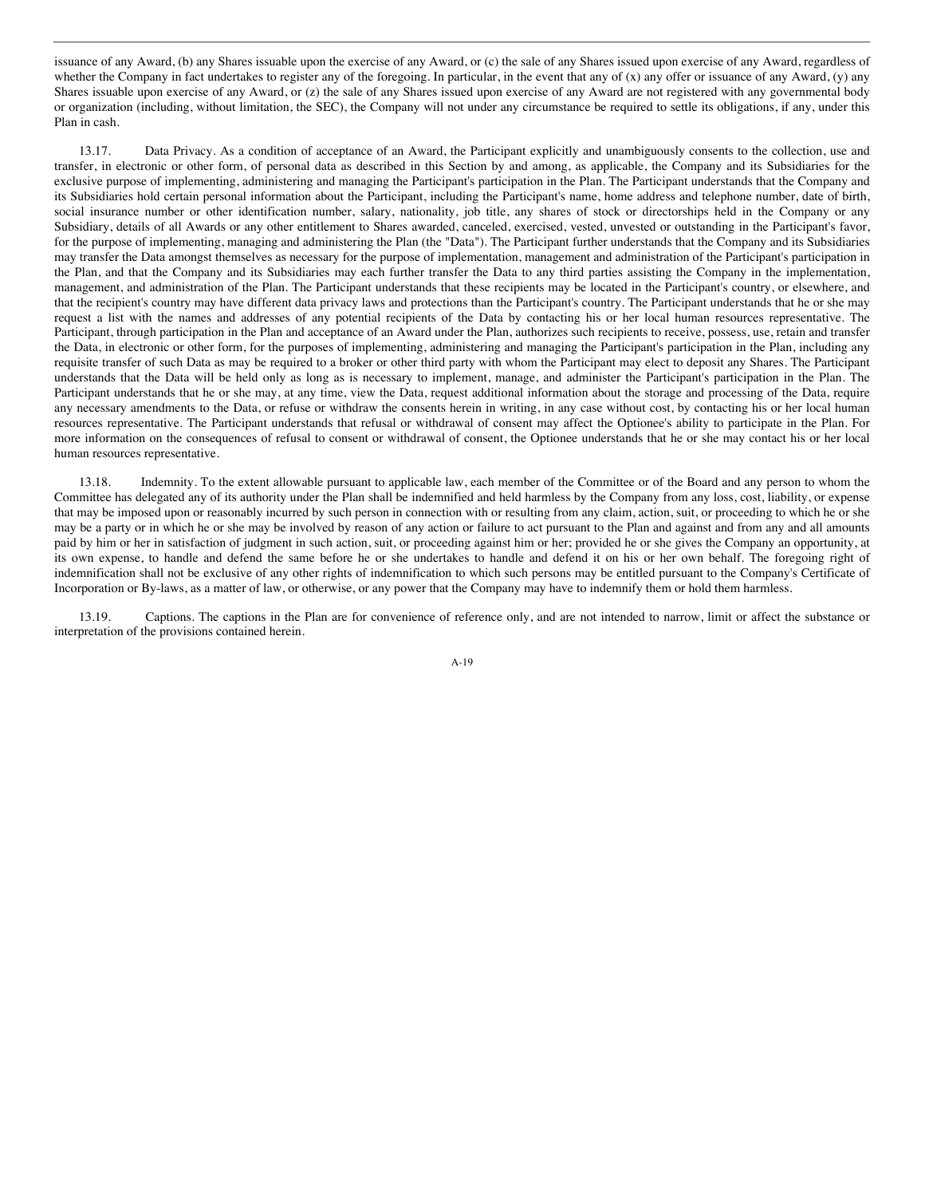issuance of any Award, (b) any Shares issuable upon the exercise of any Award, or (c) the sale of any Shares issued upon exercise of any Award, regardless of whether the Company in fact undertakes to register any of the foregoing. In particular, in the event that any of (x) any offer or issuance of any Award, (y) any Shares issuable upon exercise of any Award, or (z) the sale of any Shares issued upon exercise of any Award are not registered with any governmental body or organization (including, without limitation, the SEC), the Company will not under any circumstance be required to settle its obligations, if any, under this Plan in cash.

13.17. Data Privacy. As a condition of acceptance of an Award, the Participant explicitly and unambiguously consents to the collection, use and transfer, in electronic or other form, of personal data as described in this Section by and among, as applicable, the Company and its Subsidiaries for the exclusive purpose of implementing, administering and managing the Participant's participation in the Plan. The Participant understands that the Company and its Subsidiaries hold certain personal information about the Participant, including the Participant's name, home address and telephone number, date of birth, social insurance number or other identification number, salary, nationality, job title, any shares of stock or directorships held in the Company or any Subsidiary, details of all Awards or any other entitlement to Shares awarded, canceled, exercised, vested, unvested or outstanding in the Participant's favor, for the purpose of implementing, managing and administering the Plan (the "Data"). The Participant further understands that the Company and its Subsidiaries may transfer the Data amongst themselves as necessary for the purpose of implementation, management and administration of the Participant's participation in the Plan, and that the Company and its Subsidiaries may each further transfer the Data to any third parties assisting the Company in the implementation, management, and administration of the Plan. The Participant understands that these recipients may be located in the Participant's country, or elsewhere, and that the recipient's country may have different data privacy laws and protections than the Participant's country. The Participant understands that he or she may request a list with the names and addresses of any potential recipients of the Data by contacting his or her local human resources representative. The Participant, through participation in the Plan and acceptance of an Award under the Plan, authorizes such recipients to receive, possess, use, retain and transfer the Data, in electronic or other form, for the purposes of implementing, administering and managing the Participant's participation in the Plan, including any requisite transfer of such Data as may be required to a broker or other third party with whom the Participant may elect to deposit any Shares. The Participant understands that the Data will be held only as long as is necessary to implement, manage, and administer the Participant's participation in the Plan. The Participant understands that he or she may, at any time, view the Data, request additional information about the storage and processing of the Data, require any necessary amendments to the Data, or refuse or withdraw the consents herein in writing, in any case without cost, by contacting his or her local human resources representative. The Participant understands that refusal or withdrawal of consent may affect the Optionee's ability to participate in the Plan. For more information on the consequences of refusal to consent or withdrawal of consent, the Optionee understands that he or she may contact his or her local human resources representative.

13.18. Indemnity. To the extent allowable pursuant to applicable law, each member of the Committee or of the Board and any person to whom the Committee has delegated any of its authority under the Plan shall be indemnified and held harmless by the Company from any loss, cost, liability, or expense that may be imposed upon or reasonably incurred by such person in connection with or resulting from any claim, action, suit, or proceeding to which he or she may be a party or in which he or she may be involved by reason of any action or failure to act pursuant to the Plan and against and from any and all amounts paid by him or her in satisfaction of judgment in such action, suit, or proceeding against him or her; provided he or she gives the Company an opportunity, at its own expense, to handle and defend the same before he or she undertakes to handle and defend it on his or her own behalf. The foregoing right of indemnification shall not be exclusive of any other rights of indemnification to which such persons may be entitled pursuant to the Company's Certificate of Incorporation or By-laws, as a matter of law, or otherwise, or any power that the Company may have to indemnify them or hold them harmless.

13.19. Captions. The captions in the Plan are for convenience of reference only, and are not intended to narrow, limit or affect the substance or interpretation of the provisions contained herein.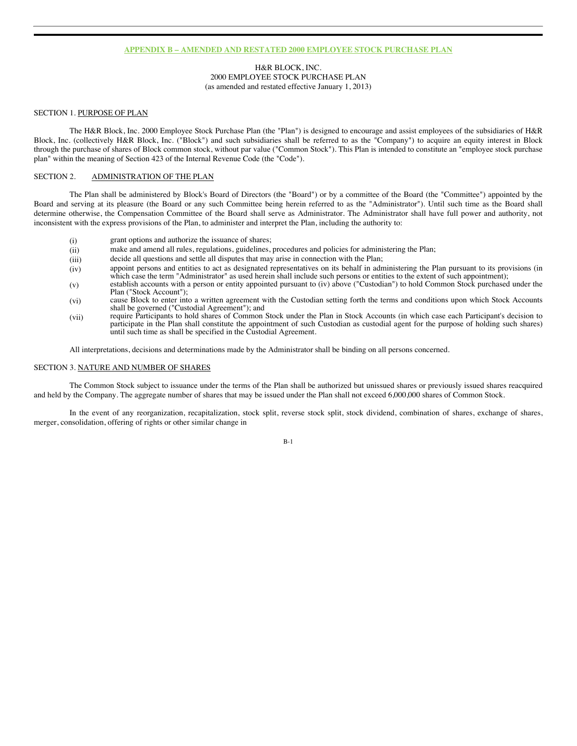## APPENDIX B – AMENDED AND RESTATED 2000 EMPLOYEE STOCK PURCHASE PLAN

H&R BLOCK, INC.
2000 EMPLOYEE STOCK PURCHASE PLAN
(as amended and restated effective January 1, 2013)

SECTION 1. PURPOSE OF PLAN

The H&R Block, Inc. 2000 Employee Stock Purchase Plan (the "Plan") is designed to encourage and assist employees of the subsidiaries of H&R Block, Inc. (collectively H&R Block, Inc. ("Block") and such subsidiaries shall be referred to as the "Company") to acquire an equity interest in Block through the purchase of shares of Block common stock, without par value ("Common Stock"). This Plan is intended to constitute an "employee stock purchase plan" within the meaning of Section 423 of the Internal Revenue Code (the "Code").

SECTION 2. ADMINISTRATION OF THE PLAN

The Plan shall be administered by Block's Board of Directors (the "Board") or by a committee of the Board (the "Committee") appointed by the Board and serving at its pleasure (the Board or any such Committee being herein referred to as the "Administrator"). Until such time as the Board shall determine otherwise, the Compensation Committee of the Board shall serve as Administrator. The Administrator shall have full power and authority, not inconsistent with the express provisions of the Plan, to administer and interpret the Plan, including the authority to:

(i) grant options and authorize the issuance of shares;

(ii) make and amend all rules, regulations, guidelines, procedures and policies for administering the Plan;

(iii) decide all questions and settle all disputes that may arise in connection with the Plan;

(iv) appoint persons and entities to act as designated representatives on its behalf in administering the Plan pursuant to its provisions (in which case the term "Administrator" as used herein shall include such persons or entities to the extent of such appointment);

(v) establish accounts with a person or entity appointed pursuant to (iv) above ("Custodian") to hold Common Stock purchased under the Plan ("Stock Account");

(vi) cause Block to enter into a written agreement with the Custodian setting forth the terms and conditions upon which Stock Accounts shall be governed ("Custodial Agreement"); and

(vii) require Participants to hold shares of Common Stock under the Plan in Stock Accounts (in which case each Participant's decision to participate in the Plan shall constitute the appointment of such Custodian as custodial agent for the purpose of holding such shares) until such time as shall be specified in the Custodial Agreement.

All interpretations, decisions and determinations made by the Administrator shall be binding on all persons concerned.

SECTION 3. NATURE AND NUMBER OF SHARES

The Common Stock subject to issuance under the terms of the Plan shall be authorized but unissued shares or previously issued shares reacquired and held by the Company. The aggregate number of shares that may be issued under the Plan shall not exceed 6,000,000 shares of Common Stock.

In the event of any reorganization, recapitalization, stock split, reverse stock split, stock dividend, combination of shares, exchange of shares, merger, consolidation, offering of rights or other similar change in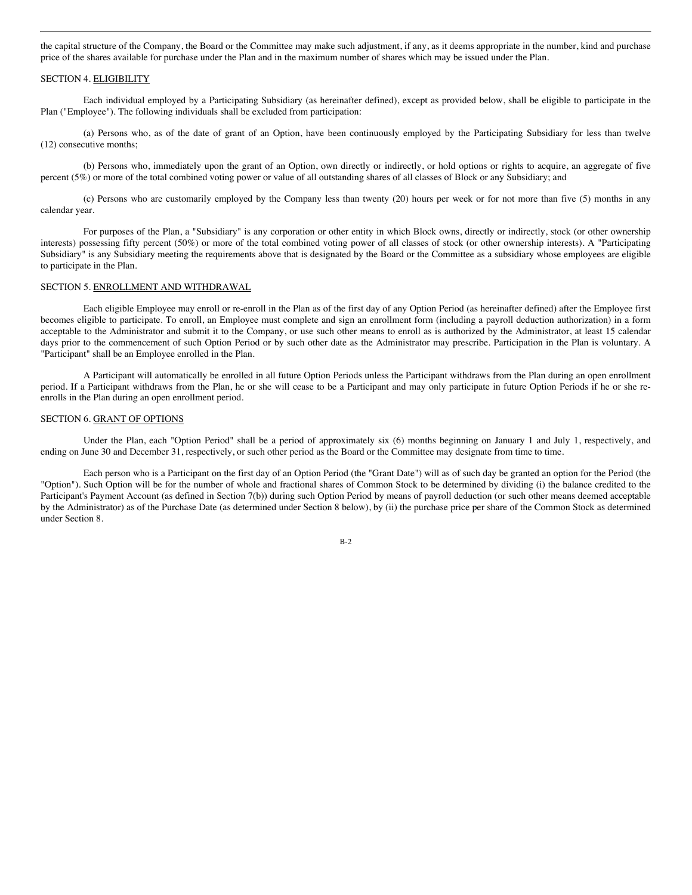the capital structure of the Company, the Board or the Committee may make such adjustment, if any, as it deems appropriate in the number, kind and purchase price of the shares available for purchase under the Plan and in the maximum number of shares which may be issued under the Plan.

SECTION 4. ELIGIBILITY

Each individual employed by a Participating Subsidiary (as hereinafter defined), except as provided below, shall be eligible to participate in the Plan ("Employee"). The following individuals shall be excluded from participation:

(a) Persons who, as of the date of grant of an Option, have been continuously employed by the Participating Subsidiary for less than twelve (12) consecutive months;

(b) Persons who, immediately upon the grant of an Option, own directly or indirectly, or hold options or rights to acquire, an aggregate of five percent (5%) or more of the total combined voting power or value of all outstanding shares of all classes of Block or any Subsidiary; and

(c) Persons who are customarily employed by the Company less than twenty (20) hours per week or for not more than five (5) months in any calendar year.

For purposes of the Plan, a "Subsidiary" is any corporation or other entity in which Block owns, directly or indirectly, stock (or other ownership interests) possessing fifty percent (50%) or more of the total combined voting power of all classes of stock (or other ownership interests). A "Participating Subsidiary" is any Subsidiary meeting the requirements above that is designated by the Board or the Committee as a subsidiary whose employees are eligible to participate in the Plan.

SECTION 5. ENROLLMENT AND WITHDRAWAL

Each eligible Employee may enroll or re-enroll in the Plan as of the first day of any Option Period (as hereinafter defined) after the Employee first becomes eligible to participate. To enroll, an Employee must complete and sign an enrollment form (including a payroll deduction authorization) in a form acceptable to the Administrator and submit it to the Company, or use such other means to enroll as is authorized by the Administrator, at least 15 calendar days prior to the commencement of such Option Period or by such other date as the Administrator may prescribe. Participation in the Plan is voluntary. A "Participant" shall be an Employee enrolled in the Plan.

A Participant will automatically be enrolled in all future Option Periods unless the Participant withdraws from the Plan during an open enrollment period. If a Participant withdraws from the Plan, he or she will cease to be a Participant and may only participate in future Option Periods if he or she re-enrolls in the Plan during an open enrollment period.

SECTION 6. GRANT OF OPTIONS

Under the Plan, each "Option Period" shall be a period of approximately six (6) months beginning on January 1 and July 1, respectively, and ending on June 30 and December 31, respectively, or such other period as the Board or the Committee may designate from time to time.

Each person who is a Participant on the first day of an Option Period (the "Grant Date") will as of such day be granted an option for the Period (the "Option"). Such Option will be for the number of whole and fractional shares of Common Stock to be determined by dividing (i) the balance credited to the Participant's Payment Account (as defined in Section 7(b)) during such Option Period by means of payroll deduction (or such other means deemed acceptable by the Administrator) as of the Purchase Date (as determined under Section 8 below), by (ii) the purchase price per share of the Common Stock as determined under Section 8.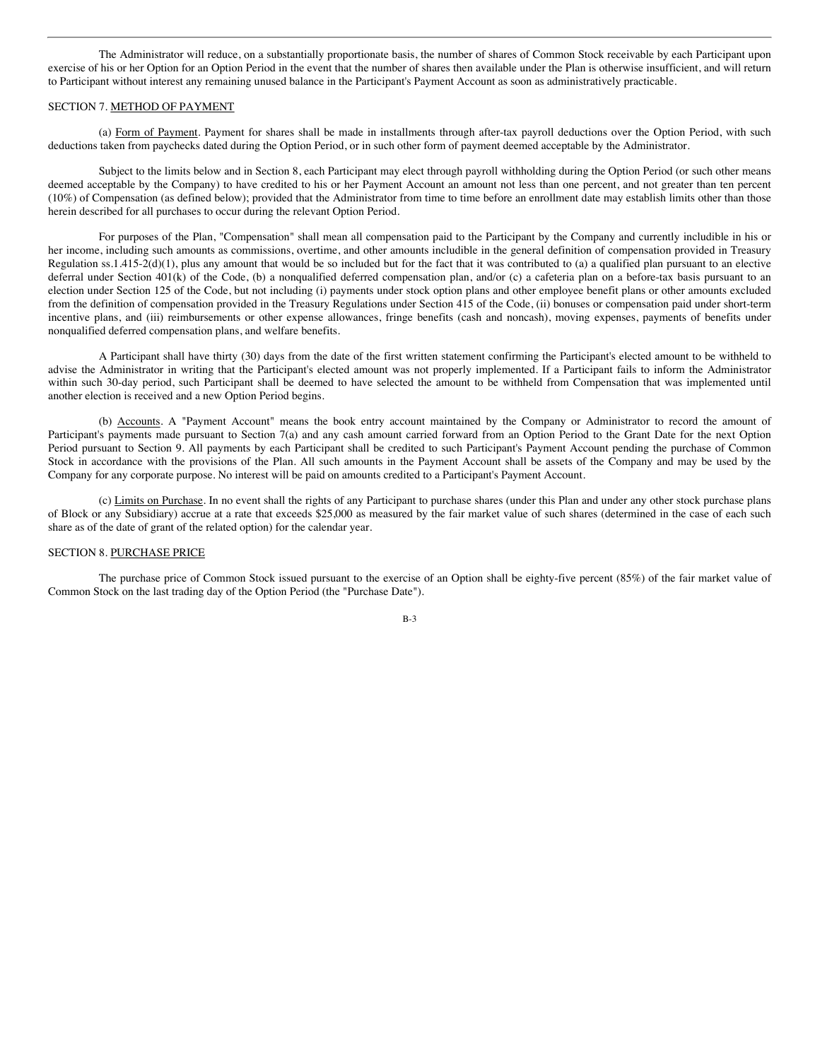The Administrator will reduce, on a substantially proportionate basis, the number of shares of Common Stock receivable by each Participant upon exercise of his or her Option for an Option Period in the event that the number of shares then available under the Plan is otherwise insufficient, and will return to Participant without interest any remaining unused balance in the Participant's Payment Account as soon as administratively practicable.

SECTION 7. METHOD OF PAYMENT

(a) Form of Payment. Payment for shares shall be made in installments through after-tax payroll deductions over the Option Period, with such deductions taken from paychecks dated during the Option Period, or in such other form of payment deemed acceptable by the Administrator.

Subject to the limits below and in Section 8, each Participant may elect through payroll withholding during the Option Period (or such other means deemed acceptable by the Company) to have credited to his or her Payment Account an amount not less than one percent, and not greater than ten percent (10%) of Compensation (as defined below); provided that the Administrator from time to time before an enrollment date may establish limits other than those herein described for all purchases to occur during the relevant Option Period.

For purposes of the Plan, "Compensation" shall mean all compensation paid to the Participant by the Company and currently includible in his or her income, including such amounts as commissions, overtime, and other amounts includible in the general definition of compensation provided in Treasury Regulation ss.1.415-2(d)(1), plus any amount that would be so included but for the fact that it was contributed to (a) a qualified plan pursuant to an elective deferral under Section 401(k) of the Code, (b) a nonqualified deferred compensation plan, and/or (c) a cafeteria plan on a before-tax basis pursuant to an election under Section 125 of the Code, but not including (i) payments under stock option plans and other employee benefit plans or other amounts excluded from the definition of compensation provided in the Treasury Regulations under Section 415 of the Code, (ii) bonuses or compensation paid under short-term incentive plans, and (iii) reimbursements or other expense allowances, fringe benefits (cash and noncash), moving expenses, payments of benefits under nonqualified deferred compensation plans, and welfare benefits.

A Participant shall have thirty (30) days from the date of the first written statement confirming the Participant's elected amount to be withheld to advise the Administrator in writing that the Participant's elected amount was not properly implemented. If a Participant fails to inform the Administrator within such 30-day period, such Participant shall be deemed to have selected the amount to be withheld from Compensation that was implemented until another election is received and a new Option Period begins.

(b) Accounts. A "Payment Account" means the book entry account maintained by the Company or Administrator to record the amount of Participant's payments made pursuant to Section 7(a) and any cash amount carried forward from an Option Period to the Grant Date for the next Option Period pursuant to Section 9. All payments by each Participant shall be credited to such Participant's Payment Account pending the purchase of Common Stock in accordance with the provisions of the Plan. All such amounts in the Payment Account shall be assets of the Company and may be used by the Company for any corporate purpose. No interest will be paid on amounts credited to a Participant's Payment Account.

(c) Limits on Purchase. In no event shall the rights of any Participant to purchase shares (under this Plan and under any other stock purchase plans of Block or any Subsidiary) accrue at a rate that exceeds $25,000 as measured by the fair market value of such shares (determined in the case of each such share as of the date of grant of the related option) for the calendar year.

SECTION 8. PURCHASE PRICE

The purchase price of Common Stock issued pursuant to the exercise of an Option shall be eighty-five percent (85%) of the fair market value of Common Stock on the last trading day of the Option Period (the "Purchase Date").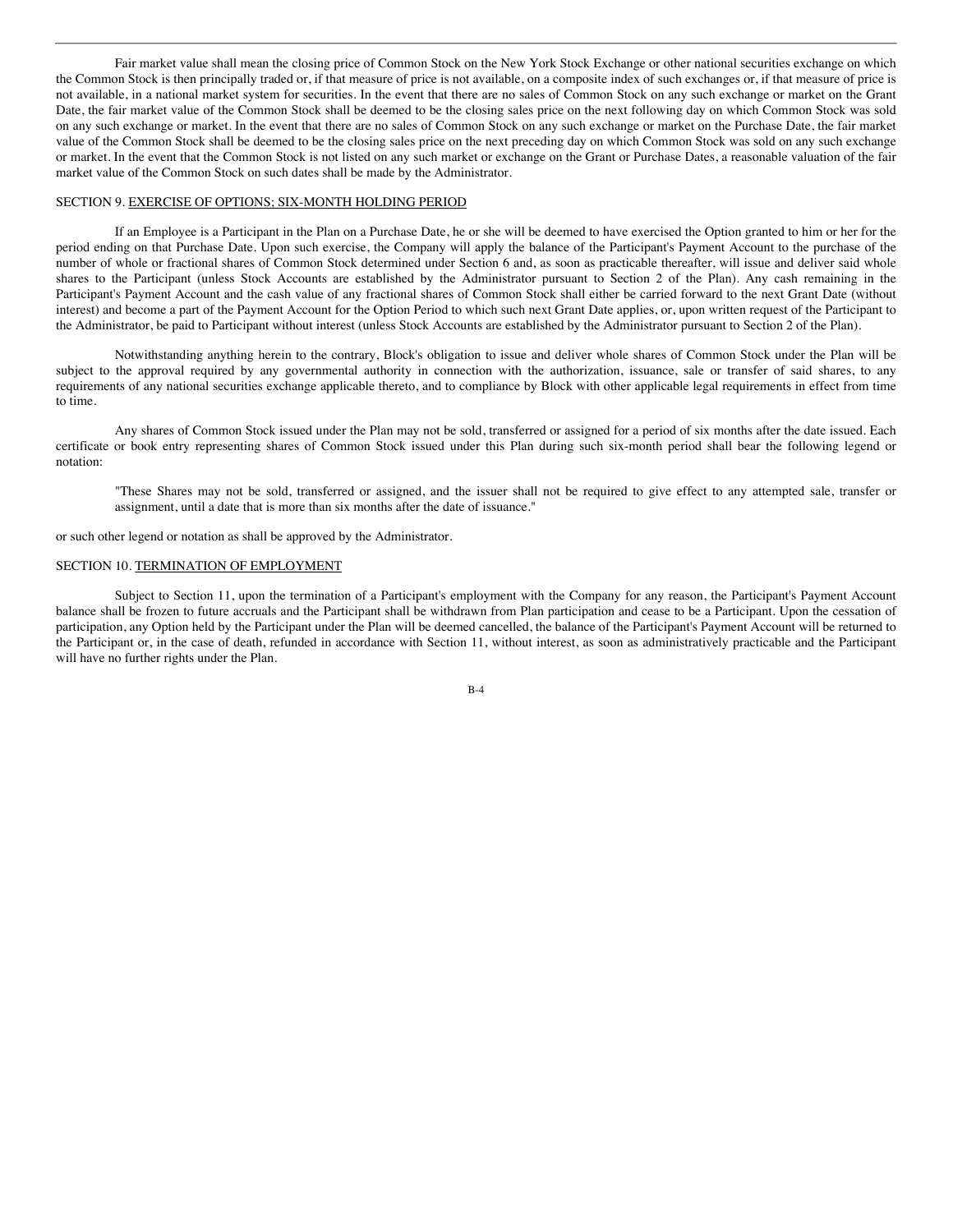Fair market value shall mean the closing price of Common Stock on the New York Stock Exchange or other national securities exchange on which the Common Stock is then principally traded or, if that measure of price is not available, on a composite index of such exchanges or, if that measure of price is not available, in a national market system for securities. In the event that there are no sales of Common Stock on any such exchange or market on the Grant Date, the fair market value of the Common Stock shall be deemed to be the closing sales price on the next following day on which Common Stock was sold on any such exchange or market. In the event that there are no sales of Common Stock on any such exchange or market on the Purchase Date, the fair market value of the Common Stock shall be deemed to be the closing sales price on the next preceding day on which Common Stock was sold on any such exchange or market. In the event that the Common Stock is not listed on any such market or exchange on the Grant or Purchase Dates, a reasonable valuation of the fair market value of the Common Stock on such dates shall be made by the Administrator.

SECTION 9. EXERCISE OF OPTIONS; SIX-MONTH HOLDING PERIOD

If an Employee is a Participant in the Plan on a Purchase Date, he or she will be deemed to have exercised the Option granted to him or her for the period ending on that Purchase Date. Upon such exercise, the Company will apply the balance of the Participant's Payment Account to the purchase of the number of whole or fractional shares of Common Stock determined under Section 6 and, as soon as practicable thereafter, will issue and deliver said whole shares to the Participant (unless Stock Accounts are established by the Administrator pursuant to Section 2 of the Plan). Any cash remaining in the Participant's Payment Account and the cash value of any fractional shares of Common Stock shall either be carried forward to the next Grant Date (without interest) and become a part of the Payment Account for the Option Period to which such next Grant Date applies, or, upon written request of the Participant to the Administrator, be paid to Participant without interest (unless Stock Accounts are established by the Administrator pursuant to Section 2 of the Plan).

Notwithstanding anything herein to the contrary, Block's obligation to issue and deliver whole shares of Common Stock under the Plan will be subject to the approval required by any governmental authority in connection with the authorization, issuance, sale or transfer of said shares, to any requirements of any national securities exchange applicable thereto, and to compliance by Block with other applicable legal requirements in effect from time to time.

Any shares of Common Stock issued under the Plan may not be sold, transferred or assigned for a period of six months after the date issued. Each certificate or book entry representing shares of Common Stock issued under this Plan during such six-month period shall bear the following legend or notation:

> "These Shares may not be sold, transferred or assigned, and the issuer shall not be required to give effect to any attempted sale, transfer or assignment, until a date that is more than six months after the date of issuance."

or such other legend or notation as shall be approved by the Administrator.

SECTION 10. TERMINATION OF EMPLOYMENT

Subject to Section 11, upon the termination of a Participant's employment with the Company for any reason, the Participant's Payment Account balance shall be frozen to future accruals and the Participant shall be withdrawn from Plan participation and cease to be a Participant. Upon the cessation of participation, any Option held by the Participant under the Plan will be deemed cancelled, the balance of the Participant's Payment Account will be returned to the Participant or, in the case of death, refunded in accordance with Section 11, without interest, as soon as administratively practicable and the Participant will have no further rights under the Plan.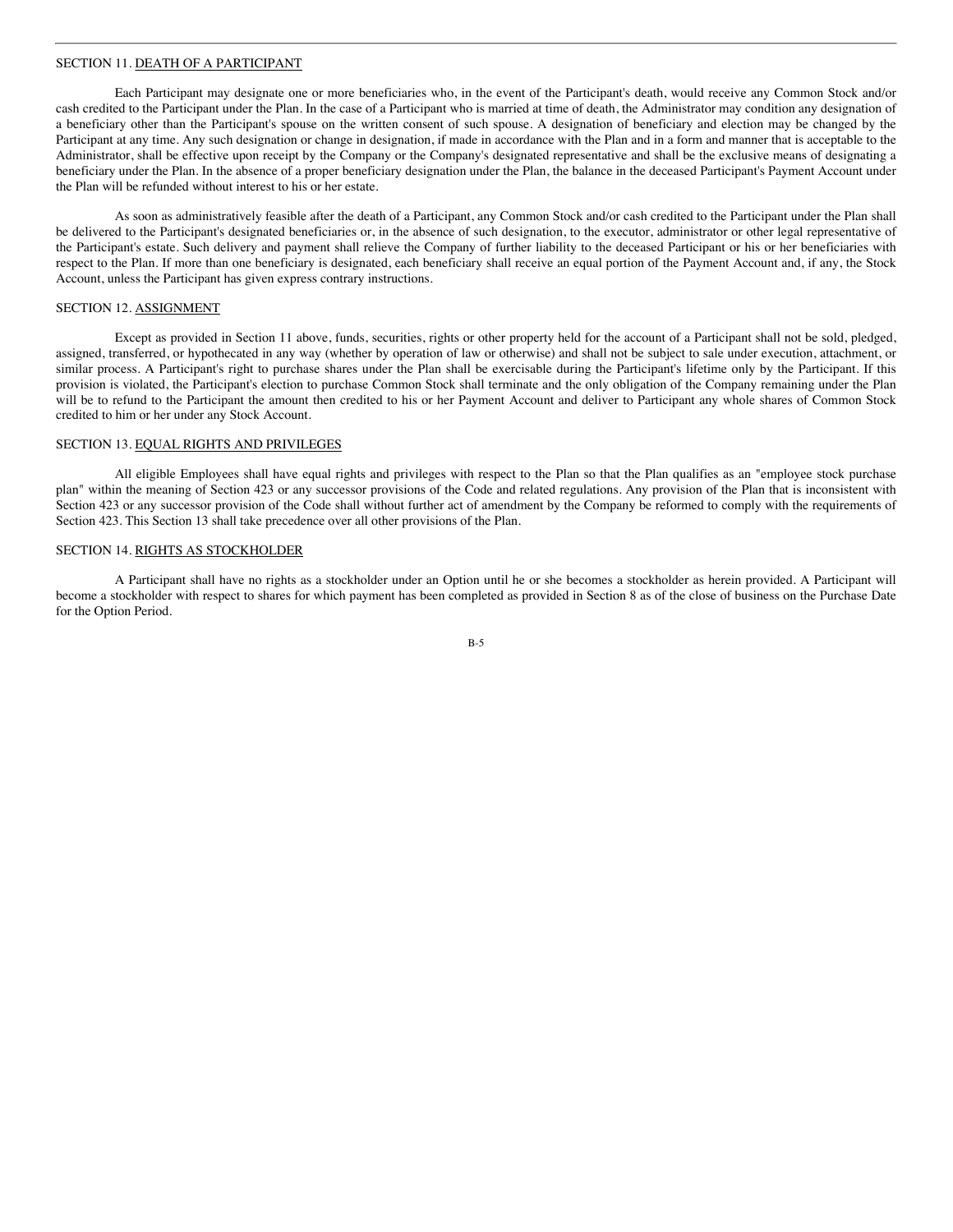## SECTION 11. DEATH OF A PARTICIPANT

Each Participant may designate one or more beneficiaries who, in the event of the Participant's death, would receive any Common Stock and/or cash credited to the Participant under the Plan. In the case of a Participant who is married at time of death, the Administrator may condition any designation of a beneficiary other than the Participant's spouse on the written consent of such spouse. A designation of beneficiary and election may be changed by the Participant at any time. Any such designation or change in designation, if made in accordance with the Plan and in a form and manner that is acceptable to the Administrator, shall be effective upon receipt by the Company or the Company's designated representative and shall be the exclusive means of designating a beneficiary under the Plan. In the absence of a proper beneficiary designation under the Plan, the balance in the deceased Participant's Payment Account under the Plan will be refunded without interest to his or her estate.

As soon as administratively feasible after the death of a Participant, any Common Stock and/or cash credited to the Participant under the Plan shall be delivered to the Participant's designated beneficiaries or, in the absence of such designation, to the executor, administrator or other legal representative of the Participant's estate. Such delivery and payment shall relieve the Company of further liability to the deceased Participant or his or her beneficiaries with respect to the Plan. If more than one beneficiary is designated, each beneficiary shall receive an equal portion of the Payment Account and, if any, the Stock Account, unless the Participant has given express contrary instructions.

## SECTION 12. ASSIGNMENT

Except as provided in Section 11 above, funds, securities, rights or other property held for the account of a Participant shall not be sold, pledged, assigned, transferred, or hypothecated in any way (whether by operation of law or otherwise) and shall not be subject to sale under execution, attachment, or similar process. A Participant's right to purchase shares under the Plan shall be exercisable during the Participant's lifetime only by the Participant. If this provision is violated, the Participant's election to purchase Common Stock shall terminate and the only obligation of the Company remaining under the Plan will be to refund to the Participant the amount then credited to his or her Payment Account and deliver to Participant any whole shares of Common Stock credited to him or her under any Stock Account.

## SECTION 13. EQUAL RIGHTS AND PRIVILEGES

All eligible Employees shall have equal rights and privileges with respect to the Plan so that the Plan qualifies as an "employee stock purchase plan" within the meaning of Section 423 or any successor provisions of the Code and related regulations. Any provision of the Plan that is inconsistent with Section 423 or any successor provision of the Code shall without further act of amendment by the Company be reformed to comply with the requirements of Section 423. This Section 13 shall take precedence over all other provisions of the Plan.

## SECTION 14. RIGHTS AS STOCKHOLDER

A Participant shall have no rights as a stockholder under an Option until he or she becomes a stockholder as herein provided. A Participant will become a stockholder with respect to shares for which payment has been completed as provided in Section 8 as of the close of business on the Purchase Date for the Option Period.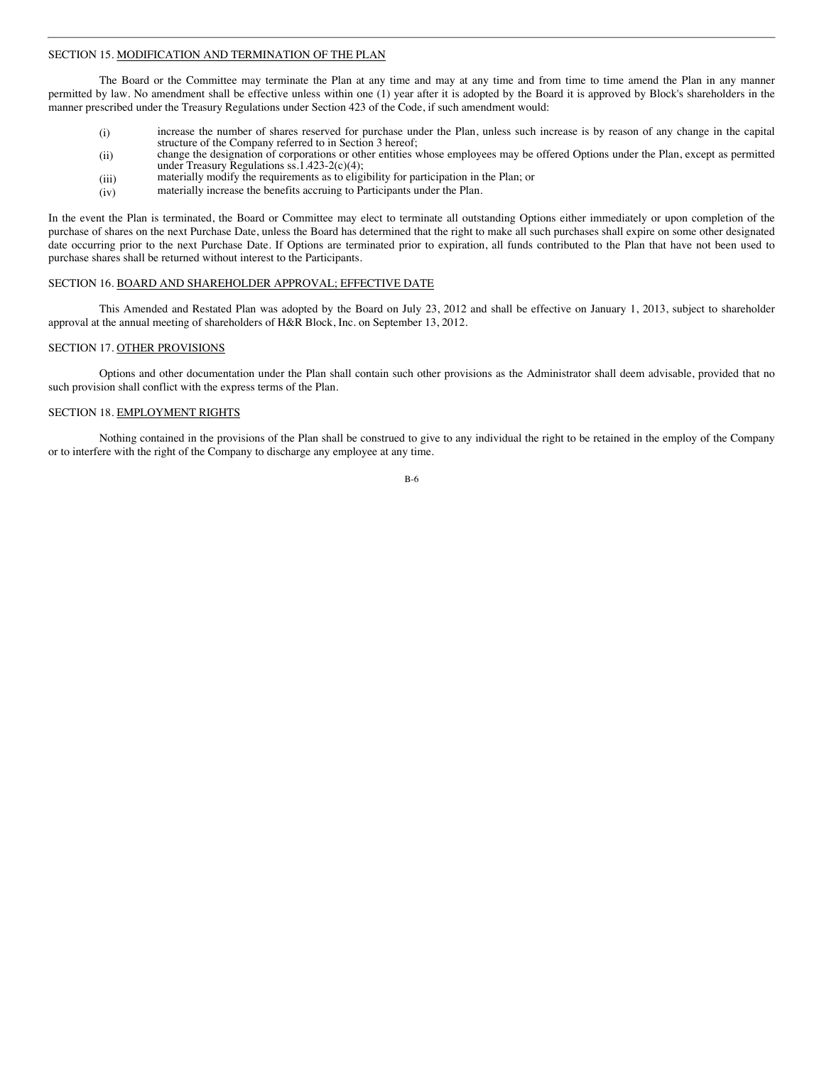SECTION 15. MODIFICATION AND TERMINATION OF THE PLAN

The Board or the Committee may terminate the Plan at any time and may at any time and from time to time amend the Plan in any manner permitted by law. No amendment shall be effective unless within one (1) year after it is adopted by the Board it is approved by Block's shareholders in the manner prescribed under the Treasury Regulations under Section 423 of the Code, if such amendment would:

(i) increase the number of shares reserved for purchase under the Plan, unless such increase is by reason of any change in the capital structure of the Company referred to in Section 3 hereof;

(ii) change the designation of corporations or other entities whose employees may be offered Options under the Plan, except as permitted under Treasury Regulations ss.1.423-2(c)(4);

(iii) materially modify the requirements as to eligibility for participation in the Plan; or

(iv) materially increase the benefits accruing to Participants under the Plan.

In the event the Plan is terminated, the Board or Committee may elect to terminate all outstanding Options either immediately or upon completion of the purchase of shares on the next Purchase Date, unless the Board has determined that the right to make all such purchases shall expire on some other designated date occurring prior to the next Purchase Date. If Options are terminated prior to expiration, all funds contributed to the Plan that have not been used to purchase shares shall be returned without interest to the Participants.

SECTION 16. BOARD AND SHAREHOLDER APPROVAL; EFFECTIVE DATE

This Amended and Restated Plan was adopted by the Board on July 23, 2012 and shall be effective on January 1, 2013, subject to shareholder approval at the annual meeting of shareholders of H&R Block, Inc. on September 13, 2012.

SECTION 17. OTHER PROVISIONS

Options and other documentation under the Plan shall contain such other provisions as the Administrator shall deem advisable, provided that no such provision shall conflict with the express terms of the Plan.

SECTION 18. EMPLOYMENT RIGHTS

Nothing contained in the provisions of the Plan shall be construed to give to any individual the right to be retained in the employ of the Company or to interfere with the right of the Company to discharge any employee at any time.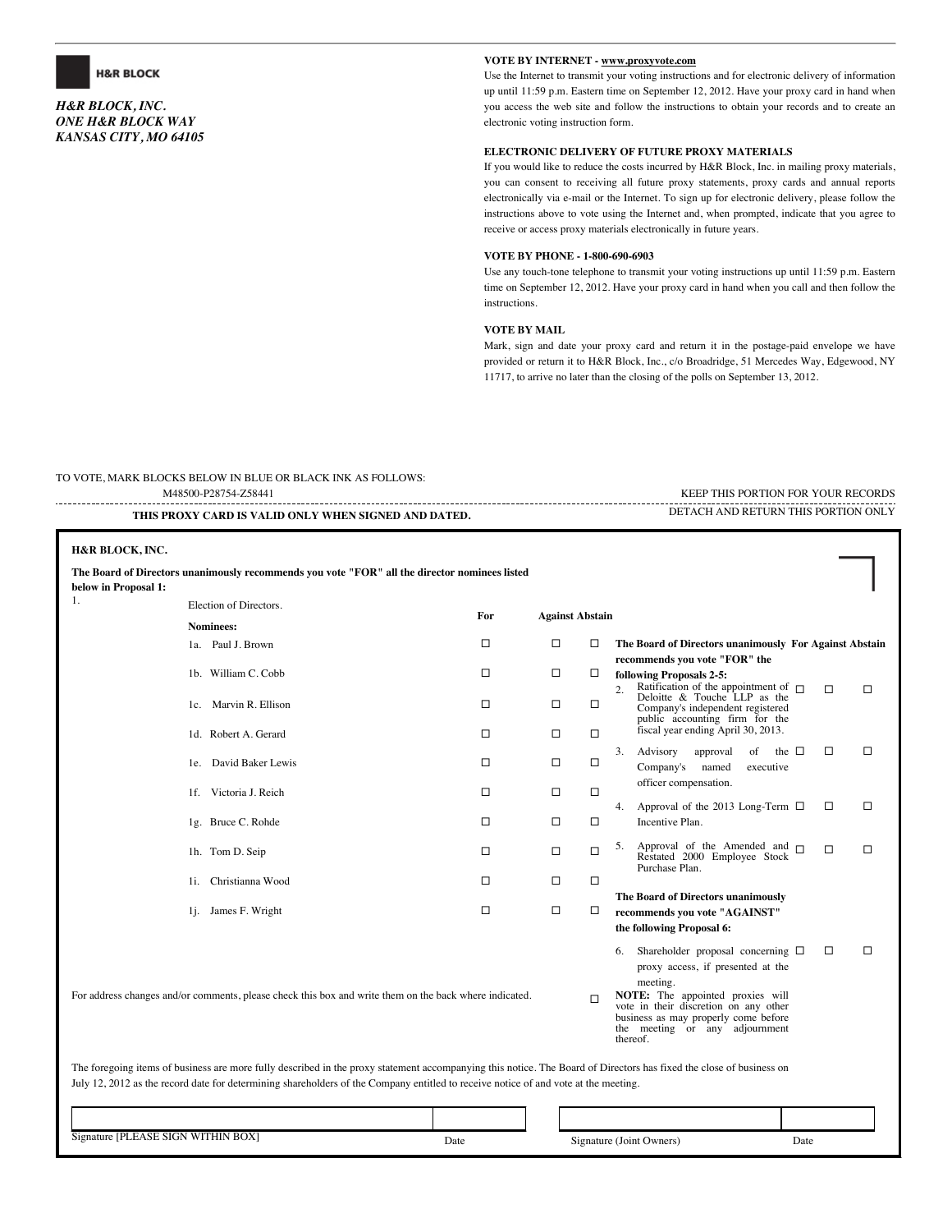H&R BLOCK

***H&R BLOCK, INC.***
***ONE H&R BLOCK WAY***
***KANSAS CITY, MO 64105***

**VOTE BY INTERNET - www.proxyvote.com**

Use the Internet to transmit your voting instructions and for electronic delivery of information up until 11:59 p.m. Eastern time on September 12, 2012. Have your proxy card in hand when you access the web site and follow the instructions to obtain your records and to create an electronic voting instruction form.

**ELECTRONIC DELIVERY OF FUTURE PROXY MATERIALS**

If you would like to reduce the costs incurred by H&R Block, Inc. in mailing proxy materials, you can consent to receiving all future proxy statements, proxy cards and annual reports electronically via e-mail or the Internet. To sign up for electronic delivery, please follow the instructions above to vote using the Internet and, when prompted, indicate that you agree to receive or access proxy materials electronically in future years.

**VOTE BY PHONE - 1-800-690-6903**

Use any touch-tone telephone to transmit your voting instructions up until 11:59 p.m. Eastern time on September 12, 2012. Have your proxy card in hand when you call and then follow the instructions.

**VOTE BY MAIL**

Mark, sign and date your proxy card and return it in the postage-paid envelope we have provided or return it to H&R Block, Inc., c/o Broadridge, 51 Mercedes Way, Edgewood, NY 11717, to arrive no later than the closing of the polls on September 13, 2012.

TO VOTE, MARK BLOCKS BELOW IN BLUE OR BLACK INK AS FOLLOWS:

M48500-P28754-Z58441

KEEP THIS PORTION FOR YOUR RECORDS

**THIS PROXY CARD IS VALID ONLY WHEN SIGNED AND DATED.**

DETACH AND RETURN THIS PORTION ONLY

---

**H&R BLOCK, INC.**

**The Board of Directors unanimously recommends you vote "FOR" all the director nominees listed below in Proposal 1:**

1. Election of Directors.

| Nominees: | For | Against | Abstain |
|---|---|---|---|
| 1a. Paul J. Brown | ☐ | ☐ | ☐ |
| 1b. William C. Cobb | ☐ | ☐ | ☐ |
| 1c. Marvin R. Ellison | ☐ | ☐ | ☐ |
| 1d. Robert A. Gerard | ☐ | ☐ | ☐ |
| 1e. David Baker Lewis | ☐ | ☐ | ☐ |
| 1f. Victoria J. Reich | ☐ | ☐ | ☐ |
| 1g. Bruce C. Rohde | ☐ | ☐ | ☐ |
| 1h. Tom D. Seip | ☐ | ☐ | ☐ |
| 1i. Christianna Wood | ☐ | ☐ | ☐ |
| 1j. James F. Wright | ☐ | ☐ | ☐ |

**The Board of Directors unanimously recommends you vote "FOR" the following Proposals 2-5:**

| | For | Against | Abstain |
|---|---|---|---|
| 2. Ratification of the appointment of Deloitte & Touche LLP as the Company's independent registered public accounting firm for the fiscal year ending April 30, 2013. | ☐ | ☐ | ☐ |
| 3. Advisory approval of the Company's named executive officer compensation. | ☐ | ☐ | ☐ |
| 4. Approval of the 2013 Long-Term Incentive Plan. | ☐ | ☐ | ☐ |
| 5. Approval of the Amended and Restated 2000 Employee Stock Purchase Plan. | ☐ | ☐ | ☐ |

**The Board of Directors unanimously recommends you vote "AGAINST" the following Proposal 6:**

| | For | Against | Abstain |
|---|---|---|---|
| 6. Shareholder proposal concerning proxy access, if presented at the meeting. | ☐ | ☐ | ☐ |

**NOTE:** The appointed proxies will vote in their discretion on any other business as may properly come before the meeting or any adjournment thereof.

For address changes and/or comments, please check this box and write them on the back where indicated. ☐

The foregoing items of business are more fully described in the proxy statement accompanying this notice. The Board of Directors has fixed the close of business on July 12, 2012 as the record date for determining shareholders of the Company entitled to receive notice of and vote at the meeting.

| Signature [PLEASE SIGN WITHIN BOX] | Date | Signature (Joint Owners) | Date |
|---|---|---|---|
| | | | |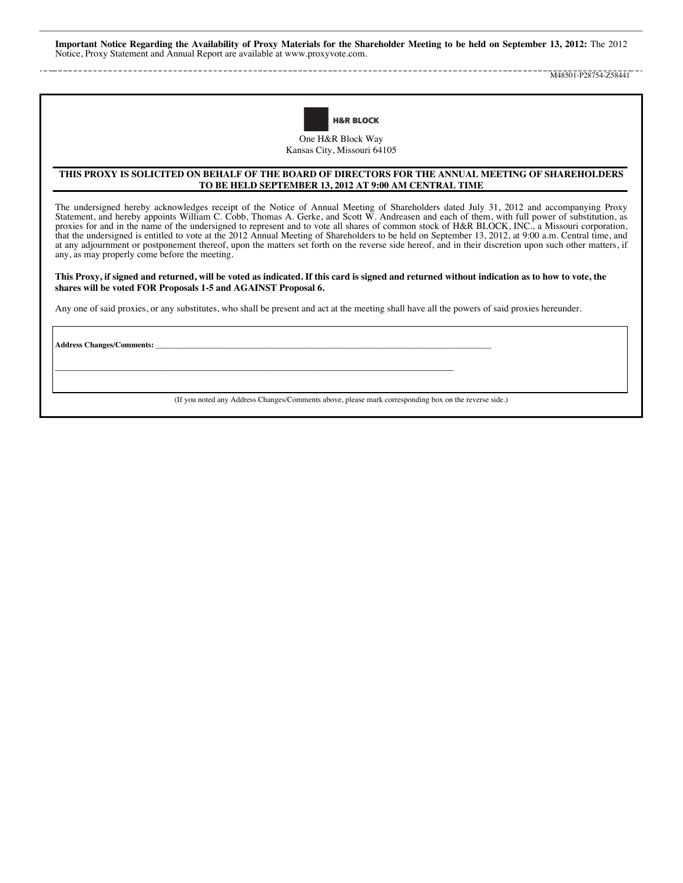**Important Notice Regarding the Availability of Proxy Materials for the Shareholder Meeting to be held on September 13, 2012:** The 2012 Notice, Proxy Statement and Annual Report are available at www.proxyvote.com.

M48501-P28754-Z58441

**H&R BLOCK**

One H&R Block Way
Kansas City, Missouri 64105

**THIS PROXY IS SOLICITED ON BEHALF OF THE BOARD OF DIRECTORS FOR THE ANNUAL MEETING OF SHAREHOLDERS TO BE HELD SEPTEMBER 13, 2012 AT 9:00 AM CENTRAL TIME**

The undersigned hereby acknowledges receipt of the Notice of Annual Meeting of Shareholders dated July 31, 2012 and accompanying Proxy Statement, and hereby appoints William C. Cobb, Thomas A. Gerke, and Scott W. Andreasen and each of them, with full power of substitution, as proxies for and in the name of the undersigned to represent and to vote all shares of common stock of H&R BLOCK, INC., a Missouri corporation, that the undersigned is entitled to vote at the 2012 Annual Meeting of Shareholders to be held on September 13, 2012, at 9:00 a.m. Central time, and at any adjournment or postponement thereof, upon the matters set forth on the reverse side hereof, and in their discretion upon such other matters, if any, as may properly come before the meeting.

**This Proxy, if signed and returned, will be voted as indicated. If this card is signed and returned without indication as to how to vote, the shares will be voted FOR Proposals 1-5 and AGAINST Proposal 6.**

Any one of said proxies, or any substitutes, who shall be present and act at the meeting shall have all the powers of said proxies hereunder.

**Address Changes/Comments:** ______________________________________________________________________________

______________________________________________________________________________

(If you noted any Address Changes/Comments above, please mark corresponding box on the reverse side.)